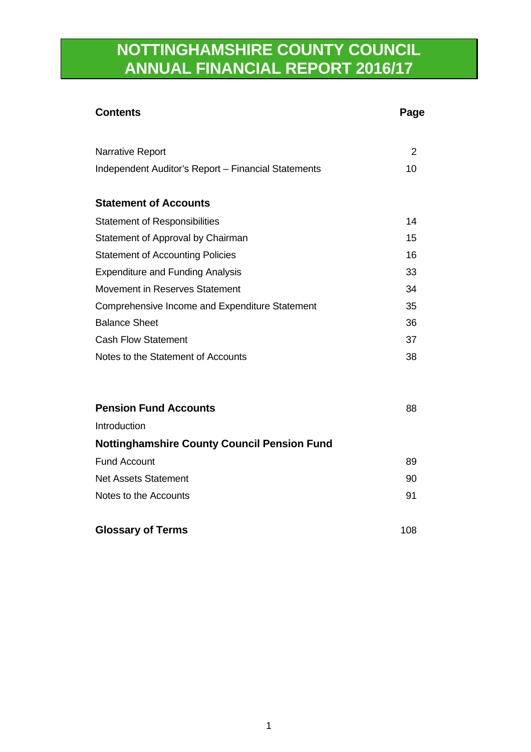# NOTTINGHAMSHIRE COUNTY COUNCIL
# ANNUAL FINANCIAL REPORT 2016/17

| **Contents** | **Page** |
|---|---|
| Narrative Report | 2 |
| Independent Auditor's Report – Financial Statements | 10 |
| | |
| **Statement of Accounts** | |
| Statement of Responsibilities | 14 |
| Statement of Approval by Chairman | 15 |
| Statement of Accounting Policies | 16 |
| Expenditure and Funding Analysis | 33 |
| Movement in Reserves Statement | 34 |
| Comprehensive Income and Expenditure Statement | 35 |
| Balance Sheet | 36 |
| Cash Flow Statement | 37 |
| Notes to the Statement of Accounts | 38 |
| | |
| **Pension Fund Accounts** | 88 |
| Introduction | |
| **Nottinghamshire County Council Pension Fund** | |
| Fund Account | 89 |
| Net Assets Statement | 90 |
| Notes to the Accounts | 91 |
| | |
| **Glossary of Terms** | 108 |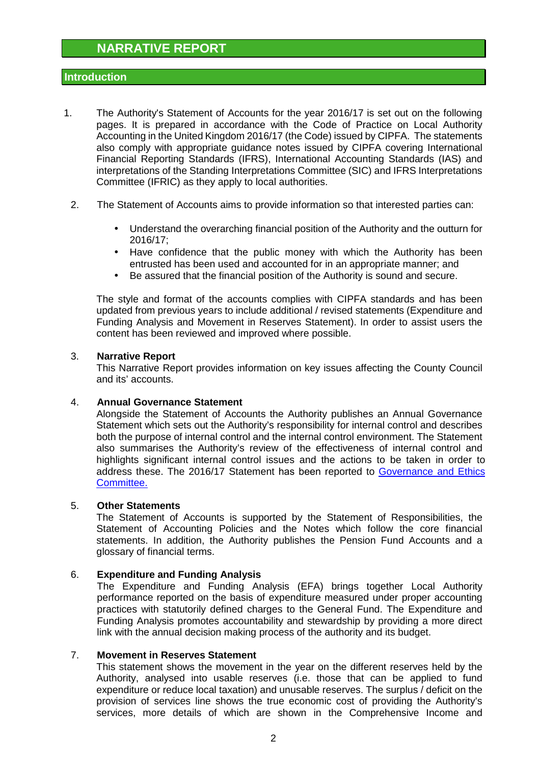# NARRATIVE REPORT

## Introduction

1. The Authority's Statement of Accounts for the year 2016/17 is set out on the following pages. It is prepared in accordance with the Code of Practice on Local Authority Accounting in the United Kingdom 2016/17 (the Code) issued by CIPFA. The statements also comply with appropriate guidance notes issued by CIPFA covering International Financial Reporting Standards (IFRS), International Accounting Standards (IAS) and interpretations of the Standing Interpretations Committee (SIC) and IFRS Interpretations Committee (IFRIC) as they apply to local authorities.

2. The Statement of Accounts aims to provide information so that interested parties can:

   - Understand the overarching financial position of the Authority and the outturn for 2016/17;
   - Have confidence that the public money with which the Authority has been entrusted has been used and accounted for in an appropriate manner; and
   - Be assured that the financial position of the Authority is sound and secure.

   The style and format of the accounts complies with CIPFA standards and has been updated from previous years to include additional / revised statements (Expenditure and Funding Analysis and Movement in Reserves Statement). In order to assist users the content has been reviewed and improved where possible.

3. **Narrative Report**
   This Narrative Report provides information on key issues affecting the County Council and its' accounts.

4. **Annual Governance Statement**
   Alongside the Statement of Accounts the Authority publishes an Annual Governance Statement which sets out the Authority's responsibility for internal control and describes both the purpose of internal control and the internal control environment. The Statement also summarises the Authority's review of the effectiveness of internal control and highlights significant internal control issues and the actions to be taken in order to address these. The 2016/17 Statement has been reported to Governance and Ethics Committee.

5. **Other Statements**
   The Statement of Accounts is supported by the Statement of Responsibilities, the Statement of Accounting Policies and the Notes which follow the core financial statements. In addition, the Authority publishes the Pension Fund Accounts and a glossary of financial terms.

6. **Expenditure and Funding Analysis**
   The Expenditure and Funding Analysis (EFA) brings together Local Authority performance reported on the basis of expenditure measured under proper accounting practices with statutorily defined charges to the General Fund. The Expenditure and Funding Analysis promotes accountability and stewardship by providing a more direct link with the annual decision making process of the authority and its budget.

7. **Movement in Reserves Statement**
   This statement shows the movement in the year on the different reserves held by the Authority, analysed into usable reserves (i.e. those that can be applied to fund expenditure or reduce local taxation) and unusable reserves. The surplus / deficit on the provision of services line shows the true economic cost of providing the Authority's services, more details of which are shown in the Comprehensive Income and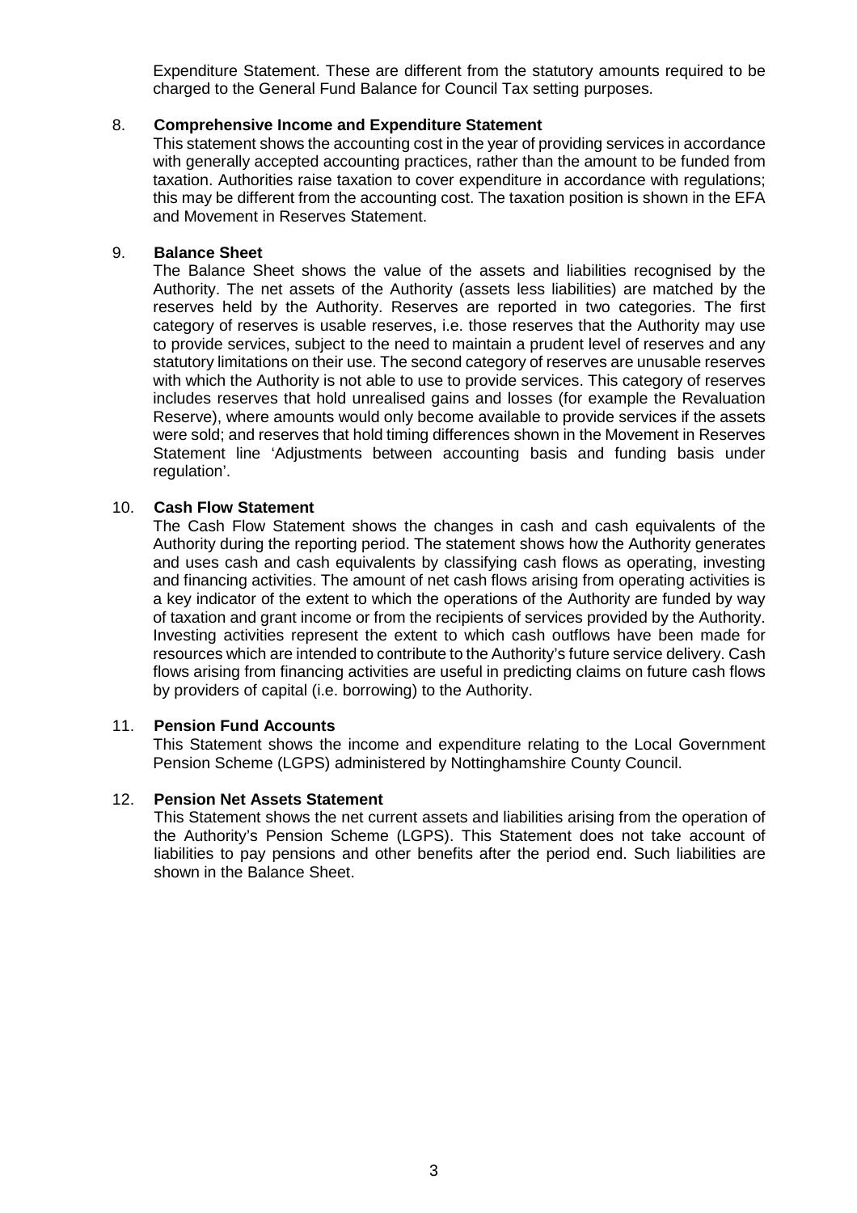Expenditure Statement. These are different from the statutory amounts required to be charged to the General Fund Balance for Council Tax setting purposes.

8. **Comprehensive Income and Expenditure Statement**

This statement shows the accounting cost in the year of providing services in accordance with generally accepted accounting practices, rather than the amount to be funded from taxation. Authorities raise taxation to cover expenditure in accordance with regulations; this may be different from the accounting cost. The taxation position is shown in the EFA and Movement in Reserves Statement.

9. **Balance Sheet**

The Balance Sheet shows the value of the assets and liabilities recognised by the Authority. The net assets of the Authority (assets less liabilities) are matched by the reserves held by the Authority. Reserves are reported in two categories. The first category of reserves is usable reserves, i.e. those reserves that the Authority may use to provide services, subject to the need to maintain a prudent level of reserves and any statutory limitations on their use. The second category of reserves are unusable reserves with which the Authority is not able to use to provide services. This category of reserves includes reserves that hold unrealised gains and losses (for example the Revaluation Reserve), where amounts would only become available to provide services if the assets were sold; and reserves that hold timing differences shown in the Movement in Reserves Statement line 'Adjustments between accounting basis and funding basis under regulation'.

10. **Cash Flow Statement**

The Cash Flow Statement shows the changes in cash and cash equivalents of the Authority during the reporting period. The statement shows how the Authority generates and uses cash and cash equivalents by classifying cash flows as operating, investing and financing activities. The amount of net cash flows arising from operating activities is a key indicator of the extent to which the operations of the Authority are funded by way of taxation and grant income or from the recipients of services provided by the Authority. Investing activities represent the extent to which cash outflows have been made for resources which are intended to contribute to the Authority's future service delivery. Cash flows arising from financing activities are useful in predicting claims on future cash flows by providers of capital (i.e. borrowing) to the Authority.

11. **Pension Fund Accounts**

This Statement shows the income and expenditure relating to the Local Government Pension Scheme (LGPS) administered by Nottinghamshire County Council.

12. **Pension Net Assets Statement**

This Statement shows the net current assets and liabilities arising from the operation of the Authority's Pension Scheme (LGPS). This Statement does not take account of liabilities to pay pensions and other benefits after the period end. Such liabilities are shown in the Balance Sheet.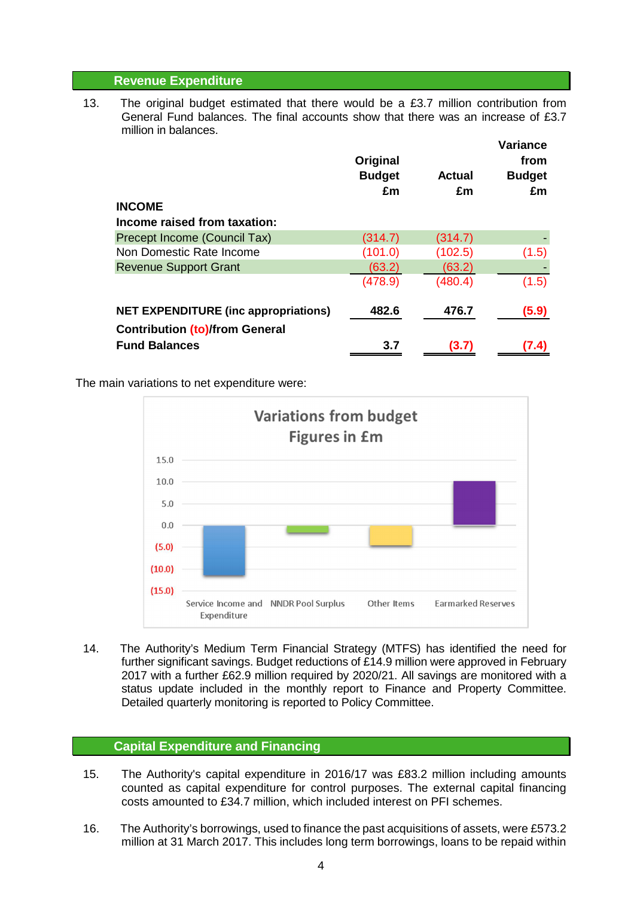## Revenue Expenditure

13. The original budget estimated that there would be a £3.7 million contribution from General Fund balances. The final accounts show that there was an increase of £3.7 million in balances.

| | Original Budget £m | Actual £m | Variance from Budget £m |
|---|---|---|---|
| **INCOME** | | | |
| **Income raised from taxation:** | | | |
| Precept Income (Council Tax) | (314.7) | (314.7) | - |
| Non Domestic Rate Income | (101.0) | (102.5) | (1.5) |
| Revenue Support Grant | (63.2) | (63.2) | - |
| | (478.9) | (480.4) | (1.5) |
| **NET EXPENDITURE (inc appropriations)** | **482.6** | **476.7** | **(5.9)** |
| **Contribution (to)/from General Fund Balances** | **3.7** | **(3.7)** | **(7.4)** |

The main variations to net expenditure were:

**Variations from budget**
**Figures in £m**

Service Income and Expenditure | NNDR Pool Surplus | Other Items | Earmarked Reserves

14. The Authority's Medium Term Financial Strategy (MTFS) has identified the need for further significant savings. Budget reductions of £14.9 million were approved in February 2017 with a further £62.9 million required by 2020/21. All savings are monitored with a status update included in the monthly report to Finance and Property Committee. Detailed quarterly monitoring is reported to Policy Committee.

## Capital Expenditure and Financing

15. The Authority's capital expenditure in 2016/17 was £83.2 million including amounts counted as capital expenditure for control purposes. The external capital financing costs amounted to £34.7 million, which included interest on PFI schemes.

16. The Authority's borrowings, used to finance the past acquisitions of assets, were £573.2 million at 31 March 2017. This includes long term borrowings, loans to be repaid within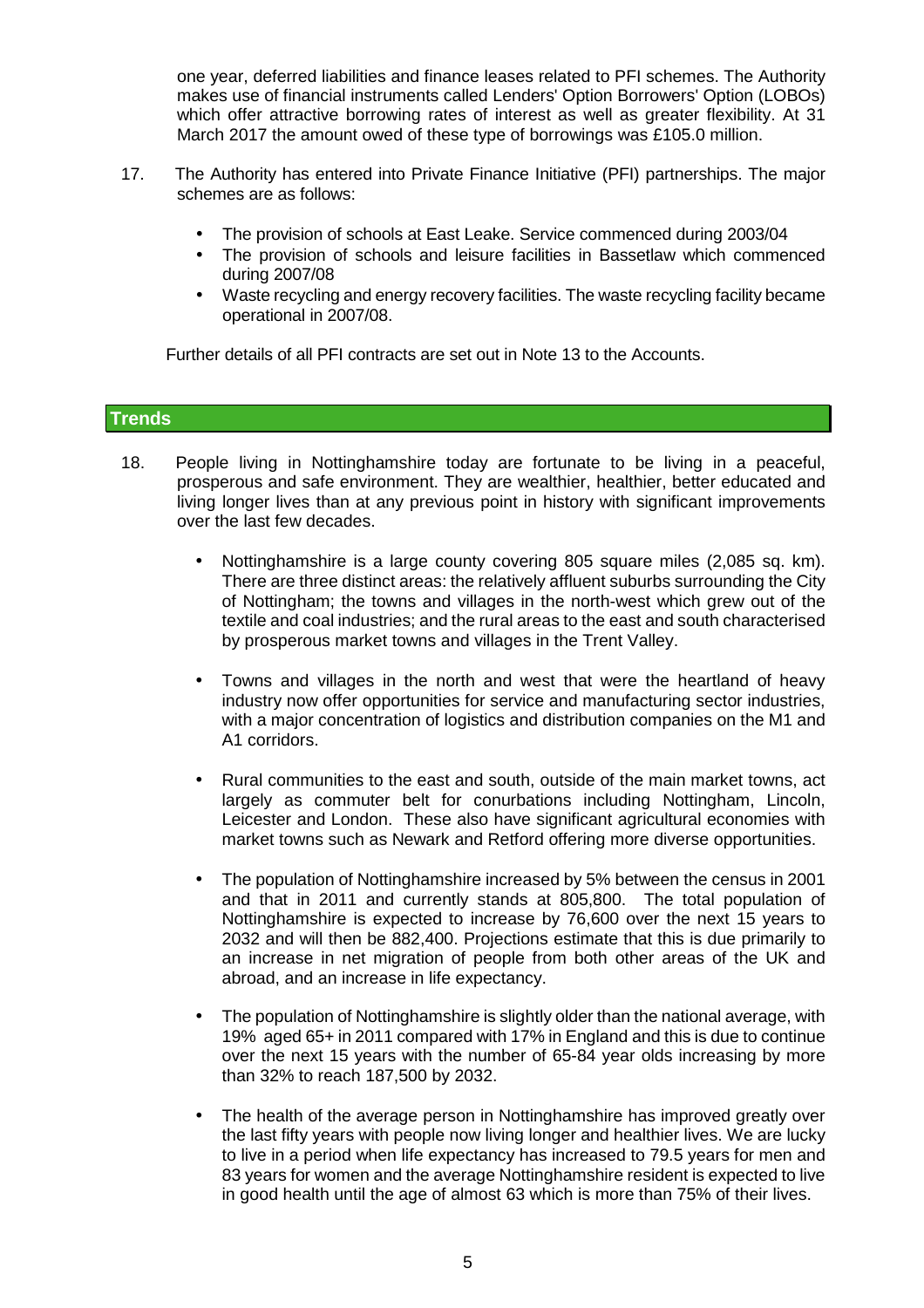one year, deferred liabilities and finance leases related to PFI schemes. The Authority makes use of financial instruments called Lenders' Option Borrowers' Option (LOBOs) which offer attractive borrowing rates of interest as well as greater flexibility. At 31 March 2017 the amount owed of these type of borrowings was £105.0 million.

17. The Authority has entered into Private Finance Initiative (PFI) partnerships. The major schemes are as follows:

    - The provision of schools at East Leake. Service commenced during 2003/04
    - The provision of schools and leisure facilities in Bassetlaw which commenced during 2007/08
    - Waste recycling and energy recovery facilities. The waste recycling facility became operational in 2007/08.

    Further details of all PFI contracts are set out in Note 13 to the Accounts.

## Trends

18. People living in Nottinghamshire today are fortunate to be living in a peaceful, prosperous and safe environment. They are wealthier, healthier, better educated and living longer lives than at any previous point in history with significant improvements over the last few decades.

    - Nottinghamshire is a large county covering 805 square miles (2,085 sq. km). There are three distinct areas: the relatively affluent suburbs surrounding the City of Nottingham; the towns and villages in the north-west which grew out of the textile and coal industries; and the rural areas to the east and south characterised by prosperous market towns and villages in the Trent Valley.

    - Towns and villages in the north and west that were the heartland of heavy industry now offer opportunities for service and manufacturing sector industries, with a major concentration of logistics and distribution companies on the M1 and A1 corridors.

    - Rural communities to the east and south, outside of the main market towns, act largely as commuter belt for conurbations including Nottingham, Lincoln, Leicester and London. These also have significant agricultural economies with market towns such as Newark and Retford offering more diverse opportunities.

    - The population of Nottinghamshire increased by 5% between the census in 2001 and that in 2011 and currently stands at 805,800. The total population of Nottinghamshire is expected to increase by 76,600 over the next 15 years to 2032 and will then be 882,400. Projections estimate that this is due primarily to an increase in net migration of people from both other areas of the UK and abroad, and an increase in life expectancy.

    - The population of Nottinghamshire is slightly older than the national average, with 19% aged 65+ in 2011 compared with 17% in England and this is due to continue over the next 15 years with the number of 65-84 year olds increasing by more than 32% to reach 187,500 by 2032.

    - The health of the average person in Nottinghamshire has improved greatly over the last fifty years with people now living longer and healthier lives. We are lucky to live in a period when life expectancy has increased to 79.5 years for men and 83 years for women and the average Nottinghamshire resident is expected to live in good health until the age of almost 63 which is more than 75% of their lives.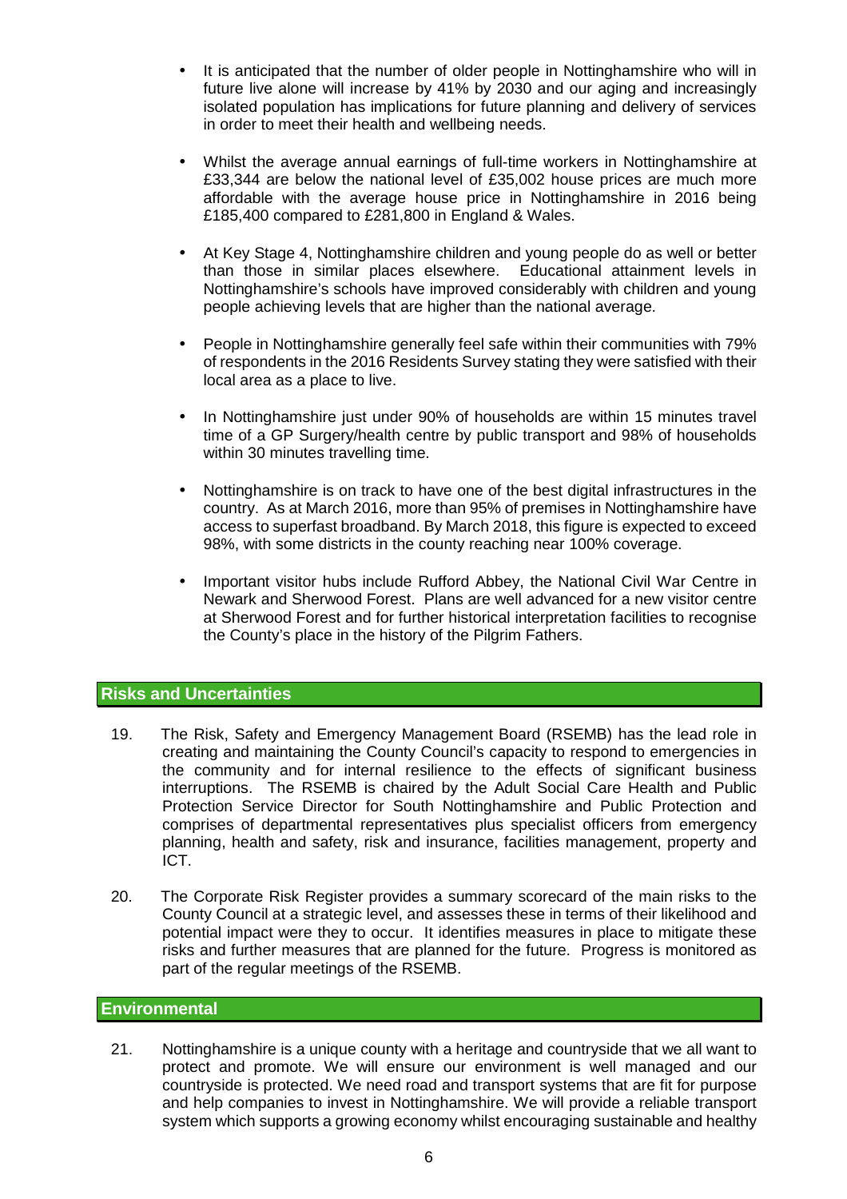- It is anticipated that the number of older people in Nottinghamshire who will in future live alone will increase by 41% by 2030 and our aging and increasingly isolated population has implications for future planning and delivery of services in order to meet their health and wellbeing needs.

- Whilst the average annual earnings of full-time workers in Nottinghamshire at £33,344 are below the national level of £35,002 house prices are much more affordable with the average house price in Nottinghamshire in 2016 being £185,400 compared to £281,800 in England & Wales.

- At Key Stage 4, Nottinghamshire children and young people do as well or better than those in similar places elsewhere. Educational attainment levels in Nottinghamshire's schools have improved considerably with children and young people achieving levels that are higher than the national average.

- People in Nottinghamshire generally feel safe within their communities with 79% of respondents in the 2016 Residents Survey stating they were satisfied with their local area as a place to live.

- In Nottinghamshire just under 90% of households are within 15 minutes travel time of a GP Surgery/health centre by public transport and 98% of households within 30 minutes travelling time.

- Nottinghamshire is on track to have one of the best digital infrastructures in the country. As at March 2016, more than 95% of premises in Nottinghamshire have access to superfast broadband. By March 2018, this figure is expected to exceed 98%, with some districts in the county reaching near 100% coverage.

- Important visitor hubs include Rufford Abbey, the National Civil War Centre in Newark and Sherwood Forest. Plans are well advanced for a new visitor centre at Sherwood Forest and for further historical interpretation facilities to recognise the County's place in the history of the Pilgrim Fathers.

## Risks and Uncertainties

19. The Risk, Safety and Emergency Management Board (RSEMB) has the lead role in creating and maintaining the County Council's capacity to respond to emergencies in the community and for internal resilience to the effects of significant business interruptions. The RSEMB is chaired by the Adult Social Care Health and Public Protection Service Director for South Nottinghamshire and Public Protection and comprises of departmental representatives plus specialist officers from emergency planning, health and safety, risk and insurance, facilities management, property and ICT.

20. The Corporate Risk Register provides a summary scorecard of the main risks to the County Council at a strategic level, and assesses these in terms of their likelihood and potential impact were they to occur. It identifies measures in place to mitigate these risks and further measures that are planned for the future. Progress is monitored as part of the regular meetings of the RSEMB.

## Environmental

21. Nottinghamshire is a unique county with a heritage and countryside that we all want to protect and promote. We will ensure our environment is well managed and our countryside is protected. We need road and transport systems that are fit for purpose and help companies to invest in Nottinghamshire. We will provide a reliable transport system which supports a growing economy whilst encouraging sustainable and healthy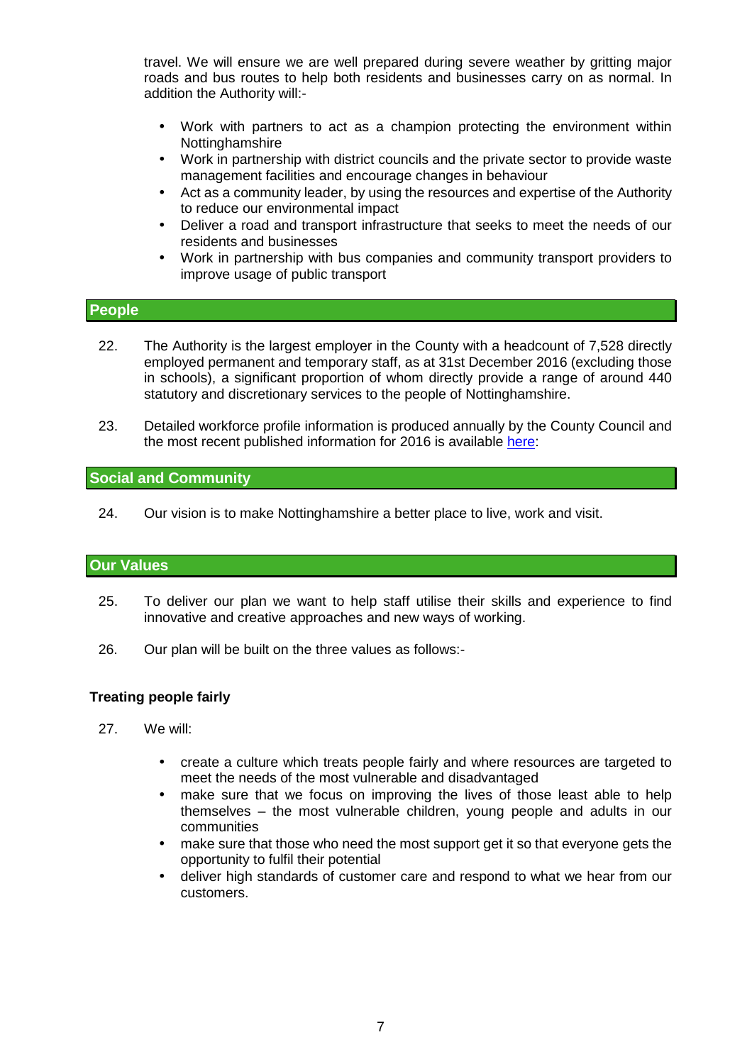travel. We will ensure we are well prepared during severe weather by gritting major roads and bus routes to help both residents and businesses carry on as normal. In addition the Authority will:-

- Work with partners to act as a champion protecting the environment within Nottinghamshire
- Work in partnership with district councils and the private sector to provide waste management facilities and encourage changes in behaviour
- Act as a community leader, by using the resources and expertise of the Authority to reduce our environmental impact
- Deliver a road and transport infrastructure that seeks to meet the needs of our residents and businesses
- Work in partnership with bus companies and community transport providers to improve usage of public transport

## People

22. The Authority is the largest employer in the County with a headcount of 7,528 directly employed permanent and temporary staff, as at 31st December 2016 (excluding those in schools), a significant proportion of whom directly provide a range of around 440 statutory and discretionary services to the people of Nottinghamshire.

23. Detailed workforce profile information is produced annually by the County Council and the most recent published information for 2016 is available here:

## Social and Community

24. Our vision is to make Nottinghamshire a better place to live, work and visit.

## Our Values

25. To deliver our plan we want to help staff utilise their skills and experience to find innovative and creative approaches and new ways of working.

26. Our plan will be built on the three values as follows:-

### Treating people fairly

27. We will:

- create a culture which treats people fairly and where resources are targeted to meet the needs of the most vulnerable and disadvantaged
- make sure that we focus on improving the lives of those least able to help themselves – the most vulnerable children, young people and adults in our communities
- make sure that those who need the most support get it so that everyone gets the opportunity to fulfil their potential
- deliver high standards of customer care and respond to what we hear from our customers.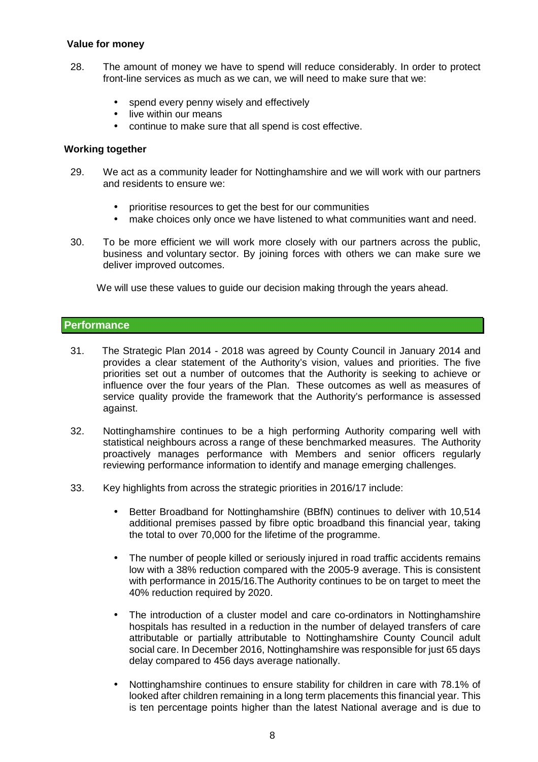### Value for money

28. The amount of money we have to spend will reduce considerably. In order to protect front-line services as much as we can, we will need to make sure that we:

    - spend every penny wisely and effectively
    - live within our means
    - continue to make sure that all spend is cost effective.

### Working together

29. We act as a community leader for Nottinghamshire and we will work with our partners and residents to ensure we:

    - prioritise resources to get the best for our communities
    - make choices only once we have listened to what communities want and need.

30. To be more efficient we will work more closely with our partners across the public, business and voluntary sector. By joining forces with others we can make sure we deliver improved outcomes.

We will use these values to guide our decision making through the years ahead.

## Performance

31. The Strategic Plan 2014 - 2018 was agreed by County Council in January 2014 and provides a clear statement of the Authority's vision, values and priorities. The five priorities set out a number of outcomes that the Authority is seeking to achieve or influence over the four years of the Plan. These outcomes as well as measures of service quality provide the framework that the Authority's performance is assessed against.

32. Nottinghamshire continues to be a high performing Authority comparing well with statistical neighbours across a range of these benchmarked measures. The Authority proactively manages performance with Members and senior officers regularly reviewing performance information to identify and manage emerging challenges.

33. Key highlights from across the strategic priorities in 2016/17 include:

    - Better Broadband for Nottinghamshire (BBfN) continues to deliver with 10,514 additional premises passed by fibre optic broadband this financial year, taking the total to over 70,000 for the lifetime of the programme.

    - The number of people killed or seriously injured in road traffic accidents remains low with a 38% reduction compared with the 2005-9 average. This is consistent with performance in 2015/16.The Authority continues to be on target to meet the 40% reduction required by 2020.

    - The introduction of a cluster model and care co-ordinators in Nottinghamshire hospitals has resulted in a reduction in the number of delayed transfers of care attributable or partially attributable to Nottinghamshire County Council adult social care. In December 2016, Nottinghamshire was responsible for just 65 days delay compared to 456 days average nationally.

    - Nottinghamshire continues to ensure stability for children in care with 78.1% of looked after children remaining in a long term placements this financial year. This is ten percentage points higher than the latest National average and is due to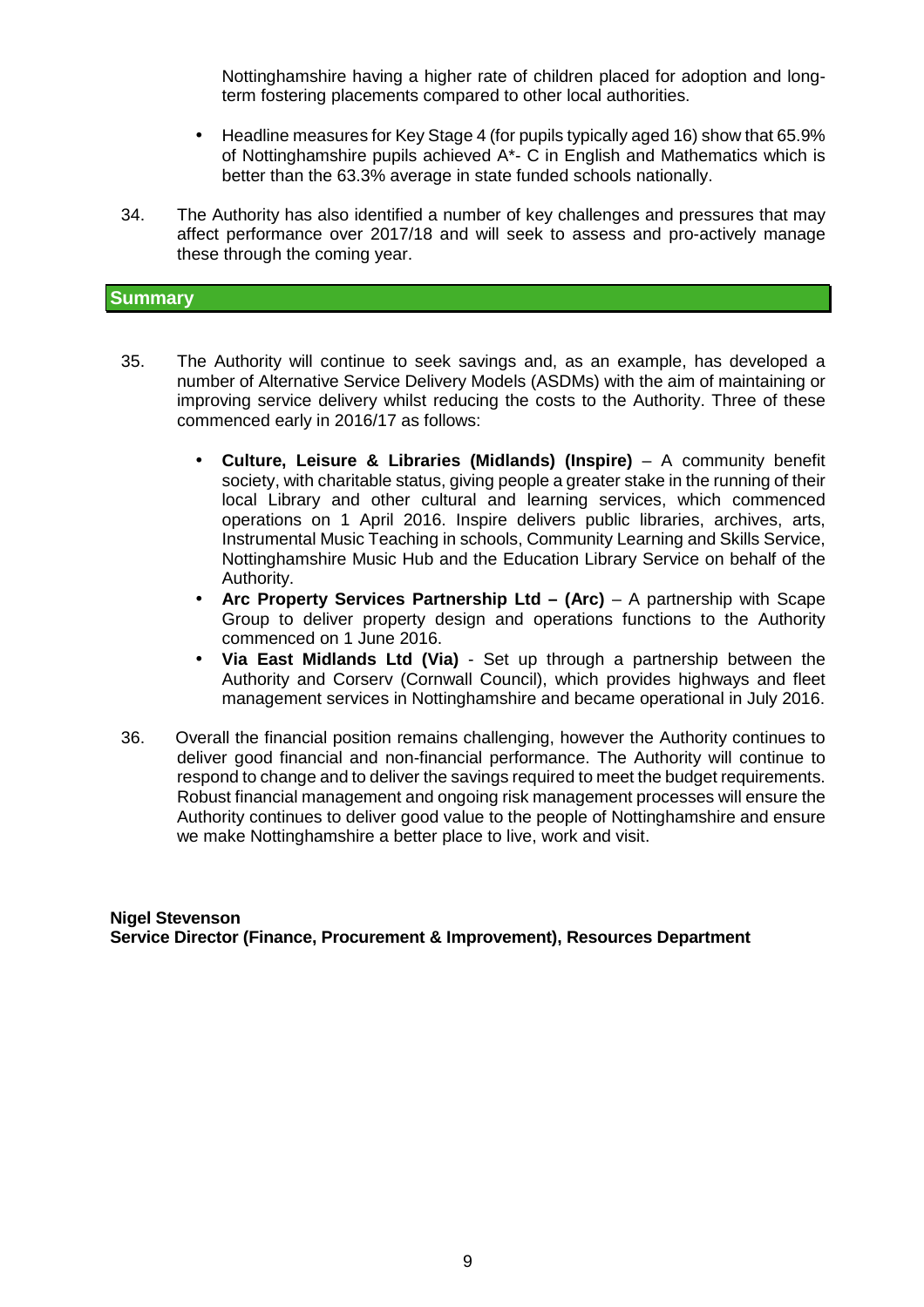Nottinghamshire having a higher rate of children placed for adoption and long-term fostering placements compared to other local authorities.

- Headline measures for Key Stage 4 (for pupils typically aged 16) show that 65.9% of Nottinghamshire pupils achieved A*- C in English and Mathematics which is better than the 63.3% average in state funded schools nationally.

34. The Authority has also identified a number of key challenges and pressures that may affect performance over 2017/18 and will seek to assess and pro-actively manage these through the coming year.

## Summary

35. The Authority will continue to seek savings and, as an example, has developed a number of Alternative Service Delivery Models (ASDMs) with the aim of maintaining or improving service delivery whilst reducing the costs to the Authority. Three of these commenced early in 2016/17 as follows:

    - **Culture, Leisure & Libraries (Midlands) (Inspire)** – A community benefit society, with charitable status, giving people a greater stake in the running of their local Library and other cultural and learning services, which commenced operations on 1 April 2016. Inspire delivers public libraries, archives, arts, Instrumental Music Teaching in schools, Community Learning and Skills Service, Nottinghamshire Music Hub and the Education Library Service on behalf of the Authority.
    - **Arc Property Services Partnership Ltd – (Arc)** – A partnership with Scape Group to deliver property design and operations functions to the Authority commenced on 1 June 2016.
    - **Via East Midlands Ltd (Via)** - Set up through a partnership between the Authority and Corserv (Cornwall Council), which provides highways and fleet management services in Nottinghamshire and became operational in July 2016.

36. Overall the financial position remains challenging, however the Authority continues to deliver good financial and non-financial performance. The Authority will continue to respond to change and to deliver the savings required to meet the budget requirements. Robust financial management and ongoing risk management processes will ensure the Authority continues to deliver good value to the people of Nottinghamshire and ensure we make Nottinghamshire a better place to live, work and visit.

**Nigel Stevenson**
**Service Director (Finance, Procurement & Improvement), Resources Department**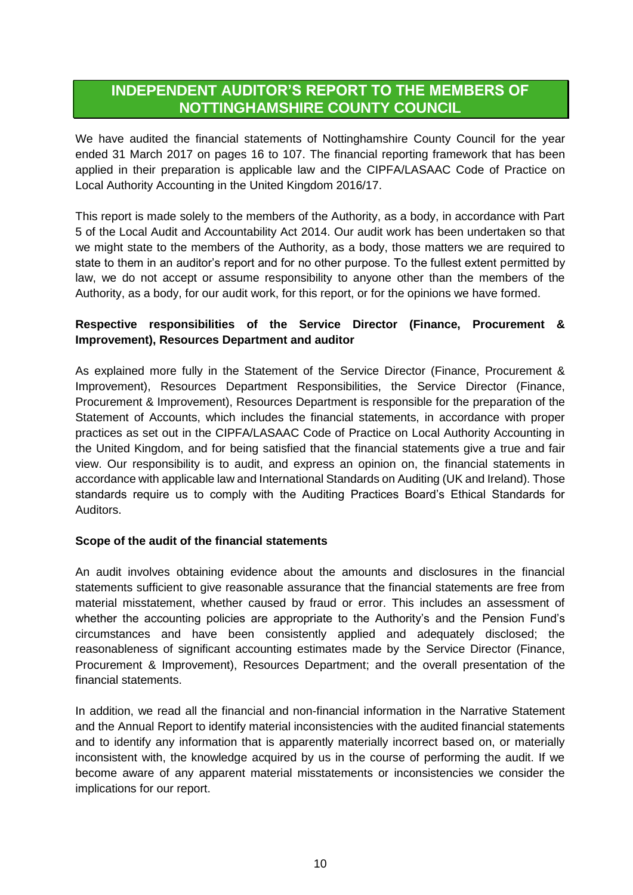# INDEPENDENT AUDITOR'S REPORT TO THE MEMBERS OF NOTTINGHAMSHIRE COUNTY COUNCIL

We have audited the financial statements of Nottinghamshire County Council for the year ended 31 March 2017 on pages 16 to 107. The financial reporting framework that has been applied in their preparation is applicable law and the CIPFA/LASAAC Code of Practice on Local Authority Accounting in the United Kingdom 2016/17.

This report is made solely to the members of the Authority, as a body, in accordance with Part 5 of the Local Audit and Accountability Act 2014. Our audit work has been undertaken so that we might state to the members of the Authority, as a body, those matters we are required to state to them in an auditor's report and for no other purpose. To the fullest extent permitted by law, we do not accept or assume responsibility to anyone other than the members of the Authority, as a body, for our audit work, for this report, or for the opinions we have formed.

**Respective responsibilities of the Service Director (Finance, Procurement & Improvement), Resources Department and auditor**

As explained more fully in the Statement of the Service Director (Finance, Procurement & Improvement), Resources Department Responsibilities, the Service Director (Finance, Procurement & Improvement), Resources Department is responsible for the preparation of the Statement of Accounts, which includes the financial statements, in accordance with proper practices as set out in the CIPFA/LASAAC Code of Practice on Local Authority Accounting in the United Kingdom, and for being satisfied that the financial statements give a true and fair view. Our responsibility is to audit, and express an opinion on, the financial statements in accordance with applicable law and International Standards on Auditing (UK and Ireland). Those standards require us to comply with the Auditing Practices Board's Ethical Standards for Auditors.

**Scope of the audit of the financial statements**

An audit involves obtaining evidence about the amounts and disclosures in the financial statements sufficient to give reasonable assurance that the financial statements are free from material misstatement, whether caused by fraud or error. This includes an assessment of whether the accounting policies are appropriate to the Authority's and the Pension Fund's circumstances and have been consistently applied and adequately disclosed; the reasonableness of significant accounting estimates made by the Service Director (Finance, Procurement & Improvement), Resources Department; and the overall presentation of the financial statements.

In addition, we read all the financial and non-financial information in the Narrative Statement and the Annual Report to identify material inconsistencies with the audited financial statements and to identify any information that is apparently materially incorrect based on, or materially inconsistent with, the knowledge acquired by us in the course of performing the audit. If we become aware of any apparent material misstatements or inconsistencies we consider the implications for our report.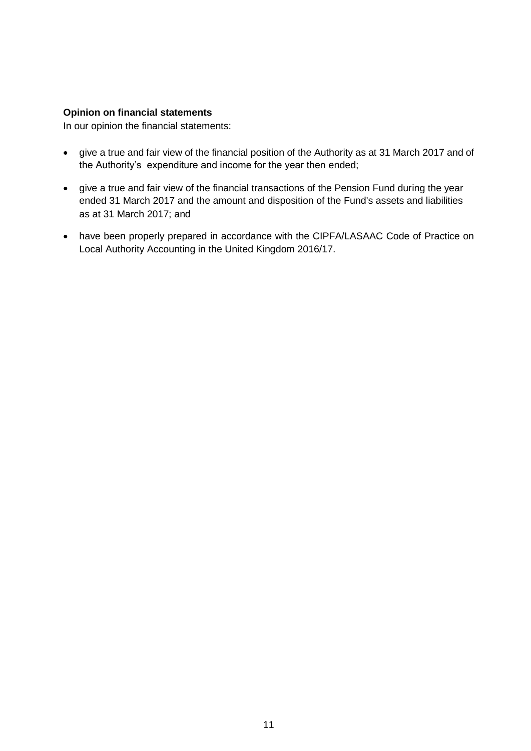**Opinion on financial statements**

In our opinion the financial statements:

- give a true and fair view of the financial position of the Authority as at 31 March 2017 and of the Authority's expenditure and income for the year then ended;
- give a true and fair view of the financial transactions of the Pension Fund during the year ended 31 March 2017 and the amount and disposition of the Fund's assets and liabilities as at 31 March 2017; and
- have been properly prepared in accordance with the CIPFA/LASAAC Code of Practice on Local Authority Accounting in the United Kingdom 2016/17.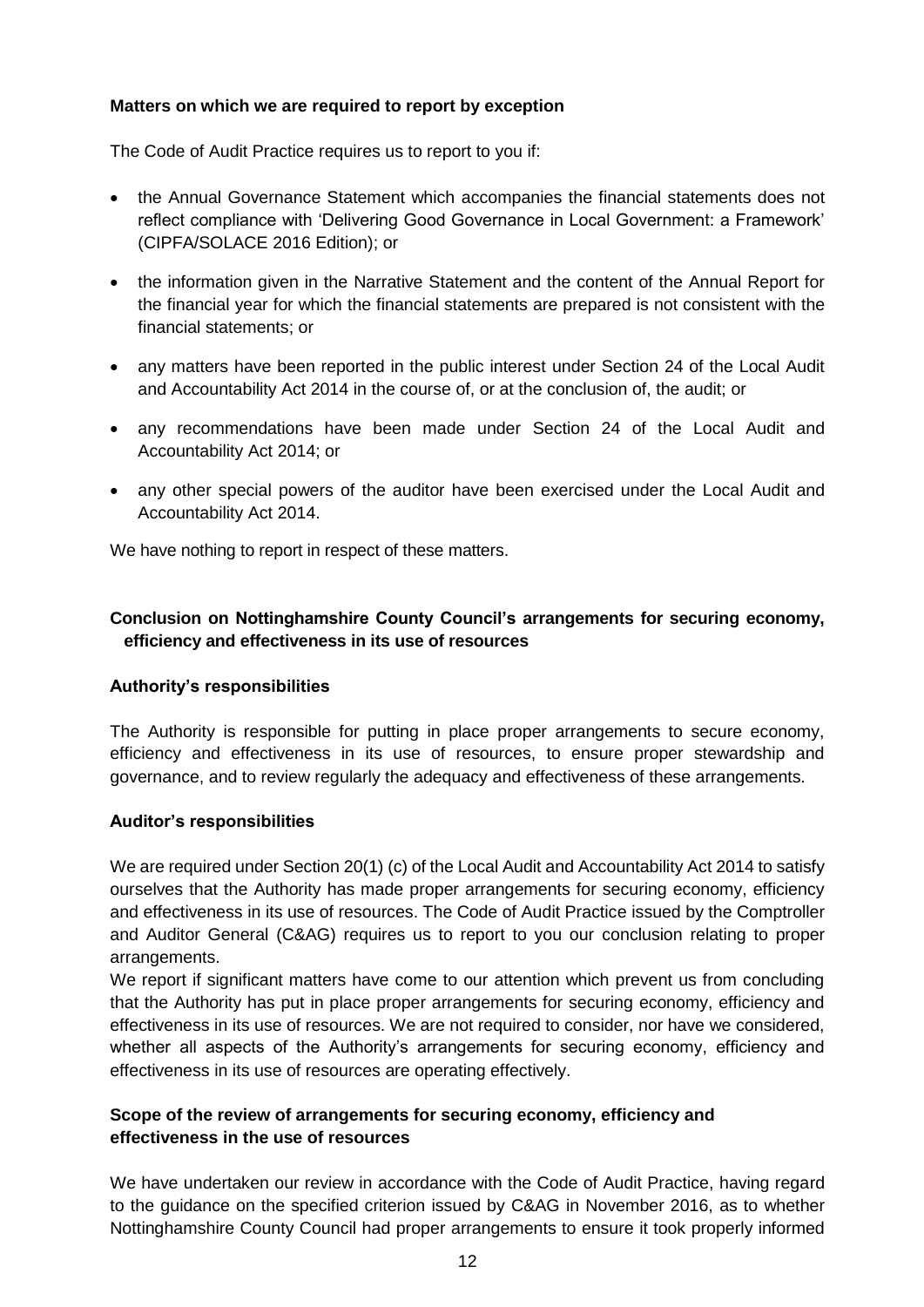**Matters on which we are required to report by exception**

The Code of Audit Practice requires us to report to you if:

- the Annual Governance Statement which accompanies the financial statements does not reflect compliance with 'Delivering Good Governance in Local Government: a Framework' (CIPFA/SOLACE 2016 Edition); or
- the information given in the Narrative Statement and the content of the Annual Report for the financial year for which the financial statements are prepared is not consistent with the financial statements; or
- any matters have been reported in the public interest under Section 24 of the Local Audit and Accountability Act 2014 in the course of, or at the conclusion of, the audit; or
- any recommendations have been made under Section 24 of the Local Audit and Accountability Act 2014; or
- any other special powers of the auditor have been exercised under the Local Audit and Accountability Act 2014.

We have nothing to report in respect of these matters.

**Conclusion on Nottinghamshire County Council's arrangements for securing economy, efficiency and effectiveness in its use of resources**

**Authority's responsibilities**

The Authority is responsible for putting in place proper arrangements to secure economy, efficiency and effectiveness in its use of resources, to ensure proper stewardship and governance, and to review regularly the adequacy and effectiveness of these arrangements.

**Auditor's responsibilities**

We are required under Section 20(1) (c) of the Local Audit and Accountability Act 2014 to satisfy ourselves that the Authority has made proper arrangements for securing economy, efficiency and effectiveness in its use of resources. The Code of Audit Practice issued by the Comptroller and Auditor General (C&AG) requires us to report to you our conclusion relating to proper arrangements.

We report if significant matters have come to our attention which prevent us from concluding that the Authority has put in place proper arrangements for securing economy, efficiency and effectiveness in its use of resources. We are not required to consider, nor have we considered, whether all aspects of the Authority's arrangements for securing economy, efficiency and effectiveness in its use of resources are operating effectively.

**Scope of the review of arrangements for securing economy, efficiency and effectiveness in the use of resources**

We have undertaken our review in accordance with the Code of Audit Practice, having regard to the guidance on the specified criterion issued by C&AG in November 2016, as to whether Nottinghamshire County Council had proper arrangements to ensure it took properly informed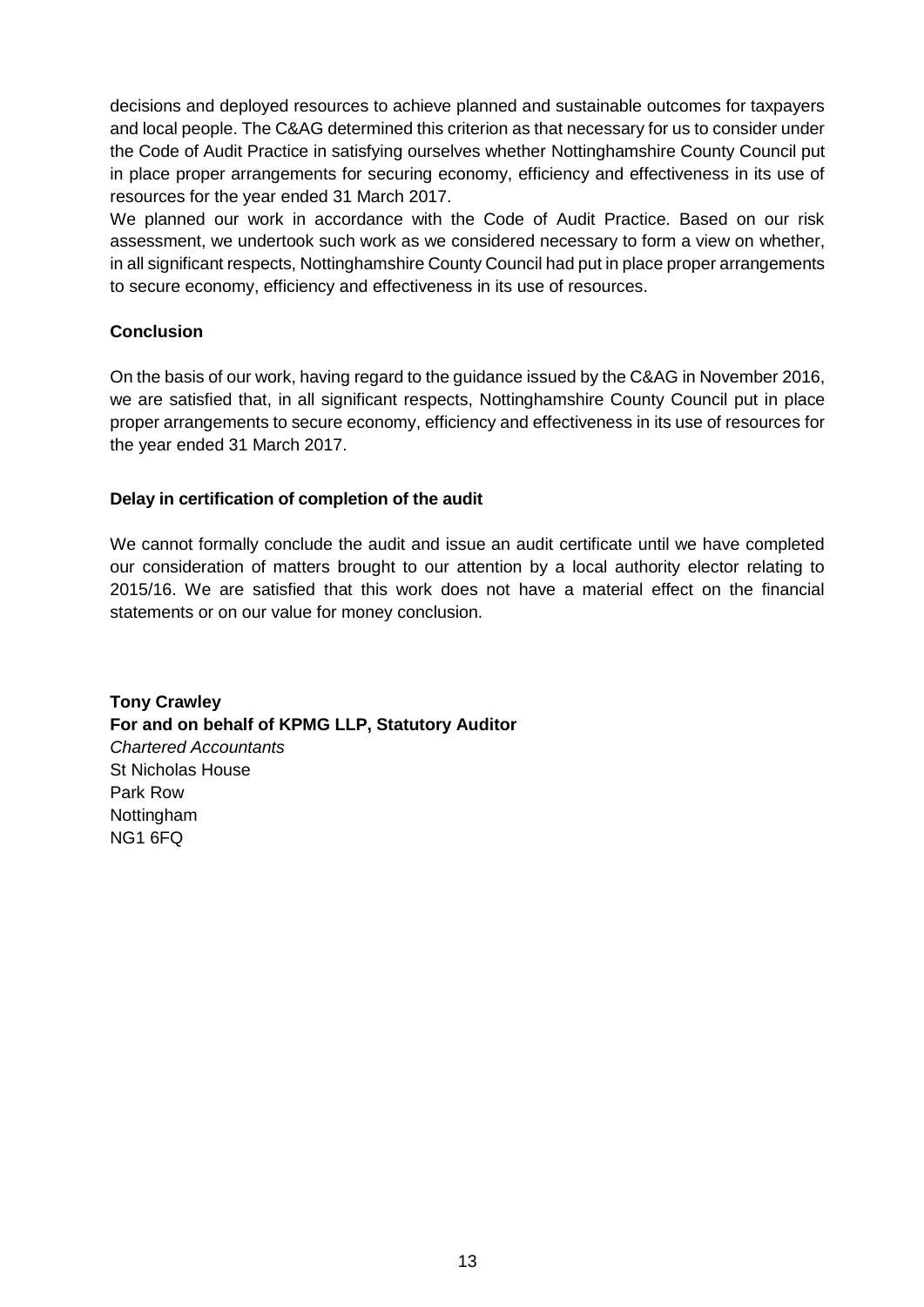decisions and deployed resources to achieve planned and sustainable outcomes for taxpayers and local people. The C&AG determined this criterion as that necessary for us to consider under the Code of Audit Practice in satisfying ourselves whether Nottinghamshire County Council put in place proper arrangements for securing economy, efficiency and effectiveness in its use of resources for the year ended 31 March 2017.

We planned our work in accordance with the Code of Audit Practice. Based on our risk assessment, we undertook such work as we considered necessary to form a view on whether, in all significant respects, Nottinghamshire County Council had put in place proper arrangements to secure economy, efficiency and effectiveness in its use of resources.

**Conclusion**

On the basis of our work, having regard to the guidance issued by the C&AG in November 2016, we are satisfied that, in all significant respects, Nottinghamshire County Council put in place proper arrangements to secure economy, efficiency and effectiveness in its use of resources for the year ended 31 March 2017.

**Delay in certification of completion of the audit**

We cannot formally conclude the audit and issue an audit certificate until we have completed our consideration of matters brought to our attention by a local authority elector relating to 2015/16. We are satisfied that this work does not have a material effect on the financial statements or on our value for money conclusion.

**Tony Crawley**
**For and on behalf of KPMG LLP, Statutory Auditor**
*Chartered Accountants*
St Nicholas House
Park Row
Nottingham
NG1 6FQ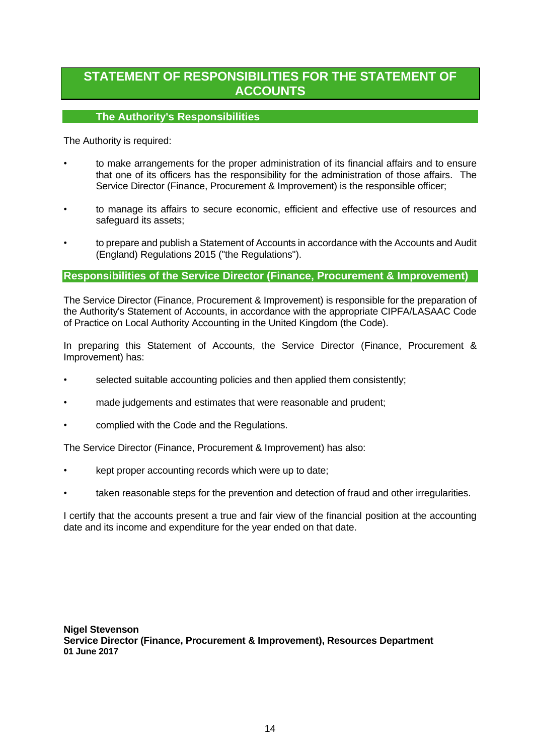# STATEMENT OF RESPONSIBILITIES FOR THE STATEMENT OF ACCOUNTS

## The Authority's Responsibilities

The Authority is required:

- to make arrangements for the proper administration of its financial affairs and to ensure that one of its officers has the responsibility for the administration of those affairs. The Service Director (Finance, Procurement & Improvement) is the responsible officer;
- to manage its affairs to secure economic, efficient and effective use of resources and safeguard its assets;
- to prepare and publish a Statement of Accounts in accordance with the Accounts and Audit (England) Regulations 2015 ("the Regulations").

## Responsibilities of the Service Director (Finance, Procurement & Improvement)

The Service Director (Finance, Procurement & Improvement) is responsible for the preparation of the Authority's Statement of Accounts, in accordance with the appropriate CIPFA/LASAAC Code of Practice on Local Authority Accounting in the United Kingdom (the Code).

In preparing this Statement of Accounts, the Service Director (Finance, Procurement & Improvement) has:

- selected suitable accounting policies and then applied them consistently;
- made judgements and estimates that were reasonable and prudent;
- complied with the Code and the Regulations.

The Service Director (Finance, Procurement & Improvement) has also:

- kept proper accounting records which were up to date;
- taken reasonable steps for the prevention and detection of fraud and other irregularities.

I certify that the accounts present a true and fair view of the financial position at the accounting date and its income and expenditure for the year ended on that date.

**Nigel Stevenson**
**Service Director (Finance, Procurement & Improvement), Resources Department**
**01 June 2017**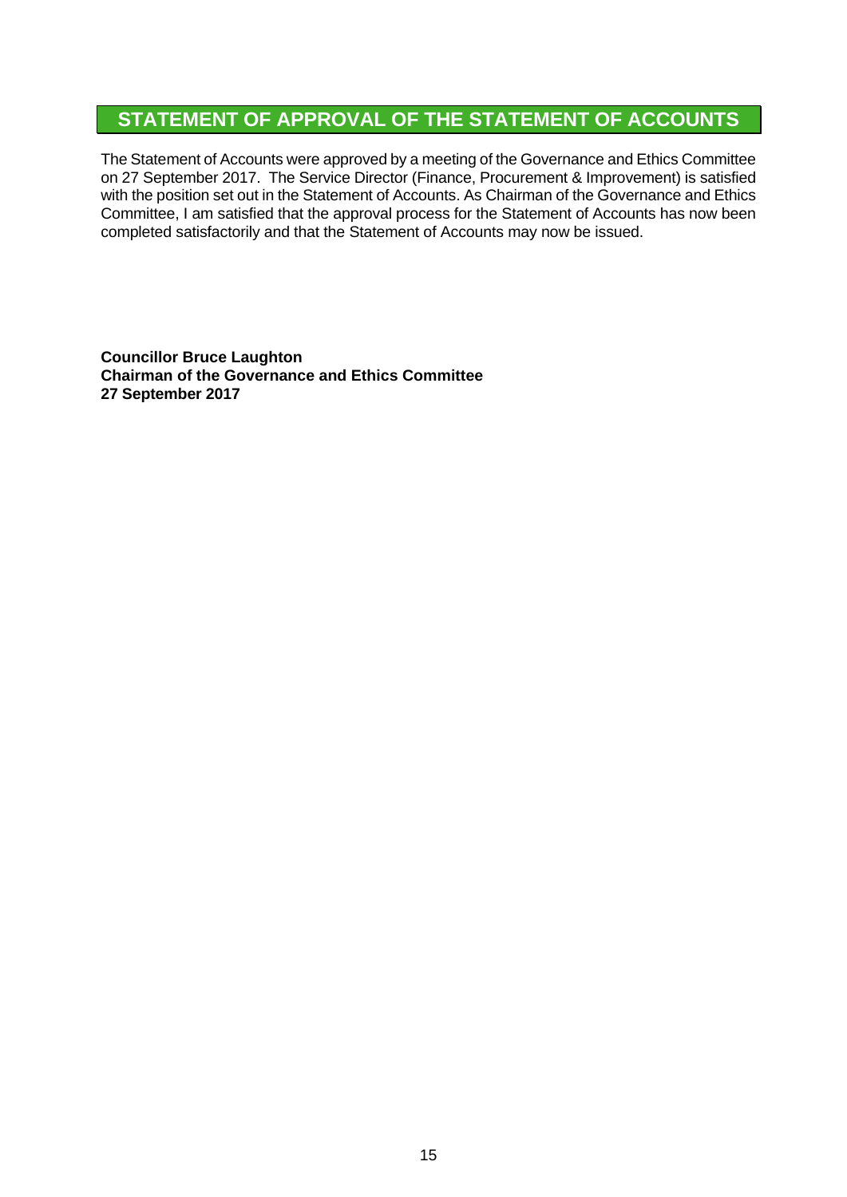# STATEMENT OF APPROVAL OF THE STATEMENT OF ACCOUNTS

The Statement of Accounts were approved by a meeting of the Governance and Ethics Committee on 27 September 2017. The Service Director (Finance, Procurement & Improvement) is satisfied with the position set out in the Statement of Accounts. As Chairman of the Governance and Ethics Committee, I am satisfied that the approval process for the Statement of Accounts has now been completed satisfactorily and that the Statement of Accounts may now be issued.

**Councillor Bruce Laughton**
**Chairman of the Governance and Ethics Committee**
**27 September 2017**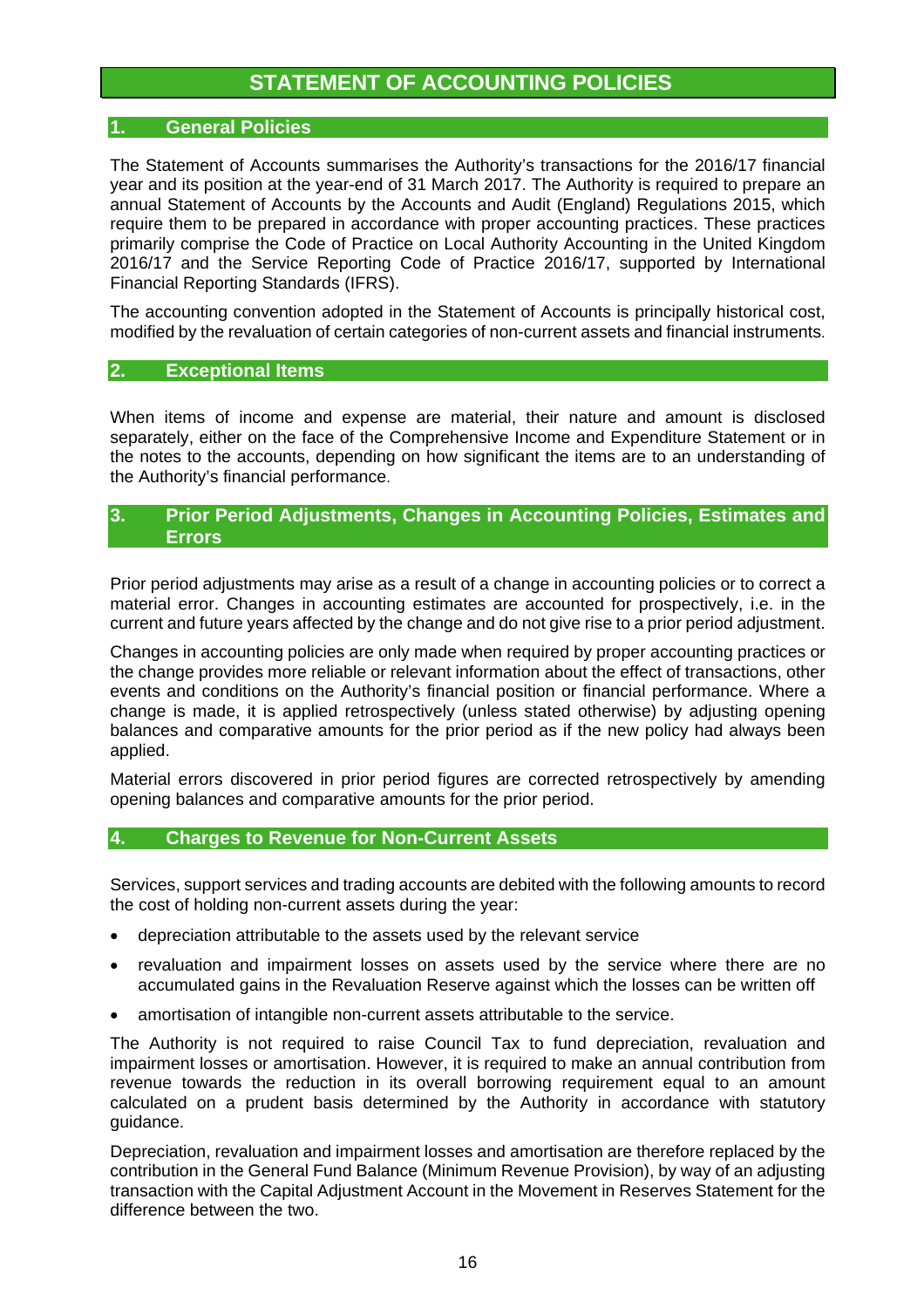# STATEMENT OF ACCOUNTING POLICIES

## 1. General Policies

The Statement of Accounts summarises the Authority's transactions for the 2016/17 financial year and its position at the year-end of 31 March 2017. The Authority is required to prepare an annual Statement of Accounts by the Accounts and Audit (England) Regulations 2015, which require them to be prepared in accordance with proper accounting practices. These practices primarily comprise the Code of Practice on Local Authority Accounting in the United Kingdom 2016/17 and the Service Reporting Code of Practice 2016/17, supported by International Financial Reporting Standards (IFRS).

The accounting convention adopted in the Statement of Accounts is principally historical cost, modified by the revaluation of certain categories of non-current assets and financial instruments.

## 2. Exceptional Items

When items of income and expense are material, their nature and amount is disclosed separately, either on the face of the Comprehensive Income and Expenditure Statement or in the notes to the accounts, depending on how significant the items are to an understanding of the Authority's financial performance.

## 3. Prior Period Adjustments, Changes in Accounting Policies, Estimates and Errors

Prior period adjustments may arise as a result of a change in accounting policies or to correct a material error. Changes in accounting estimates are accounted for prospectively, i.e. in the current and future years affected by the change and do not give rise to a prior period adjustment.

Changes in accounting policies are only made when required by proper accounting practices or the change provides more reliable or relevant information about the effect of transactions, other events and conditions on the Authority's financial position or financial performance. Where a change is made, it is applied retrospectively (unless stated otherwise) by adjusting opening balances and comparative amounts for the prior period as if the new policy had always been applied.

Material errors discovered in prior period figures are corrected retrospectively by amending opening balances and comparative amounts for the prior period.

## 4. Charges to Revenue for Non-Current Assets

Services, support services and trading accounts are debited with the following amounts to record the cost of holding non-current assets during the year:

- depreciation attributable to the assets used by the relevant service
- revaluation and impairment losses on assets used by the service where there are no accumulated gains in the Revaluation Reserve against which the losses can be written off
- amortisation of intangible non-current assets attributable to the service.

The Authority is not required to raise Council Tax to fund depreciation, revaluation and impairment losses or amortisation. However, it is required to make an annual contribution from revenue towards the reduction in its overall borrowing requirement equal to an amount calculated on a prudent basis determined by the Authority in accordance with statutory guidance.

Depreciation, revaluation and impairment losses and amortisation are therefore replaced by the contribution in the General Fund Balance (Minimum Revenue Provision), by way of an adjusting transaction with the Capital Adjustment Account in the Movement in Reserves Statement for the difference between the two.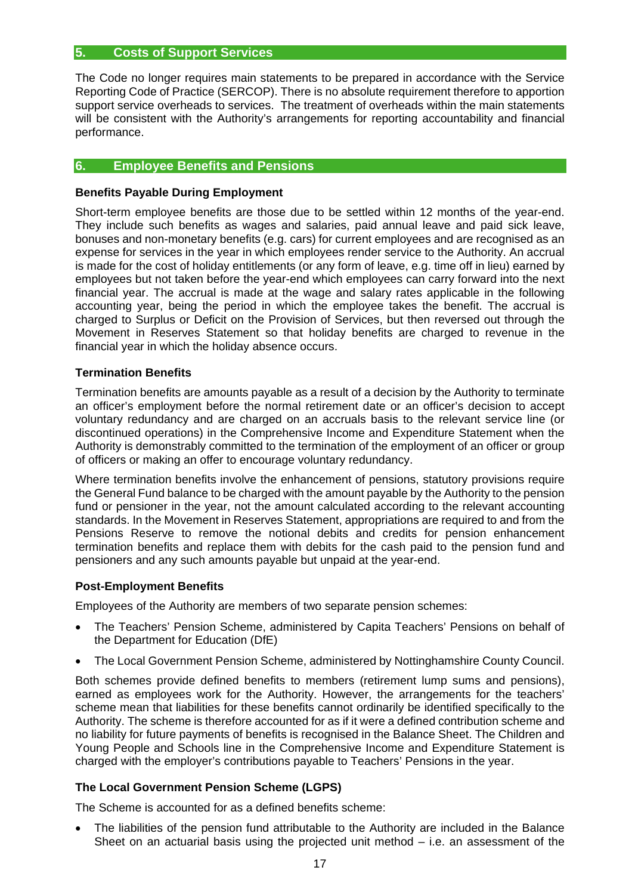## 5. Costs of Support Services

The Code no longer requires main statements to be prepared in accordance with the Service Reporting Code of Practice (SERCOP). There is no absolute requirement therefore to apportion support service overheads to services. The treatment of overheads within the main statements will be consistent with the Authority's arrangements for reporting accountability and financial performance.

## 6. Employee Benefits and Pensions

### Benefits Payable During Employment

Short-term employee benefits are those due to be settled within 12 months of the year-end. They include such benefits as wages and salaries, paid annual leave and paid sick leave, bonuses and non-monetary benefits (e.g. cars) for current employees and are recognised as an expense for services in the year in which employees render service to the Authority. An accrual is made for the cost of holiday entitlements (or any form of leave, e.g. time off in lieu) earned by employees but not taken before the year-end which employees can carry forward into the next financial year. The accrual is made at the wage and salary rates applicable in the following accounting year, being the period in which the employee takes the benefit. The accrual is charged to Surplus or Deficit on the Provision of Services, but then reversed out through the Movement in Reserves Statement so that holiday benefits are charged to revenue in the financial year in which the holiday absence occurs.

### Termination Benefits

Termination benefits are amounts payable as a result of a decision by the Authority to terminate an officer's employment before the normal retirement date or an officer's decision to accept voluntary redundancy and are charged on an accruals basis to the relevant service line (or discontinued operations) in the Comprehensive Income and Expenditure Statement when the Authority is demonstrably committed to the termination of the employment of an officer or group of officers or making an offer to encourage voluntary redundancy.

Where termination benefits involve the enhancement of pensions, statutory provisions require the General Fund balance to be charged with the amount payable by the Authority to the pension fund or pensioner in the year, not the amount calculated according to the relevant accounting standards. In the Movement in Reserves Statement, appropriations are required to and from the Pensions Reserve to remove the notional debits and credits for pension enhancement termination benefits and replace them with debits for the cash paid to the pension fund and pensioners and any such amounts payable but unpaid at the year-end.

### Post-Employment Benefits

Employees of the Authority are members of two separate pension schemes:

- The Teachers' Pension Scheme, administered by Capita Teachers' Pensions on behalf of the Department for Education (DfE)
- The Local Government Pension Scheme, administered by Nottinghamshire County Council.

Both schemes provide defined benefits to members (retirement lump sums and pensions), earned as employees work for the Authority. However, the arrangements for the teachers' scheme mean that liabilities for these benefits cannot ordinarily be identified specifically to the Authority. The scheme is therefore accounted for as if it were a defined contribution scheme and no liability for future payments of benefits is recognised in the Balance Sheet. The Children and Young People and Schools line in the Comprehensive Income and Expenditure Statement is charged with the employer's contributions payable to Teachers' Pensions in the year.

### The Local Government Pension Scheme (LGPS)

The Scheme is accounted for as a defined benefits scheme:

- The liabilities of the pension fund attributable to the Authority are included in the Balance Sheet on an actuarial basis using the projected unit method – i.e. an assessment of the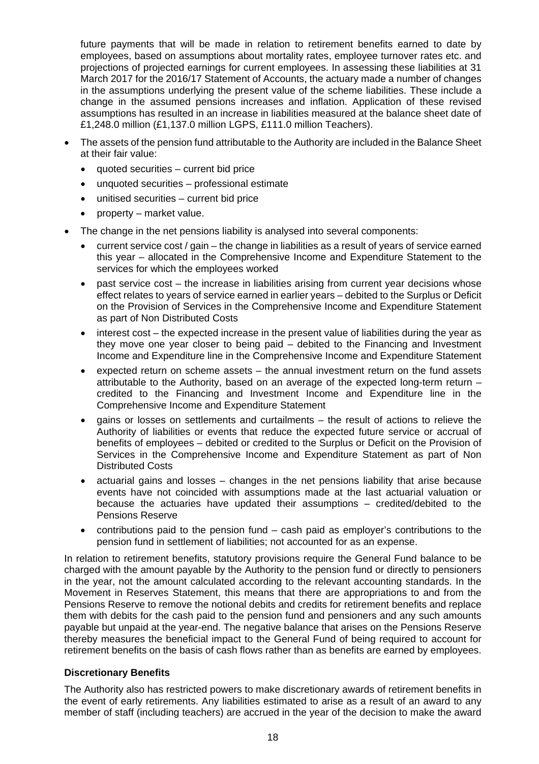future payments that will be made in relation to retirement benefits earned to date by employees, based on assumptions about mortality rates, employee turnover rates etc. and projections of projected earnings for current employees. In assessing these liabilities at 31 March 2017 for the 2016/17 Statement of Accounts, the actuary made a number of changes in the assumptions underlying the present value of the scheme liabilities. These include a change in the assumed pensions increases and inflation. Application of these revised assumptions has resulted in an increase in liabilities measured at the balance sheet date of £1,248.0 million (£1,137.0 million LGPS, £111.0 million Teachers).

- The assets of the pension fund attributable to the Authority are included in the Balance Sheet at their fair value:
  - quoted securities – current bid price
  - unquoted securities – professional estimate
  - unitised securities – current bid price
  - property – market value.
- The change in the net pensions liability is analysed into several components:
  - current service cost / gain – the change in liabilities as a result of years of service earned this year – allocated in the Comprehensive Income and Expenditure Statement to the services for which the employees worked
  - past service cost – the increase in liabilities arising from current year decisions whose effect relates to years of service earned in earlier years – debited to the Surplus or Deficit on the Provision of Services in the Comprehensive Income and Expenditure Statement as part of Non Distributed Costs
  - interest cost – the expected increase in the present value of liabilities during the year as they move one year closer to being paid – debited to the Financing and Investment Income and Expenditure line in the Comprehensive Income and Expenditure Statement
  - expected return on scheme assets – the annual investment return on the fund assets attributable to the Authority, based on an average of the expected long-term return – credited to the Financing and Investment Income and Expenditure line in the Comprehensive Income and Expenditure Statement
  - gains or losses on settlements and curtailments – the result of actions to relieve the Authority of liabilities or events that reduce the expected future service or accrual of benefits of employees – debited or credited to the Surplus or Deficit on the Provision of Services in the Comprehensive Income and Expenditure Statement as part of Non Distributed Costs
  - actuarial gains and losses – changes in the net pensions liability that arise because events have not coincided with assumptions made at the last actuarial valuation or because the actuaries have updated their assumptions – credited/debited to the Pensions Reserve
  - contributions paid to the pension fund – cash paid as employer's contributions to the pension fund in settlement of liabilities; not accounted for as an expense.

In relation to retirement benefits, statutory provisions require the General Fund balance to be charged with the amount payable by the Authority to the pension fund or directly to pensioners in the year, not the amount calculated according to the relevant accounting standards. In the Movement in Reserves Statement, this means that there are appropriations to and from the Pensions Reserve to remove the notional debits and credits for retirement benefits and replace them with debits for the cash paid to the pension fund and pensioners and any such amounts payable but unpaid at the year-end. The negative balance that arises on the Pensions Reserve thereby measures the beneficial impact to the General Fund of being required to account for retirement benefits on the basis of cash flows rather than as benefits are earned by employees.

**Discretionary Benefits**

The Authority also has restricted powers to make discretionary awards of retirement benefits in the event of early retirements. Any liabilities estimated to arise as a result of an award to any member of staff (including teachers) are accrued in the year of the decision to make the award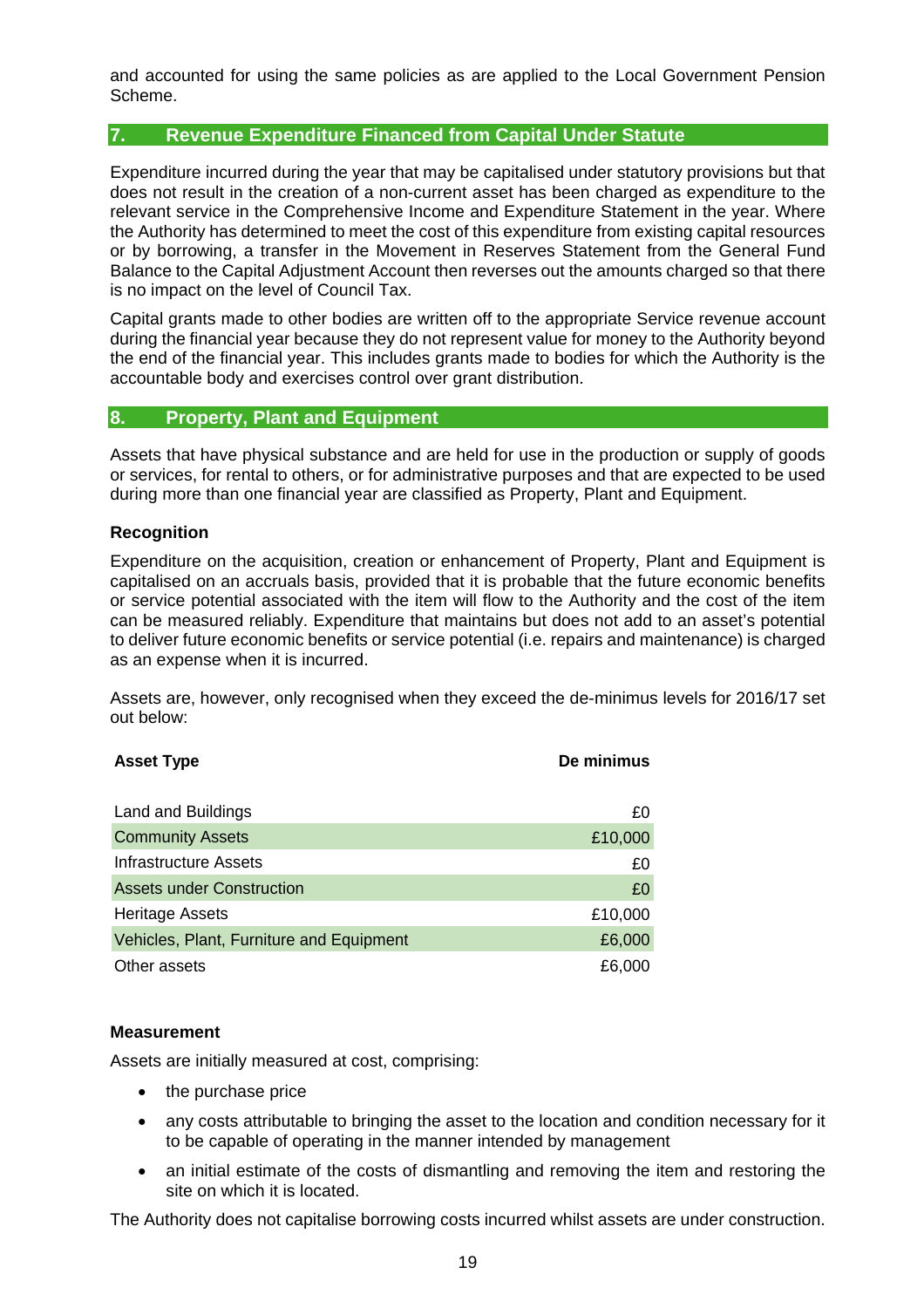and accounted for using the same policies as are applied to the Local Government Pension Scheme.

## 7. Revenue Expenditure Financed from Capital Under Statute

Expenditure incurred during the year that may be capitalised under statutory provisions but that does not result in the creation of a non-current asset has been charged as expenditure to the relevant service in the Comprehensive Income and Expenditure Statement in the year. Where the Authority has determined to meet the cost of this expenditure from existing capital resources or by borrowing, a transfer in the Movement in Reserves Statement from the General Fund Balance to the Capital Adjustment Account then reverses out the amounts charged so that there is no impact on the level of Council Tax.

Capital grants made to other bodies are written off to the appropriate Service revenue account during the financial year because they do not represent value for money to the Authority beyond the end of the financial year. This includes grants made to bodies for which the Authority is the accountable body and exercises control over grant distribution.

## 8. Property, Plant and Equipment

Assets that have physical substance and are held for use in the production or supply of goods or services, for rental to others, or for administrative purposes and that are expected to be used during more than one financial year are classified as Property, Plant and Equipment.

**Recognition**

Expenditure on the acquisition, creation or enhancement of Property, Plant and Equipment is capitalised on an accruals basis, provided that it is probable that the future economic benefits or service potential associated with the item will flow to the Authority and the cost of the item can be measured reliably. Expenditure that maintains but does not add to an asset's potential to deliver future economic benefits or service potential (i.e. repairs and maintenance) is charged as an expense when it is incurred.

Assets are, however, only recognised when they exceed the de-minimus levels for 2016/17 set out below:

| Asset Type | De minimus |
|---|---:|
| Land and Buildings | £0 |
| Community Assets | £10,000 |
| Infrastructure Assets | £0 |
| Assets under Construction | £0 |
| Heritage Assets | £10,000 |
| Vehicles, Plant, Furniture and Equipment | £6,000 |
| Other assets | £6,000 |

**Measurement**

Assets are initially measured at cost, comprising:

- the purchase price
- any costs attributable to bringing the asset to the location and condition necessary for it to be capable of operating in the manner intended by management
- an initial estimate of the costs of dismantling and removing the item and restoring the site on which it is located.

The Authority does not capitalise borrowing costs incurred whilst assets are under construction.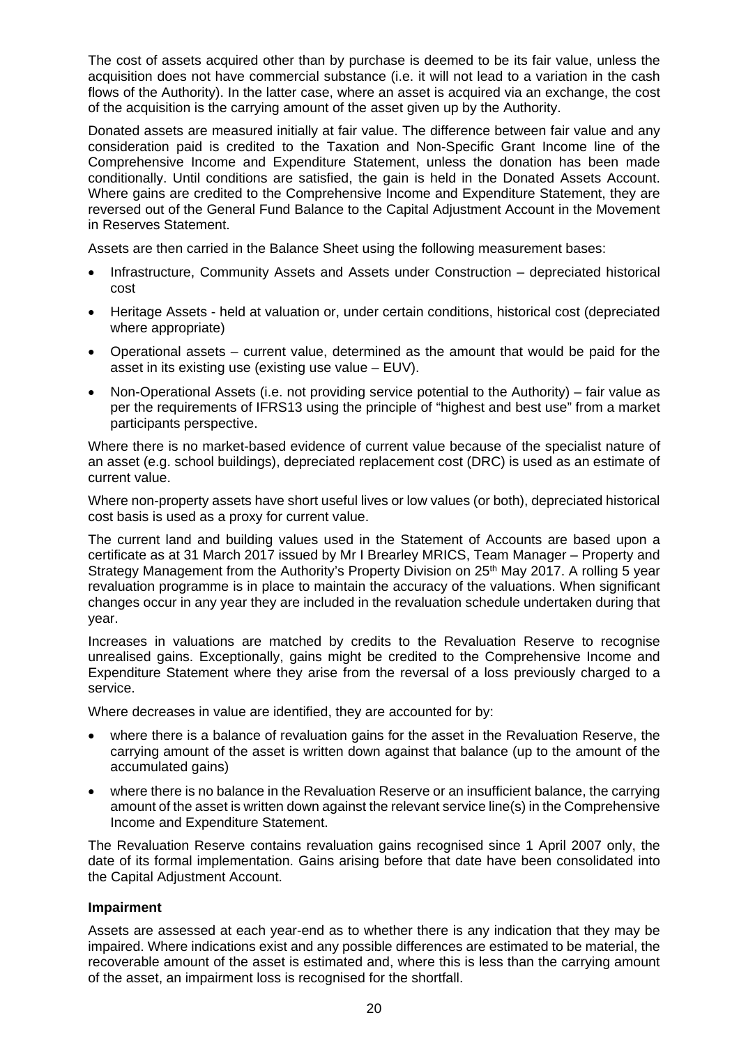The cost of assets acquired other than by purchase is deemed to be its fair value, unless the acquisition does not have commercial substance (i.e. it will not lead to a variation in the cash flows of the Authority). In the latter case, where an asset is acquired via an exchange, the cost of the acquisition is the carrying amount of the asset given up by the Authority.

Donated assets are measured initially at fair value. The difference between fair value and any consideration paid is credited to the Taxation and Non-Specific Grant Income line of the Comprehensive Income and Expenditure Statement, unless the donation has been made conditionally. Until conditions are satisfied, the gain is held in the Donated Assets Account. Where gains are credited to the Comprehensive Income and Expenditure Statement, they are reversed out of the General Fund Balance to the Capital Adjustment Account in the Movement in Reserves Statement.

Assets are then carried in the Balance Sheet using the following measurement bases:

- Infrastructure, Community Assets and Assets under Construction – depreciated historical cost
- Heritage Assets - held at valuation or, under certain conditions, historical cost (depreciated where appropriate)
- Operational assets – current value, determined as the amount that would be paid for the asset in its existing use (existing use value – EUV).
- Non-Operational Assets (i.e. not providing service potential to the Authority) – fair value as per the requirements of IFRS13 using the principle of "highest and best use" from a market participants perspective.

Where there is no market-based evidence of current value because of the specialist nature of an asset (e.g. school buildings), depreciated replacement cost (DRC) is used as an estimate of current value.

Where non-property assets have short useful lives or low values (or both), depreciated historical cost basis is used as a proxy for current value.

The current land and building values used in the Statement of Accounts are based upon a certificate as at 31 March 2017 issued by Mr I Brearley MRICS, Team Manager – Property and Strategy Management from the Authority's Property Division on 25th May 2017. A rolling 5 year revaluation programme is in place to maintain the accuracy of the valuations. When significant changes occur in any year they are included in the revaluation schedule undertaken during that year.

Increases in valuations are matched by credits to the Revaluation Reserve to recognise unrealised gains. Exceptionally, gains might be credited to the Comprehensive Income and Expenditure Statement where they arise from the reversal of a loss previously charged to a service.

Where decreases in value are identified, they are accounted for by:

- where there is a balance of revaluation gains for the asset in the Revaluation Reserve, the carrying amount of the asset is written down against that balance (up to the amount of the accumulated gains)
- where there is no balance in the Revaluation Reserve or an insufficient balance, the carrying amount of the asset is written down against the relevant service line(s) in the Comprehensive Income and Expenditure Statement.

The Revaluation Reserve contains revaluation gains recognised since 1 April 2007 only, the date of its formal implementation. Gains arising before that date have been consolidated into the Capital Adjustment Account.

**Impairment**

Assets are assessed at each year-end as to whether there is any indication that they may be impaired. Where indications exist and any possible differences are estimated to be material, the recoverable amount of the asset is estimated and, where this is less than the carrying amount of the asset, an impairment loss is recognised for the shortfall.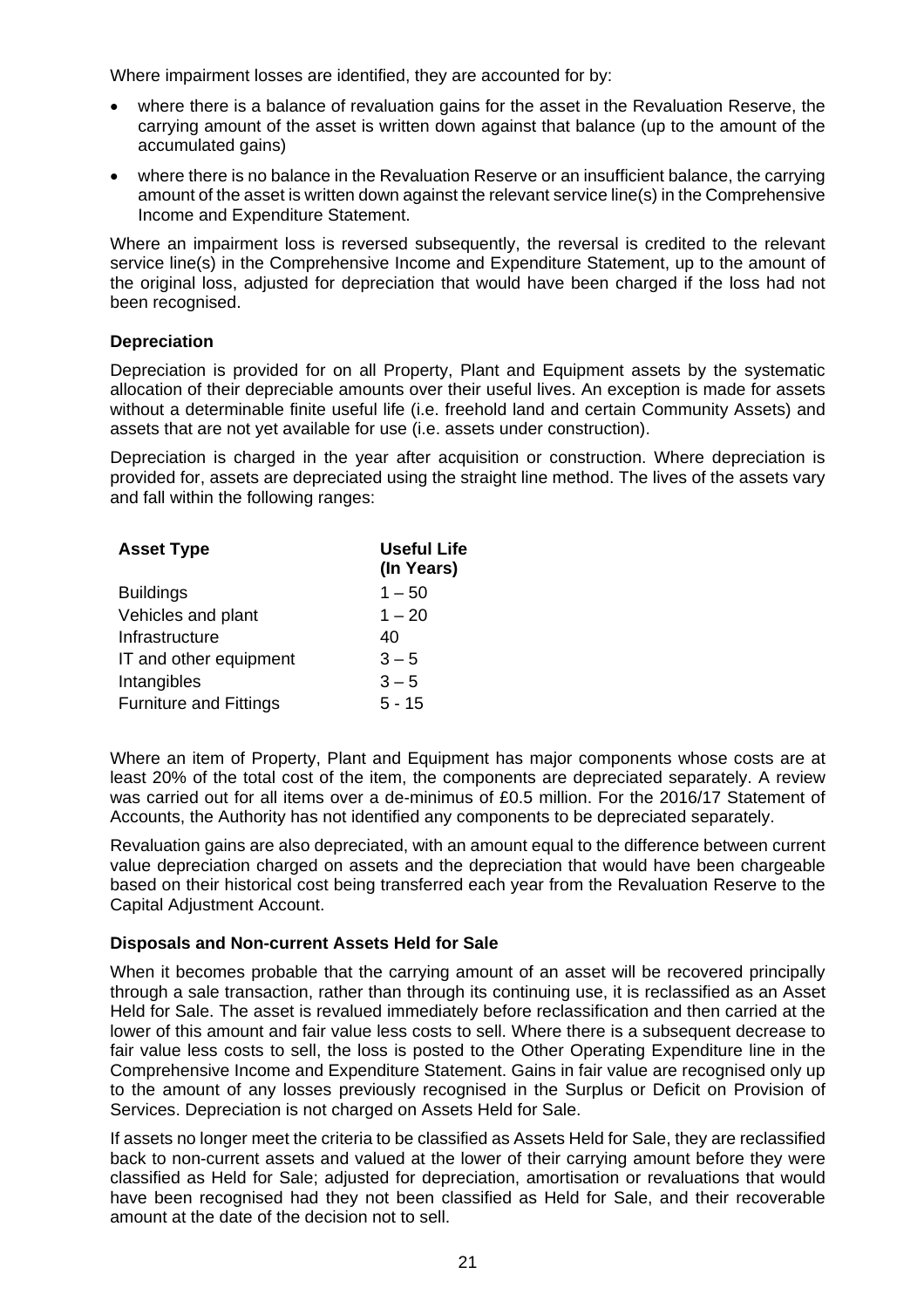Where impairment losses are identified, they are accounted for by:

- where there is a balance of revaluation gains for the asset in the Revaluation Reserve, the carrying amount of the asset is written down against that balance (up to the amount of the accumulated gains)
- where there is no balance in the Revaluation Reserve or an insufficient balance, the carrying amount of the asset is written down against the relevant service line(s) in the Comprehensive Income and Expenditure Statement.

Where an impairment loss is reversed subsequently, the reversal is credited to the relevant service line(s) in the Comprehensive Income and Expenditure Statement, up to the amount of the original loss, adjusted for depreciation that would have been charged if the loss had not been recognised.

**Depreciation**

Depreciation is provided for on all Property, Plant and Equipment assets by the systematic allocation of their depreciable amounts over their useful lives. An exception is made for assets without a determinable finite useful life (i.e. freehold land and certain Community Assets) and assets that are not yet available for use (i.e. assets under construction).

Depreciation is charged in the year after acquisition or construction. Where depreciation is provided for, assets are depreciated using the straight line method. The lives of the assets vary and fall within the following ranges:

| Asset Type | Useful Life (In Years) |
|---|---|
| Buildings | 1 – 50 |
| Vehicles and plant | 1 – 20 |
| Infrastructure | 40 |
| IT and other equipment | 3 – 5 |
| Intangibles | 3 – 5 |
| Furniture and Fittings | 5 - 15 |

Where an item of Property, Plant and Equipment has major components whose costs are at least 20% of the total cost of the item, the components are depreciated separately. A review was carried out for all items over a de-minimus of £0.5 million. For the 2016/17 Statement of Accounts, the Authority has not identified any components to be depreciated separately.

Revaluation gains are also depreciated, with an amount equal to the difference between current value depreciation charged on assets and the depreciation that would have been chargeable based on their historical cost being transferred each year from the Revaluation Reserve to the Capital Adjustment Account.

**Disposals and Non-current Assets Held for Sale**

When it becomes probable that the carrying amount of an asset will be recovered principally through a sale transaction, rather than through its continuing use, it is reclassified as an Asset Held for Sale. The asset is revalued immediately before reclassification and then carried at the lower of this amount and fair value less costs to sell. Where there is a subsequent decrease to fair value less costs to sell, the loss is posted to the Other Operating Expenditure line in the Comprehensive Income and Expenditure Statement. Gains in fair value are recognised only up to the amount of any losses previously recognised in the Surplus or Deficit on Provision of Services. Depreciation is not charged on Assets Held for Sale.

If assets no longer meet the criteria to be classified as Assets Held for Sale, they are reclassified back to non-current assets and valued at the lower of their carrying amount before they were classified as Held for Sale; adjusted for depreciation, amortisation or revaluations that would have been recognised had they not been classified as Held for Sale, and their recoverable amount at the date of the decision not to sell.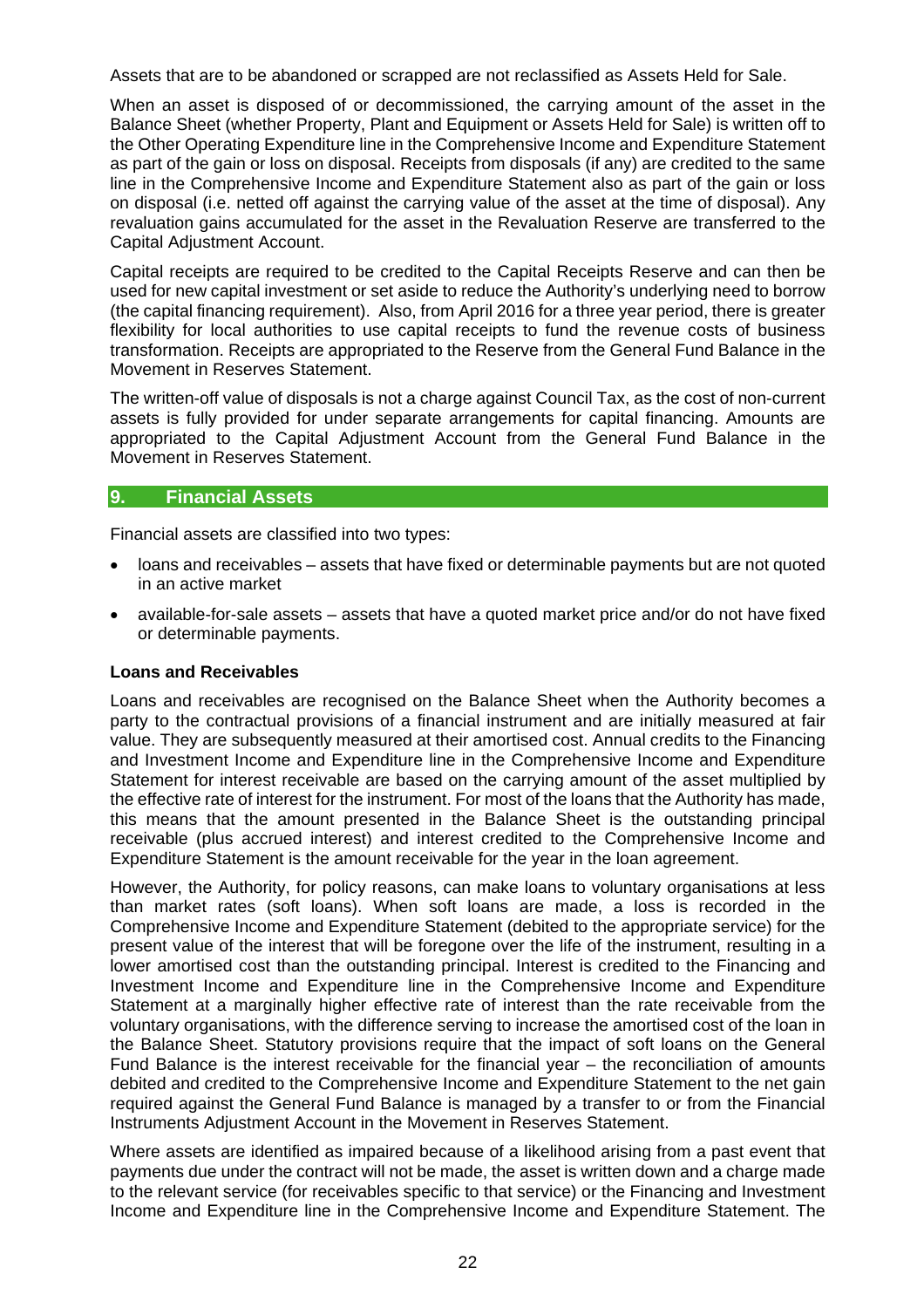Assets that are to be abandoned or scrapped are not reclassified as Assets Held for Sale.

When an asset is disposed of or decommissioned, the carrying amount of the asset in the Balance Sheet (whether Property, Plant and Equipment or Assets Held for Sale) is written off to the Other Operating Expenditure line in the Comprehensive Income and Expenditure Statement as part of the gain or loss on disposal. Receipts from disposals (if any) are credited to the same line in the Comprehensive Income and Expenditure Statement also as part of the gain or loss on disposal (i.e. netted off against the carrying value of the asset at the time of disposal). Any revaluation gains accumulated for the asset in the Revaluation Reserve are transferred to the Capital Adjustment Account.

Capital receipts are required to be credited to the Capital Receipts Reserve and can then be used for new capital investment or set aside to reduce the Authority's underlying need to borrow (the capital financing requirement). Also, from April 2016 for a three year period, there is greater flexibility for local authorities to use capital receipts to fund the revenue costs of business transformation. Receipts are appropriated to the Reserve from the General Fund Balance in the Movement in Reserves Statement.

The written-off value of disposals is not a charge against Council Tax, as the cost of non-current assets is fully provided for under separate arrangements for capital financing. Amounts are appropriated to the Capital Adjustment Account from the General Fund Balance in the Movement in Reserves Statement.

## 9. Financial Assets

Financial assets are classified into two types:

- loans and receivables – assets that have fixed or determinable payments but are not quoted in an active market
- available-for-sale assets – assets that have a quoted market price and/or do not have fixed or determinable payments.

**Loans and Receivables**

Loans and receivables are recognised on the Balance Sheet when the Authority becomes a party to the contractual provisions of a financial instrument and are initially measured at fair value. They are subsequently measured at their amortised cost. Annual credits to the Financing and Investment Income and Expenditure line in the Comprehensive Income and Expenditure Statement for interest receivable are based on the carrying amount of the asset multiplied by the effective rate of interest for the instrument. For most of the loans that the Authority has made, this means that the amount presented in the Balance Sheet is the outstanding principal receivable (plus accrued interest) and interest credited to the Comprehensive Income and Expenditure Statement is the amount receivable for the year in the loan agreement.

However, the Authority, for policy reasons, can make loans to voluntary organisations at less than market rates (soft loans). When soft loans are made, a loss is recorded in the Comprehensive Income and Expenditure Statement (debited to the appropriate service) for the present value of the interest that will be foregone over the life of the instrument, resulting in a lower amortised cost than the outstanding principal. Interest is credited to the Financing and Investment Income and Expenditure line in the Comprehensive Income and Expenditure Statement at a marginally higher effective rate of interest than the rate receivable from the voluntary organisations, with the difference serving to increase the amortised cost of the loan in the Balance Sheet. Statutory provisions require that the impact of soft loans on the General Fund Balance is the interest receivable for the financial year – the reconciliation of amounts debited and credited to the Comprehensive Income and Expenditure Statement to the net gain required against the General Fund Balance is managed by a transfer to or from the Financial Instruments Adjustment Account in the Movement in Reserves Statement.

Where assets are identified as impaired because of a likelihood arising from a past event that payments due under the contract will not be made, the asset is written down and a charge made to the relevant service (for receivables specific to that service) or the Financing and Investment Income and Expenditure line in the Comprehensive Income and Expenditure Statement. The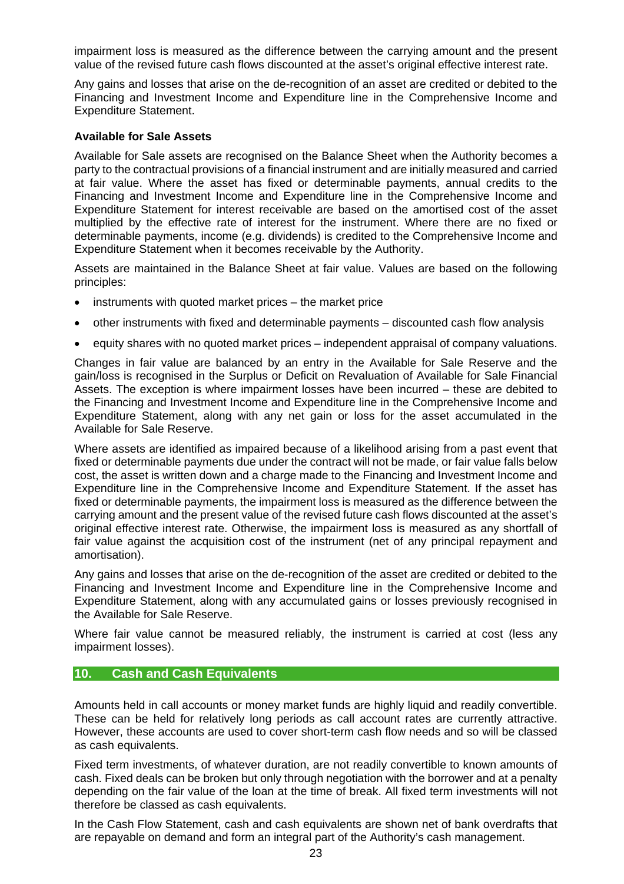impairment loss is measured as the difference between the carrying amount and the present value of the revised future cash flows discounted at the asset's original effective interest rate.

Any gains and losses that arise on the de-recognition of an asset are credited or debited to the Financing and Investment Income and Expenditure line in the Comprehensive Income and Expenditure Statement.

**Available for Sale Assets**

Available for Sale assets are recognised on the Balance Sheet when the Authority becomes a party to the contractual provisions of a financial instrument and are initially measured and carried at fair value. Where the asset has fixed or determinable payments, annual credits to the Financing and Investment Income and Expenditure line in the Comprehensive Income and Expenditure Statement for interest receivable are based on the amortised cost of the asset multiplied by the effective rate of interest for the instrument. Where there are no fixed or determinable payments, income (e.g. dividends) is credited to the Comprehensive Income and Expenditure Statement when it becomes receivable by the Authority.

Assets are maintained in the Balance Sheet at fair value. Values are based on the following principles:

- instruments with quoted market prices – the market price
- other instruments with fixed and determinable payments – discounted cash flow analysis
- equity shares with no quoted market prices – independent appraisal of company valuations.

Changes in fair value are balanced by an entry in the Available for Sale Reserve and the gain/loss is recognised in the Surplus or Deficit on Revaluation of Available for Sale Financial Assets. The exception is where impairment losses have been incurred – these are debited to the Financing and Investment Income and Expenditure line in the Comprehensive Income and Expenditure Statement, along with any net gain or loss for the asset accumulated in the Available for Sale Reserve.

Where assets are identified as impaired because of a likelihood arising from a past event that fixed or determinable payments due under the contract will not be made, or fair value falls below cost, the asset is written down and a charge made to the Financing and Investment Income and Expenditure line in the Comprehensive Income and Expenditure Statement. If the asset has fixed or determinable payments, the impairment loss is measured as the difference between the carrying amount and the present value of the revised future cash flows discounted at the asset's original effective interest rate. Otherwise, the impairment loss is measured as any shortfall of fair value against the acquisition cost of the instrument (net of any principal repayment and amortisation).

Any gains and losses that arise on the de-recognition of the asset are credited or debited to the Financing and Investment Income and Expenditure line in the Comprehensive Income and Expenditure Statement, along with any accumulated gains or losses previously recognised in the Available for Sale Reserve.

Where fair value cannot be measured reliably, the instrument is carried at cost (less any impairment losses).

## 10. Cash and Cash Equivalents

Amounts held in call accounts or money market funds are highly liquid and readily convertible. These can be held for relatively long periods as call account rates are currently attractive. However, these accounts are used to cover short-term cash flow needs and so will be classed as cash equivalents.

Fixed term investments, of whatever duration, are not readily convertible to known amounts of cash. Fixed deals can be broken but only through negotiation with the borrower and at a penalty depending on the fair value of the loan at the time of break. All fixed term investments will not therefore be classed as cash equivalents.

In the Cash Flow Statement, cash and cash equivalents are shown net of bank overdrafts that are repayable on demand and form an integral part of the Authority's cash management.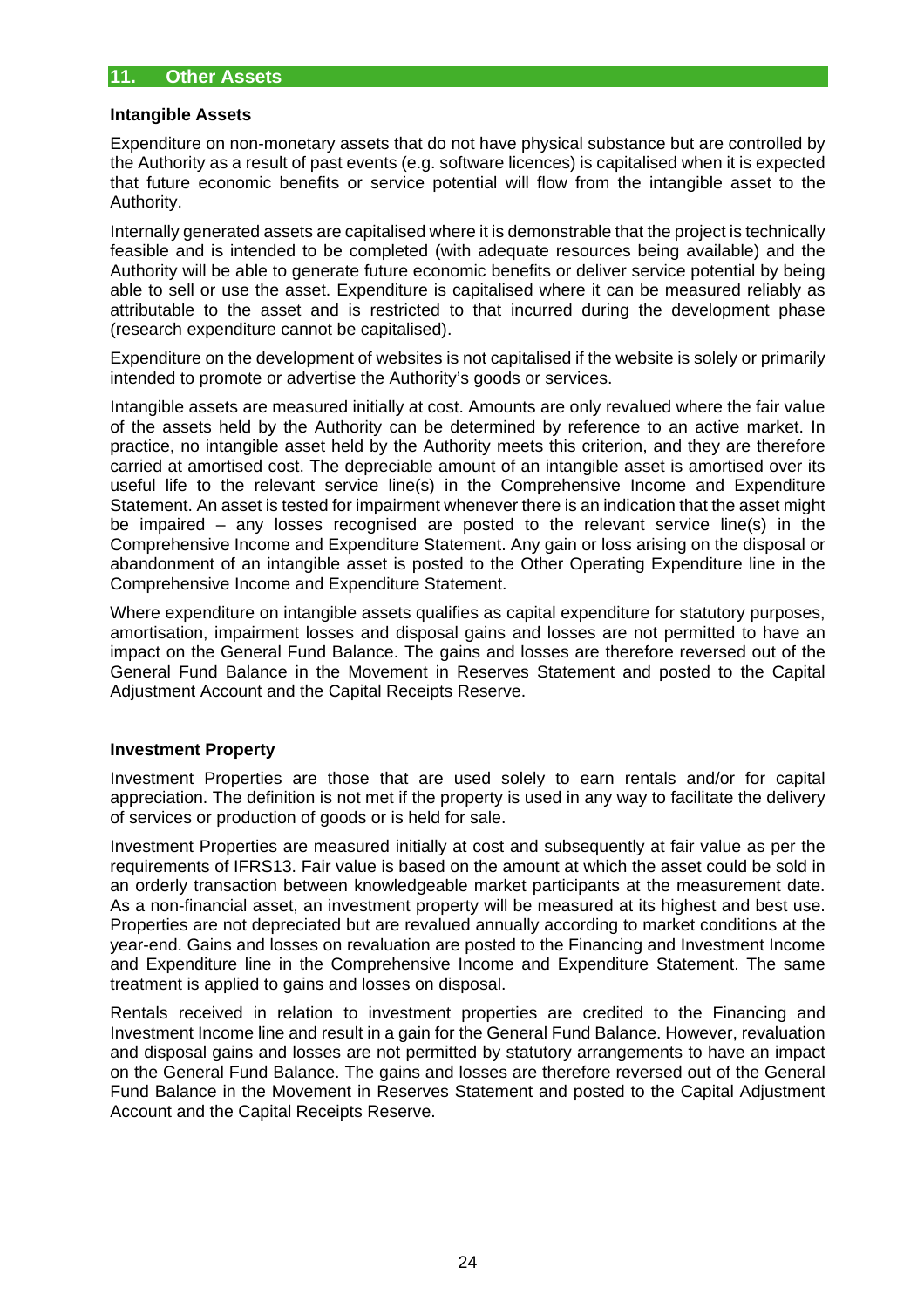## 11. Other Assets

### Intangible Assets

Expenditure on non-monetary assets that do not have physical substance but are controlled by the Authority as a result of past events (e.g. software licences) is capitalised when it is expected that future economic benefits or service potential will flow from the intangible asset to the Authority.

Internally generated assets are capitalised where it is demonstrable that the project is technically feasible and is intended to be completed (with adequate resources being available) and the Authority will be able to generate future economic benefits or deliver service potential by being able to sell or use the asset. Expenditure is capitalised where it can be measured reliably as attributable to the asset and is restricted to that incurred during the development phase (research expenditure cannot be capitalised).

Expenditure on the development of websites is not capitalised if the website is solely or primarily intended to promote or advertise the Authority's goods or services.

Intangible assets are measured initially at cost. Amounts are only revalued where the fair value of the assets held by the Authority can be determined by reference to an active market. In practice, no intangible asset held by the Authority meets this criterion, and they are therefore carried at amortised cost. The depreciable amount of an intangible asset is amortised over its useful life to the relevant service line(s) in the Comprehensive Income and Expenditure Statement. An asset is tested for impairment whenever there is an indication that the asset might be impaired – any losses recognised are posted to the relevant service line(s) in the Comprehensive Income and Expenditure Statement. Any gain or loss arising on the disposal or abandonment of an intangible asset is posted to the Other Operating Expenditure line in the Comprehensive Income and Expenditure Statement.

Where expenditure on intangible assets qualifies as capital expenditure for statutory purposes, amortisation, impairment losses and disposal gains and losses are not permitted to have an impact on the General Fund Balance. The gains and losses are therefore reversed out of the General Fund Balance in the Movement in Reserves Statement and posted to the Capital Adjustment Account and the Capital Receipts Reserve.

### Investment Property

Investment Properties are those that are used solely to earn rentals and/or for capital appreciation. The definition is not met if the property is used in any way to facilitate the delivery of services or production of goods or is held for sale.

Investment Properties are measured initially at cost and subsequently at fair value as per the requirements of IFRS13. Fair value is based on the amount at which the asset could be sold in an orderly transaction between knowledgeable market participants at the measurement date. As a non-financial asset, an investment property will be measured at its highest and best use. Properties are not depreciated but are revalued annually according to market conditions at the year-end. Gains and losses on revaluation are posted to the Financing and Investment Income and Expenditure line in the Comprehensive Income and Expenditure Statement. The same treatment is applied to gains and losses on disposal.

Rentals received in relation to investment properties are credited to the Financing and Investment Income line and result in a gain for the General Fund Balance. However, revaluation and disposal gains and losses are not permitted by statutory arrangements to have an impact on the General Fund Balance. The gains and losses are therefore reversed out of the General Fund Balance in the Movement in Reserves Statement and posted to the Capital Adjustment Account and the Capital Receipts Reserve.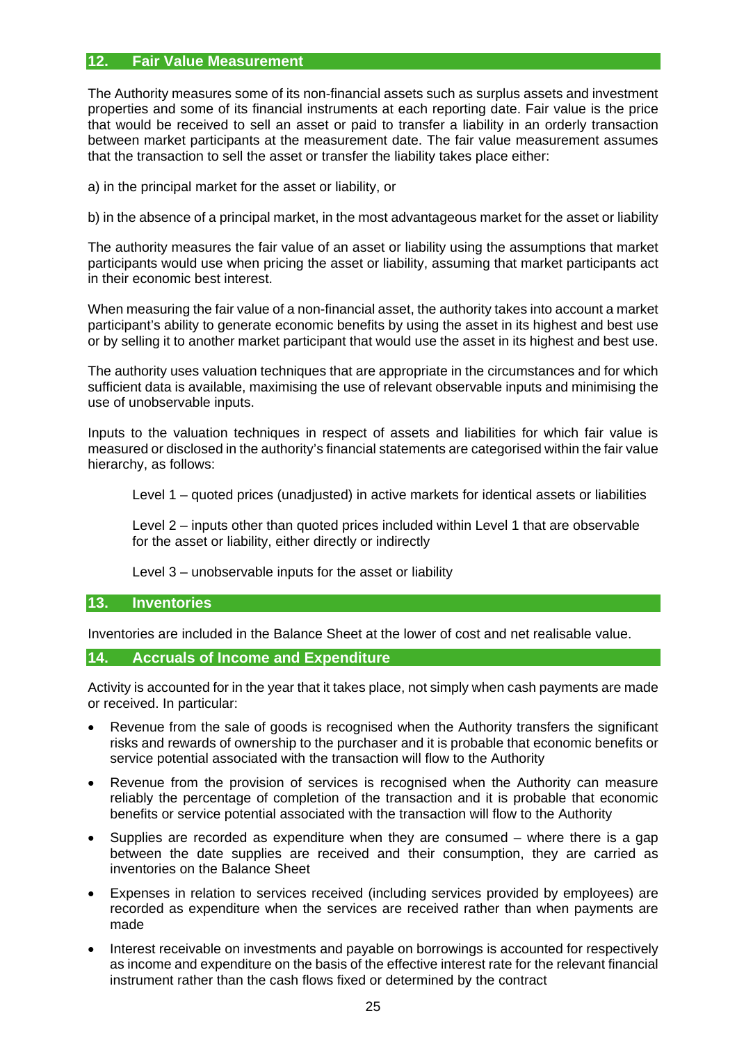## 12. Fair Value Measurement

The Authority measures some of its non-financial assets such as surplus assets and investment properties and some of its financial instruments at each reporting date. Fair value is the price that would be received to sell an asset or paid to transfer a liability in an orderly transaction between market participants at the measurement date. The fair value measurement assumes that the transaction to sell the asset or transfer the liability takes place either:

a) in the principal market for the asset or liability, or

b) in the absence of a principal market, in the most advantageous market for the asset or liability

The authority measures the fair value of an asset or liability using the assumptions that market participants would use when pricing the asset or liability, assuming that market participants act in their economic best interest.

When measuring the fair value of a non-financial asset, the authority takes into account a market participant's ability to generate economic benefits by using the asset in its highest and best use or by selling it to another market participant that would use the asset in its highest and best use.

The authority uses valuation techniques that are appropriate in the circumstances and for which sufficient data is available, maximising the use of relevant observable inputs and minimising the use of unobservable inputs.

Inputs to the valuation techniques in respect of assets and liabilities for which fair value is measured or disclosed in the authority's financial statements are categorised within the fair value hierarchy, as follows:

> Level 1 – quoted prices (unadjusted) in active markets for identical assets or liabilities
>
> Level 2 – inputs other than quoted prices included within Level 1 that are observable for the asset or liability, either directly or indirectly
>
> Level 3 – unobservable inputs for the asset or liability

## 13. Inventories

Inventories are included in the Balance Sheet at the lower of cost and net realisable value.

## 14. Accruals of Income and Expenditure

Activity is accounted for in the year that it takes place, not simply when cash payments are made or received. In particular:

- Revenue from the sale of goods is recognised when the Authority transfers the significant risks and rewards of ownership to the purchaser and it is probable that economic benefits or service potential associated with the transaction will flow to the Authority
- Revenue from the provision of services is recognised when the Authority can measure reliably the percentage of completion of the transaction and it is probable that economic benefits or service potential associated with the transaction will flow to the Authority
- Supplies are recorded as expenditure when they are consumed – where there is a gap between the date supplies are received and their consumption, they are carried as inventories on the Balance Sheet
- Expenses in relation to services received (including services provided by employees) are recorded as expenditure when the services are received rather than when payments are made
- Interest receivable on investments and payable on borrowings is accounted for respectively as income and expenditure on the basis of the effective interest rate for the relevant financial instrument rather than the cash flows fixed or determined by the contract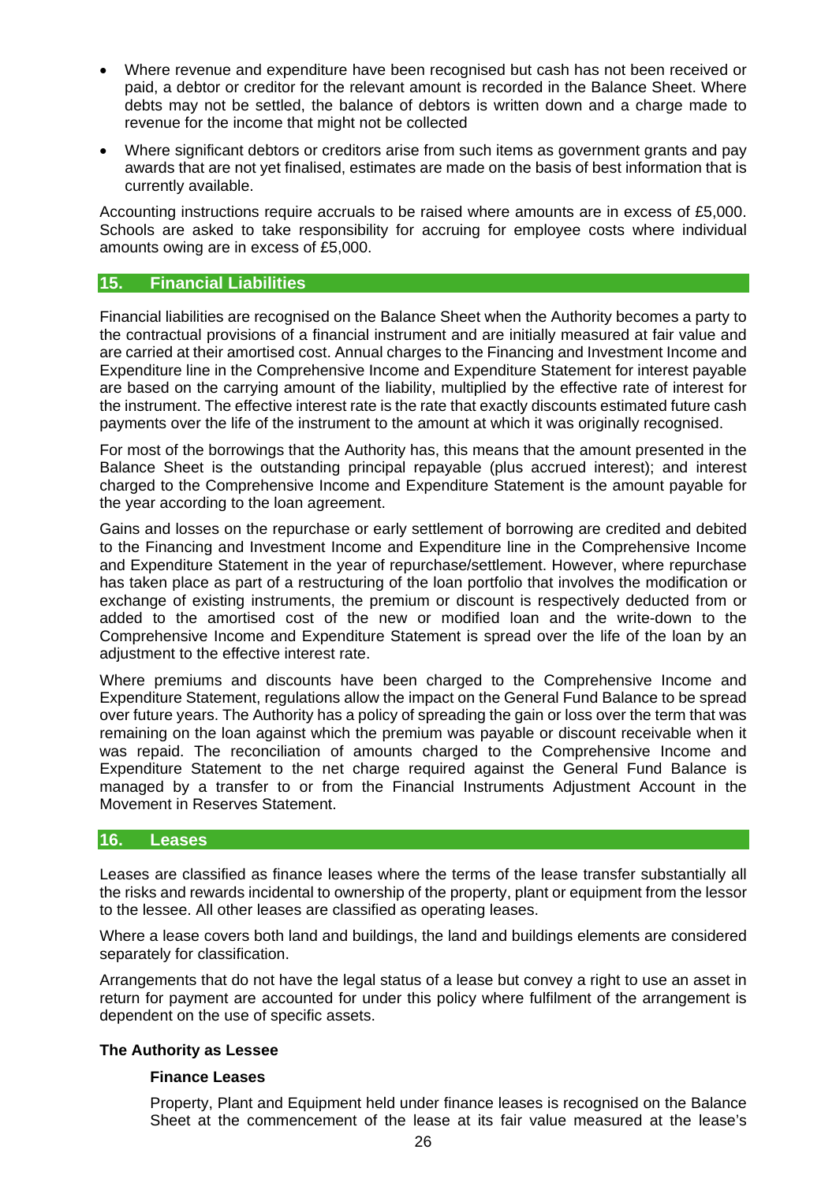- Where revenue and expenditure have been recognised but cash has not been received or paid, a debtor or creditor for the relevant amount is recorded in the Balance Sheet. Where debts may not be settled, the balance of debtors is written down and a charge made to revenue for the income that might not be collected
- Where significant debtors or creditors arise from such items as government grants and pay awards that are not yet finalised, estimates are made on the basis of best information that is currently available.

Accounting instructions require accruals to be raised where amounts are in excess of £5,000. Schools are asked to take responsibility for accruing for employee costs where individual amounts owing are in excess of £5,000.

## 15. Financial Liabilities

Financial liabilities are recognised on the Balance Sheet when the Authority becomes a party to the contractual provisions of a financial instrument and are initially measured at fair value and are carried at their amortised cost. Annual charges to the Financing and Investment Income and Expenditure line in the Comprehensive Income and Expenditure Statement for interest payable are based on the carrying amount of the liability, multiplied by the effective rate of interest for the instrument. The effective interest rate is the rate that exactly discounts estimated future cash payments over the life of the instrument to the amount at which it was originally recognised.

For most of the borrowings that the Authority has, this means that the amount presented in the Balance Sheet is the outstanding principal repayable (plus accrued interest); and interest charged to the Comprehensive Income and Expenditure Statement is the amount payable for the year according to the loan agreement.

Gains and losses on the repurchase or early settlement of borrowing are credited and debited to the Financing and Investment Income and Expenditure line in the Comprehensive Income and Expenditure Statement in the year of repurchase/settlement. However, where repurchase has taken place as part of a restructuring of the loan portfolio that involves the modification or exchange of existing instruments, the premium or discount is respectively deducted from or added to the amortised cost of the new or modified loan and the write-down to the Comprehensive Income and Expenditure Statement is spread over the life of the loan by an adjustment to the effective interest rate.

Where premiums and discounts have been charged to the Comprehensive Income and Expenditure Statement, regulations allow the impact on the General Fund Balance to be spread over future years. The Authority has a policy of spreading the gain or loss over the term that was remaining on the loan against which the premium was payable or discount receivable when it was repaid. The reconciliation of amounts charged to the Comprehensive Income and Expenditure Statement to the net charge required against the General Fund Balance is managed by a transfer to or from the Financial Instruments Adjustment Account in the Movement in Reserves Statement.

## 16. Leases

Leases are classified as finance leases where the terms of the lease transfer substantially all the risks and rewards incidental to ownership of the property, plant or equipment from the lessor to the lessee. All other leases are classified as operating leases.

Where a lease covers both land and buildings, the land and buildings elements are considered separately for classification.

Arrangements that do not have the legal status of a lease but convey a right to use an asset in return for payment are accounted for under this policy where fulfilment of the arrangement is dependent on the use of specific assets.

### The Authority as Lessee

#### Finance Leases

Property, Plant and Equipment held under finance leases is recognised on the Balance Sheet at the commencement of the lease at its fair value measured at the lease's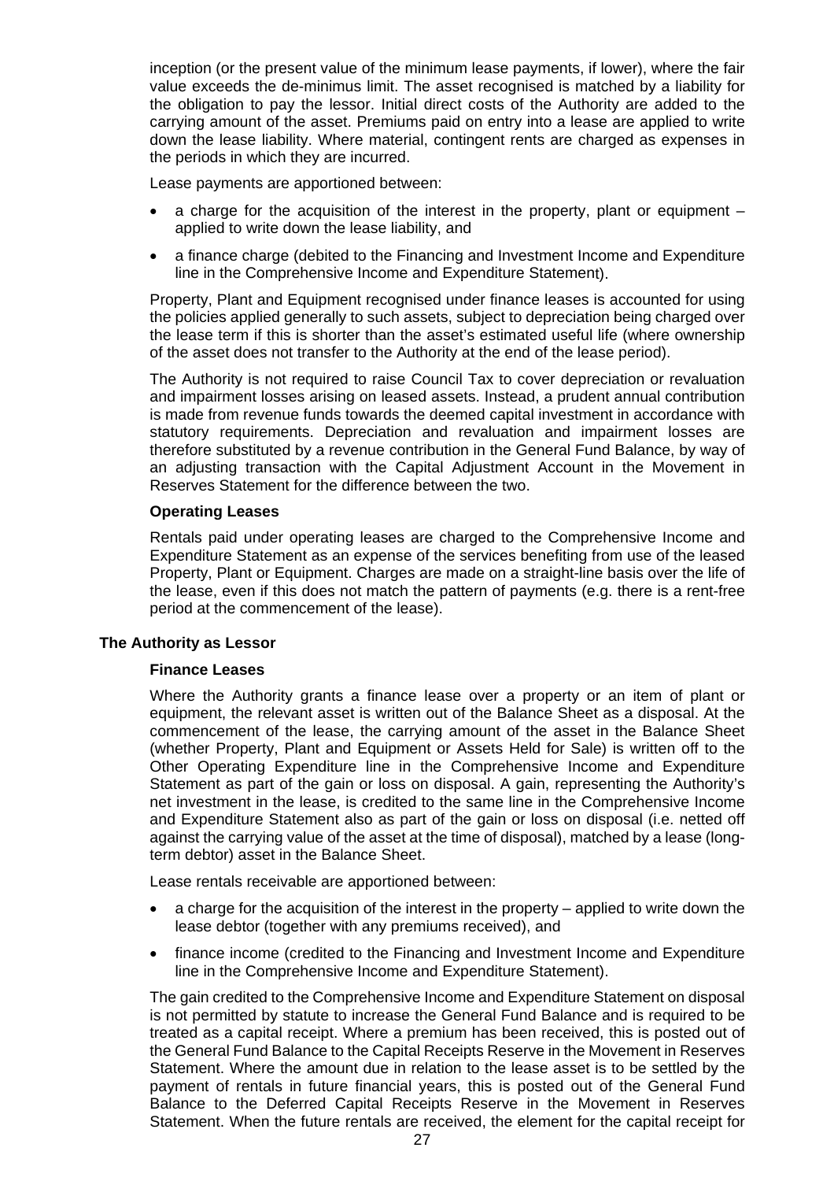inception (or the present value of the minimum lease payments, if lower), where the fair value exceeds the de-minimus limit. The asset recognised is matched by a liability for the obligation to pay the lessor. Initial direct costs of the Authority are added to the carrying amount of the asset. Premiums paid on entry into a lease are applied to write down the lease liability. Where material, contingent rents are charged as expenses in the periods in which they are incurred.

Lease payments are apportioned between:

- a charge for the acquisition of the interest in the property, plant or equipment – applied to write down the lease liability, and
- a finance charge (debited to the Financing and Investment Income and Expenditure line in the Comprehensive Income and Expenditure Statement).

Property, Plant and Equipment recognised under finance leases is accounted for using the policies applied generally to such assets, subject to depreciation being charged over the lease term if this is shorter than the asset's estimated useful life (where ownership of the asset does not transfer to the Authority at the end of the lease period).

The Authority is not required to raise Council Tax to cover depreciation or revaluation and impairment losses arising on leased assets. Instead, a prudent annual contribution is made from revenue funds towards the deemed capital investment in accordance with statutory requirements. Depreciation and revaluation and impairment losses are therefore substituted by a revenue contribution in the General Fund Balance, by way of an adjusting transaction with the Capital Adjustment Account in the Movement in Reserves Statement for the difference between the two.

**Operating Leases**

Rentals paid under operating leases are charged to the Comprehensive Income and Expenditure Statement as an expense of the services benefiting from use of the leased Property, Plant or Equipment. Charges are made on a straight-line basis over the life of the lease, even if this does not match the pattern of payments (e.g. there is a rent-free period at the commencement of the lease).

**The Authority as Lessor**

**Finance Leases**

Where the Authority grants a finance lease over a property or an item of plant or equipment, the relevant asset is written out of the Balance Sheet as a disposal. At the commencement of the lease, the carrying amount of the asset in the Balance Sheet (whether Property, Plant and Equipment or Assets Held for Sale) is written off to the Other Operating Expenditure line in the Comprehensive Income and Expenditure Statement as part of the gain or loss on disposal. A gain, representing the Authority's net investment in the lease, is credited to the same line in the Comprehensive Income and Expenditure Statement also as part of the gain or loss on disposal (i.e. netted off against the carrying value of the asset at the time of disposal), matched by a lease (long-term debtor) asset in the Balance Sheet.

Lease rentals receivable are apportioned between:

- a charge for the acquisition of the interest in the property – applied to write down the lease debtor (together with any premiums received), and
- finance income (credited to the Financing and Investment Income and Expenditure line in the Comprehensive Income and Expenditure Statement).

The gain credited to the Comprehensive Income and Expenditure Statement on disposal is not permitted by statute to increase the General Fund Balance and is required to be treated as a capital receipt. Where a premium has been received, this is posted out of the General Fund Balance to the Capital Receipts Reserve in the Movement in Reserves Statement. Where the amount due in relation to the lease asset is to be settled by the payment of rentals in future financial years, this is posted out of the General Fund Balance to the Deferred Capital Receipts Reserve in the Movement in Reserves Statement. When the future rentals are received, the element for the capital receipt for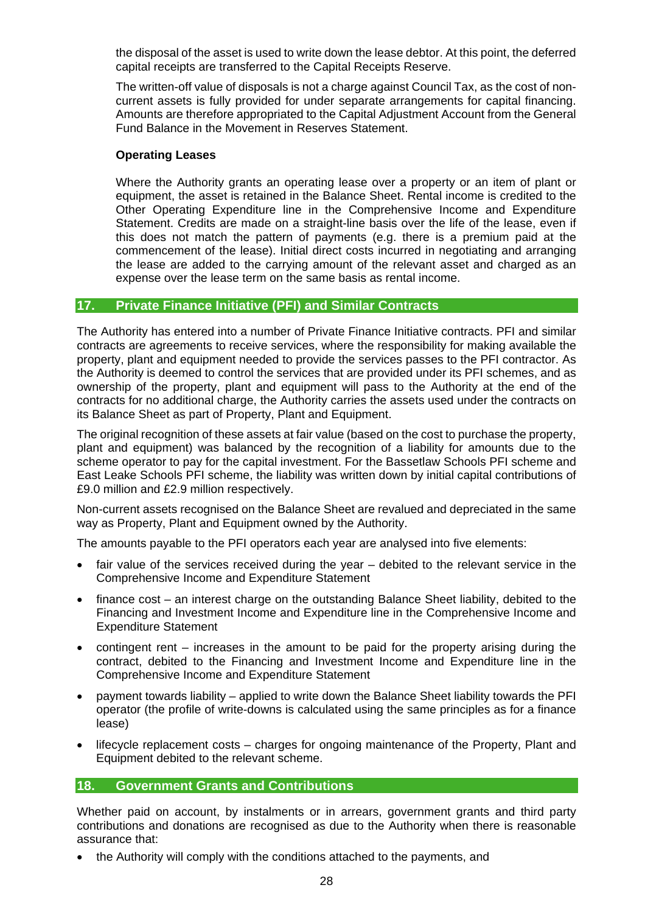the disposal of the asset is used to write down the lease debtor. At this point, the deferred capital receipts are transferred to the Capital Receipts Reserve.

The written-off value of disposals is not a charge against Council Tax, as the cost of non-current assets is fully provided for under separate arrangements for capital financing. Amounts are therefore appropriated to the Capital Adjustment Account from the General Fund Balance in the Movement in Reserves Statement.

**Operating Leases**

Where the Authority grants an operating lease over a property or an item of plant or equipment, the asset is retained in the Balance Sheet. Rental income is credited to the Other Operating Expenditure line in the Comprehensive Income and Expenditure Statement. Credits are made on a straight-line basis over the life of the lease, even if this does not match the pattern of payments (e.g. there is a premium paid at the commencement of the lease). Initial direct costs incurred in negotiating and arranging the lease are added to the carrying amount of the relevant asset and charged as an expense over the lease term on the same basis as rental income.

## 17. Private Finance Initiative (PFI) and Similar Contracts

The Authority has entered into a number of Private Finance Initiative contracts. PFI and similar contracts are agreements to receive services, where the responsibility for making available the property, plant and equipment needed to provide the services passes to the PFI contractor. As the Authority is deemed to control the services that are provided under its PFI schemes, and as ownership of the property, plant and equipment will pass to the Authority at the end of the contracts for no additional charge, the Authority carries the assets used under the contracts on its Balance Sheet as part of Property, Plant and Equipment.

The original recognition of these assets at fair value (based on the cost to purchase the property, plant and equipment) was balanced by the recognition of a liability for amounts due to the scheme operator to pay for the capital investment. For the Bassetlaw Schools PFI scheme and East Leake Schools PFI scheme, the liability was written down by initial capital contributions of £9.0 million and £2.9 million respectively.

Non-current assets recognised on the Balance Sheet are revalued and depreciated in the same way as Property, Plant and Equipment owned by the Authority.

The amounts payable to the PFI operators each year are analysed into five elements:

- fair value of the services received during the year – debited to the relevant service in the Comprehensive Income and Expenditure Statement
- finance cost – an interest charge on the outstanding Balance Sheet liability, debited to the Financing and Investment Income and Expenditure line in the Comprehensive Income and Expenditure Statement
- contingent rent – increases in the amount to be paid for the property arising during the contract, debited to the Financing and Investment Income and Expenditure line in the Comprehensive Income and Expenditure Statement
- payment towards liability – applied to write down the Balance Sheet liability towards the PFI operator (the profile of write-downs is calculated using the same principles as for a finance lease)
- lifecycle replacement costs – charges for ongoing maintenance of the Property, Plant and Equipment debited to the relevant scheme.

## 18. Government Grants and Contributions

Whether paid on account, by instalments or in arrears, government grants and third party contributions and donations are recognised as due to the Authority when there is reasonable assurance that:

- the Authority will comply with the conditions attached to the payments, and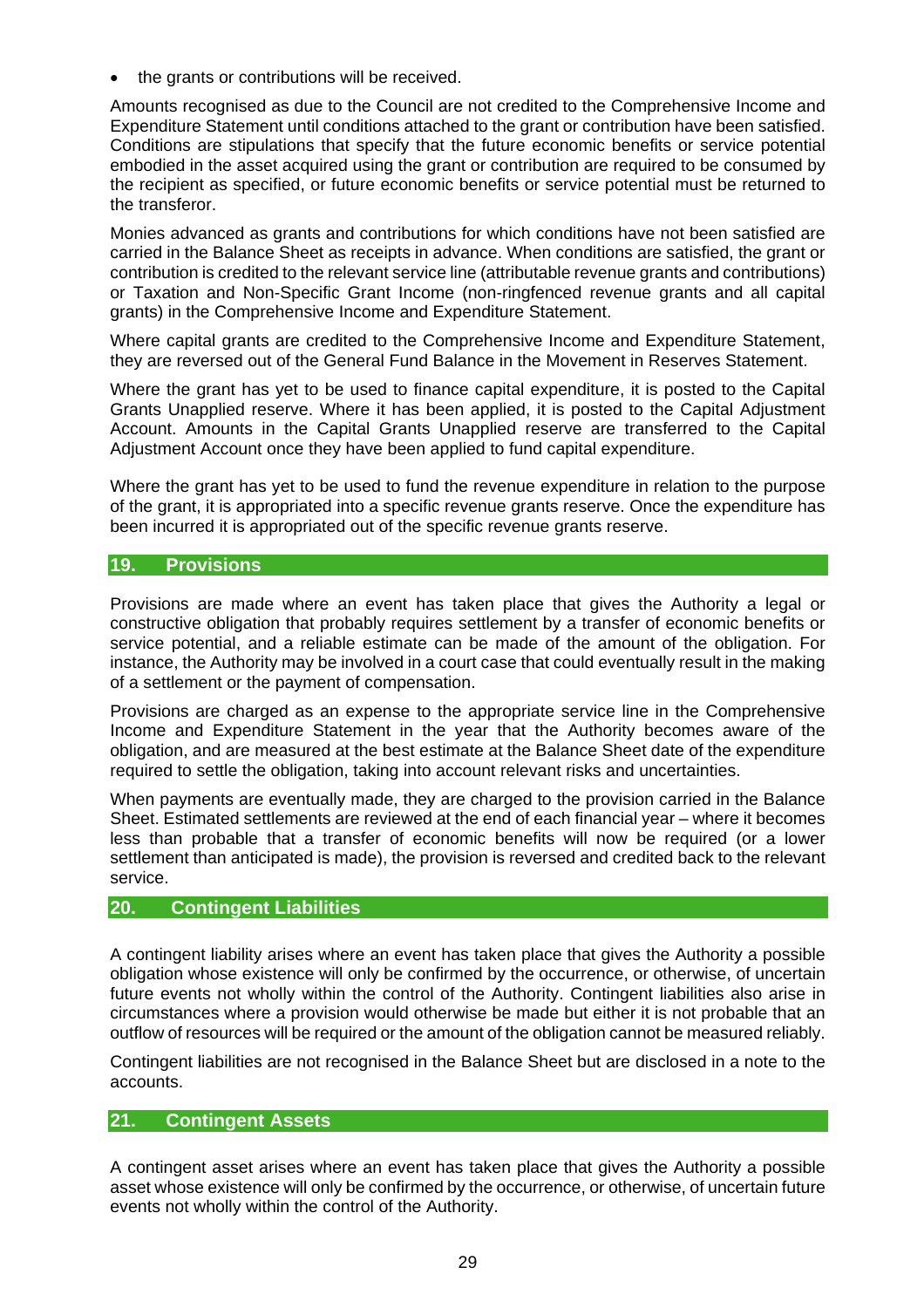- the grants or contributions will be received.

Amounts recognised as due to the Council are not credited to the Comprehensive Income and Expenditure Statement until conditions attached to the grant or contribution have been satisfied. Conditions are stipulations that specify that the future economic benefits or service potential embodied in the asset acquired using the grant or contribution are required to be consumed by the recipient as specified, or future economic benefits or service potential must be returned to the transferor.

Monies advanced as grants and contributions for which conditions have not been satisfied are carried in the Balance Sheet as receipts in advance. When conditions are satisfied, the grant or contribution is credited to the relevant service line (attributable revenue grants and contributions) or Taxation and Non-Specific Grant Income (non-ringfenced revenue grants and all capital grants) in the Comprehensive Income and Expenditure Statement.

Where capital grants are credited to the Comprehensive Income and Expenditure Statement, they are reversed out of the General Fund Balance in the Movement in Reserves Statement.

Where the grant has yet to be used to finance capital expenditure, it is posted to the Capital Grants Unapplied reserve. Where it has been applied, it is posted to the Capital Adjustment Account. Amounts in the Capital Grants Unapplied reserve are transferred to the Capital Adjustment Account once they have been applied to fund capital expenditure.

Where the grant has yet to be used to fund the revenue expenditure in relation to the purpose of the grant, it is appropriated into a specific revenue grants reserve. Once the expenditure has been incurred it is appropriated out of the specific revenue grants reserve.

## 19. Provisions

Provisions are made where an event has taken place that gives the Authority a legal or constructive obligation that probably requires settlement by a transfer of economic benefits or service potential, and a reliable estimate can be made of the amount of the obligation. For instance, the Authority may be involved in a court case that could eventually result in the making of a settlement or the payment of compensation.

Provisions are charged as an expense to the appropriate service line in the Comprehensive Income and Expenditure Statement in the year that the Authority becomes aware of the obligation, and are measured at the best estimate at the Balance Sheet date of the expenditure required to settle the obligation, taking into account relevant risks and uncertainties.

When payments are eventually made, they are charged to the provision carried in the Balance Sheet. Estimated settlements are reviewed at the end of each financial year – where it becomes less than probable that a transfer of economic benefits will now be required (or a lower settlement than anticipated is made), the provision is reversed and credited back to the relevant service.

## 20. Contingent Liabilities

A contingent liability arises where an event has taken place that gives the Authority a possible obligation whose existence will only be confirmed by the occurrence, or otherwise, of uncertain future events not wholly within the control of the Authority. Contingent liabilities also arise in circumstances where a provision would otherwise be made but either it is not probable that an outflow of resources will be required or the amount of the obligation cannot be measured reliably.

Contingent liabilities are not recognised in the Balance Sheet but are disclosed in a note to the accounts.

## 21. Contingent Assets

A contingent asset arises where an event has taken place that gives the Authority a possible asset whose existence will only be confirmed by the occurrence, or otherwise, of uncertain future events not wholly within the control of the Authority.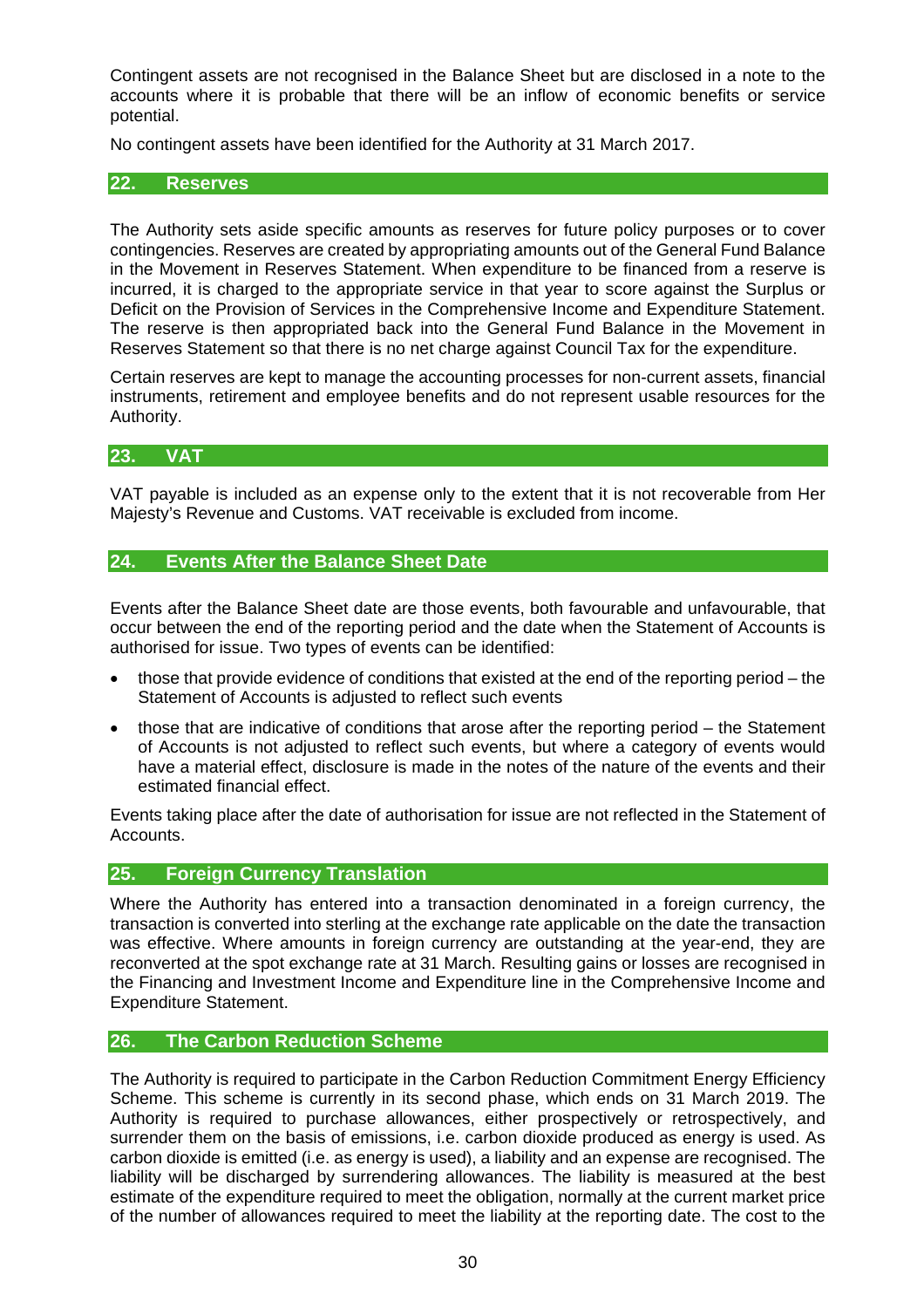Contingent assets are not recognised in the Balance Sheet but are disclosed in a note to the accounts where it is probable that there will be an inflow of economic benefits or service potential.

No contingent assets have been identified for the Authority at 31 March 2017.

## 22. Reserves

The Authority sets aside specific amounts as reserves for future policy purposes or to cover contingencies. Reserves are created by appropriating amounts out of the General Fund Balance in the Movement in Reserves Statement. When expenditure to be financed from a reserve is incurred, it is charged to the appropriate service in that year to score against the Surplus or Deficit on the Provision of Services in the Comprehensive Income and Expenditure Statement. The reserve is then appropriated back into the General Fund Balance in the Movement in Reserves Statement so that there is no net charge against Council Tax for the expenditure.

Certain reserves are kept to manage the accounting processes for non-current assets, financial instruments, retirement and employee benefits and do not represent usable resources for the Authority.

## 23. VAT

VAT payable is included as an expense only to the extent that it is not recoverable from Her Majesty's Revenue and Customs. VAT receivable is excluded from income.

## 24. Events After the Balance Sheet Date

Events after the Balance Sheet date are those events, both favourable and unfavourable, that occur between the end of the reporting period and the date when the Statement of Accounts is authorised for issue. Two types of events can be identified:

- those that provide evidence of conditions that existed at the end of the reporting period – the Statement of Accounts is adjusted to reflect such events
- those that are indicative of conditions that arose after the reporting period – the Statement of Accounts is not adjusted to reflect such events, but where a category of events would have a material effect, disclosure is made in the notes of the nature of the events and their estimated financial effect.

Events taking place after the date of authorisation for issue are not reflected in the Statement of Accounts.

## 25. Foreign Currency Translation

Where the Authority has entered into a transaction denominated in a foreign currency, the transaction is converted into sterling at the exchange rate applicable on the date the transaction was effective. Where amounts in foreign currency are outstanding at the year-end, they are reconverted at the spot exchange rate at 31 March. Resulting gains or losses are recognised in the Financing and Investment Income and Expenditure line in the Comprehensive Income and Expenditure Statement.

## 26. The Carbon Reduction Scheme

The Authority is required to participate in the Carbon Reduction Commitment Energy Efficiency Scheme. This scheme is currently in its second phase, which ends on 31 March 2019. The Authority is required to purchase allowances, either prospectively or retrospectively, and surrender them on the basis of emissions, i.e. carbon dioxide produced as energy is used. As carbon dioxide is emitted (i.e. as energy is used), a liability and an expense are recognised. The liability will be discharged by surrendering allowances. The liability is measured at the best estimate of the expenditure required to meet the obligation, normally at the current market price of the number of allowances required to meet the liability at the reporting date. The cost to the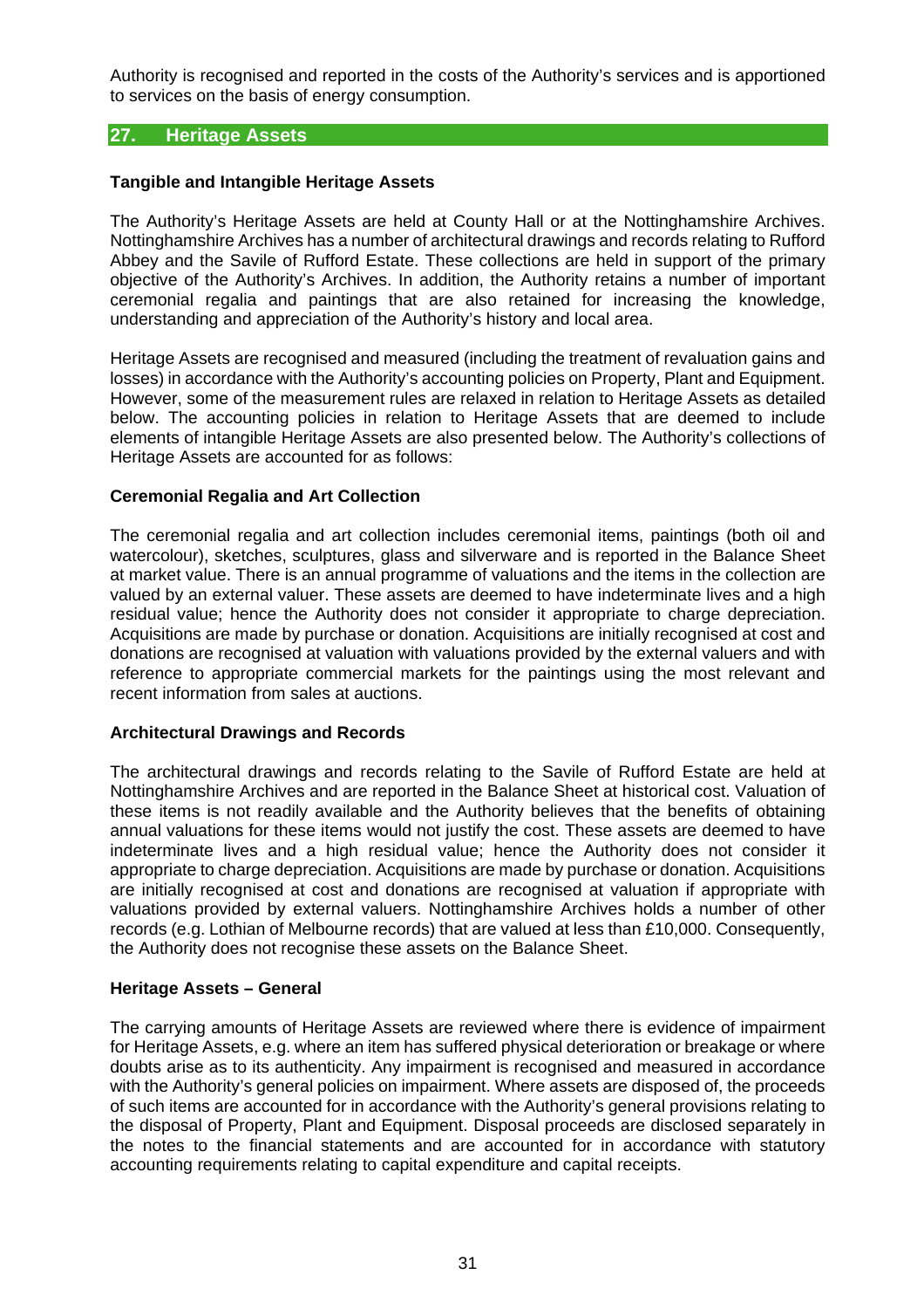Authority is recognised and reported in the costs of the Authority's services and is apportioned to services on the basis of energy consumption.

## 27. Heritage Assets

### Tangible and Intangible Heritage Assets

The Authority's Heritage Assets are held at County Hall or at the Nottinghamshire Archives. Nottinghamshire Archives has a number of architectural drawings and records relating to Rufford Abbey and the Savile of Rufford Estate. These collections are held in support of the primary objective of the Authority's Archives. In addition, the Authority retains a number of important ceremonial regalia and paintings that are also retained for increasing the knowledge, understanding and appreciation of the Authority's history and local area.

Heritage Assets are recognised and measured (including the treatment of revaluation gains and losses) in accordance with the Authority's accounting policies on Property, Plant and Equipment. However, some of the measurement rules are relaxed in relation to Heritage Assets as detailed below. The accounting policies in relation to Heritage Assets that are deemed to include elements of intangible Heritage Assets are also presented below. The Authority's collections of Heritage Assets are accounted for as follows:

### Ceremonial Regalia and Art Collection

The ceremonial regalia and art collection includes ceremonial items, paintings (both oil and watercolour), sketches, sculptures, glass and silverware and is reported in the Balance Sheet at market value. There is an annual programme of valuations and the items in the collection are valued by an external valuer. These assets are deemed to have indeterminate lives and a high residual value; hence the Authority does not consider it appropriate to charge depreciation. Acquisitions are made by purchase or donation. Acquisitions are initially recognised at cost and donations are recognised at valuation with valuations provided by the external valuers and with reference to appropriate commercial markets for the paintings using the most relevant and recent information from sales at auctions.

### Architectural Drawings and Records

The architectural drawings and records relating to the Savile of Rufford Estate are held at Nottinghamshire Archives and are reported in the Balance Sheet at historical cost. Valuation of these items is not readily available and the Authority believes that the benefits of obtaining annual valuations for these items would not justify the cost. These assets are deemed to have indeterminate lives and a high residual value; hence the Authority does not consider it appropriate to charge depreciation. Acquisitions are made by purchase or donation. Acquisitions are initially recognised at cost and donations are recognised at valuation if appropriate with valuations provided by external valuers. Nottinghamshire Archives holds a number of other records (e.g. Lothian of Melbourne records) that are valued at less than £10,000. Consequently, the Authority does not recognise these assets on the Balance Sheet.

### Heritage Assets – General

The carrying amounts of Heritage Assets are reviewed where there is evidence of impairment for Heritage Assets, e.g. where an item has suffered physical deterioration or breakage or where doubts arise as to its authenticity. Any impairment is recognised and measured in accordance with the Authority's general policies on impairment. Where assets are disposed of, the proceeds of such items are accounted for in accordance with the Authority's general provisions relating to the disposal of Property, Plant and Equipment. Disposal proceeds are disclosed separately in the notes to the financial statements and are accounted for in accordance with statutory accounting requirements relating to capital expenditure and capital receipts.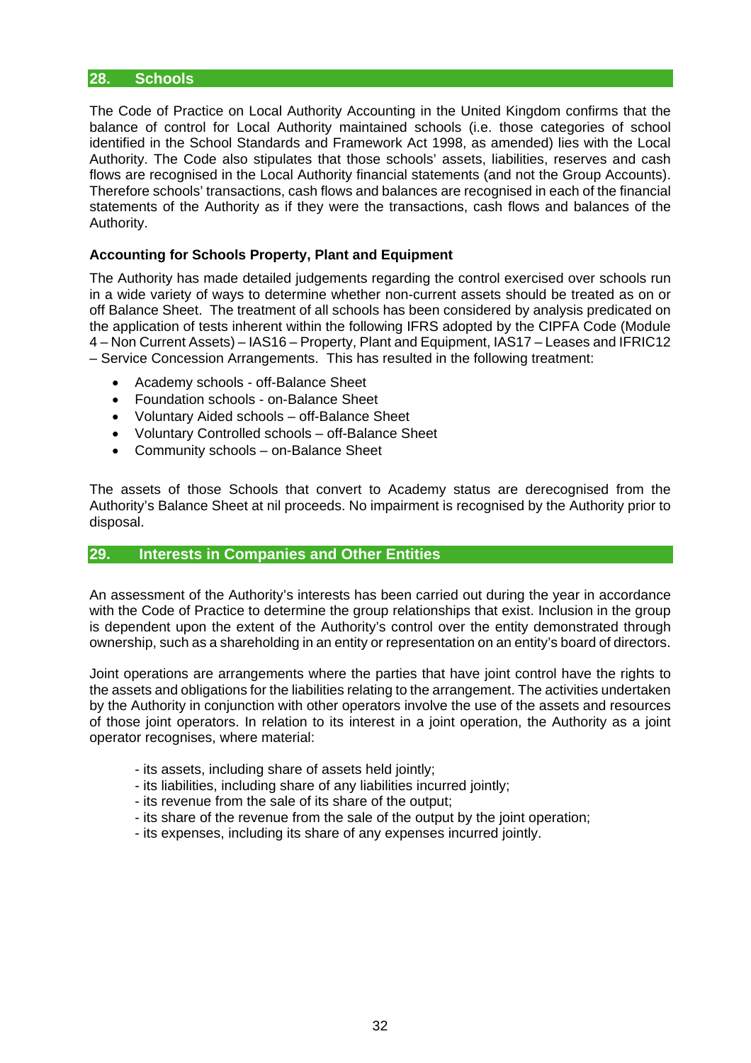## 28. Schools

The Code of Practice on Local Authority Accounting in the United Kingdom confirms that the balance of control for Local Authority maintained schools (i.e. those categories of school identified in the School Standards and Framework Act 1998, as amended) lies with the Local Authority. The Code also stipulates that those schools' assets, liabilities, reserves and cash flows are recognised in the Local Authority financial statements (and not the Group Accounts). Therefore schools' transactions, cash flows and balances are recognised in each of the financial statements of the Authority as if they were the transactions, cash flows and balances of the Authority.

**Accounting for Schools Property, Plant and Equipment**

The Authority has made detailed judgements regarding the control exercised over schools run in a wide variety of ways to determine whether non-current assets should be treated as on or off Balance Sheet. The treatment of all schools has been considered by analysis predicated on the application of tests inherent within the following IFRS adopted by the CIPFA Code (Module 4 – Non Current Assets) – IAS16 – Property, Plant and Equipment, IAS17 – Leases and IFRIC12 – Service Concession Arrangements. This has resulted in the following treatment:

- Academy schools - off-Balance Sheet
- Foundation schools - on-Balance Sheet
- Voluntary Aided schools – off-Balance Sheet
- Voluntary Controlled schools – off-Balance Sheet
- Community schools – on-Balance Sheet

The assets of those Schools that convert to Academy status are derecognised from the Authority's Balance Sheet at nil proceeds. No impairment is recognised by the Authority prior to disposal.

## 29. Interests in Companies and Other Entities

An assessment of the Authority's interests has been carried out during the year in accordance with the Code of Practice to determine the group relationships that exist. Inclusion in the group is dependent upon the extent of the Authority's control over the entity demonstrated through ownership, such as a shareholding in an entity or representation on an entity's board of directors.

Joint operations are arrangements where the parties that have joint control have the rights to the assets and obligations for the liabilities relating to the arrangement. The activities undertaken by the Authority in conjunction with other operators involve the use of the assets and resources of those joint operators. In relation to its interest in a joint operation, the Authority as a joint operator recognises, where material:

- its assets, including share of assets held jointly;
- its liabilities, including share of any liabilities incurred jointly;
- its revenue from the sale of its share of the output;
- its share of the revenue from the sale of the output by the joint operation;
- its expenses, including its share of any expenses incurred jointly.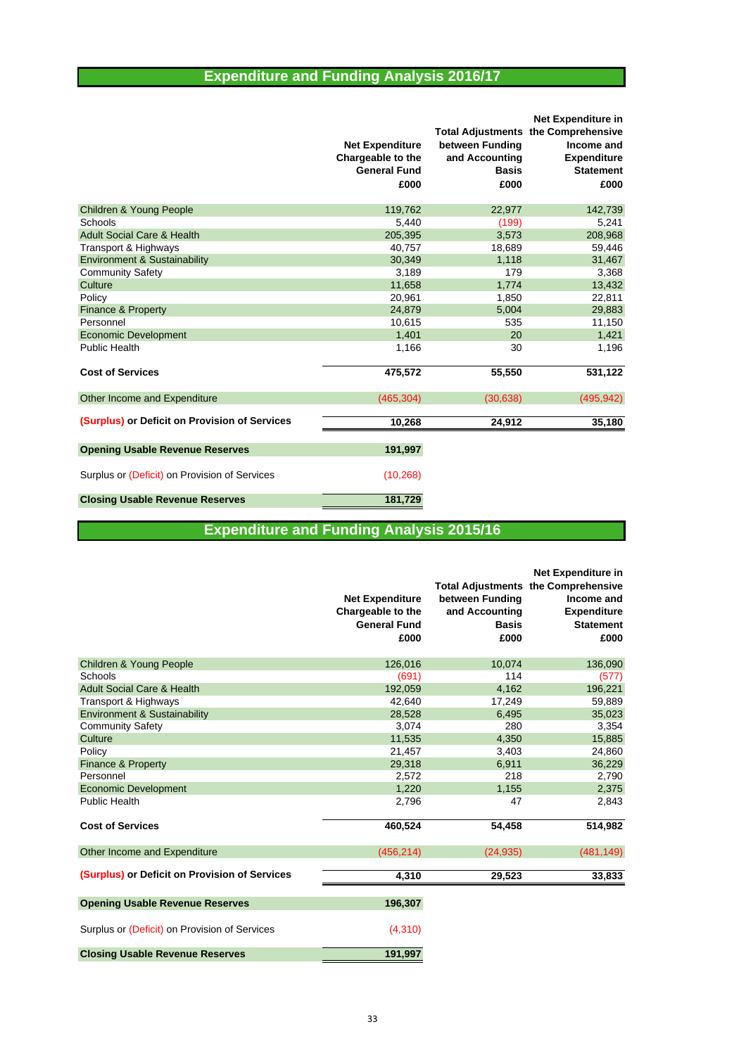# Expenditure and Funding Analysis 2016/17

| | Net Expenditure Chargeable to the General Fund £000 | Total Adjustments between Funding and Accounting Basis £000 | Net Expenditure in the Comprehensive Income and Expenditure Statement £000 |
|---|---|---|---|
| Children & Young People | 119,762 | 22,977 | 142,739 |
| Schools | 5,440 | (199) | 5,241 |
| Adult Social Care & Health | 205,395 | 3,573 | 208,968 |
| Transport & Highways | 40,757 | 18,689 | 59,446 |
| Environment & Sustainability | 30,349 | 1,118 | 31,467 |
| Community Safety | 3,189 | 179 | 3,368 |
| Culture | 11,658 | 1,774 | 13,432 |
| Policy | 20,961 | 1,850 | 22,811 |
| Finance & Property | 24,879 | 5,004 | 29,883 |
| Personnel | 10,615 | 535 | 11,150 |
| Economic Development | 1,401 | 20 | 1,421 |
| Public Health | 1,166 | 30 | 1,196 |
| **Cost of Services** | **475,572** | **55,550** | **531,122** |
| Other Income and Expenditure | (465,304) | (30,638) | (495,942) |
| **(Surplus) or Deficit on Provision of Services** | **10,268** | **24,912** | **35,180** |
| **Opening Usable Revenue Reserves** | **191,997** | | |
| Surplus or (Deficit) on Provision of Services | (10,268) | | |
| **Closing Usable Revenue Reserves** | **181,729** | | |

# Expenditure and Funding Analysis 2015/16

| | Net Expenditure Chargeable to the General Fund £000 | Total Adjustments between Funding and Accounting Basis £000 | Net Expenditure in the Comprehensive Income and Expenditure Statement £000 |
|---|---|---|---|
| Children & Young People | 126,016 | 10,074 | 136,090 |
| Schools | (691) | 114 | (577) |
| Adult Social Care & Health | 192,059 | 4,162 | 196,221 |
| Transport & Highways | 42,640 | 17,249 | 59,889 |
| Environment & Sustainability | 28,528 | 6,495 | 35,023 |
| Community Safety | 3,074 | 280 | 3,354 |
| Culture | 11,535 | 4,350 | 15,885 |
| Policy | 21,457 | 3,403 | 24,860 |
| Finance & Property | 29,318 | 6,911 | 36,229 |
| Personnel | 2,572 | 218 | 2,790 |
| Economic Development | 1,220 | 1,155 | 2,375 |
| Public Health | 2,796 | 47 | 2,843 |
| **Cost of Services** | **460,524** | **54,458** | **514,982** |
| Other Income and Expenditure | (456,214) | (24,935) | (481,149) |
| **(Surplus) or Deficit on Provision of Services** | **4,310** | **29,523** | **33,833** |
| **Opening Usable Revenue Reserves** | **196,307** | | |
| Surplus or (Deficit) on Provision of Services | (4,310) | | |
| **Closing Usable Revenue Reserves** | **191,997** | | |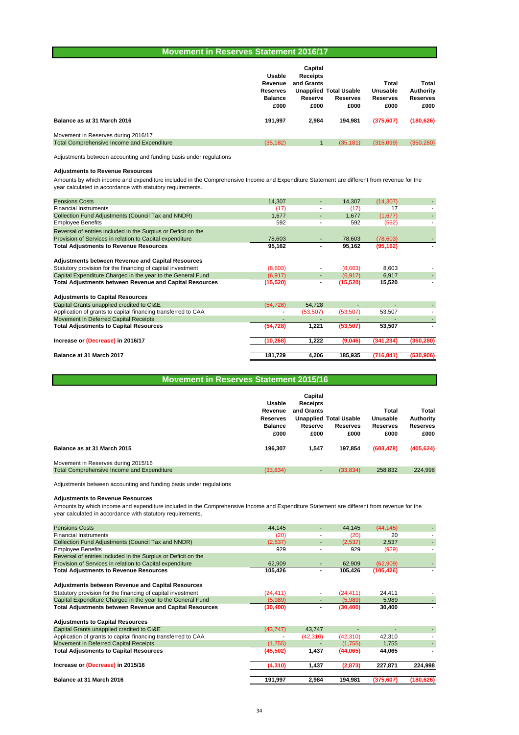## Movement in Reserves Statement 2016/17

| | Usable Revenue Reserves Balance £000 | Capital Receipts and Grants Unapplied Reserve £000 | Total Usable Reserves £000 | Total Unusable Reserves £000 | Total Authority Reserves £000 |
|---|---|---|---|---|---|
| **Balance as at 31 March 2016** | **191,997** | **2,984** | **194,981** | **(375,607)** | **(180,626)** |
| Movement in Reserves during 2016/17 | | | | | |
| Total Comprehensive Income and Expenditure | (35,182) | 1 | (35,181) | (315,099) | (350,280) |

Adjustments between accounting and funding basis under regulations

**Adjustments to Revenue Resources**

Amounts by which income and expenditure included in the Comprehensive Income and Expenditure Statement are different from revenue for the year calculated in accordance with statutory requirements.

| | | | | | |
|---|---|---|---|---|---|
| Pensions Costs | 14,307 | - | 14,307 | (14,307) | - |
| Financial Instruments | (17) | - | (17) | 17 | - |
| Collection Fund Adjustments (Council Tax and NNDR) | 1,677 | - | 1,677 | (1,677) | - |
| Employee Benefits | 592 | - | 592 | (592) | - |
| Reversal of entries included in the Surplus or Deficit on the Provision of Services in relation to Capital expenditure | 78,603 | - | 78,603 | (78,603) | - |
| **Total Adjustments to Revenue Resources** | **95,162** | **-** | **95,162** | **(95,162)** | **-** |
| **Adjustments between Revenue and Capital Resources** | | | | | |
| Statutory provision for the financing of capital investment | (8,603) | - | (8,603) | 8,603 | - |
| Capital Expenditure Charged in the year to the General Fund | (6,917) | - | (6,917) | 6,917 | - |
| **Total Adjustments between Revenue and Capital Resources** | **(15,520)** | **-** | **(15,520)** | **15,520** | **-** |
| **Adjustments to Capital Resources** | | | | | |
| Capital Grants unapplied credited to CI&E | (54,728) | 54,728 | - | - | - |
| Application of grants to capital financing transferred to CAA | - | (53,507) | (53,507) | 53,507 | - |
| Movement in Deferred Capital Receipts | - | - | - | - | - |
| **Total Adjustments to Capital Resources** | **(54,728)** | **1,221** | **(53,507)** | **53,507** | **-** |
| **Increase or (Decrease) in 2016/17** | **(10,268)** | **1,222** | **(9,046)** | **(341,234)** | **(350,280)** |
| **Balance at 31 March 2017** | **181,729** | **4,206** | **185,935** | **(716,841)** | **(530,906)** |

## Movement in Reserves Statement 2015/16

| | Usable Revenue Reserves Balance £000 | Capital Receipts and Grants Unapplied Reserve £000 | Total Usable Reserves £000 | Total Unusable Reserves £000 | Total Authority Reserves £000 |
|---|---|---|---|---|---|
| **Balance as at 31 March 2015** | **196,307** | **1,547** | **197,854** | **(603,478)** | **(405,624)** |
| Movement in Reserves during 2015/16 | | | | | |
| Total Comprehensive Income and Expenditure | (33,834) | - | (33,834) | 258,832 | 224,998 |

Adjustments between accounting and funding basis under regulations

**Adjustments to Revenue Resources**

Amounts by which income and expenditure included in the Comprehensive Income and Expenditure Statement are different from revenue for the year calculated in accordance with statutory requirements.

| | | | | | |
|---|---|---|---|---|---|
| Pensions Costs | 44,145 | - | 44,145 | (44,145) | - |
| Financial Instruments | (20) | - | (20) | 20 | - |
| Collection Fund Adjustments (Council Tax and NNDR) | (2,537) | - | (2,537) | 2,537 | - |
| Employee Benefits | 929 | - | 929 | (929) | - |
| Reversal of entries included in the Surplus or Deficit on the Provision of Services in relation to Capital expenditure | 62,909 | - | 62,909 | (62,909) | - |
| **Total Adjustments to Revenue Resources** | **105,426** | **-** | **105,426** | **(105,426)** | **-** |
| **Adjustments between Revenue and Capital Resources** | | | | | |
| Statutory provision for the financing of capital investment | (24,411) | - | (24,411) | 24,411 | - |
| Capital Expenditure Charged in the year to the General Fund | (5,989) | - | (5,989) | 5,989 | - |
| **Total Adjustments between Revenue and Capital Resources** | **(30,400)** | **-** | **(30,400)** | **30,400** | **-** |
| **Adjustments to Capital Resources** | | | | | |
| Capital Grants unapplied credited to CI&E | (43,747) | 43,747 | - | - | - |
| Application of grants to capital financing transferred to CAA | - | (42,310) | (42,310) | 42,310 | - |
| Movement in Deferred Capital Receipts | (1,755) | - | (1,755) | 1,755 | - |
| **Total Adjustments to Capital Resources** | **(45,502)** | **1,437** | **(44,065)** | **44,065** | **-** |
| **Increase or (Decrease) in 2015/16** | **(4,310)** | **1,437** | **(2,873)** | **227,871** | **224,998** |
| **Balance at 31 March 2016** | **191,997** | **2,984** | **194,981** | **(375,607)** | **(180,626)** |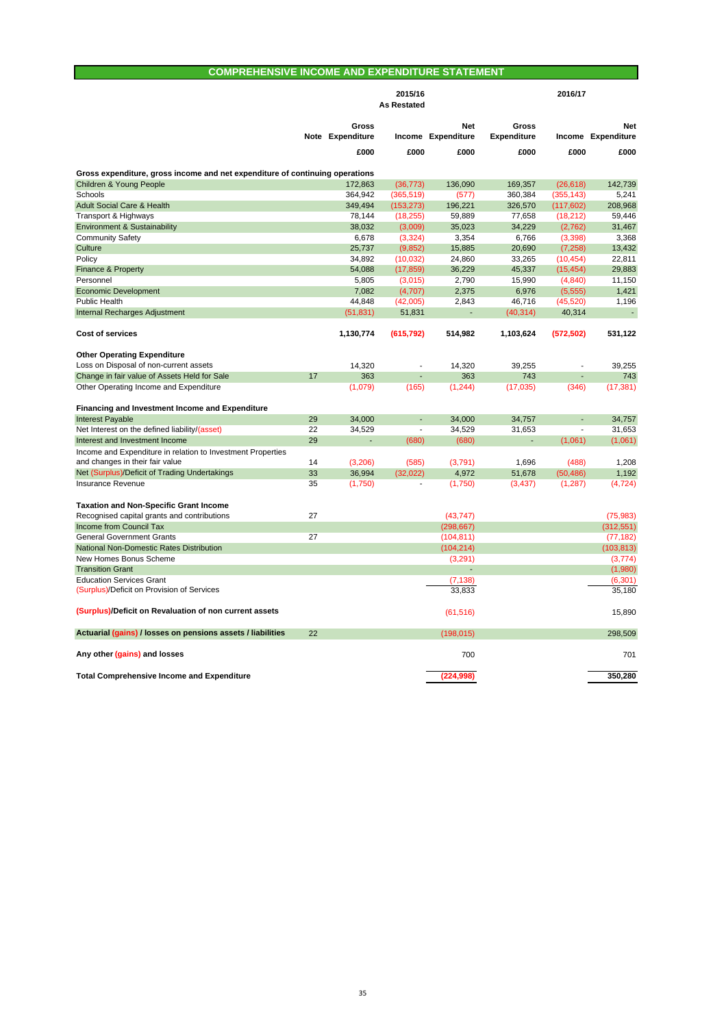## COMPREHENSIVE INCOME AND EXPENDITURE STATEMENT

| | | 2015/16 As Restated | | | 2016/17 | | |
|---|---|---|---|---|---|---|---|
| | Note | Gross Expenditure | Income | Net Expenditure | Gross Expenditure | Income | Net Expenditure |
| | | £000 | £000 | £000 | £000 | £000 | £000 |
| **Gross expenditure, gross income and net expenditure of continuing operations** | | | | | | | |
| Children & Young People | | 172,863 | (36,773) | 136,090 | 169,357 | (26,618) | 142,739 |
| Schools | | 364,942 | (365,519) | (577) | 360,384 | (355,143) | 5,241 |
| Adult Social Care & Health | | 349,494 | (153,273) | 196,221 | 326,570 | (117,602) | 208,968 |
| Transport & Highways | | 78,144 | (18,255) | 59,889 | 77,658 | (18,212) | 59,446 |
| Environment & Sustainability | | 38,032 | (3,009) | 35,023 | 34,229 | (2,762) | 31,467 |
| Community Safety | | 6,678 | (3,324) | 3,354 | 6,766 | (3,398) | 3,368 |
| Culture | | 25,737 | (9,852) | 15,885 | 20,690 | (7,258) | 13,432 |
| Policy | | 34,892 | (10,032) | 24,860 | 33,265 | (10,454) | 22,811 |
| Finance & Property | | 54,088 | (17,859) | 36,229 | 45,337 | (15,454) | 29,883 |
| Personnel | | 5,805 | (3,015) | 2,790 | 15,990 | (4,840) | 11,150 |
| Economic Development | | 7,082 | (4,707) | 2,375 | 6,976 | (5,555) | 1,421 |
| Public Health | | 44,848 | (42,005) | 2,843 | 46,716 | (45,520) | 1,196 |
| Internal Recharges Adjustment | | (51,831) | 51,831 | - | (40,314) | 40,314 | - |
| **Cost of services** | | **1,130,774** | **(615,792)** | **514,982** | **1,103,624** | **(572,502)** | **531,122** |
| **Other Operating Expenditure** | | | | | | | |
| Loss on Disposal of non-current assets | | 14,320 | - | 14,320 | 39,255 | - | 39,255 |
| Change in fair value of Assets Held for Sale | 17 | 363 | - | 363 | 743 | - | 743 |
| Other Operating Income and Expenditure | | (1,079) | (165) | (1,244) | (17,035) | (346) | (17,381) |
| **Financing and Investment Income and Expenditure** | | | | | | | |
| Interest Payable | 29 | 34,000 | - | 34,000 | 34,757 | - | 34,757 |
| Net Interest on the defined liability/(asset) | 22 | 34,529 | - | 34,529 | 31,653 | - | 31,653 |
| Interest and Investment Income | 29 | - | (680) | (680) | - | (1,061) | (1,061) |
| Income and Expenditure in relation to Investment Properties and changes in their fair value | 14 | (3,206) | (585) | (3,791) | 1,696 | (488) | 1,208 |
| Net (Surplus)/Deficit of Trading Undertakings | 33 | 36,994 | (32,022) | 4,972 | 51,678 | (50,486) | 1,192 |
| Insurance Revenue | 35 | (1,750) | - | (1,750) | (3,437) | (1,287) | (4,724) |
| **Taxation and Non-Specific Grant Income** | | | | | | | |
| Recognised capital grants and contributions | 27 | | | (43,747) | | | (75,983) |
| Income from Council Tax | | | | (298,667) | | | (312,551) |
| General Government Grants | 27 | | | (104,811) | | | (77,182) |
| National Non-Domestic Rates Distribution | | | | (104,214) | | | (103,813) |
| New Homes Bonus Scheme | | | | (3,291) | | | (3,774) |
| Transition Grant | | | | - | | | (1,980) |
| Education Services Grant | | | | (7,138) | | | (6,301) |
| (Surplus)/Deficit on Provision of Services | | | | 33,833 | | | 35,180 |
| **(Surplus)/Deficit on Revaluation of non current assets** | | | | (61,516) | | | 15,890 |
| **Actuarial (gains) / losses on pensions assets / liabilities** | 22 | | | (198,015) | | | 298,509 |
| **Any other (gains) and losses** | | | | 700 | | | 701 |
| **Total Comprehensive Income and Expenditure** | | | | **(224,998)** | | | **350,280** |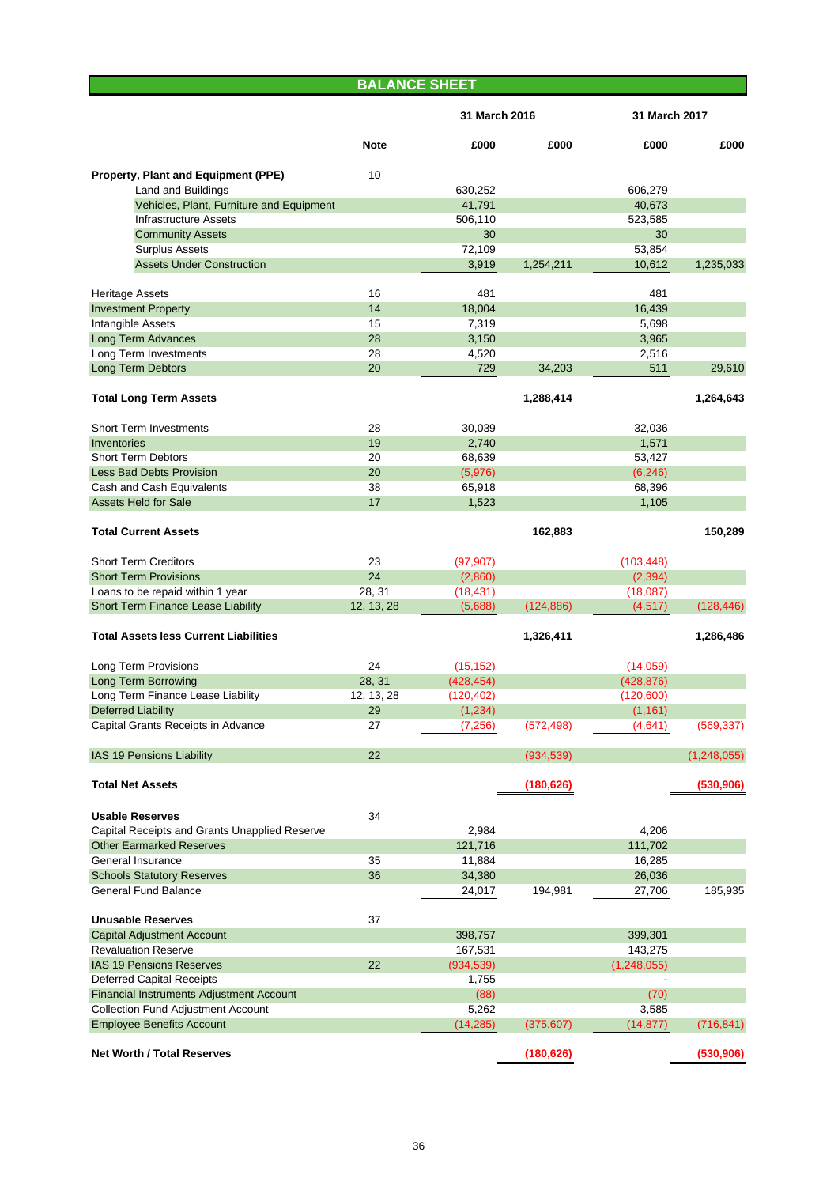## BALANCE SHEET

| | Note | 31 March 2016 | | 31 March 2017 | |
|---|---|---|---|---|---|
| | | £000 | £000 | £000 | £000 |
| **Property, Plant and Equipment (PPE)** | 10 | | | | |
| Land and Buildings | | 630,252 | | 606,279 | |
| Vehicles, Plant, Furniture and Equipment | | 41,791 | | 40,673 | |
| Infrastructure Assets | | 506,110 | | 523,585 | |
| Community Assets | | 30 | | 30 | |
| Surplus Assets | | 72,109 | | 53,854 | |
| Assets Under Construction | | 3,919 | 1,254,211 | 10,612 | 1,235,033 |
| Heritage Assets | 16 | 481 | | 481 | |
| Investment Property | 14 | 18,004 | | 16,439 | |
| Intangible Assets | 15 | 7,319 | | 5,698 | |
| Long Term Advances | 28 | 3,150 | | 3,965 | |
| Long Term Investments | 28 | 4,520 | | 2,516 | |
| Long Term Debtors | 20 | 729 | 34,203 | 511 | 29,610 |
| **Total Long Term Assets** | | | **1,288,414** | | **1,264,643** |
| Short Term Investments | 28 | 30,039 | | 32,036 | |
| Inventories | 19 | 2,740 | | 1,571 | |
| Short Term Debtors | 20 | 68,639 | | 53,427 | |
| Less Bad Debts Provision | 20 | (5,976) | | (6,246) | |
| Cash and Cash Equivalents | 38 | 65,918 | | 68,396 | |
| Assets Held for Sale | 17 | 1,523 | | 1,105 | |
| **Total Current Assets** | | | **162,883** | | **150,289** |
| Short Term Creditors | 23 | (97,907) | | (103,448) | |
| Short Term Provisions | 24 | (2,860) | | (2,394) | |
| Loans to be repaid within 1 year | 28, 31 | (18,431) | | (18,087) | |
| Short Term Finance Lease Liability | 12, 13, 28 | (5,688) | (124,886) | (4,517) | (128,446) |
| **Total Assets less Current Liabilities** | | | **1,326,411** | | **1,286,486** |
| Long Term Provisions | 24 | (15,152) | | (14,059) | |
| Long Term Borrowing | 28, 31 | (428,454) | | (428,876) | |
| Long Term Finance Lease Liability | 12, 13, 28 | (120,402) | | (120,600) | |
| Deferred Liability | 29 | (1,234) | | (1,161) | |
| Capital Grants Receipts in Advance | 27 | (7,256) | (572,498) | (4,641) | (569,337) |
| IAS 19 Pensions Liability | 22 | | (934,539) | | (1,248,055) |
| **Total Net Assets** | | | **(180,626)** | | **(530,906)** |
| **Usable Reserves** | 34 | | | | |
| Capital Receipts and Grants Unapplied Reserve | | 2,984 | | 4,206 | |
| Other Earmarked Reserves | | 121,716 | | 111,702 | |
| General Insurance | 35 | 11,884 | | 16,285 | |
| Schools Statutory Reserves | 36 | 34,380 | | 26,036 | |
| General Fund Balance | | 24,017 | 194,981 | 27,706 | 185,935 |
| **Unusable Reserves** | 37 | | | | |
| Capital Adjustment Account | | 398,757 | | 399,301 | |
| Revaluation Reserve | | 167,531 | | 143,275 | |
| IAS 19 Pensions Reserves | 22 | (934,539) | | (1,248,055) | |
| Deferred Capital Receipts | | 1,755 | | - | |
| Financial Instruments Adjustment Account | | (88) | | (70) | |
| Collection Fund Adjustment Account | | 5,262 | | 3,585 | |
| Employee Benefits Account | | (14,285) | (375,607) | (14,877) | (716,841) |
| **Net Worth / Total Reserves** | | | **(180,626)** | | **(530,906)** |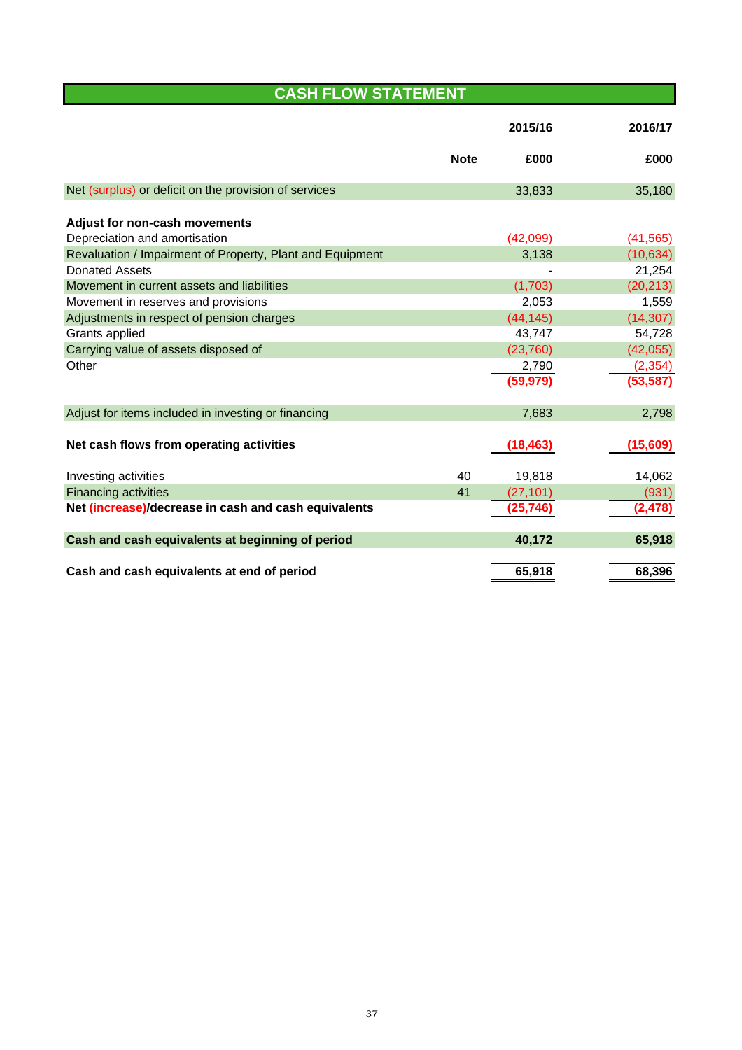# CASH FLOW STATEMENT

| | Note | 2015/16 | 2016/17 |
|---|---|---|---|
| | | £000 | £000 |
| Net (surplus) or deficit on the provision of services | | 33,833 | 35,180 |
| **Adjust for non-cash movements** | | | |
| Depreciation and amortisation | | (42,099) | (41,565) |
| Revaluation / Impairment of Property, Plant and Equipment | | 3,138 | (10,634) |
| Donated Assets | | - | 21,254 |
| Movement in current assets and liabilities | | (1,703) | (20,213) |
| Movement in reserves and provisions | | 2,053 | 1,559 |
| Adjustments in respect of pension charges | | (44,145) | (14,307) |
| Grants applied | | 43,747 | 54,728 |
| Carrying value of assets disposed of | | (23,760) | (42,055) |
| Other | | 2,790 | (2,354) |
| | | **(59,979)** | **(53,587)** |
| Adjust for items included in investing or financing | | 7,683 | 2,798 |
| **Net cash flows from operating activities** | | **(18,463)** | **(15,609)** |
| Investing activities | 40 | 19,818 | 14,062 |
| Financing activities | 41 | (27,101) | (931) |
| **Net (increase)/decrease in cash and cash equivalents** | | **(25,746)** | **(2,478)** |
| **Cash and cash equivalents at beginning of period** | | **40,172** | **65,918** |
| **Cash and cash equivalents at end of period** | | **65,918** | **68,396** |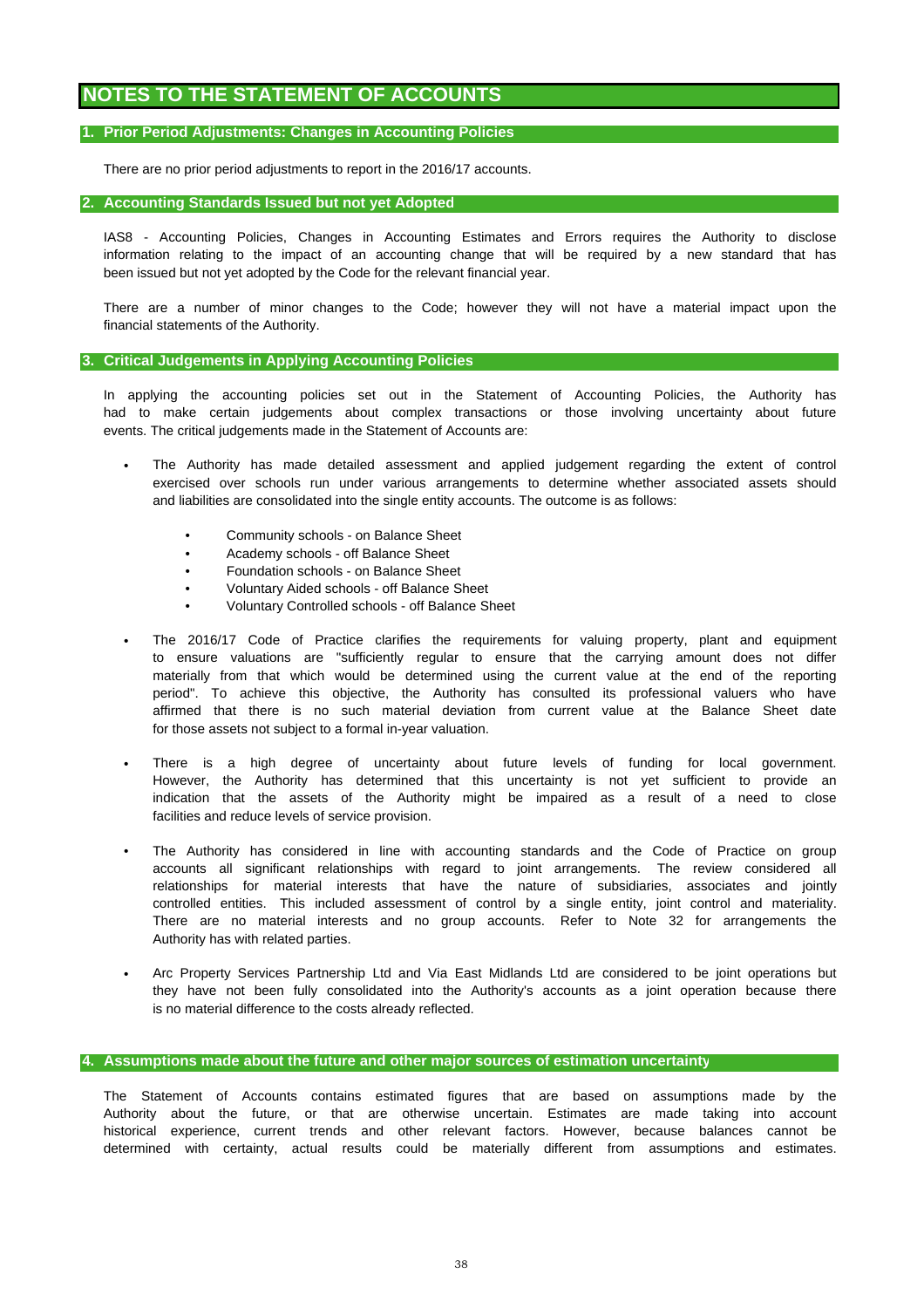# NOTES TO THE STATEMENT OF ACCOUNTS

## 1. Prior Period Adjustments: Changes in Accounting Policies

There are no prior period adjustments to report in the 2016/17 accounts.

## 2. Accounting Standards Issued but not yet Adopted

IAS8 - Accounting Policies, Changes in Accounting Estimates and Errors requires the Authority to disclose information relating to the impact of an accounting change that will be required by a new standard that has been issued but not yet adopted by the Code for the relevant financial year.

There are a number of minor changes to the Code; however they will not have a material impact upon the financial statements of the Authority.

## 3. Critical Judgements in Applying Accounting Policies

In applying the accounting policies set out in the Statement of Accounting Policies, the Authority has had to make certain judgements about complex transactions or those involving uncertainty about future events. The critical judgements made in the Statement of Accounts are:

- The Authority has made detailed assessment and applied judgement regarding the extent of control exercised over schools run under various arrangements to determine whether associated assets should and liabilities are consolidated into the single entity accounts. The outcome is as follows:
    - Community schools - on Balance Sheet
    - Academy schools - off Balance Sheet
    - Foundation schools - on Balance Sheet
    - Voluntary Aided schools - off Balance Sheet
    - Voluntary Controlled schools - off Balance Sheet

- The 2016/17 Code of Practice clarifies the requirements for valuing property, plant and equipment to ensure valuations are "sufficiently regular to ensure that the carrying amount does not differ materially from that which would be determined using the current value at the end of the reporting period". To achieve this objective, the Authority has consulted its professional valuers who have affirmed that there is no such material deviation from current value at the Balance Sheet date for those assets not subject to a formal in-year valuation.

- There is a high degree of uncertainty about future levels of funding for local government. However, the Authority has determined that this uncertainty is not yet sufficient to provide an indication that the assets of the Authority might be impaired as a result of a need to close facilities and reduce levels of service provision.

- The Authority has considered in line with accounting standards and the Code of Practice on group accounts all significant relationships with regard to joint arrangements. The review considered all relationships for material interests that have the nature of subsidiaries, associates and jointly controlled entities. This included assessment of control by a single entity, joint control and materiality. There are no material interests and no group accounts. Refer to Note 32 for arrangements the Authority has with related parties.

- Arc Property Services Partnership Ltd and Via East Midlands Ltd are considered to be joint operations but they have not been fully consolidated into the Authority's accounts as a joint operation because there is no material difference to the costs already reflected.

## 4. Assumptions made about the future and other major sources of estimation uncertainty

The Statement of Accounts contains estimated figures that are based on assumptions made by the Authority about the future, or that are otherwise uncertain. Estimates are made taking into account historical experience, current trends and other relevant factors. However, because balances cannot be determined with certainty, actual results could be materially different from assumptions and estimates.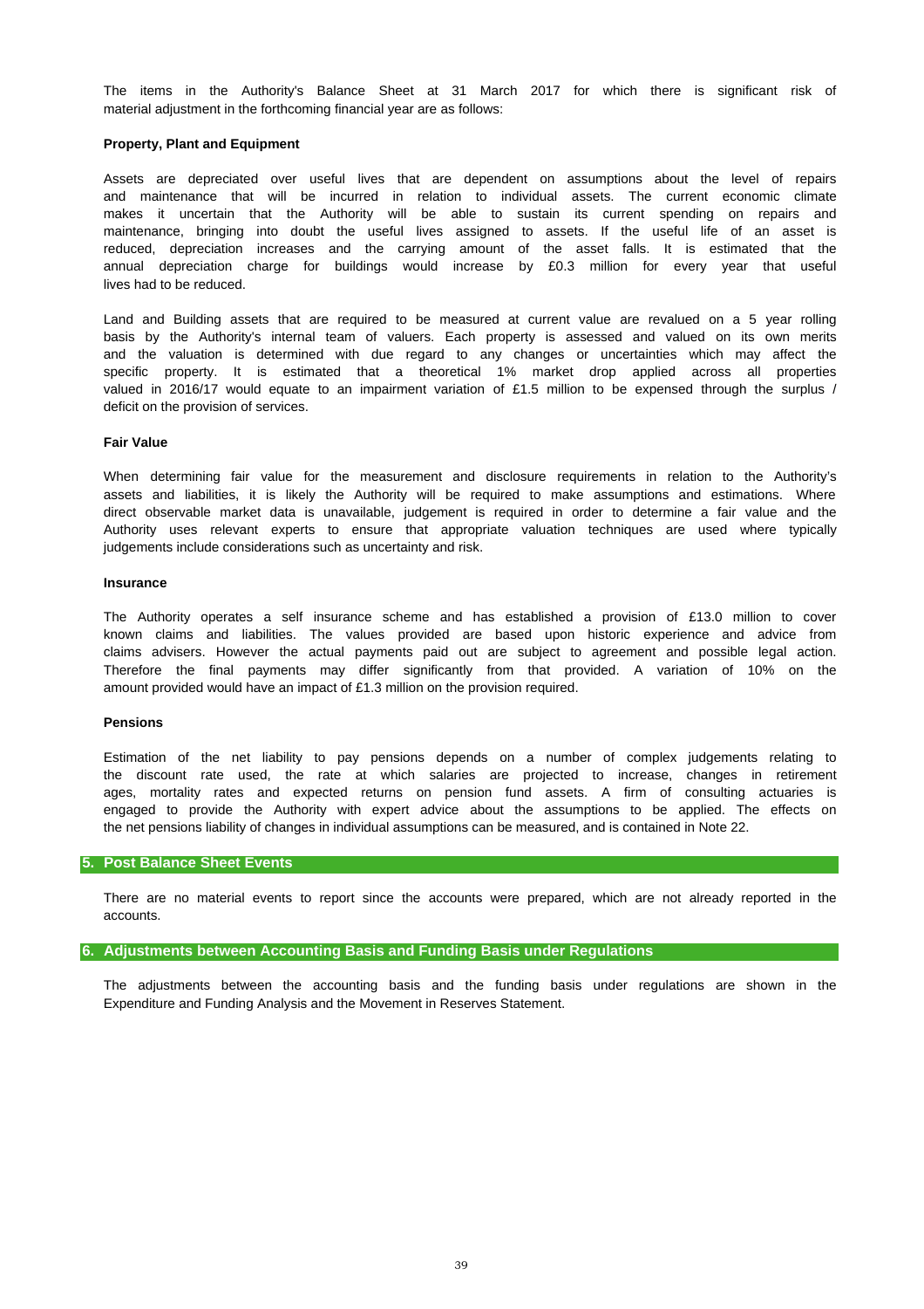The items in the Authority's Balance Sheet at 31 March 2017 for which there is significant risk of material adjustment in the forthcoming financial year are as follows:

**Property, Plant and Equipment**

Assets are depreciated over useful lives that are dependent on assumptions about the level of repairs and maintenance that will be incurred in relation to individual assets. The current economic climate makes it uncertain that the Authority will be able to sustain its current spending on repairs and maintenance, bringing into doubt the useful lives assigned to assets. If the useful life of an asset is reduced, depreciation increases and the carrying amount of the asset falls. It is estimated that the annual depreciation charge for buildings would increase by £0.3 million for every year that useful lives had to be reduced.

Land and Building assets that are required to be measured at current value are revalued on a 5 year rolling basis by the Authority's internal team of valuers. Each property is assessed and valued on its own merits and the valuation is determined with due regard to any changes or uncertainties which may affect the specific property. It is estimated that a theoretical 1% market drop applied across all properties valued in 2016/17 would equate to an impairment variation of £1.5 million to be expensed through the surplus / deficit on the provision of services.

**Fair Value**

When determining fair value for the measurement and disclosure requirements in relation to the Authority's assets and liabilities, it is likely the Authority will be required to make assumptions and estimations. Where direct observable market data is unavailable, judgement is required in order to determine a fair value and the Authority uses relevant experts to ensure that appropriate valuation techniques are used where typically judgements include considerations such as uncertainty and risk.

**Insurance**

The Authority operates a self insurance scheme and has established a provision of £13.0 million to cover known claims and liabilities. The values provided are based upon historic experience and advice from claims advisers. However the actual payments paid out are subject to agreement and possible legal action. Therefore the final payments may differ significantly from that provided. A variation of 10% on the amount provided would have an impact of £1.3 million on the provision required.

**Pensions**

Estimation of the net liability to pay pensions depends on a number of complex judgements relating to the discount rate used, the rate at which salaries are projected to increase, changes in retirement ages, mortality rates and expected returns on pension fund assets. A firm of consulting actuaries is engaged to provide the Authority with expert advice about the assumptions to be applied. The effects on the net pensions liability of changes in individual assumptions can be measured, and is contained in Note 22.

## 5. Post Balance Sheet Events

There are no material events to report since the accounts were prepared, which are not already reported in the accounts.

## 6. Adjustments between Accounting Basis and Funding Basis under Regulations

The adjustments between the accounting basis and the funding basis under regulations are shown in the Expenditure and Funding Analysis and the Movement in Reserves Statement.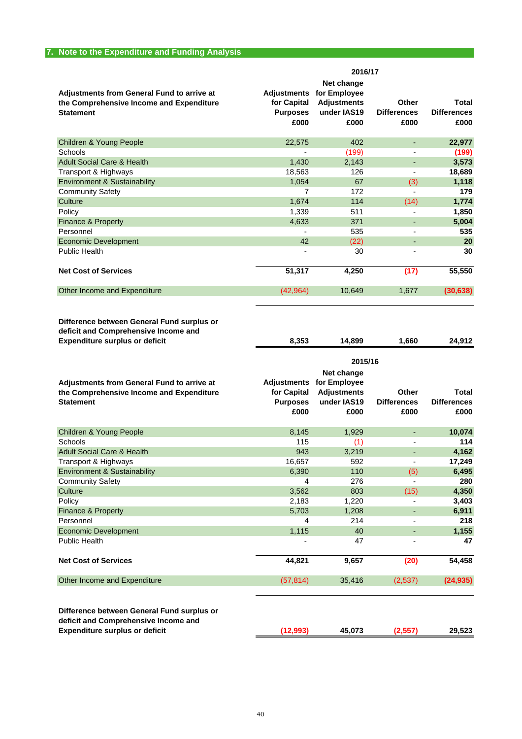## 7. Note to the Expenditure and Funding Analysis

| Adjustments from General Fund to arrive at the Comprehensive Income and Expenditure Statement | 2016/17 Adjustments for Capital Purposes £000 | Net change for Employee Adjustments under IAS19 £000 | Other Differences £000 | Total Differences £000 |
|---|---|---|---|---|
| Children & Young People | 22,575 | 402 | - | **22,977** |
| Schools | - | (199) | - | **(199)** |
| Adult Social Care & Health | 1,430 | 2,143 | - | **3,573** |
| Transport & Highways | 18,563 | 126 | - | **18,689** |
| Environment & Sustainability | 1,054 | 67 | (3) | **1,118** |
| Community Safety | 7 | 172 | - | **179** |
| Culture | 1,674 | 114 | (14) | **1,774** |
| Policy | 1,339 | 511 | - | **1,850** |
| Finance & Property | 4,633 | 371 | - | **5,004** |
| Personnel | - | 535 | - | **535** |
| Economic Development | 42 | (22) | - | **20** |
| Public Health | - | 30 | - | **30** |
| **Net Cost of Services** | **51,317** | **4,250** | **(17)** | **55,550** |
| Other Income and Expenditure | (42,964) | 10,649 | 1,677 | **(30,638)** |
| **Difference between General Fund surplus or deficit and Comprehensive Income and Expenditure surplus or deficit** | **8,353** | **14,899** | **1,660** | **24,912** |

| Adjustments from General Fund to arrive at the Comprehensive Income and Expenditure Statement | 2015/16 Adjustments for Capital Purposes £000 | Net change for Employee Adjustments under IAS19 £000 | Other Differences £000 | Total Differences £000 |
|---|---|---|---|---|
| Children & Young People | 8,145 | 1,929 | - | **10,074** |
| Schools | 115 | (1) | - | **114** |
| Adult Social Care & Health | 943 | 3,219 | - | **4,162** |
| Transport & Highways | 16,657 | 592 | - | **17,249** |
| Environment & Sustainability | 6,390 | 110 | (5) | **6,495** |
| Community Safety | 4 | 276 | - | **280** |
| Culture | 3,562 | 803 | (15) | **4,350** |
| Policy | 2,183 | 1,220 | - | **3,403** |
| Finance & Property | 5,703 | 1,208 | - | **6,911** |
| Personnel | 4 | 214 | - | **218** |
| Economic Development | 1,115 | 40 | - | **1,155** |
| Public Health | - | 47 | - | **47** |
| **Net Cost of Services** | **44,821** | **9,657** | **(20)** | **54,458** |
| Other Income and Expenditure | (57,814) | 35,416 | (2,537) | **(24,935)** |
| **Difference between General Fund surplus or deficit and Comprehensive Income and Expenditure surplus or deficit** | **(12,993)** | **45,073** | **(2,557)** | **29,523** |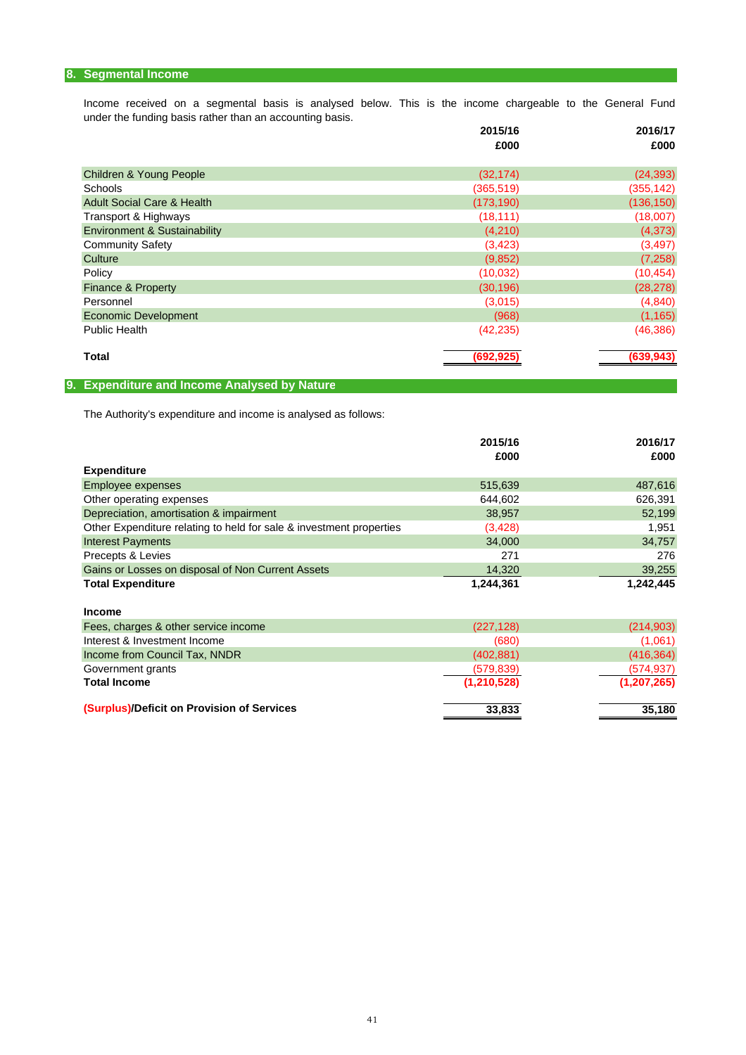## 8. Segmental Income

Income received on a segmental basis is analysed below. This is the income chargeable to the General Fund under the funding basis rather than an accounting basis.

| | 2015/16<br>£000 | 2016/17<br>£000 |
|---|---|---|
| Children & Young People | (32,174) | (24,393) |
| Schools | (365,519) | (355,142) |
| Adult Social Care & Health | (173,190) | (136,150) |
| Transport & Highways | (18,111) | (18,007) |
| Environment & Sustainability | (4,210) | (4,373) |
| Community Safety | (3,423) | (3,497) |
| Culture | (9,852) | (7,258) |
| Policy | (10,032) | (10,454) |
| Finance & Property | (30,196) | (28,278) |
| Personnel | (3,015) | (4,840) |
| Economic Development | (968) | (1,165) |
| Public Health | (42,235) | (46,386) |
| **Total** | **(692,925)** | **(639,943)** |

## 9. Expenditure and Income Analysed by Nature

The Authority's expenditure and income is analysed as follows:

| | 2015/16<br>£000 | 2016/17<br>£000 |
|---|---|---|
| **Expenditure** | | |
| Employee expenses | 515,639 | 487,616 |
| Other operating expenses | 644,602 | 626,391 |
| Depreciation, amortisation & impairment | 38,957 | 52,199 |
| Other Expenditure relating to held for sale & investment properties | (3,428) | 1,951 |
| Interest Payments | 34,000 | 34,757 |
| Precepts & Levies | 271 | 276 |
| Gains or Losses on disposal of Non Current Assets | 14,320 | 39,255 |
| **Total Expenditure** | **1,244,361** | **1,242,445** |
| | | |
| **Income** | | |
| Fees, charges & other service income | (227,128) | (214,903) |
| Interest & Investment Income | (680) | (1,061) |
| Income from Council Tax, NNDR | (402,881) | (416,364) |
| Government grants | (579,839) | (574,937) |
| **Total Income** | **(1,210,528)** | **(1,207,265)** |
| | | |
| **(Surplus)/Deficit on Provision of Services** | **33,833** | **35,180** |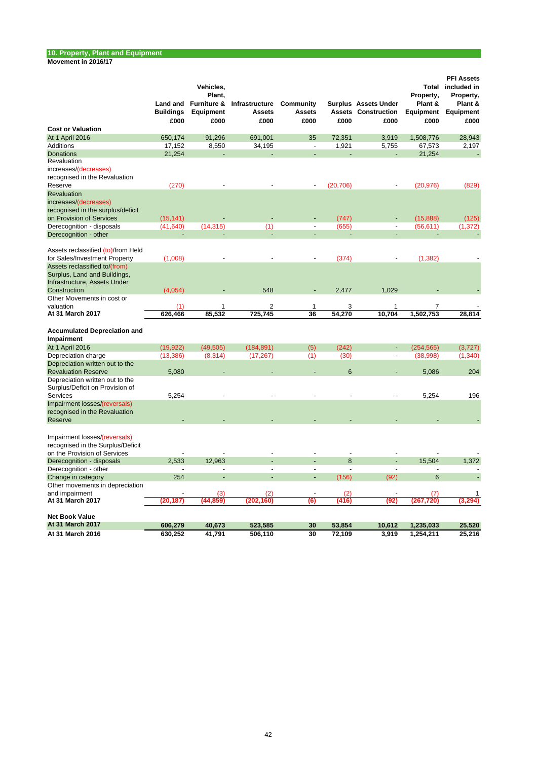## 10. Property, Plant and Equipment

**Movement in 2016/17**

| | Land and Buildings £000 | Vehicles, Plant, Furniture & Equipment £000 | Infrastructure Assets £000 | Community Assets £000 | Surplus Assets £000 | Assets Under Construction £000 | Total Property, Plant & Equipment £000 | PFI Assets included in Property, Plant & Equipment £000 |
|---|---|---|---|---|---|---|---|---|
| **Cost or Valuation** | | | | | | | | |
| At 1 April 2016 | 650,174 | 91,296 | 691,001 | 35 | 72,351 | 3,919 | 1,508,776 | 28,943 |
| Additions | 17,152 | 8,550 | 34,195 | - | 1,921 | 5,755 | 67,573 | 2,197 |
| Donations | 21,254 | - | - | - | - | - | 21,254 | - |
| Revaluation increases/(decreases) recognised in the Revaluation Reserve | (270) | - | - | - | (20,706) | - | (20,976) | (829) |
| Revaluation increases/(decreases) recognised in the surplus/deficit on Provision of Services | (15,141) | - | - | - | (747) | - | (15,888) | (125) |
| Derecognition - disposals | (41,640) | (14,315) | (1) | - | (655) | - | (56,611) | (1,372) |
| Derecognition - other | - | - | - | - | - | - | - | - |
| Assets reclassified (to)/from Held for Sales/Investment Property | (1,008) | - | - | - | (374) | - | (1,382) | - |
| Assets reclassified to/(from) Surplus, Land and Buildings, Infrastructure, Assets Under Construction | (4,054) | - | 548 | - | 2,477 | 1,029 | - | - |
| Other Movements in cost or valuation | (1) | 1 | 2 | 1 | 3 | 1 | 7 | - |
| **At 31 March 2017** | **626,466** | **85,532** | **725,745** | **36** | **54,270** | **10,704** | **1,502,753** | **28,814** |
| **Accumulated Depreciation and Impairment** | | | | | | | | |
| At 1 April 2016 | (19,922) | (49,505) | (184,891) | (5) | (242) | - | (254,565) | (3,727) |
| Depreciation charge | (13,386) | (8,314) | (17,267) | (1) | (30) | - | (38,998) | (1,340) |
| Depreciation written out to the Revaluation Reserve | 5,080 | - | - | - | 6 | - | 5,086 | 204 |
| Depreciation written out to the Surplus/Deficit on Provision of Services | 5,254 | - | - | - | - | - | 5,254 | 196 |
| Impairment losses/(reversals) recognised in the Revaluation Reserve | - | - | - | - | - | - | - | - |
| Impairment losses/(reversals) recognised in the Surplus/Deficit on the Provision of Services | - | - | - | - | - | - | - | - |
| Derecognition - disposals | 2,533 | 12,963 | - | - | 8 | - | 15,504 | 1,372 |
| Derecognition - other | - | - | - | - | - | - | - | - |
| Change in category | 254 | - | - | - | (156) | (92) | 6 | - |
| Other movements in depreciation and impairment | - | (3) | (2) | - | (2) | - | (7) | 1 |
| **At 31 March 2017** | **(20,187)** | **(44,859)** | **(202,160)** | **(6)** | **(416)** | **(92)** | **(267,720)** | **(3,294)** |
| **Net Book Value** | | | | | | | | |
| **At 31 March 2017** | **606,279** | **40,673** | **523,585** | **30** | **53,854** | **10,612** | **1,235,033** | **25,520** |
| **At 31 March 2016** | **630,252** | **41,791** | **506,110** | **30** | **72,109** | **3,919** | **1,254,211** | **25,216** |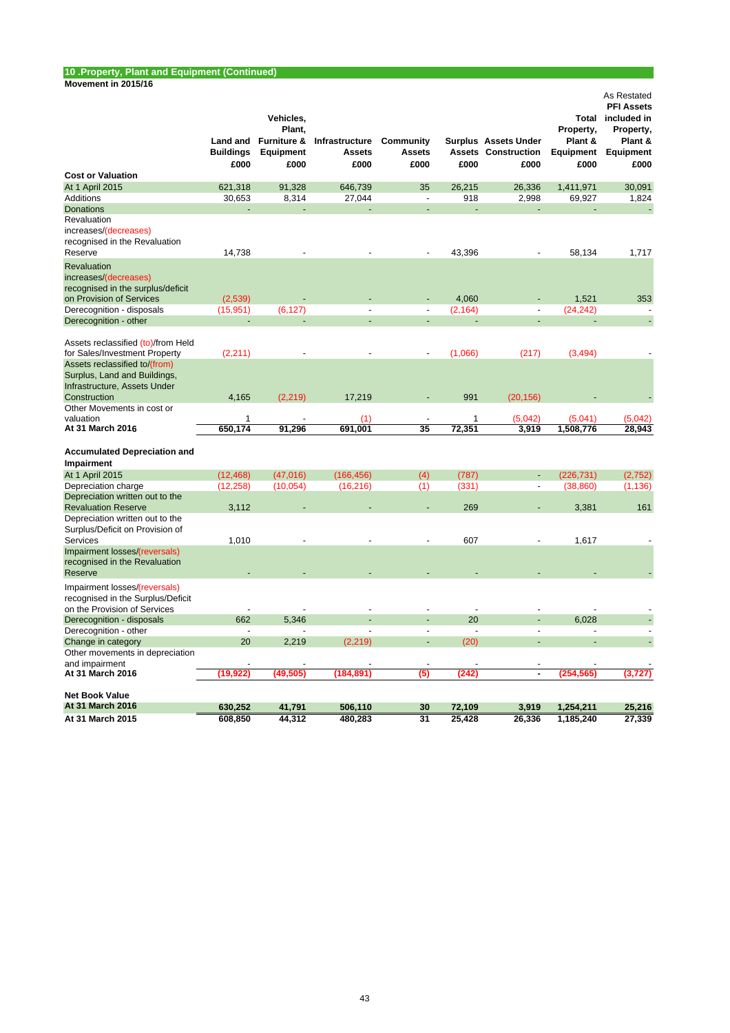## 10 .Property, Plant and Equipment (Continued)

**Movement in 2015/16**

| | Land and Buildings £000 | Vehicles, Plant, Furniture & Equipment £000 | Infrastructure Assets £000 | Community Assets £000 | Surplus Assets £000 | Assets Under Construction £000 | Total Property, Plant & Equipment £000 | As Restated PFI Assets included in Property, Plant & Equipment £000 |
|---|---|---|---|---|---|---|---|---|
| **Cost or Valuation** | | | | | | | | |
| At 1 April 2015 | 621,318 | 91,328 | 646,739 | 35 | 26,215 | 26,336 | 1,411,971 | 30,091 |
| Additions | 30,653 | 8,314 | 27,044 | - | 918 | 2,998 | 69,927 | 1,824 |
| Donations | - | - | - | - | - | - | - | - |
| Revaluation increases/(decreases) recognised in the Revaluation Reserve | 14,738 | - | - | - | 43,396 | - | 58,134 | 1,717 |
| Revaluation increases/(decreases) recognised in the surplus/deficit on Provision of Services | (2,539) | - | - | - | 4,060 | - | 1,521 | 353 |
| Derecognition - disposals | (15,951) | (6,127) | - | - | (2,164) | - | (24,242) | - |
| Derecognition - other | - | - | - | - | - | - | - | - |
| Assets reclassified (to)/from Held for Sales/Investment Property | (2,211) | - | - | - | (1,066) | (217) | (3,494) | - |
| Assets reclassified to/(from) Surplus, Land and Buildings, Infrastructure, Assets Under Construction | 4,165 | (2,219) | 17,219 | - | 991 | (20,156) | - | - |
| Other Movements in cost or valuation | 1 | - | (1) | - | 1 | (5,042) | (5,041) | (5,042) |
| **At 31 March 2016** | **650,174** | **91,296** | **691,001** | **35** | **72,351** | **3,919** | **1,508,776** | **28,943** |
| **Accumulated Depreciation and Impairment** | | | | | | | | |
| At 1 April 2015 | (12,468) | (47,016) | (166,456) | (4) | (787) | - | (226,731) | (2,752) |
| Depreciation charge | (12,258) | (10,054) | (16,216) | (1) | (331) | - | (38,860) | (1,136) |
| Depreciation written out to the Revaluation Reserve | 3,112 | - | - | - | 269 | - | 3,381 | 161 |
| Depreciation written out to the Surplus/Deficit on Provision of Services | 1,010 | - | - | - | 607 | - | 1,617 | - |
| Impairment losses/(reversals) recognised in the Revaluation Reserve | - | - | - | - | - | - | - | - |
| Impairment losses/(reversals) recognised in the Surplus/Deficit on the Provision of Services | - | - | - | - | - | - | - | - |
| Derecognition - disposals | 662 | 5,346 | - | - | 20 | - | 6,028 | - |
| Derecognition - other | - | - | - | - | - | - | - | - |
| Change in category | 20 | 2,219 | (2,219) | - | (20) | - | - | - |
| Other movements in depreciation and impairment | - | - | - | - | - | - | - | - |
| **At 31 March 2016** | **(19,922)** | **(49,505)** | **(184,891)** | **(5)** | **(242)** | **-** | **(254,565)** | **(3,727)** |
| **Net Book Value** | | | | | | | | |
| **At 31 March 2016** | **630,252** | **41,791** | **506,110** | **30** | **72,109** | **3,919** | **1,254,211** | **25,216** |
| **At 31 March 2015** | **608,850** | **44,312** | **480,283** | **31** | **25,428** | **26,336** | **1,185,240** | **27,339** |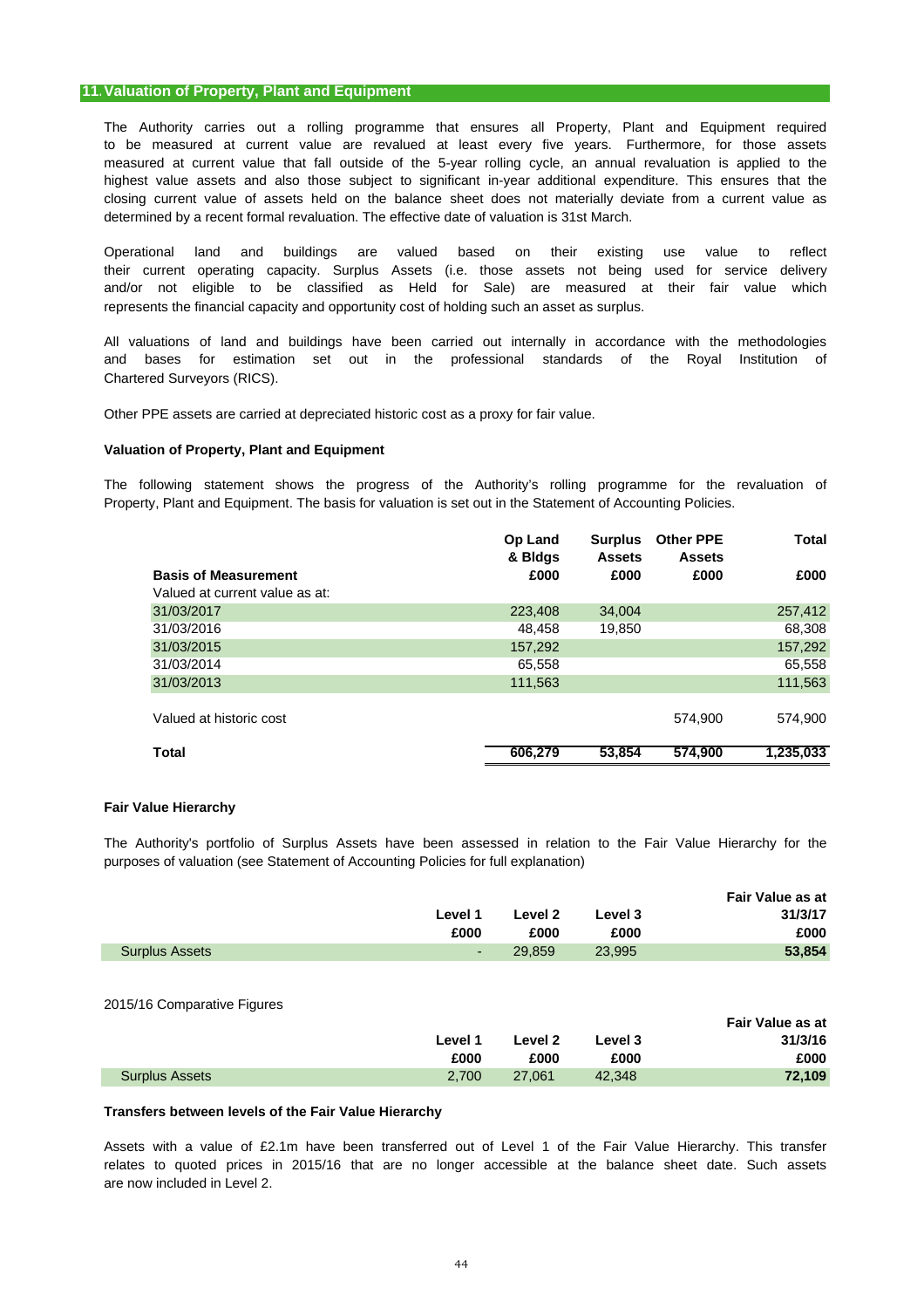## 11. Valuation of Property, Plant and Equipment

The Authority carries out a rolling programme that ensures all Property, Plant and Equipment required to be measured at current value are revalued at least every five years. Furthermore, for those assets measured at current value that fall outside of the 5-year rolling cycle, an annual revaluation is applied to the highest value assets and also those subject to significant in-year additional expenditure. This ensures that the closing current value of assets held on the balance sheet does not materially deviate from a current value as determined by a recent formal revaluation. The effective date of valuation is 31st March.

Operational land and buildings are valued based on their existing use value to reflect their current operating capacity. Surplus Assets (i.e. those assets not being used for service delivery and/or not eligible to be classified as Held for Sale) are measured at their fair value which represents the financial capacity and opportunity cost of holding such an asset as surplus.

All valuations of land and buildings have been carried out internally in accordance with the methodologies and bases for estimation set out in the professional standards of the Royal Institution of Chartered Surveyors (RICS).

Other PPE assets are carried at depreciated historic cost as a proxy for fair value.

**Valuation of Property, Plant and Equipment**

The following statement shows the progress of the Authority's rolling programme for the revaluation of Property, Plant and Equipment. The basis for valuation is set out in the Statement of Accounting Policies.

| **Basis of Measurement** | **Op Land & Bldgs £000** | **Surplus Assets £000** | **Other PPE Assets £000** | **Total £000** |
|---|---|---|---|---|
| Valued at current value as at: | | | | |
| 31/03/2017 | 223,408 | 34,004 | | 257,412 |
| 31/03/2016 | 48,458 | 19,850 | | 68,308 |
| 31/03/2015 | 157,292 | | | 157,292 |
| 31/03/2014 | 65,558 | | | 65,558 |
| 31/03/2013 | 111,563 | | | 111,563 |
| Valued at historic cost | | | 574,900 | 574,900 |
| **Total** | **606,279** | **53,854** | **574,900** | **1,235,033** |

**Fair Value Hierarchy**

The Authority's portfolio of Surplus Assets have been assessed in relation to the Fair Value Hierarchy for the purposes of valuation (see Statement of Accounting Policies for full explanation)

| | **Level 1 £000** | **Level 2 £000** | **Level 3 £000** | **Fair Value as at 31/3/17 £000** |
|---|---|---|---|---|
| Surplus Assets | - | 29,859 | 23,995 | **53,854** |

2015/16 Comparative Figures

| | **Level 1 £000** | **Level 2 £000** | **Level 3 £000** | **Fair Value as at 31/3/16 £000** |
|---|---|---|---|---|
| Surplus Assets | 2,700 | 27,061 | 42,348 | **72,109** |

**Transfers between levels of the Fair Value Hierarchy**

Assets with a value of £2.1m have been transferred out of Level 1 of the Fair Value Hierarchy. This transfer relates to quoted prices in 2015/16 that are no longer accessible at the balance sheet date. Such assets are now included in Level 2.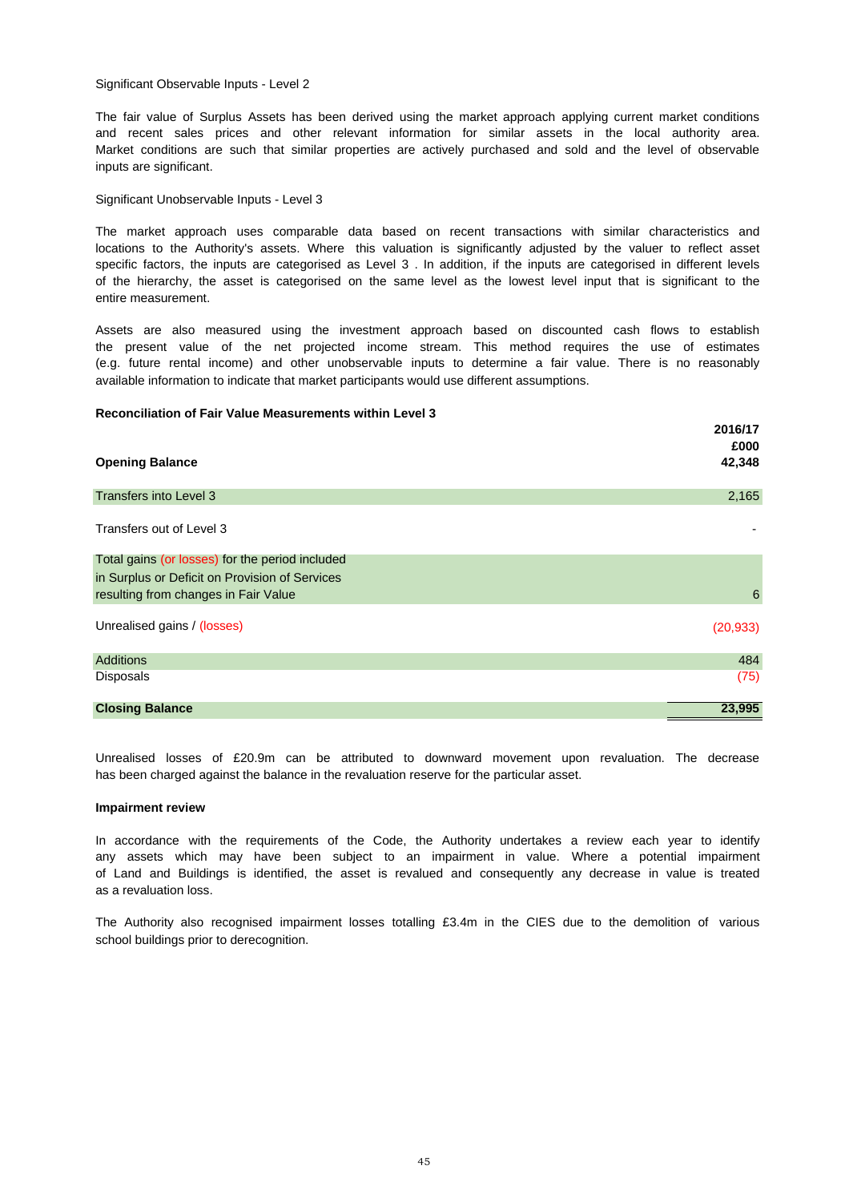Significant Observable Inputs - Level 2

The fair value of Surplus Assets has been derived using the market approach applying current market conditions and recent sales prices and other relevant information for similar assets in the local authority area. Market conditions are such that similar properties are actively purchased and sold and the level of observable inputs are significant.

Significant Unobservable Inputs - Level 3

The market approach uses comparable data based on recent transactions with similar characteristics and locations to the Authority's assets. Where this valuation is significantly adjusted by the valuer to reflect asset specific factors, the inputs are categorised as Level 3 . In addition, if the inputs are categorised in different levels of the hierarchy, the asset is categorised on the same level as the lowest level input that is significant to the entire measurement.

Assets are also measured using the investment approach based on discounted cash flows to establish the present value of the net projected income stream. This method requires the use of estimates (e.g. future rental income) and other unobservable inputs to determine a fair value. There is no reasonably available information to indicate that market participants would use different assumptions.

**Reconciliation of Fair Value Measurements within Level 3**

| | 2016/17 £000 |
|---|---|
| **Opening Balance** | **42,348** |
| Transfers into Level 3 | 2,165 |
| Transfers out of Level 3 | - |
| Total gains (or losses) for the period included in Surplus or Deficit on Provision of Services resulting from changes in Fair Value | 6 |
| Unrealised gains / (losses) | (20,933) |
| Additions | 484 |
| Disposals | (75) |
| **Closing Balance** | **23,995** |

Unrealised losses of £20.9m can be attributed to downward movement upon revaluation. The decrease has been charged against the balance in the revaluation reserve for the particular asset.

**Impairment review**

In accordance with the requirements of the Code, the Authority undertakes a review each year to identify any assets which may have been subject to an impairment in value. Where a potential impairment of Land and Buildings is identified, the asset is revalued and consequently any decrease in value is treated as a revaluation loss.

The Authority also recognised impairment losses totalling £3.4m in the CIES due to the demolition of various school buildings prior to derecognition.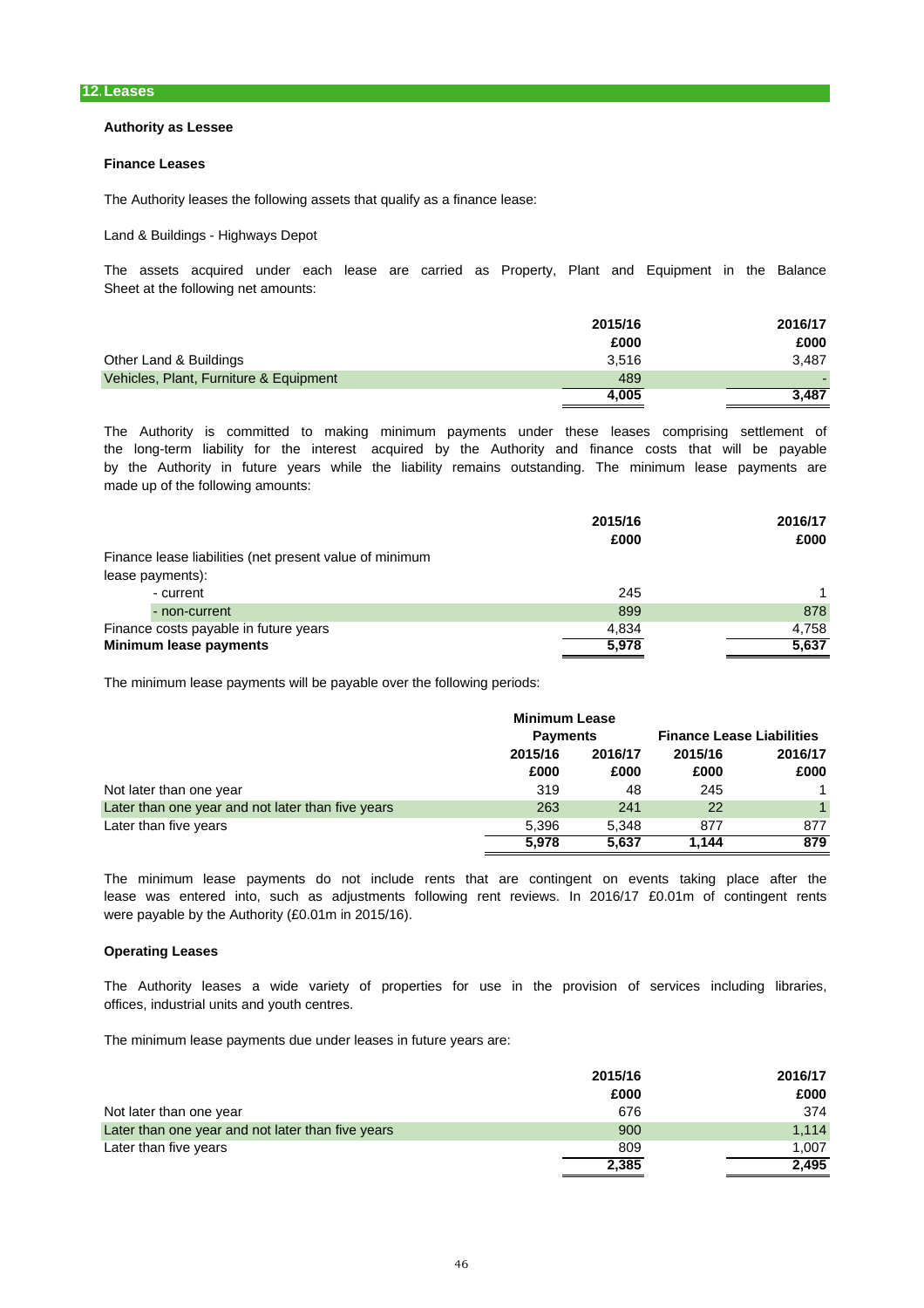## 12. Leases

### Authority as Lessee

**Finance Leases**

The Authority leases the following assets that qualify as a finance lease:

Land & Buildings - Highways Depot

The assets acquired under each lease are carried as Property, Plant and Equipment in the Balance Sheet at the following net amounts:

| | 2015/16 | 2016/17 |
|---|---|---|
| | £000 | £000 |
| Other Land & Buildings | 3,516 | 3,487 |
| Vehicles, Plant, Furniture & Equipment | 489 | - |
| | 4,005 | 3,487 |

The Authority is committed to making minimum payments under these leases comprising settlement of the long-term liability for the interest acquired by the Authority and finance costs that will be payable by the Authority in future years while the liability remains outstanding. The minimum lease payments are made up of the following amounts:

| | 2015/16 | 2016/17 |
|---|---|---|
| | £000 | £000 |
| Finance lease liabilities (net present value of minimum lease payments): | | |
| - current | 245 | 1 |
| - non-current | 899 | 878 |
| Finance costs payable in future years | 4,834 | 4,758 |
| **Minimum lease payments** | 5,978 | 5,637 |

The minimum lease payments will be payable over the following periods:

| | Minimum Lease Payments | | Finance Lease Liabilities | |
|---|---|---|---|---|
| | 2015/16 | 2016/17 | 2015/16 | 2016/17 |
| | £000 | £000 | £000 | £000 |
| Not later than one year | 319 | 48 | 245 | 1 |
| Later than one year and not later than five years | 263 | 241 | 22 | 1 |
| Later than five years | 5,396 | 5,348 | 877 | 877 |
| | 5,978 | 5,637 | 1,144 | 879 |

The minimum lease payments do not include rents that are contingent on events taking place after the lease was entered into, such as adjustments following rent reviews. In 2016/17 £0.01m of contingent rents were payable by the Authority (£0.01m in 2015/16).

**Operating Leases**

The Authority leases a wide variety of properties for use in the provision of services including libraries, offices, industrial units and youth centres.

The minimum lease payments due under leases in future years are:

| | 2015/16 | 2016/17 |
|---|---|---|
| | £000 | £000 |
| Not later than one year | 676 | 374 |
| Later than one year and not later than five years | 900 | 1,114 |
| Later than five years | 809 | 1,007 |
| | 2,385 | 2,495 |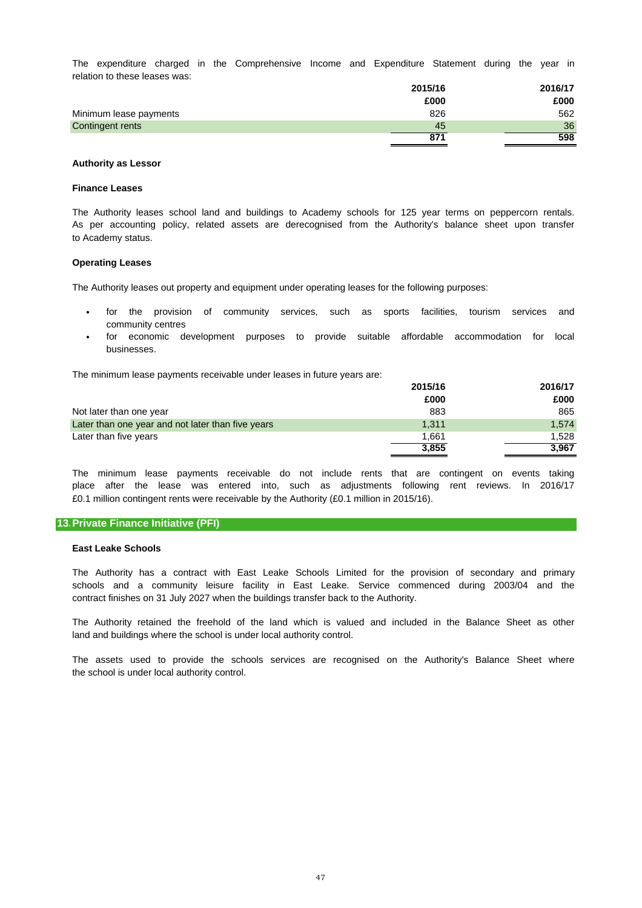The expenditure charged in the Comprehensive Income and Expenditure Statement during the year in relation to these leases was:

| | 2015/16 | 2016/17 |
|---|---|---|
| | £000 | £000 |
| Minimum lease payments | 826 | 562 |
| Contingent rents | 45 | 36 |
| | **871** | **598** |

**Authority as Lessor**

**Finance Leases**

The Authority leases school land and buildings to Academy schools for 125 year terms on peppercorn rentals. As per accounting policy, related assets are derecognised from the Authority's balance sheet upon transfer to Academy status.

**Operating Leases**

The Authority leases out property and equipment under operating leases for the following purposes:

- for the provision of community services, such as sports facilities, tourism services and community centres
- for economic development purposes to provide suitable affordable accommodation for local businesses.

The minimum lease payments receivable under leases in future years are:

| | 2015/16 | 2016/17 |
|---|---|---|
| | £000 | £000 |
| Not later than one year | 883 | 865 |
| Later than one year and not later than five years | 1,311 | 1,574 |
| Later than five years | 1,661 | 1,528 |
| | **3,855** | **3,967** |

The minimum lease payments receivable do not include rents that are contingent on events taking place after the lease was entered into, such as adjustments following rent reviews. In 2016/17 £0.1 million contingent rents were receivable by the Authority (£0.1 million in 2015/16).

## 13. Private Finance Initiative (PFI)

**East Leake Schools**

The Authority has a contract with East Leake Schools Limited for the provision of secondary and primary schools and a community leisure facility in East Leake. Service commenced during 2003/04 and the contract finishes on 31 July 2027 when the buildings transfer back to the Authority.

The Authority retained the freehold of the land which is valued and included in the Balance Sheet as other land and buildings where the school is under local authority control.

The assets used to provide the schools services are recognised on the Authority's Balance Sheet where the school is under local authority control.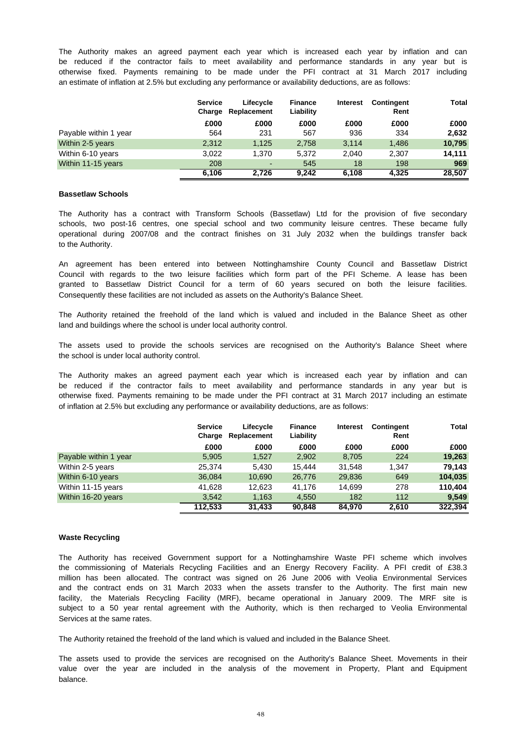The Authority makes an agreed payment each year which is increased each year by inflation and can be reduced if the contractor fails to meet availability and performance standards in any year but is otherwise fixed. Payments remaining to be made under the PFI contract at 31 March 2017 including an estimate of inflation at 2.5% but excluding any performance or availability deductions, are as follows:

| | Service Charge | Lifecycle Replacement | Finance Liability | Interest | Contingent Rent | Total |
|---|---|---|---|---|---|---|
| | £000 | £000 | £000 | £000 | £000 | £000 |
| Payable within 1 year | 564 | 231 | 567 | 936 | 334 | **2,632** |
| Within 2-5 years | 2,312 | 1,125 | 2,758 | 3,114 | 1,486 | **10,795** |
| Within 6-10 years | 3,022 | 1,370 | 5,372 | 2,040 | 2,307 | **14,111** |
| Within 11-15 years | 208 | - | 545 | 18 | 198 | **969** |
| | **6,106** | **2,726** | **9,242** | **6,108** | **4,325** | **28,507** |

**Bassetlaw Schools**

The Authority has a contract with Transform Schools (Bassetlaw) Ltd for the provision of five secondary schools, two post-16 centres, one special school and two community leisure centres. These became fully operational during 2007/08 and the contract finishes on 31 July 2032 when the buildings transfer back to the Authority.

An agreement has been entered into between Nottinghamshire County Council and Bassetlaw District Council with regards to the two leisure facilities which form part of the PFI Scheme. A lease has been granted to Bassetlaw District Council for a term of 60 years secured on both the leisure facilities. Consequently these facilities are not included as assets on the Authority's Balance Sheet.

The Authority retained the freehold of the land which is valued and included in the Balance Sheet as other land and buildings where the school is under local authority control.

The assets used to provide the schools services are recognised on the Authority's Balance Sheet where the school is under local authority control.

The Authority makes an agreed payment each year which is increased each year by inflation and can be reduced if the contractor fails to meet availability and performance standards in any year but is otherwise fixed. Payments remaining to be made under the PFI contract at 31 March 2017 including an estimate of inflation at 2.5% but excluding any performance or availability deductions, are as follows:

| | Service Charge | Lifecycle Replacement | Finance Liability | Interest | Contingent Rent | Total |
|---|---|---|---|---|---|---|
| | £000 | £000 | £000 | £000 | £000 | £000 |
| Payable within 1 year | 5,905 | 1,527 | 2,902 | 8,705 | 224 | **19,263** |
| Within 2-5 years | 25,374 | 5,430 | 15,444 | 31,548 | 1,347 | **79,143** |
| Within 6-10 years | 36,084 | 10,690 | 26,776 | 29,836 | 649 | **104,035** |
| Within 11-15 years | 41,628 | 12,623 | 41,176 | 14,699 | 278 | **110,404** |
| Within 16-20 years | 3,542 | 1,163 | 4,550 | 182 | 112 | **9,549** |
| | **112,533** | **31,433** | **90,848** | **84,970** | **2,610** | **322,394** |

**Waste Recycling**

The Authority has received Government support for a Nottinghamshire Waste PFI scheme which involves the commissioning of Materials Recycling Facilities and an Energy Recovery Facility. A PFI credit of £38.3 million has been allocated. The contract was signed on 26 June 2006 with Veolia Environmental Services and the contract ends on 31 March 2033 when the assets transfer to the Authority. The first main new facility, the Materials Recycling Facility (MRF), became operational in January 2009. The MRF site is subject to a 50 year rental agreement with the Authority, which is then recharged to Veolia Environmental Services at the same rates.

The Authority retained the freehold of the land which is valued and included in the Balance Sheet.

The assets used to provide the services are recognised on the Authority's Balance Sheet. Movements in their value over the year are included in the analysis of the movement in Property, Plant and Equipment balance.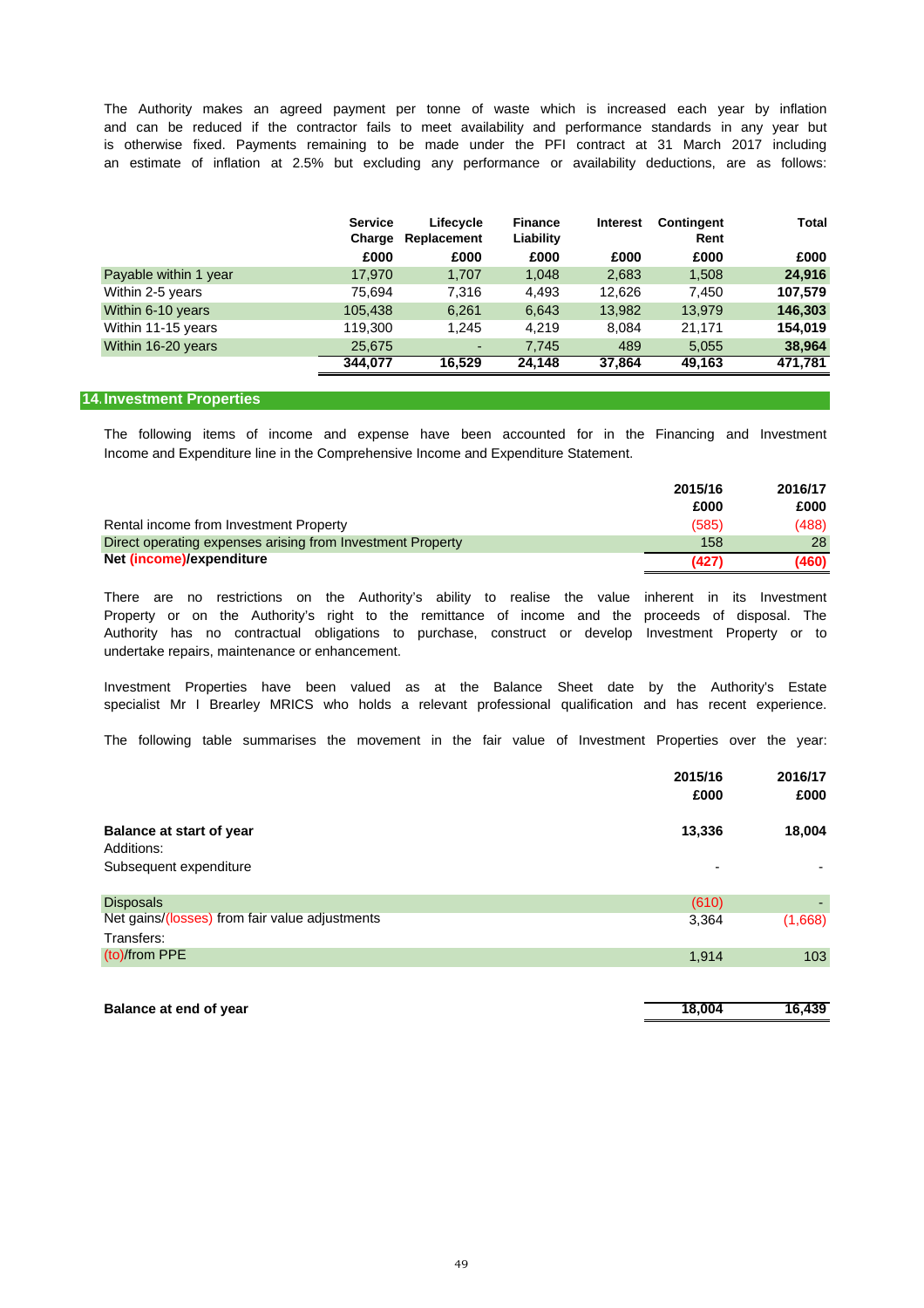The Authority makes an agreed payment per tonne of waste which is increased each year by inflation and can be reduced if the contractor fails to meet availability and performance standards in any year but is otherwise fixed. Payments remaining to be made under the PFI contract at 31 March 2017 including an estimate of inflation at 2.5% but excluding any performance or availability deductions, are as follows:

| | Service Charge | Lifecycle Replacement | Finance Liability | Interest | Contingent Rent | Total |
|---|---|---|---|---|---|---|
| | £000 | £000 | £000 | £000 | £000 | £000 |
| Payable within 1 year | 17,970 | 1,707 | 1,048 | 2,683 | 1,508 | **24,916** |
| Within 2-5 years | 75,694 | 7,316 | 4,493 | 12,626 | 7,450 | **107,579** |
| Within 6-10 years | 105,438 | 6,261 | 6,643 | 13,982 | 13,979 | **146,303** |
| Within 11-15 years | 119,300 | 1,245 | 4,219 | 8,084 | 21,171 | **154,019** |
| Within 16-20 years | 25,675 | - | 7,745 | 489 | 5,055 | **38,964** |
| | **344,077** | **16,529** | **24,148** | **37,864** | **49,163** | **471,781** |

## 14. Investment Properties

The following items of income and expense have been accounted for in the Financing and Investment Income and Expenditure line in the Comprehensive Income and Expenditure Statement.

| | 2015/16 | 2016/17 |
|---|---|---|
| | £000 | £000 |
| Rental income from Investment Property | (585) | (488) |
| Direct operating expenses arising from Investment Property | 158 | 28 |
| **Net (income)/expenditure** | **(427)** | **(460)** |

There are no restrictions on the Authority's ability to realise the value inherent in its Investment Property or on the Authority's right to the remittance of income and the proceeds of disposal. The Authority has no contractual obligations to purchase, construct or develop Investment Property or to undertake repairs, maintenance or enhancement.

Investment Properties have been valued as at the Balance Sheet date by the Authority's Estate specialist Mr I Brearley MRICS who holds a relevant professional qualification and has recent experience.

The following table summarises the movement in the fair value of Investment Properties over the year:

| | 2015/16 | 2016/17 |
|---|---|---|
| | £000 | £000 |
| **Balance at start of year** | **13,336** | **18,004** |
| Additions: | | |
| Subsequent expenditure | - | - |
| Disposals | (610) | - |
| Net gains/(losses) from fair value adjustments | 3,364 | (1,668) |
| Transfers: | | |
| (to)/from PPE | 1,914 | 103 |
| **Balance at end of year** | **18,004** | **16,439** |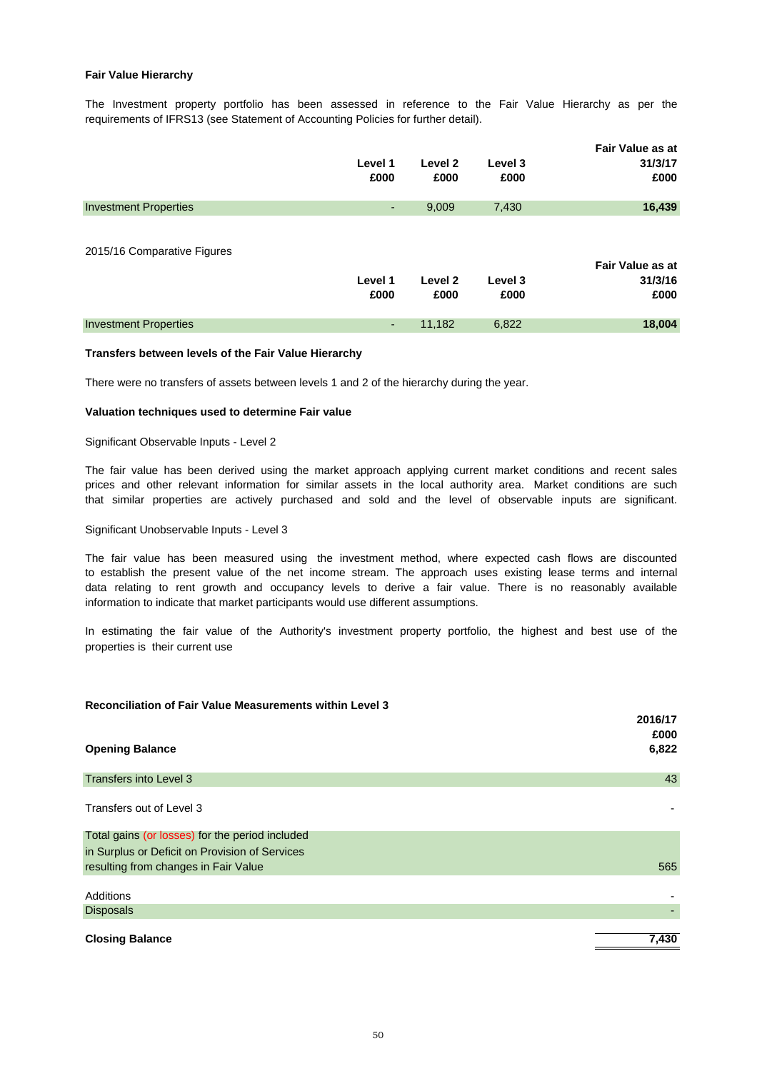**Fair Value Hierarchy**

The Investment property portfolio has been assessed in reference to the Fair Value Hierarchy as per the requirements of IFRS13 (see Statement of Accounting Policies for further detail).

| | Level 1 £000 | Level 2 £000 | Level 3 £000 | Fair Value as at 31/3/17 £000 |
|---|---|---|---|---|
| Investment Properties | - | 9,009 | 7,430 | **16,439** |

2015/16 Comparative Figures

| | Level 1 £000 | Level 2 £000 | Level 3 £000 | Fair Value as at 31/3/16 £000 |
|---|---|---|---|---|
| Investment Properties | - | 11,182 | 6,822 | **18,004** |

**Transfers between levels of the Fair Value Hierarchy**

There were no transfers of assets between levels 1 and 2 of the hierarchy during the year.

**Valuation techniques used to determine Fair value**

Significant Observable Inputs - Level 2

The fair value has been derived using the market approach applying current market conditions and recent sales prices and other relevant information for similar assets in the local authority area. Market conditions are such that similar properties are actively purchased and sold and the level of observable inputs are significant.

Significant Unobservable Inputs - Level 3

The fair value has been measured using the investment method, where expected cash flows are discounted to establish the present value of the net income stream. The approach uses existing lease terms and internal data relating to rent growth and occupancy levels to derive a fair value. There is no reasonably available information to indicate that market participants would use different assumptions.

In estimating the fair value of the Authority's investment property portfolio, the highest and best use of the properties is their current use

**Reconciliation of Fair Value Measurements within Level 3**

| | 2016/17 £000 |
|---|---|
| **Opening Balance** | **6,822** |
| Transfers into Level 3 | 43 |
| Transfers out of Level 3 | - |
| Total gains (or losses) for the period included in Surplus or Deficit on Provision of Services resulting from changes in Fair Value | 565 |
| Additions | - |
| Disposals | - |
| **Closing Balance** | **7,430** |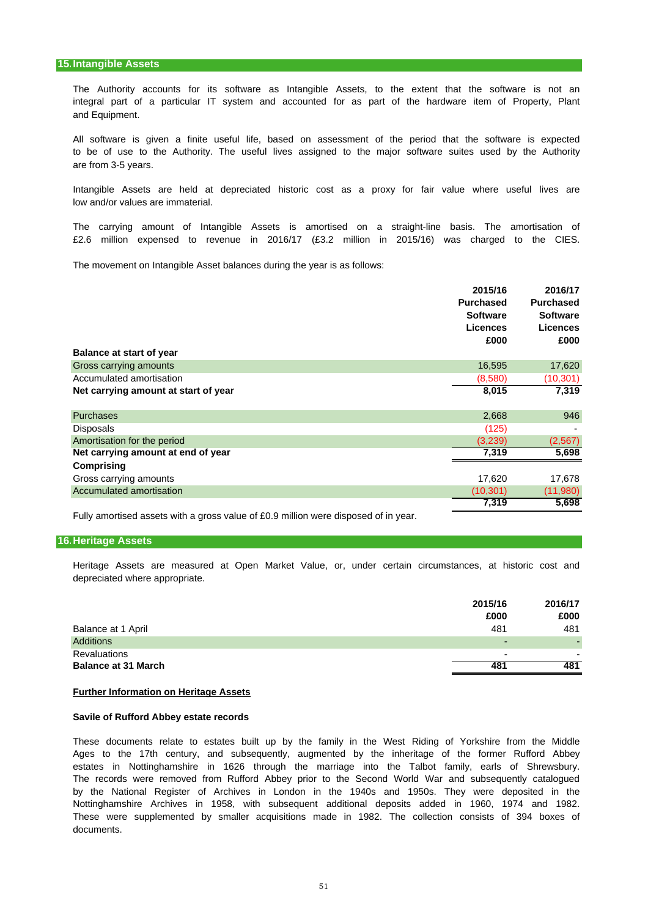## 15. Intangible Assets

The Authority accounts for its software as Intangible Assets, to the extent that the software is not an integral part of a particular IT system and accounted for as part of the hardware item of Property, Plant and Equipment.

All software is given a finite useful life, based on assessment of the period that the software is expected to be of use to the Authority. The useful lives assigned to the major software suites used by the Authority are from 3-5 years.

Intangible Assets are held at depreciated historic cost as a proxy for fair value where useful lives are low and/or values are immaterial.

The carrying amount of Intangible Assets is amortised on a straight-line basis. The amortisation of £2.6 million expensed to revenue in 2016/17 (£3.2 million in 2015/16) was charged to the CIES.

The movement on Intangible Asset balances during the year is as follows:

| | 2015/16 Purchased Software Licences £000 | 2016/17 Purchased Software Licences £000 |
|---|---|---|
| **Balance at start of year** | | |
| Gross carrying amounts | 16,595 | 17,620 |
| Accumulated amortisation | (8,580) | (10,301) |
| **Net carrying amount at start of year** | **8,015** | **7,319** |
| | | |
| Purchases | 2,668 | 946 |
| Disposals | (125) | - |
| Amortisation for the period | (3,239) | (2,567) |
| **Net carrying amount at end of year** | **7,319** | **5,698** |
| **Comprising** | | |
| Gross carrying amounts | 17,620 | 17,678 |
| Accumulated amortisation | (10,301) | (11,980) |
| | **7,319** | **5,698** |

Fully amortised assets with a gross value of £0.9 million were disposed of in year.

## 16. Heritage Assets

Heritage Assets are measured at Open Market Value, or, under certain circumstances, at historic cost and depreciated where appropriate.

| | 2015/16 £000 | 2016/17 £000 |
|---|---|---|
| Balance at 1 April | 481 | 481 |
| Additions | - | - |
| Revaluations | - | - |
| **Balance at 31 March** | **481** | **481** |

**Further Information on Heritage Assets**

**Savile of Rufford Abbey estate records**

These documents relate to estates built up by the family in the West Riding of Yorkshire from the Middle Ages to the 17th century, and subsequently, augmented by the inheritage of the former Rufford Abbey estates in Nottinghamshire in 1626 through the marriage into the Talbot family, earls of Shrewsbury. The records were removed from Rufford Abbey prior to the Second World War and subsequently catalogued by the National Register of Archives in London in the 1940s and 1950s. They were deposited in the Nottinghamshire Archives in 1958, with subsequent additional deposits added in 1960, 1974 and 1982. These were supplemented by smaller acquisitions made in 1982. The collection consists of 394 boxes of documents.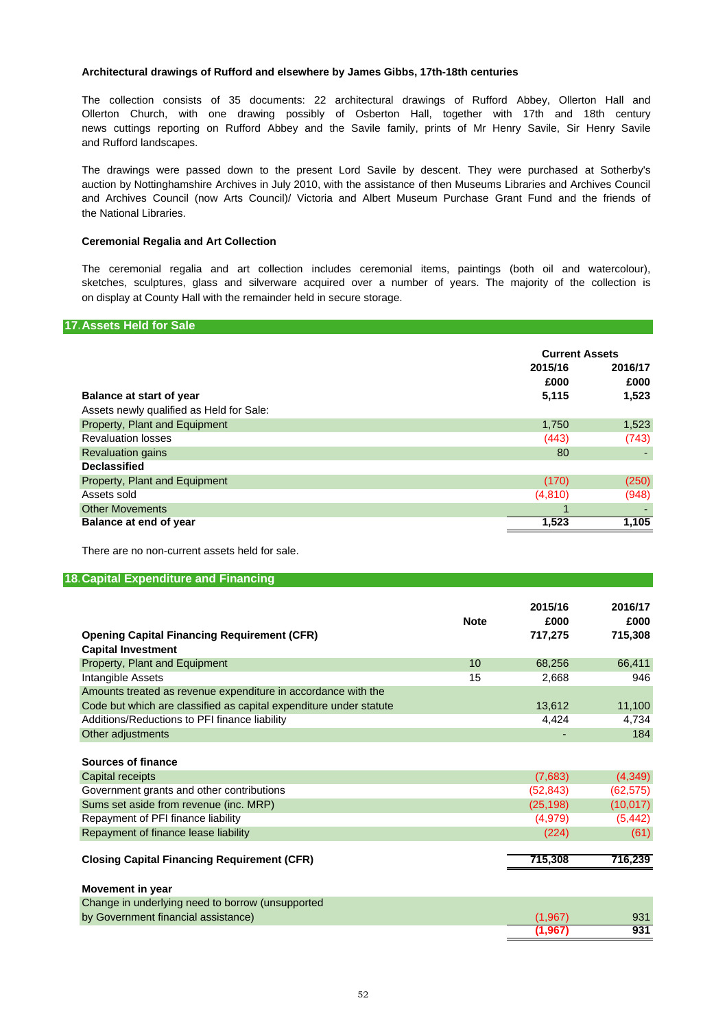**Architectural drawings of Rufford and elsewhere by James Gibbs, 17th-18th centuries**

The collection consists of 35 documents: 22 architectural drawings of Rufford Abbey, Ollerton Hall and Ollerton Church, with one drawing possibly of Osberton Hall, together with 17th and 18th century news cuttings reporting on Rufford Abbey and the Savile family, prints of Mr Henry Savile, Sir Henry Savile and Rufford landscapes.

The drawings were passed down to the present Lord Savile by descent. They were purchased at Sotherby's auction by Nottinghamshire Archives in July 2010, with the assistance of then Museums Libraries and Archives Council and Archives Council (now Arts Council)/ Victoria and Albert Museum Purchase Grant Fund and the friends of the National Libraries.

**Ceremonial Regalia and Art Collection**

The ceremonial regalia and art collection includes ceremonial items, paintings (both oil and watercolour), sketches, sculptures, glass and silverware acquired over a number of years. The majority of the collection is on display at County Hall with the remainder held in secure storage.

## 17. Assets Held for Sale

| | Current Assets | |
|---|---|---|
| | 2015/16 | 2016/17 |
| | £000 | £000 |
| **Balance at start of year** | **5,115** | **1,523** |
| Assets newly qualified as Held for Sale: | | |
| Property, Plant and Equipment | 1,750 | 1,523 |
| Revaluation losses | (443) | (743) |
| Revaluation gains | 80 | - |
| **Declassified** | | |
| Property, Plant and Equipment | (170) | (250) |
| Assets sold | (4,810) | (948) |
| Other Movements | 1 | - |
| **Balance at end of year** | **1,523** | **1,105** |

There are no non-current assets held for sale.

## 18. Capital Expenditure and Financing

| | Note | 2015/16 £000 | 2016/17 £000 |
|---|---|---|---|
| **Opening Capital Financing Requirement (CFR)** | | **717,275** | **715,308** |
| **Capital Investment** | | | |
| Property, Plant and Equipment | 10 | 68,256 | 66,411 |
| Intangible Assets | 15 | 2,668 | 946 |
| Amounts treated as revenue expenditure in accordance with the Code but which are classified as capital expenditure under statute | | 13,612 | 11,100 |
| Additions/Reductions to PFI finance liability | | 4,424 | 4,734 |
| Other adjustments | | - | 184 |
| **Sources of finance** | | | |
| Capital receipts | | (7,683) | (4,349) |
| Government grants and other contributions | | (52,843) | (62,575) |
| Sums set aside from revenue (inc. MRP) | | (25,198) | (10,017) |
| Repayment of PFI finance liability | | (4,979) | (5,442) |
| Repayment of finance lease liability | | (224) | (61) |
| **Closing Capital Financing Requirement (CFR)** | | **715,308** | **716,239** |
| **Movement in year** | | | |
| Change in underlying need to borrow (unsupported by Government financial assistance) | | (1,967) | 931 |
| | | **(1,967)** | **931** |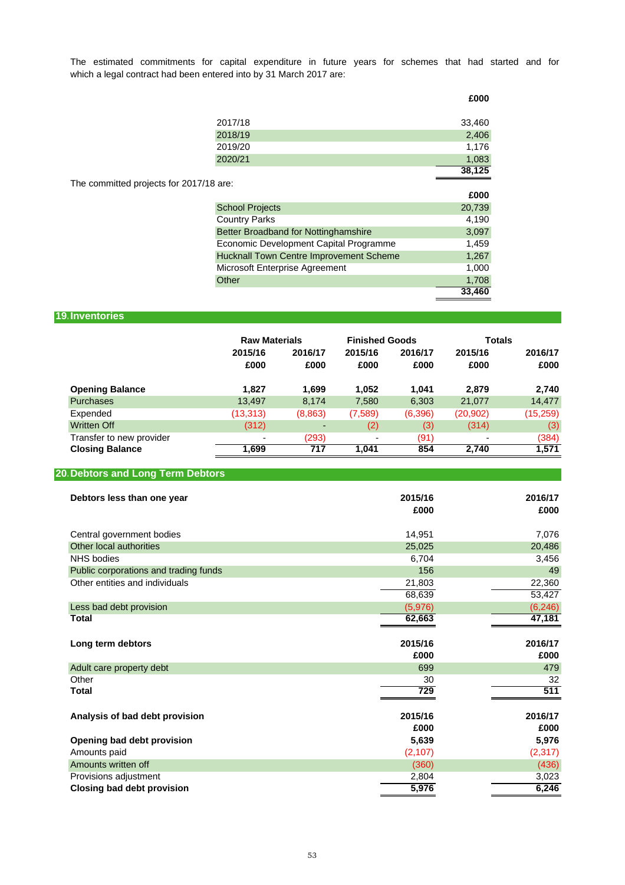The estimated commitments for capital expenditure in future years for schemes that had started and for which a legal contract had been entered into by 31 March 2017 are:

| | £000 |
|---|---|
| 2017/18 | 33,460 |
| 2018/19 | 2,406 |
| 2019/20 | 1,176 |
| 2020/21 | 1,083 |
| | 38,125 |

The committed projects for 2017/18 are:

| | £000 |
|---|---|
| School Projects | 20,739 |
| Country Parks | 4,190 |
| Better Broadband for Nottinghamshire | 3,097 |
| Economic Development Capital Programme | 1,459 |
| Hucknall Town Centre Improvement Scheme | 1,267 |
| Microsoft Enterprise Agreement | 1,000 |
| Other | 1,708 |
| | 33,460 |

## 19. Inventories

| | Raw Materials | | Finished Goods | | Totals | |
|---|---|---|---|---|---|---|
| | 2015/16 | 2016/17 | 2015/16 | 2016/17 | 2015/16 | 2016/17 |
| | £000 | £000 | £000 | £000 | £000 | £000 |
| **Opening Balance** | **1,827** | **1,699** | **1,052** | **1,041** | **2,879** | **2,740** |
| Purchases | 13,497 | 8,174 | 7,580 | 6,303 | 21,077 | 14,477 |
| Expended | (13,313) | (8,863) | (7,589) | (6,396) | (20,902) | (15,259) |
| Written Off | (312) | - | (2) | (3) | (314) | (3) |
| Transfer to new provider | - | (293) | - | (91) | - | (384) |
| **Closing Balance** | **1,699** | **717** | **1,041** | **854** | **2,740** | **1,571** |

## 20. Debtors and Long Term Debtors

| **Debtors less than one year** | **2015/16** | **2016/17** |
|---|---|---|
| | **£000** | **£000** |
| Central government bodies | 14,951 | 7,076 |
| Other local authorities | 25,025 | 20,486 |
| NHS bodies | 6,704 | 3,456 |
| Public corporations and trading funds | 156 | 49 |
| Other entities and individuals | 21,803 | 22,360 |
| | 68,639 | 53,427 |
| Less bad debt provision | (5,976) | (6,246) |
| **Total** | **62,663** | **47,181** |

| **Long term debtors** | **2015/16** | **2016/17** |
|---|---|---|
| | **£000** | **£000** |
| Adult care property debt | 699 | 479 |
| Other | 30 | 32 |
| **Total** | **729** | **511** |

| **Analysis of bad debt provision** | **2015/16** | **2016/17** |
|---|---|---|
| | **£000** | **£000** |
| **Opening bad debt provision** | **5,639** | **5,976** |
| Amounts paid | (2,107) | (2,317) |
| Amounts written off | (360) | (436) |
| Provisions adjustment | 2,804 | 3,023 |
| **Closing bad debt provision** | **5,976** | **6,246** |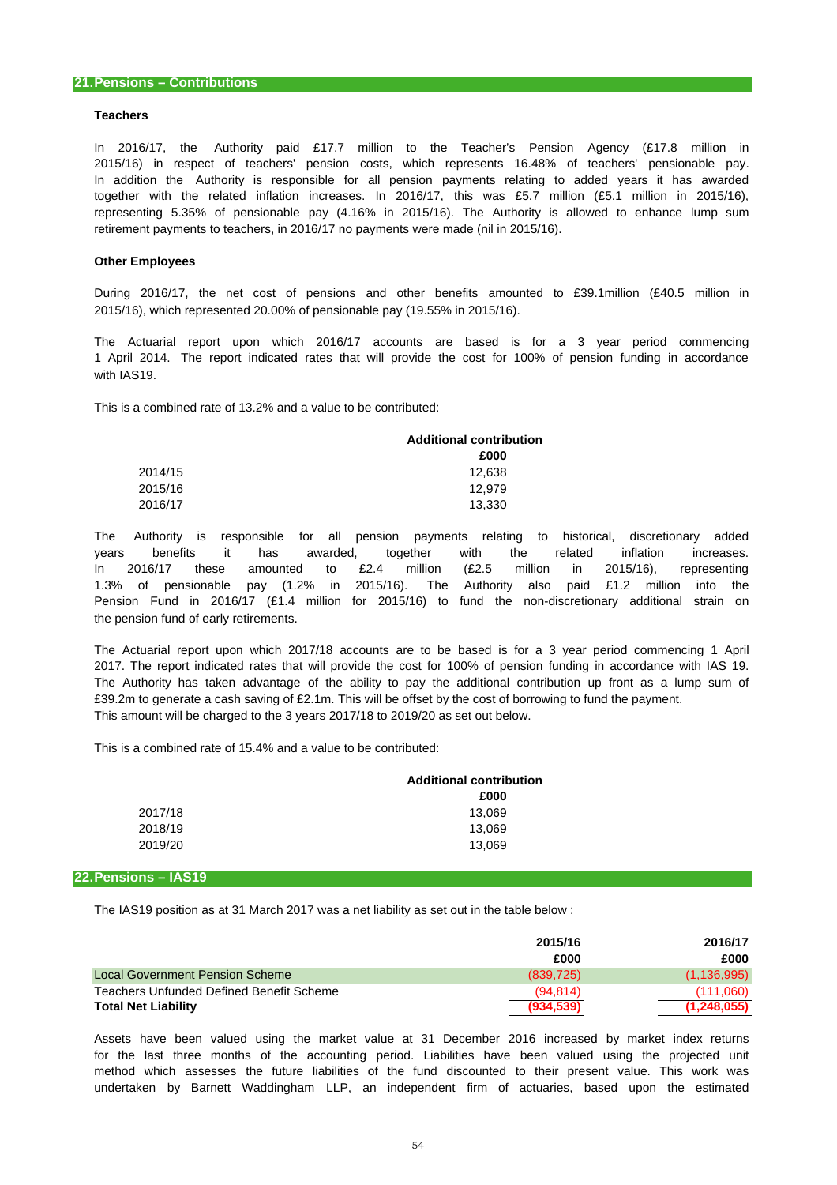## 21. Pensions – Contributions

### Teachers

In 2016/17, the Authority paid £17.7 million to the Teacher's Pension Agency (£17.8 million in 2015/16) in respect of teachers' pension costs, which represents 16.48% of teachers' pensionable pay. In addition the Authority is responsible for all pension payments relating to added years it has awarded together with the related inflation increases. In 2016/17, this was £5.7 million (£5.1 million in 2015/16), representing 5.35% of pensionable pay (4.16% in 2015/16). The Authority is allowed to enhance lump sum retirement payments to teachers, in 2016/17 no payments were made (nil in 2015/16).

### Other Employees

During 2016/17, the net cost of pensions and other benefits amounted to £39.1million (£40.5 million in 2015/16), which represented 20.00% of pensionable pay (19.55% in 2015/16).

The Actuarial report upon which 2016/17 accounts are based is for a 3 year period commencing 1 April 2014. The report indicated rates that will provide the cost for 100% of pension funding in accordance with IAS19.

This is a combined rate of 13.2% and a value to be contributed:

| | Additional contribution £000 |
|---|---|
| 2014/15 | 12,638 |
| 2015/16 | 12,979 |
| 2016/17 | 13,330 |

The Authority is responsible for all pension payments relating to historical, discretionary added years benefits it has awarded, together with the related inflation increases. In 2016/17 these amounted to £2.4 million (£2.5 million in 2015/16), representing 1.3% of pensionable pay (1.2% in 2015/16). The Authority also paid £1.2 million into the Pension Fund in 2016/17 (£1.4 million for 2015/16) to fund the non-discretionary additional strain on the pension fund of early retirements.

The Actuarial report upon which 2017/18 accounts are to be based is for a 3 year period commencing 1 April 2017. The report indicated rates that will provide the cost for 100% of pension funding in accordance with IAS 19. The Authority has taken advantage of the ability to pay the additional contribution up front as a lump sum of £39.2m to generate a cash saving of £2.1m. This will be offset by the cost of borrowing to fund the payment. This amount will be charged to the 3 years 2017/18 to 2019/20 as set out below.

This is a combined rate of 15.4% and a value to be contributed:

| | Additional contribution £000 |
|---|---|
| 2017/18 | 13,069 |
| 2018/19 | 13,069 |
| 2019/20 | 13,069 |

## 22. Pensions – IAS19

The IAS19 position as at 31 March 2017 was a net liability as set out in the table below :

| | 2015/16 £000 | 2016/17 £000 |
|---|---|---|
| Local Government Pension Scheme | (839,725) | (1,136,995) |
| Teachers Unfunded Defined Benefit Scheme | (94,814) | (111,060) |
| **Total Net Liability** | **(934,539)** | **(1,248,055)** |

Assets have been valued using the market value at 31 December 2016 increased by market index returns for the last three months of the accounting period. Liabilities have been valued using the projected unit method which assesses the future liabilities of the fund discounted to their present value. This work was undertaken by Barnett Waddingham LLP, an independent firm of actuaries, based upon the estimated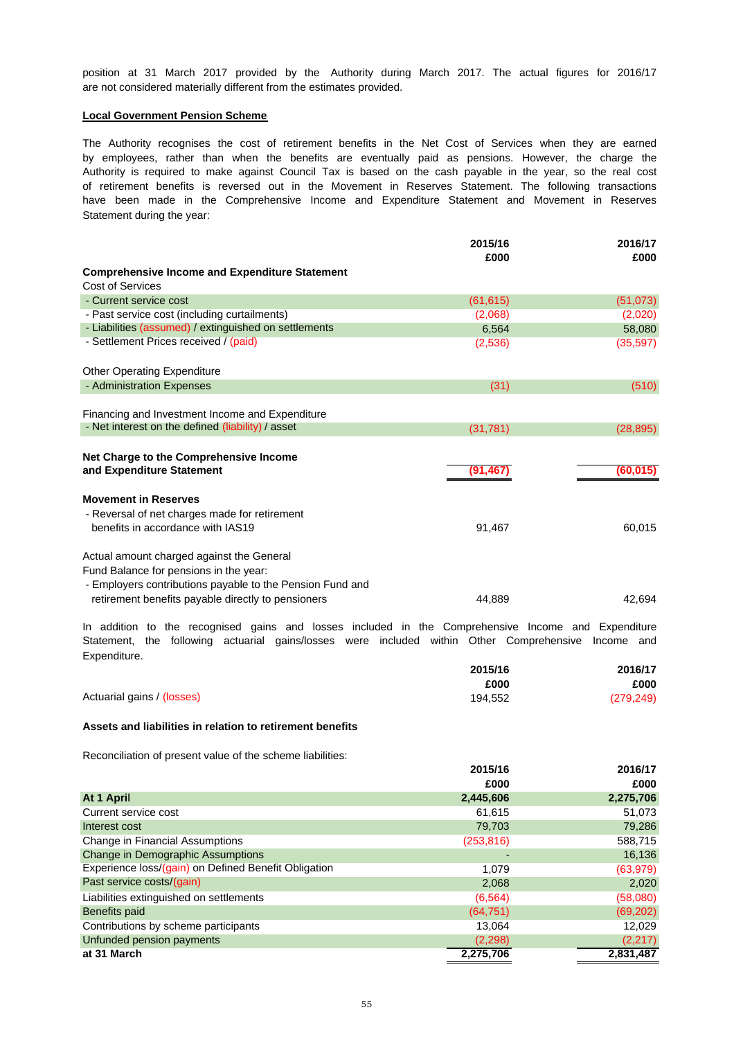position at 31 March 2017 provided by the Authority during March 2017. The actual figures for 2016/17 are not considered materially different from the estimates provided.

**Local Government Pension Scheme**

The Authority recognises the cost of retirement benefits in the Net Cost of Services when they are earned by employees, rather than when the benefits are eventually paid as pensions. However, the charge the Authority is required to make against Council Tax is based on the cash payable in the year, so the real cost of retirement benefits is reversed out in the Movement in Reserves Statement. The following transactions have been made in the Comprehensive Income and Expenditure Statement and Movement in Reserves Statement during the year:

| | 2015/16 £000 | 2016/17 £000 |
|---|---|---|
| **Comprehensive Income and Expenditure Statement** | | |
| Cost of Services | | |
| - Current service cost | (61,615) | (51,073) |
| - Past service cost (including curtailments) | (2,068) | (2,020) |
| - Liabilities (assumed) / extinguished on settlements | 6,564 | 58,080 |
| - Settlement Prices received / (paid) | (2,536) | (35,597) |
| Other Operating Expenditure | | |
| - Administration Expenses | (31) | (510) |
| Financing and Investment Income and Expenditure | | |
| - Net interest on the defined (liability) / asset | (31,781) | (28,895) |
| **Net Charge to the Comprehensive Income and Expenditure Statement** | **(91,467)** | **(60,015)** |
| **Movement in Reserves** | | |
| - Reversal of net charges made for retirement benefits in accordance with IAS19 | 91,467 | 60,015 |
| Actual amount charged against the General Fund Balance for pensions in the year: | | |
| - Employers contributions payable to the Pension Fund and retirement benefits payable directly to pensioners | 44,889 | 42,694 |

In addition to the recognised gains and losses included in the Comprehensive Income and Expenditure Statement, the following actuarial gains/losses were included within Other Comprehensive Income and Expenditure.

| | 2015/16 £000 | 2016/17 £000 |
|---|---|---|
| Actuarial gains / (losses) | 194,552 | (279,249) |

**Assets and liabilities in relation to retirement benefits**

Reconciliation of present value of the scheme liabilities:

| | 2015/16 £000 | 2016/17 £000 |
|---|---|---|
| **At 1 April** | **2,445,606** | **2,275,706** |
| Current service cost | 61,615 | 51,073 |
| Interest cost | 79,703 | 79,286 |
| Change in Financial Assumptions | (253,816) | 588,715 |
| Change in Demographic Assumptions | - | 16,136 |
| Experience loss/(gain) on Defined Benefit Obligation | 1,079 | (63,979) |
| Past service costs/(gain) | 2,068 | 2,020 |
| Liabilities extinguished on settlements | (6,564) | (58,080) |
| Benefits paid | (64,751) | (69,202) |
| Contributions by scheme participants | 13,064 | 12,029 |
| Unfunded pension payments | (2,298) | (2,217) |
| **at 31 March** | **2,275,706** | **2,831,487** |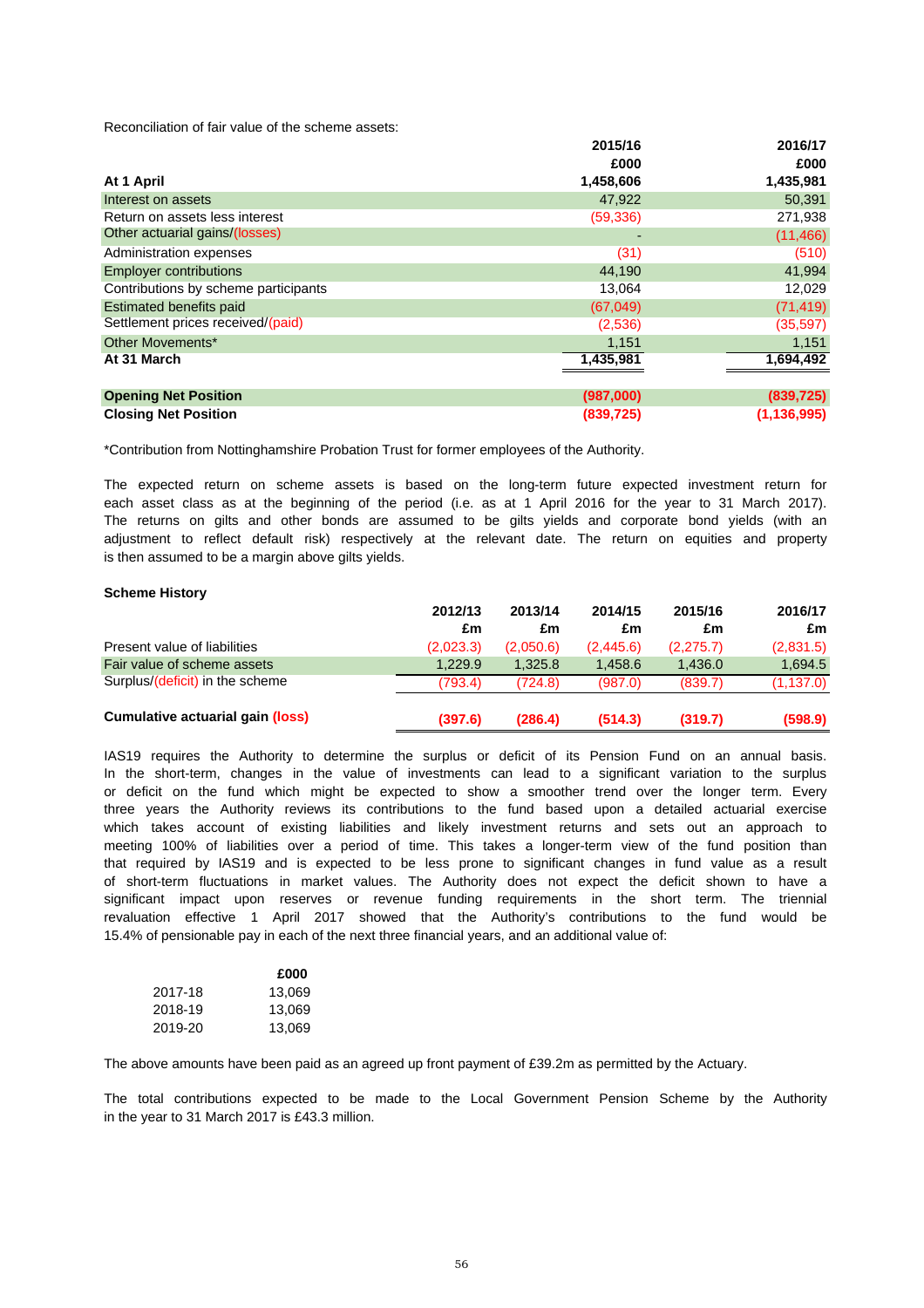Reconciliation of fair value of the scheme assets:

| | 2015/16 | 2016/17 |
|---|---|---|
| | £000 | £000 |
| **At 1 April** | **1,458,606** | **1,435,981** |
| Interest on assets | 47,922 | 50,391 |
| Return on assets less interest | (59,336) | 271,938 |
| Other actuarial gains/(losses) | - | (11,466) |
| Administration expenses | (31) | (510) |
| Employer contributions | 44,190 | 41,994 |
| Contributions by scheme participants | 13,064 | 12,029 |
| Estimated benefits paid | (67,049) | (71,419) |
| Settlement prices received/(paid) | (2,536) | (35,597) |
| Other Movements* | 1,151 | 1,151 |
| **At 31 March** | **1,435,981** | **1,694,492** |
| | | |
| **Opening Net Position** | **(987,000)** | **(839,725)** |
| **Closing Net Position** | **(839,725)** | **(1,136,995)** |

*Contribution from Nottinghamshire Probation Trust for former employees of the Authority.

The expected return on scheme assets is based on the long-term future expected investment return for each asset class as at the beginning of the period (i.e. as at 1 April 2016 for the year to 31 March 2017). The returns on gilts and other bonds are assumed to be gilts yields and corporate bond yields (with an adjustment to reflect default risk) respectively at the relevant date. The return on equities and property is then assumed to be a margin above gilts yields.

**Scheme History**

| | 2012/13 | 2013/14 | 2014/15 | 2015/16 | 2016/17 |
|---|---|---|---|---|---|
| | £m | £m | £m | £m | £m |
| Present value of liabilities | (2,023.3) | (2,050.6) | (2,445.6) | (2,275.7) | (2,831.5) |
| Fair value of scheme assets | 1,229.9 | 1,325.8 | 1,458.6 | 1,436.0 | 1,694.5 |
| Surplus/(deficit) in the scheme | (793.4) | (724.8) | (987.0) | (839.7) | (1,137.0) |
| | | | | | |
| **Cumulative actuarial gain (loss)** | **(397.6)** | **(286.4)** | **(514.3)** | **(319.7)** | **(598.9)** |

IAS19 requires the Authority to determine the surplus or deficit of its Pension Fund on an annual basis. In the short-term, changes in the value of investments can lead to a significant variation to the surplus or deficit on the fund which might be expected to show a smoother trend over the longer term. Every three years the Authority reviews its contributions to the fund based upon a detailed actuarial exercise which takes account of existing liabilities and likely investment returns and sets out an approach to meeting 100% of liabilities over a period of time. This takes a longer-term view of the fund position than that required by IAS19 and is expected to be less prone to significant changes in fund value as a result of short-term fluctuations in market values. The Authority does not expect the deficit shown to have a significant impact upon reserves or revenue funding requirements in the short term. The triennial revaluation effective 1 April 2017 showed that the Authority's contributions to the fund would be 15.4% of pensionable pay in each of the next three financial years, and an additional value of:

| | £000 |
|---|---|
| 2017-18 | 13,069 |
| 2018-19 | 13,069 |
| 2019-20 | 13,069 |

The above amounts have been paid as an agreed up front payment of £39.2m as permitted by the Actuary.

The total contributions expected to be made to the Local Government Pension Scheme by the Authority in the year to 31 March 2017 is £43.3 million.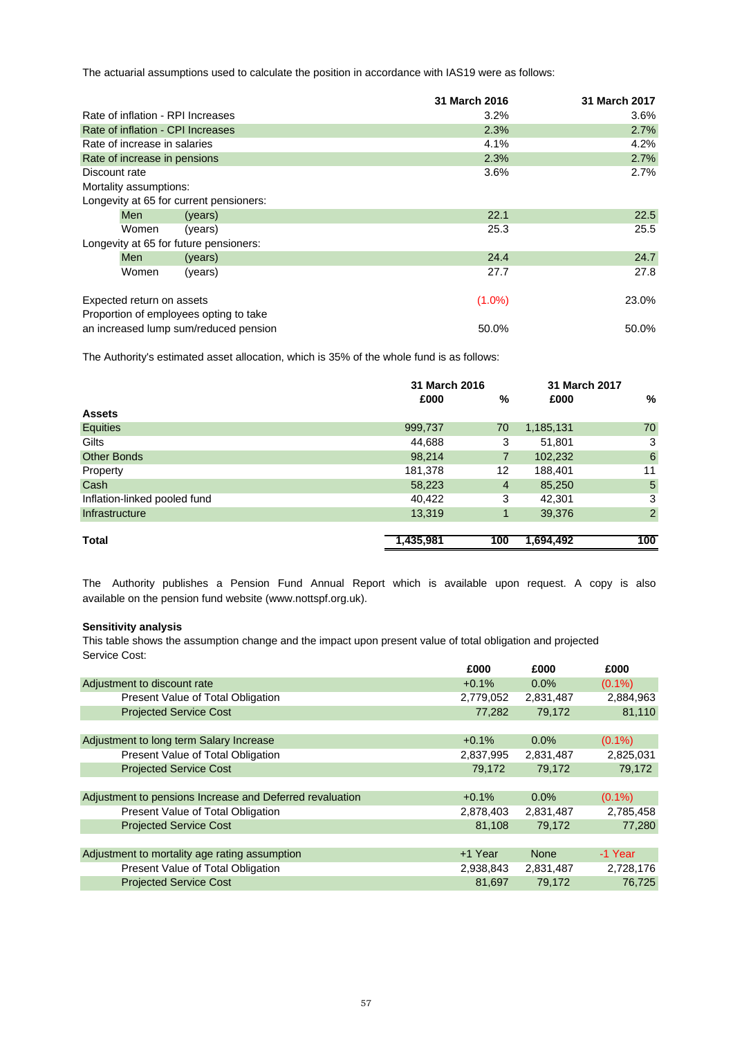The actuarial assumptions used to calculate the position in accordance with IAS19 were as follows:

| | 31 March 2016 | 31 March 2017 |
|---|---|---|
| Rate of inflation - RPI Increases | 3.2% | 3.6% |
| Rate of inflation - CPI Increases | 2.3% | 2.7% |
| Rate of increase in salaries | 4.1% | 4.2% |
| Rate of increase in pensions | 2.3% | 2.7% |
| Discount rate | 3.6% | 2.7% |
| Mortality assumptions: | | |
| Longevity at 65 for current pensioners: | | |
| Men (years) | 22.1 | 22.5 |
| Women (years) | 25.3 | 25.5 |
| Longevity at 65 for future pensioners: | | |
| Men (years) | 24.4 | 24.7 |
| Women (years) | 27.7 | 27.8 |
| | | |
| Expected return on assets | (1.0%) | 23.0% |
| Proportion of employees opting to take an increased lump sum/reduced pension | 50.0% | 50.0% |

The Authority's estimated asset allocation, which is 35% of the whole fund is as follows:

| | 31 March 2016 | | 31 March 2017 | |
|---|---|---|---|---|
| | £000 | % | £000 | % |
| **Assets** | | | | |
| Equities | 999,737 | 70 | 1,185,131 | 70 |
| Gilts | 44,688 | 3 | 51,801 | 3 |
| Other Bonds | 98,214 | 7 | 102,232 | 6 |
| Property | 181,378 | 12 | 188,401 | 11 |
| Cash | 58,223 | 4 | 85,250 | 5 |
| Inflation-linked pooled fund | 40,422 | 3 | 42,301 | 3 |
| Infrastructure | 13,319 | 1 | 39,376 | 2 |
| **Total** | **1,435,981** | **100** | **1,694,492** | **100** |

The Authority publishes a Pension Fund Annual Report which is available upon request. A copy is also available on the pension fund website (www.nottspf.org.uk).

**Sensitivity analysis**

This table shows the assumption change and the impact upon present value of total obligation and projected Service Cost:

| | £000 | £000 | £000 |
|---|---|---|---|
| Adjustment to discount rate | +0.1% | 0.0% | (0.1%) |
| Present Value of Total Obligation | 2,779,052 | 2,831,487 | 2,884,963 |
| Projected Service Cost | 77,282 | 79,172 | 81,110 |
| | | | |
| Adjustment to long term Salary Increase | +0.1% | 0.0% | (0.1%) |
| Present Value of Total Obligation | 2,837,995 | 2,831,487 | 2,825,031 |
| Projected Service Cost | 79,172 | 79,172 | 79,172 |
| | | | |
| Adjustment to pensions Increase and Deferred revaluation | +0.1% | 0.0% | (0.1%) |
| Present Value of Total Obligation | 2,878,403 | 2,831,487 | 2,785,458 |
| Projected Service Cost | 81,108 | 79,172 | 77,280 |
| | | | |
| Adjustment to mortality age rating assumption | +1 Year | None | -1 Year |
| Present Value of Total Obligation | 2,938,843 | 2,831,487 | 2,728,176 |
| Projected Service Cost | 81,697 | 79,172 | 76,725 |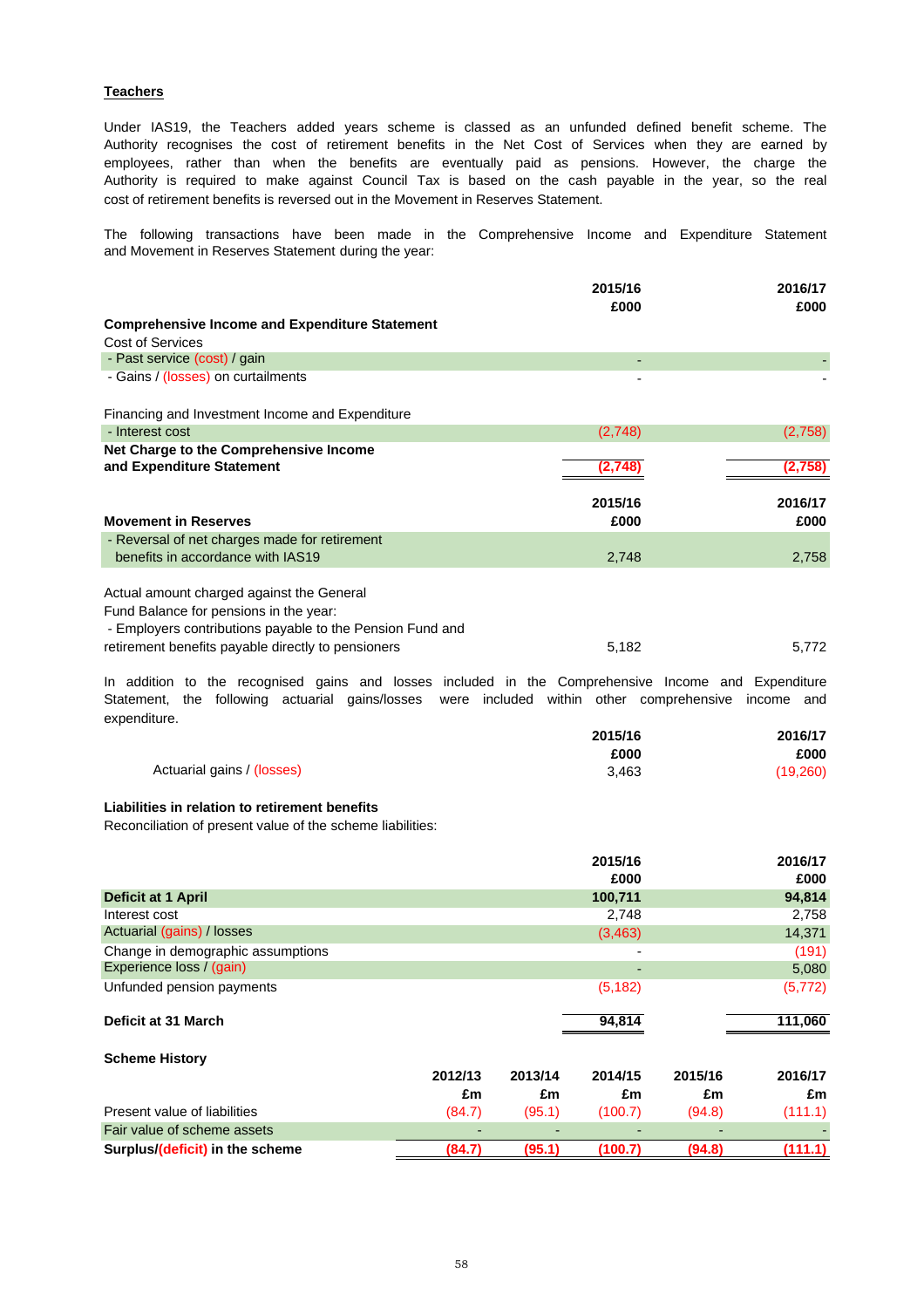**Teachers**

Under IAS19, the Teachers added years scheme is classed as an unfunded defined benefit scheme. The Authority recognises the cost of retirement benefits in the Net Cost of Services when they are earned by employees, rather than when the benefits are eventually paid as pensions. However, the charge the Authority is required to make against Council Tax is based on the cash payable in the year, so the real cost of retirement benefits is reversed out in the Movement in Reserves Statement.

The following transactions have been made in the Comprehensive Income and Expenditure Statement and Movement in Reserves Statement during the year:

| | 2015/16 £000 | 2016/17 £000 |
|---|---|---|
| **Comprehensive Income and Expenditure Statement** | | |
| Cost of Services | | |
| - Past service (cost) / gain | - | - |
| - Gains / (losses) on curtailments | - | - |
| Financing and Investment Income and Expenditure | | |
| - Interest cost | (2,748) | (2,758) |
| **Net Charge to the Comprehensive Income and Expenditure Statement** | **(2,748)** | **(2,758)** |

| **Movement in Reserves** | 2015/16 £000 | 2016/17 £000 |
|---|---|---|
| - Reversal of net charges made for retirement benefits in accordance with IAS19 | 2,748 | 2,758 |
| Actual amount charged against the General Fund Balance for pensions in the year: | | |
| - Employers contributions payable to the Pension Fund and retirement benefits payable directly to pensioners | 5,182 | 5,772 |

In addition to the recognised gains and losses included in the Comprehensive Income and Expenditure Statement, the following actuarial gains/losses were included within other comprehensive income and expenditure.

| | 2015/16 £000 | 2016/17 £000 |
|---|---|---|
| Actuarial gains / (losses) | 3,463 | (19,260) |

**Liabilities in relation to retirement benefits**

Reconciliation of present value of the scheme liabilities:

| | 2015/16 £000 | 2016/17 £000 |
|---|---|---|
| **Deficit at 1 April** | **100,711** | **94,814** |
| Interest cost | 2,748 | 2,758 |
| Actuarial (gains) / losses | (3,463) | 14,371 |
| Change in demographic assumptions | - | (191) |
| Experience loss / (gain) | - | 5,080 |
| Unfunded pension payments | (5,182) | (5,772) |
| **Deficit at 31 March** | **94,814** | **111,060** |

**Scheme History**

| | 2012/13 £m | 2013/14 £m | 2014/15 £m | 2015/16 £m | 2016/17 £m |
|---|---|---|---|---|---|
| Present value of liabilities | (84.7) | (95.1) | (100.7) | (94.8) | (111.1) |
| Fair value of scheme assets | - | - | - | - | - |
| **Surplus/(deficit) in the scheme** | **(84.7)** | **(95.1)** | **(100.7)** | **(94.8)** | **(111.1)** |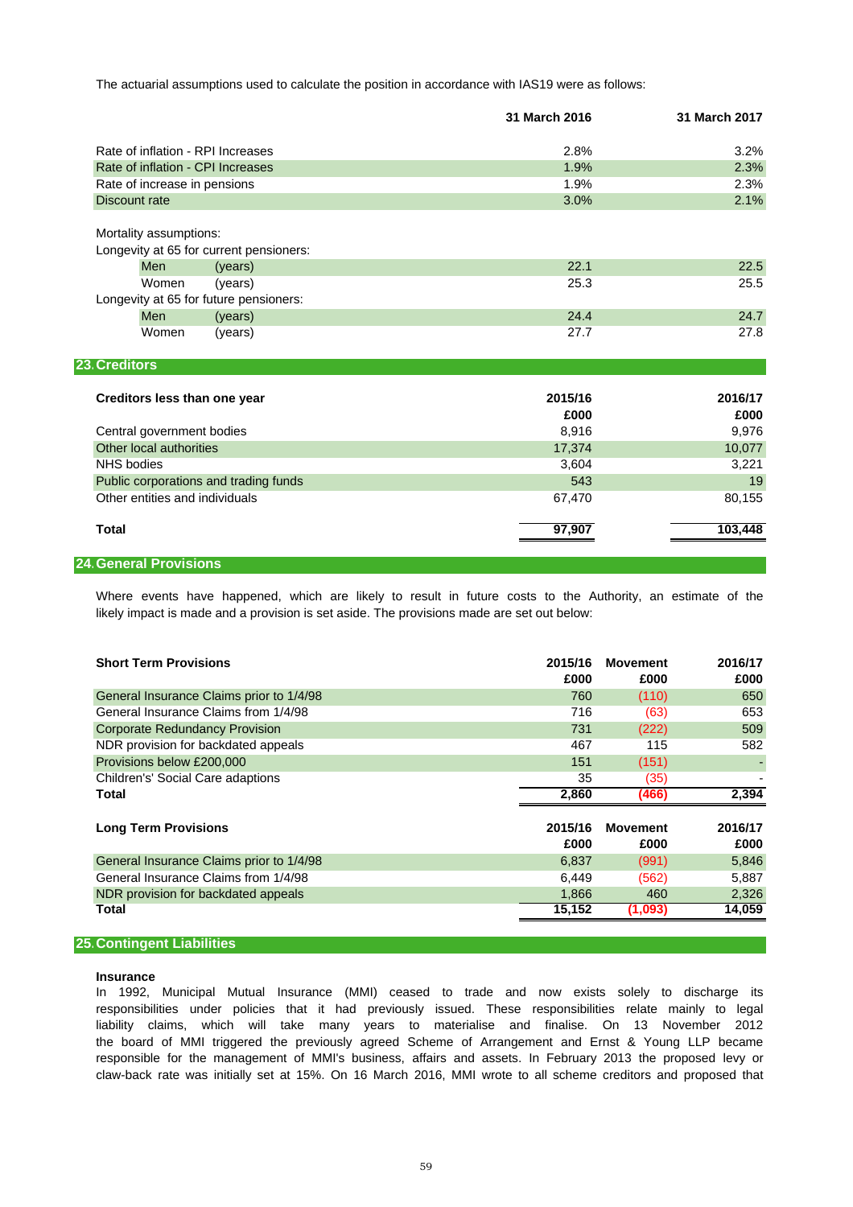The actuarial assumptions used to calculate the position in accordance with IAS19 were as follows:

| | | 31 March 2016 | 31 March 2017 |
|---|---|---|---|
| Rate of inflation - RPI Increases | | 2.8% | 3.2% |
| Rate of inflation - CPI Increases | | 1.9% | 2.3% |
| Rate of increase in pensions | | 1.9% | 2.3% |
| Discount rate | | 3.0% | 2.1% |
| Mortality assumptions: | | | |
| Longevity at 65 for current pensioners: | | | |
| Men | (years) | 22.1 | 22.5 |
| Women | (years) | 25.3 | 25.5 |
| Longevity at 65 for future pensioners: | | | |
| Men | (years) | 24.4 | 24.7 |
| Women | (years) | 27.7 | 27.8 |

## 23. Creditors

| Creditors less than one year | 2015/16 £000 | 2016/17 £000 |
|---|---|---|
| Central government bodies | 8,916 | 9,976 |
| Other local authorities | 17,374 | 10,077 |
| NHS bodies | 3,604 | 3,221 |
| Public corporations and trading funds | 543 | 19 |
| Other entities and individuals | 67,470 | 80,155 |
| **Total** | **97,907** | **103,448** |

## 24. General Provisions

Where events have happened, which are likely to result in future costs to the Authority, an estimate of the likely impact is made and a provision is set aside. The provisions made are set out below:

| Short Term Provisions | 2015/16 £000 | Movement £000 | 2016/17 £000 |
|---|---|---|---|
| General Insurance Claims prior to 1/4/98 | 760 | (110) | 650 |
| General Insurance Claims from 1/4/98 | 716 | (63) | 653 |
| Corporate Redundancy Provision | 731 | (222) | 509 |
| NDR provision for backdated appeals | 467 | 115 | 582 |
| Provisions below £200,000 | 151 | (151) | - |
| Children's' Social Care adaptions | 35 | (35) | - |
| **Total** | **2,860** | **(466)** | **2,394** |

| Long Term Provisions | 2015/16 £000 | Movement £000 | 2016/17 £000 |
|---|---|---|---|
| General Insurance Claims prior to 1/4/98 | 6,837 | (991) | 5,846 |
| General Insurance Claims from 1/4/98 | 6,449 | (562) | 5,887 |
| NDR provision for backdated appeals | 1,866 | 460 | 2,326 |
| **Total** | **15,152** | **(1,093)** | **14,059** |

## 25. Contingent Liabilities

**Insurance**

In 1992, Municipal Mutual Insurance (MMI) ceased to trade and now exists solely to discharge its responsibilities under policies that it had previously issued. These responsibilities relate mainly to legal liability claims, which will take many years to materialise and finalise. On 13 November 2012 the board of MMI triggered the previously agreed Scheme of Arrangement and Ernst & Young LLP became responsible for the management of MMI's business, affairs and assets. In February 2013 the proposed levy or claw-back rate was initially set at 15%. On 16 March 2016, MMI wrote to all scheme creditors and proposed that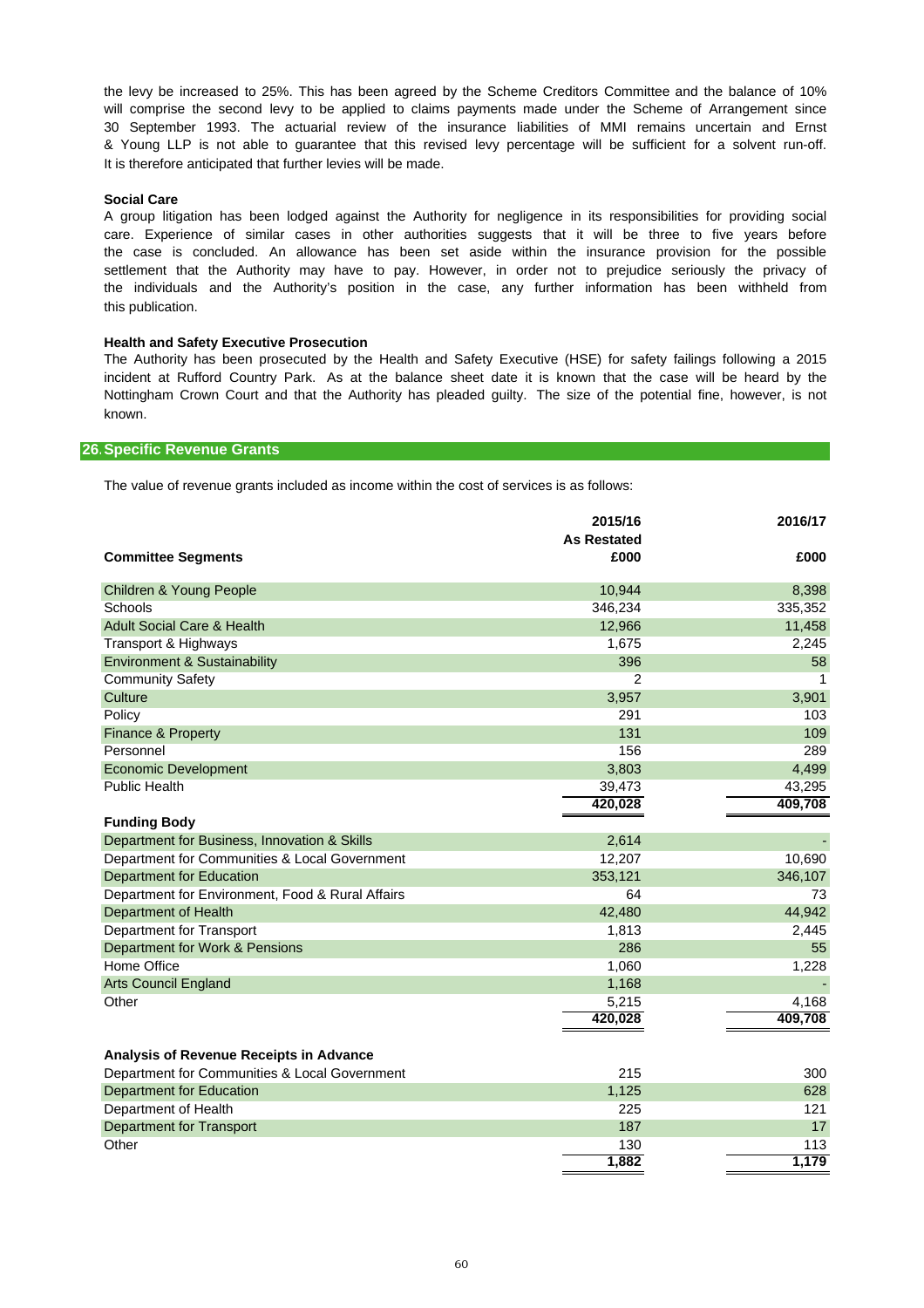the levy be increased to 25%. This has been agreed by the Scheme Creditors Committee and the balance of 10% will comprise the second levy to be applied to claims payments made under the Scheme of Arrangement since 30 September 1993. The actuarial review of the insurance liabilities of MMI remains uncertain and Ernst & Young LLP is not able to guarantee that this revised levy percentage will be sufficient for a solvent run-off. It is therefore anticipated that further levies will be made.

**Social Care**

A group litigation has been lodged against the Authority for negligence in its responsibilities for providing social care. Experience of similar cases in other authorities suggests that it will be three to five years before the case is concluded. An allowance has been set aside within the insurance provision for the possible settlement that the Authority may have to pay. However, in order not to prejudice seriously the privacy of the individuals and the Authority's position in the case, any further information has been withheld from this publication.

**Health and Safety Executive Prosecution**

The Authority has been prosecuted by the Health and Safety Executive (HSE) for safety failings following a 2015 incident at Rufford Country Park. As at the balance sheet date it is known that the case will be heard by the Nottingham Crown Court and that the Authority has pleaded guilty. The size of the potential fine, however, is not known.

## 26. Specific Revenue Grants

The value of revenue grants included as income within the cost of services is as follows:

| | 2015/16 As Restated | 2016/17 |
|---|---|---|
| **Committee Segments** | **£000** | **£000** |
| Children & Young People | 10,944 | 8,398 |
| Schools | 346,234 | 335,352 |
| Adult Social Care & Health | 12,966 | 11,458 |
| Transport & Highways | 1,675 | 2,245 |
| Environment & Sustainability | 396 | 58 |
| Community Safety | 2 | 1 |
| Culture | 3,957 | 3,901 |
| Policy | 291 | 103 |
| Finance & Property | 131 | 109 |
| Personnel | 156 | 289 |
| Economic Development | 3,803 | 4,499 |
| Public Health | 39,473 | 43,295 |
| | **420,028** | **409,708** |
| **Funding Body** | | |
| Department for Business, Innovation & Skills | 2,614 | - |
| Department for Communities & Local Government | 12,207 | 10,690 |
| Department for Education | 353,121 | 346,107 |
| Department for Environment, Food & Rural Affairs | 64 | 73 |
| Department of Health | 42,480 | 44,942 |
| Department for Transport | 1,813 | 2,445 |
| Department for Work & Pensions | 286 | 55 |
| Home Office | 1,060 | 1,228 |
| Arts Council England | 1,168 | - |
| Other | 5,215 | 4,168 |
| | **420,028** | **409,708** |
| **Analysis of Revenue Receipts in Advance** | | |
| Department for Communities & Local Government | 215 | 300 |
| Department for Education | 1,125 | 628 |
| Department of Health | 225 | 121 |
| Department for Transport | 187 | 17 |
| Other | 130 | 113 |
| | **1,882** | **1,179** |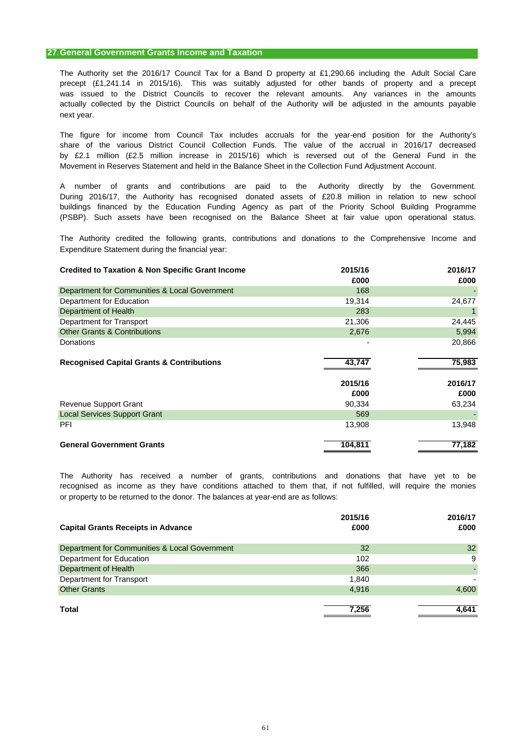## 27. General Government Grants Income and Taxation

The Authority set the 2016/17 Council Tax for a Band D property at £1,290.66 including the Adult Social Care precept (£1,241.14 in 2015/16). This was suitably adjusted for other bands of property and a precept was issued to the District Councils to recover the relevant amounts. Any variances in the amounts actually collected by the District Councils on behalf of the Authority will be adjusted in the amounts payable next year.

The figure for income from Council Tax includes accruals for the year-end position for the Authority's share of the various District Council Collection Funds. The value of the accrual in 2016/17 decreased by £2.1 million (£2.5 million increase in 2015/16) which is reversed out of the General Fund in the Movement in Reserves Statement and held in the Balance Sheet in the Collection Fund Adjustment Account.

A number of grants and contributions are paid to the Authority directly by the Government. During 2016/17, the Authority has recognised donated assets of £20.8 million in relation to new school buildings financed by the Education Funding Agency as part of the Priority School Building Programme (PSBP). Such assets have been recognised on the Balance Sheet at fair value upon operational status.

The Authority credited the following grants, contributions and donations to the Comprehensive Income and Expenditure Statement during the financial year:

| **Credited to Taxation & Non Specific Grant Income** | **2015/16 £000** | **2016/17 £000** |
|---|---|---|
| Department for Communities & Local Government | 168 | - |
| Department for Education | 19,314 | 24,677 |
| Department of Health | 283 | 1 |
| Department for Transport | 21,306 | 24,445 |
| Other Grants & Contributions | 2,676 | 5,994 |
| Donations | - | 20,866 |
| **Recognised Capital Grants & Contributions** | **43,747** | **75,983** |

| | **2015/16 £000** | **2016/17 £000** |
|---|---|---|
| Revenue Support Grant | 90,334 | 63,234 |
| Local Services Support Grant | 569 | - |
| PFI | 13,908 | 13,948 |
| **General Government Grants** | **104,811** | **77,182** |

The Authority has received a number of grants, contributions and donations that have yet to be recognised as income as they have conditions attached to them that, if not fulfilled, will require the monies or property to be returned to the donor. The balances at year-end are as follows:

| **Capital Grants Receipts in Advance** | **2015/16 £000** | **2016/17 £000** |
|---|---|---|
| Department for Communities & Local Government | 32 | 32 |
| Department for Education | 102 | 9 |
| Department of Health | 366 | - |
| Department for Transport | 1,840 | - |
| Other Grants | 4,916 | 4,600 |
| **Total** | **7,256** | **4,641** |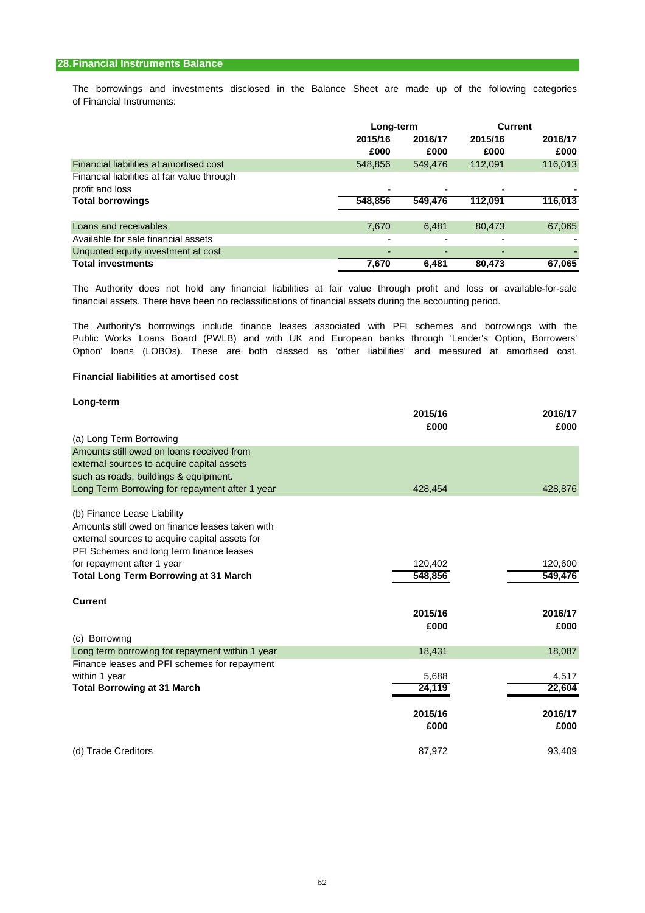## 28. Financial Instruments Balance

The borrowings and investments disclosed in the Balance Sheet are made up of the following categories of Financial Instruments:

| | Long-term | | Current | |
|---|---|---|---|---|
| | 2015/16 | 2016/17 | 2015/16 | 2016/17 |
| | £000 | £000 | £000 | £000 |
| Financial liabilities at amortised cost | 548,856 | 549,476 | 112,091 | 116,013 |
| Financial liabilities at fair value through profit and loss | - | - | - | - |
| **Total borrowings** | **548,856** | **549,476** | **112,091** | **116,013** |
| | | | | |
| Loans and receivables | 7,670 | 6,481 | 80,473 | 67,065 |
| Available for sale financial assets | - | - | - | - |
| Unquoted equity investment at cost | - | - | - | - |
| **Total investments** | **7,670** | **6,481** | **80,473** | **67,065** |

The Authority does not hold any financial liabilities at fair value through profit and loss or available-for-sale financial assets. There have been no reclassifications of financial assets during the accounting period.

The Authority's borrowings include finance leases associated with PFI schemes and borrowings with the Public Works Loans Board (PWLB) and with UK and European banks through 'Lender's Option, Borrowers' Option' loans (LOBOs). These are both classed as 'other liabilities' and measured at amortised cost.

**Financial liabilities at amortised cost**

**Long-term**

| | 2015/16 | 2016/17 |
|---|---|---|
| | £000 | £000 |
| (a) Long Term Borrowing | | |
| Amounts still owed on loans received from external sources to acquire capital assets such as roads, buildings & equipment. | | |
| Long Term Borrowing for repayment after 1 year | 428,454 | 428,876 |
| | | |
| (b) Finance Lease Liability | | |
| Amounts still owed on finance leases taken with external sources to acquire capital assets for PFI Schemes and long term finance leases for repayment after 1 year | 120,402 | 120,600 |
| **Total Long Term Borrowing at 31 March** | **548,856** | **549,476** |

**Current**

| | 2015/16 | 2016/17 |
|---|---|---|
| | £000 | £000 |
| (c) Borrowing | | |
| Long term borrowing for repayment within 1 year | 18,431 | 18,087 |
| Finance leases and PFI schemes for repayment within 1 year | 5,688 | 4,517 |
| **Total Borrowing at 31 March** | **24,119** | **22,604** |

| | 2015/16 | 2016/17 |
|---|---|---|
| | £000 | £000 |
| (d) Trade Creditors | 87,972 | 93,409 |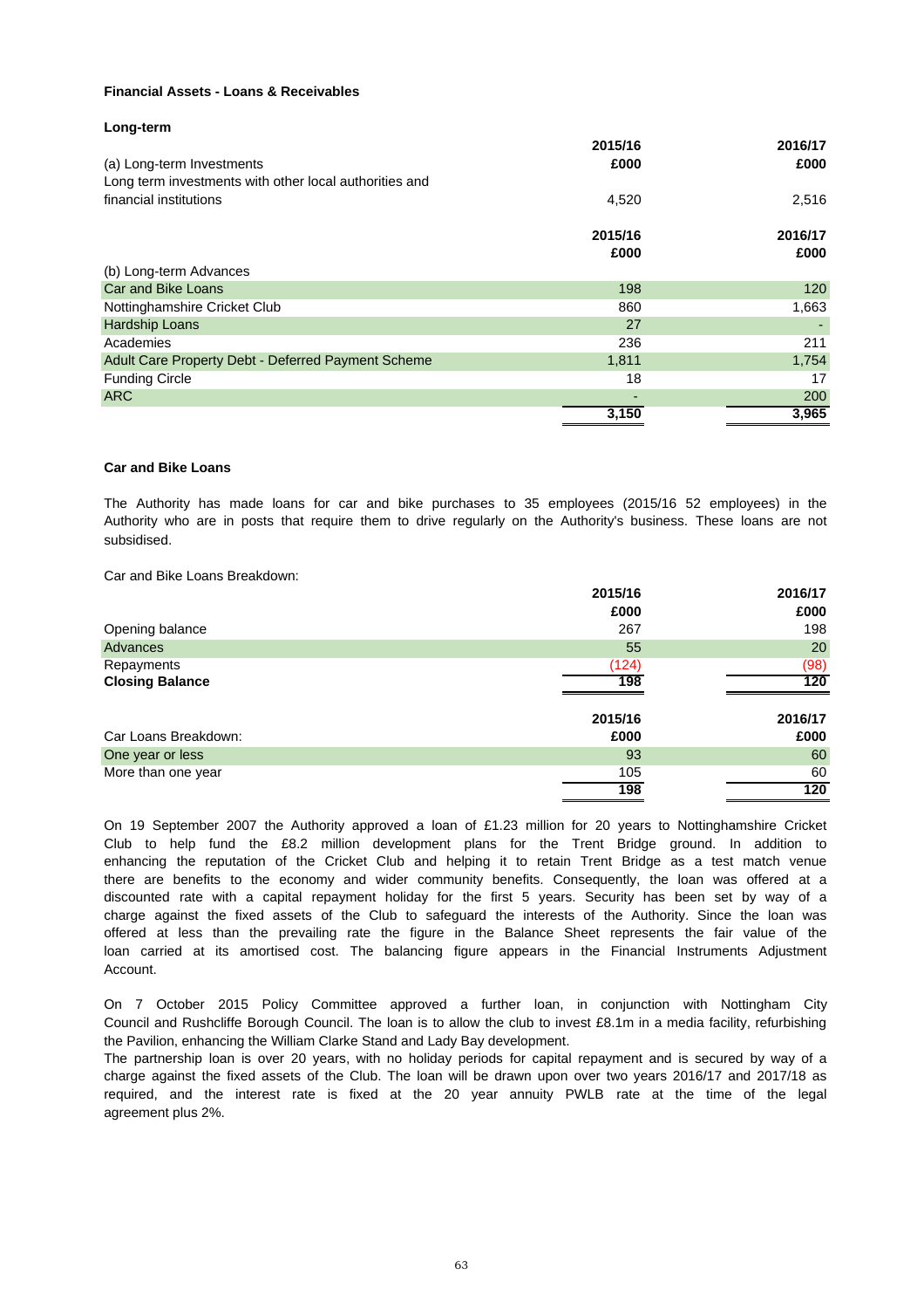**Financial Assets - Loans & Receivables**

**Long-term**

| (a) Long-term Investments | 2015/16 £000 | 2016/17 £000 |
|---|---|---|
| Long term investments with other local authorities and financial institutions | 4,520 | 2,516 |

| (b) Long-term Advances | 2015/16 £000 | 2016/17 £000 |
|---|---|---|
| Car and Bike Loans | 198 | 120 |
| Nottinghamshire Cricket Club | 860 | 1,663 |
| Hardship Loans | 27 | - |
| Academies | 236 | 211 |
| Adult Care Property Debt - Deferred Payment Scheme | 1,811 | 1,754 |
| Funding Circle | 18 | 17 |
| ARC | - | 200 |
| | **3,150** | **3,965** |

**Car and Bike Loans**

The Authority has made loans for car and bike purchases to 35 employees (2015/16 52 employees) in the Authority who are in posts that require them to drive regularly on the Authority's business. These loans are not subsidised.

Car and Bike Loans Breakdown:

| | 2015/16 £000 | 2016/17 £000 |
|---|---|---|
| Opening balance | 267 | 198 |
| Advances | 55 | 20 |
| Repayments | (124) | (98) |
| **Closing Balance** | **198** | **120** |

| Car Loans Breakdown: | 2015/16 £000 | 2016/17 £000 |
|---|---|---|
| One year or less | 93 | 60 |
| More than one year | 105 | 60 |
| | **198** | **120** |

On 19 September 2007 the Authority approved a loan of £1.23 million for 20 years to Nottinghamshire Cricket Club to help fund the £8.2 million development plans for the Trent Bridge ground. In addition to enhancing the reputation of the Cricket Club and helping it to retain Trent Bridge as a test match venue there are benefits to the economy and wider community benefits. Consequently, the loan was offered at a discounted rate with a capital repayment holiday for the first 5 years. Security has been set by way of a charge against the fixed assets of the Club to safeguard the interests of the Authority. Since the loan was offered at less than the prevailing rate the figure in the Balance Sheet represents the fair value of the loan carried at its amortised cost. The balancing figure appears in the Financial Instruments Adjustment Account.

On 7 October 2015 Policy Committee approved a further loan, in conjunction with Nottingham City Council and Rushcliffe Borough Council. The loan is to allow the club to invest £8.1m in a media facility, refurbishing the Pavilion, enhancing the William Clarke Stand and Lady Bay development.
The partnership loan is over 20 years, with no holiday periods for capital repayment and is secured by way of a charge against the fixed assets of the Club. The loan will be drawn upon over two years 2016/17 and 2017/18 as required, and the interest rate is fixed at the 20 year annuity PWLB rate at the time of the legal agreement plus 2%.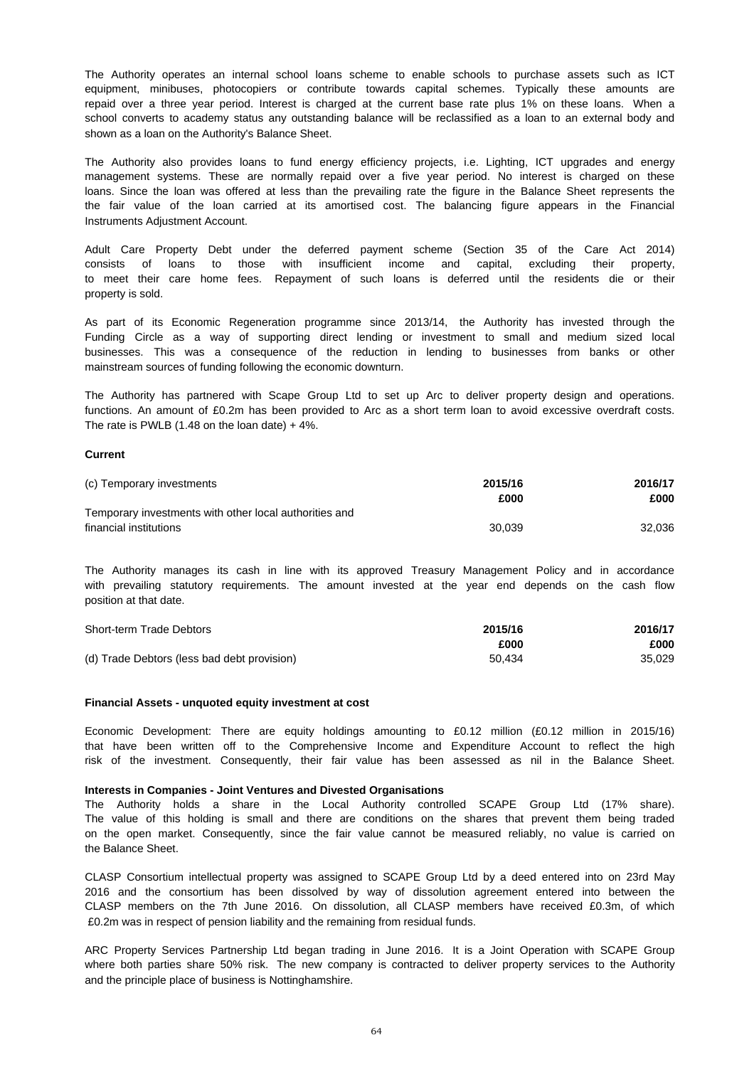The Authority operates an internal school loans scheme to enable schools to purchase assets such as ICT equipment, minibuses, photocopiers or contribute towards capital schemes. Typically these amounts are repaid over a three year period. Interest is charged at the current base rate plus 1% on these loans. When a school converts to academy status any outstanding balance will be reclassified as a loan to an external body and shown as a loan on the Authority's Balance Sheet.

The Authority also provides loans to fund energy efficiency projects, i.e. Lighting, ICT upgrades and energy management systems. These are normally repaid over a five year period. No interest is charged on these loans. Since the loan was offered at less than the prevailing rate the figure in the Balance Sheet represents the the fair value of the loan carried at its amortised cost. The balancing figure appears in the Financial Instruments Adjustment Account.

Adult Care Property Debt under the deferred payment scheme (Section 35 of the Care Act 2014) consists of loans to those with insufficient income and capital, excluding their property, to meet their care home fees. Repayment of such loans is deferred until the residents die or their property is sold.

As part of its Economic Regeneration programme since 2013/14, the Authority has invested through the Funding Circle as a way of supporting direct lending or investment to small and medium sized local businesses. This was a consequence of the reduction in lending to businesses from banks or other mainstream sources of funding following the economic downturn.

The Authority has partnered with Scape Group Ltd to set up Arc to deliver property design and operations. functions. An amount of £0.2m has been provided to Arc as a short term loan to avoid excessive overdraft costs. The rate is PWLB (1.48 on the loan date) + 4%.

**Current**

| (c) Temporary investments | 2015/16 | 2016/17 |
|---|---|---|
| | £000 | £000 |
| Temporary investments with other local authorities and financial institutions | 30,039 | 32,036 |

The Authority manages its cash in line with its approved Treasury Management Policy and in accordance with prevailing statutory requirements. The amount invested at the year end depends on the cash flow position at that date.

| Short-term Trade Debtors | 2015/16 | 2016/17 |
|---|---|---|
| | £000 | £000 |
| (d) Trade Debtors (less bad debt provision) | 50,434 | 35,029 |

**Financial Assets - unquoted equity investment at cost**

Economic Development: There are equity holdings amounting to £0.12 million (£0.12 million in 2015/16) that have been written off to the Comprehensive Income and Expenditure Account to reflect the high risk of the investment. Consequently, their fair value has been assessed as nil in the Balance Sheet.

**Interests in Companies - Joint Ventures and Divested Organisations**

The Authority holds a share in the Local Authority controlled SCAPE Group Ltd (17% share). The value of this holding is small and there are conditions on the shares that prevent them being traded on the open market. Consequently, since the fair value cannot be measured reliably, no value is carried on the Balance Sheet.

CLASP Consortium intellectual property was assigned to SCAPE Group Ltd by a deed entered into on 23rd May 2016 and the consortium has been dissolved by way of dissolution agreement entered into between the CLASP members on the 7th June 2016. On dissolution, all CLASP members have received £0.3m, of which £0.2m was in respect of pension liability and the remaining from residual funds.

ARC Property Services Partnership Ltd began trading in June 2016. It is a Joint Operation with SCAPE Group where both parties share 50% risk. The new company is contracted to deliver property services to the Authority and the principle place of business is Nottinghamshire.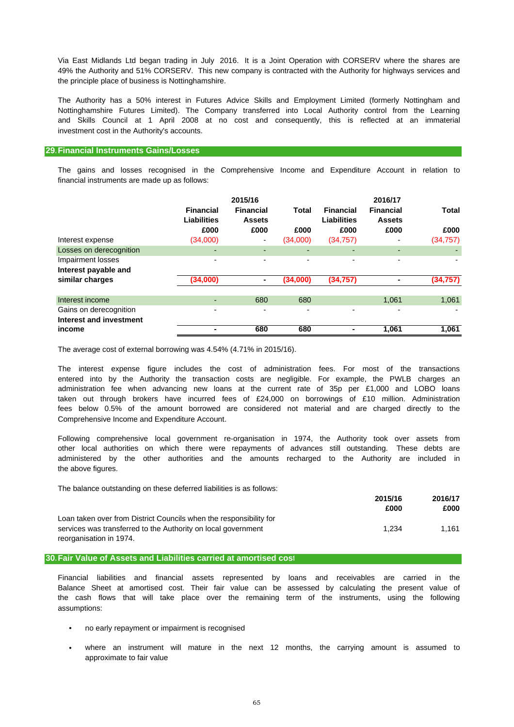Via East Midlands Ltd began trading in July 2016. It is a Joint Operation with CORSERV where the shares are 49% the Authority and 51% CORSERV. This new company is contracted with the Authority for highways services and the principle place of business is Nottinghamshire.

The Authority has a 50% interest in Futures Advice Skills and Employment Limited (formerly Nottingham and Nottinghamshire Futures Limited). The Company transferred into Local Authority control from the Learning and Skills Council at 1 April 2008 at no cost and consequently, this is reflected at an immaterial investment cost in the Authority's accounts.

## 29. Financial Instruments Gains/Losses

The gains and losses recognised in the Comprehensive Income and Expenditure Account in relation to financial instruments are made up as follows:

| | 2015/16 | | | 2016/17 | | |
|---|---|---|---|---|---|---|
| | Financial Liabilities | Financial Assets | Total | Financial Liabilities | Financial Assets | Total |
| | £000 | £000 | £000 | £000 | £000 | £000 |
| Interest expense | (34,000) | - | (34,000) | (34,757) | - | (34,757) |
| Losses on derecognition | - | - | - | - | - | - |
| Impairment losses | - | - | - | - | - | - |
| **Interest payable and similar charges** | **(34,000)** | **-** | **(34,000)** | **(34,757)** | **-** | **(34,757)** |
| Interest income | - | 680 | 680 | | 1,061 | 1,061 |
| Gains on derecognition | - | - | - | - | - | - |
| **Interest and investment income** | **-** | **680** | **680** | **-** | **1,061** | **1,061** |

The average cost of external borrowing was 4.54% (4.71% in 2015/16).

The interest expense figure includes the cost of administration fees. For most of the transactions entered into by the Authority the transaction costs are negligible. For example, the PWLB charges an administration fee when advancing new loans at the current rate of 35p per £1,000 and LOBO loans taken out through brokers have incurred fees of £24,000 on borrowings of £10 million. Administration fees below 0.5% of the amount borrowed are considered not material and are charged directly to the Comprehensive Income and Expenditure Account.

Following comprehensive local government re-organisation in 1974, the Authority took over assets from other local authorities on which there were repayments of advances still outstanding. These debts are administered by the other authorities and the amounts recharged to the Authority are included in the above figures.

The balance outstanding on these deferred liabilities is as follows:

| | 2015/16 | 2016/17 |
|---|---|---|
| | £000 | £000 |
| Loan taken over from District Councils when the responsibility for services was transferred to the Authority on local government reorganisation in 1974. | 1,234 | 1,161 |

## 30. Fair Value of Assets and Liabilities carried at amortised cost

Financial liabilities and financial assets represented by loans and receivables are carried in the Balance Sheet at amortised cost. Their fair value can be assessed by calculating the present value of the cash flows that will take place over the remaining term of the instruments, using the following assumptions:

- no early repayment or impairment is recognised
- where an instrument will mature in the next 12 months, the carrying amount is assumed to approximate to fair value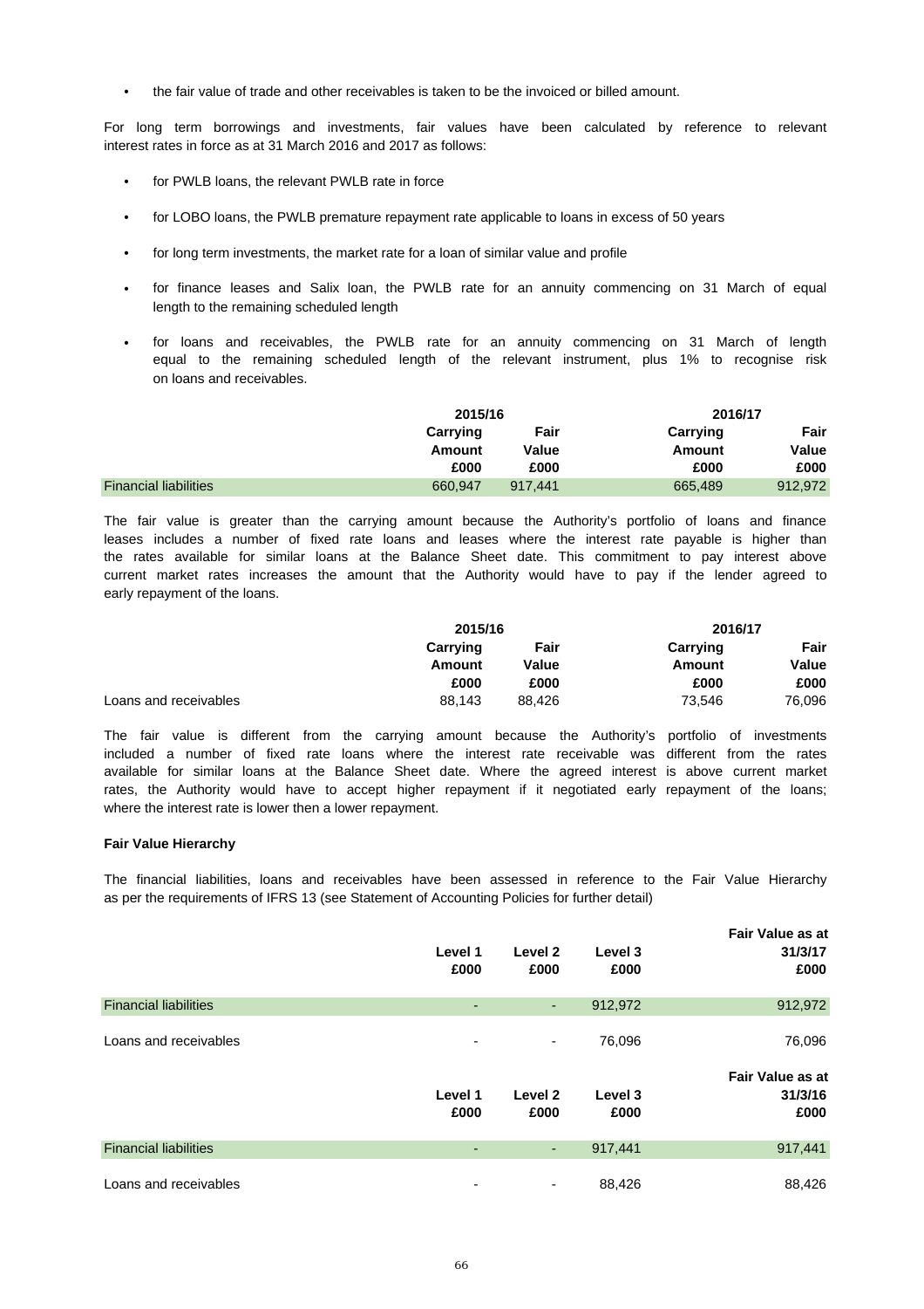- the fair value of trade and other receivables is taken to be the invoiced or billed amount.

For long term borrowings and investments, fair values have been calculated by reference to relevant interest rates in force as at 31 March 2016 and 2017 as follows:

- for PWLB loans, the relevant PWLB rate in force
- for LOBO loans, the PWLB premature repayment rate applicable to loans in excess of 50 years
- for long term investments, the market rate for a loan of similar value and profile
- for finance leases and Salix loan, the PWLB rate for an annuity commencing on 31 March of equal length to the remaining scheduled length
- for loans and receivables, the PWLB rate for an annuity commencing on 31 March of length equal to the remaining scheduled length of the relevant instrument, plus 1% to recognise risk on loans and receivables.

| | 2015/16 | | 2016/17 | |
|---|---|---|---|---|
| | Carrying Amount | Fair Value | Carrying Amount | Fair Value |
| | £000 | £000 | £000 | £000 |
| Financial liabilities | 660,947 | 917,441 | 665,489 | 912,972 |

The fair value is greater than the carrying amount because the Authority's portfolio of loans and finance leases includes a number of fixed rate loans and leases where the interest rate payable is higher than the rates available for similar loans at the Balance Sheet date. This commitment to pay interest above current market rates increases the amount that the Authority would have to pay if the lender agreed to early repayment of the loans.

| | 2015/16 | | 2016/17 | |
|---|---|---|---|---|
| | Carrying Amount | Fair Value | Carrying Amount | Fair Value |
| | £000 | £000 | £000 | £000 |
| Loans and receivables | 88,143 | 88,426 | 73,546 | 76,096 |

The fair value is different from the carrying amount because the Authority's portfolio of investments included a number of fixed rate loans where the interest rate receivable was different from the rates available for similar loans at the Balance Sheet date. Where the agreed interest is above current market rates, the Authority would have to accept higher repayment if it negotiated early repayment of the loans; where the interest rate is lower then a lower repayment.

**Fair Value Hierarchy**

The financial liabilities, loans and receivables have been assessed in reference to the Fair Value Hierarchy as per the requirements of IFRS 13 (see Statement of Accounting Policies for further detail)

| | Level 1 £000 | Level 2 £000 | Level 3 £000 | Fair Value as at 31/3/17 £000 |
|---|---|---|---|---|
| Financial liabilities | - | - | 912,972 | 912,972 |
| Loans and receivables | - | - | 76,096 | 76,096 |

| | Level 1 £000 | Level 2 £000 | Level 3 £000 | Fair Value as at 31/3/16 £000 |
|---|---|---|---|---|
| Financial liabilities | - | - | 917,441 | 917,441 |
| Loans and receivables | - | - | 88,426 | 88,426 |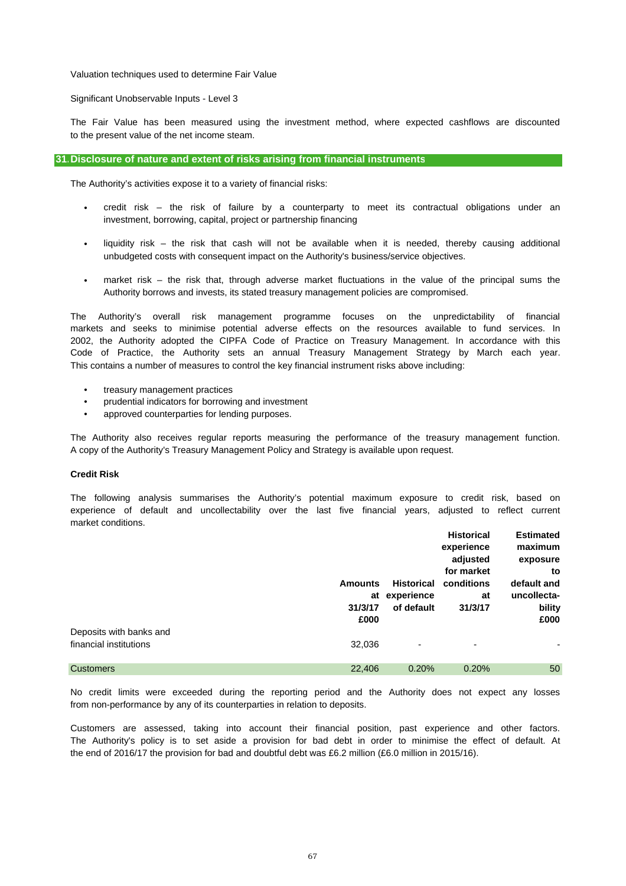Valuation techniques used to determine Fair Value

Significant Unobservable Inputs - Level 3

The Fair Value has been measured using the investment method, where expected cashflows are discounted to the present value of the net income steam.

## 31. Disclosure of nature and extent of risks arising from financial instruments

The Authority's activities expose it to a variety of financial risks:

- credit risk – the risk of failure by a counterparty to meet its contractual obligations under an investment, borrowing, capital, project or partnership financing
- liquidity risk – the risk that cash will not be available when it is needed, thereby causing additional unbudgeted costs with consequent impact on the Authority's business/service objectives.
- market risk – the risk that, through adverse market fluctuations in the value of the principal sums the Authority borrows and invests, its stated treasury management policies are compromised.

The Authority's overall risk management programme focuses on the unpredictability of financial markets and seeks to minimise potential adverse effects on the resources available to fund services. In 2002, the Authority adopted the CIPFA Code of Practice on Treasury Management. In accordance with this Code of Practice, the Authority sets an annual Treasury Management Strategy by March each year. This contains a number of measures to control the key financial instrument risks above including:

- treasury management practices
- prudential indicators for borrowing and investment
- approved counterparties for lending purposes.

The Authority also receives regular reports measuring the performance of the treasury management function. A copy of the Authority's Treasury Management Policy and Strategy is available upon request.

### Credit Risk

The following analysis summarises the Authority's potential maximum exposure to credit risk, based on experience of default and uncollectability over the last five financial years, adjusted to reflect current market conditions.

| | Amounts at 31/3/17 £000 | Historical experience of default | Historical experience adjusted for market conditions at 31/3/17 | Estimated maximum exposure to default and uncollectability £000 |
|---|---|---|---|---|
| Deposits with banks and financial institutions | 32,036 | - | - | - |
| Customers | 22,406 | 0.20% | 0.20% | 50 |

No credit limits were exceeded during the reporting period and the Authority does not expect any losses from non-performance by any of its counterparties in relation to deposits.

Customers are assessed, taking into account their financial position, past experience and other factors. The Authority's policy is to set aside a provision for bad debt in order to minimise the effect of default. At the end of 2016/17 the provision for bad and doubtful debt was £6.2 million (£6.0 million in 2015/16).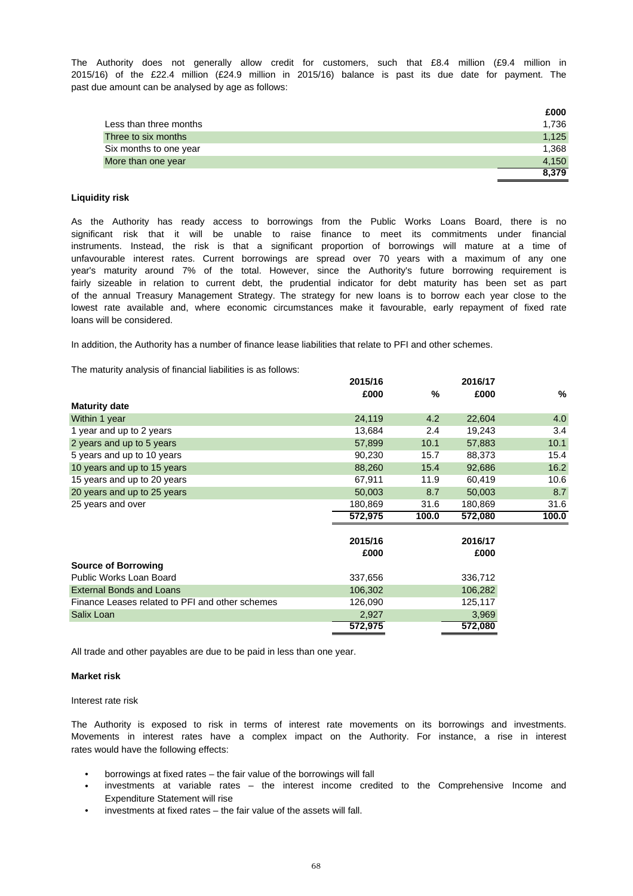The Authority does not generally allow credit for customers, such that £8.4 million (£9.4 million in 2015/16) of the £22.4 million (£24.9 million in 2015/16) balance is past its due date for payment. The past due amount can be analysed by age as follows:

| | £000 |
|---|---|
| Less than three months | 1,736 |
| Three to six months | 1,125 |
| Six months to one year | 1,368 |
| More than one year | 4,150 |
| | **8,379** |

**Liquidity risk**

As the Authority has ready access to borrowings from the Public Works Loans Board, there is no significant risk that it will be unable to raise finance to meet its commitments under financial instruments. Instead, the risk is that a significant proportion of borrowings will mature at a time of unfavourable interest rates. Current borrowings are spread over 70 years with a maximum of any one year's maturity around 7% of the total. However, since the Authority's future borrowing requirement is fairly sizeable in relation to current debt, the prudential indicator for debt maturity has been set as part of the annual Treasury Management Strategy. The strategy for new loans is to borrow each year close to the lowest rate available and, where economic circumstances make it favourable, early repayment of fixed rate loans will be considered.

In addition, the Authority has a number of finance lease liabilities that relate to PFI and other schemes.

The maturity analysis of financial liabilities is as follows:

| | 2015/16 | | 2016/17 | |
|---|---|---|---|---|
| | £000 | % | £000 | % |
| **Maturity date** | | | | |
| Within 1 year | 24,119 | 4.2 | 22,604 | 4.0 |
| 1 year and up to 2 years | 13,684 | 2.4 | 19,243 | 3.4 |
| 2 years and up to 5 years | 57,899 | 10.1 | 57,883 | 10.1 |
| 5 years and up to 10 years | 90,230 | 15.7 | 88,373 | 15.4 |
| 10 years and up to 15 years | 88,260 | 15.4 | 92,686 | 16.2 |
| 15 years and up to 20 years | 67,911 | 11.9 | 60,419 | 10.6 |
| 20 years and up to 25 years | 50,003 | 8.7 | 50,003 | 8.7 |
| 25 years and over | 180,869 | 31.6 | 180,869 | 31.6 |
| | **572,975** | **100.0** | **572,080** | **100.0** |

| | 2015/16 | 2016/17 |
|---|---|---|
| | £000 | £000 |
| **Source of Borrowing** | | |
| Public Works Loan Board | 337,656 | 336,712 |
| External Bonds and Loans | 106,302 | 106,282 |
| Finance Leases related to PFI and other schemes | 126,090 | 125,117 |
| Salix Loan | 2,927 | 3,969 |
| | **572,975** | **572,080** |

All trade and other payables are due to be paid in less than one year.

**Market risk**

Interest rate risk

The Authority is exposed to risk in terms of interest rate movements on its borrowings and investments. Movements in interest rates have a complex impact on the Authority. For instance, a rise in interest rates would have the following effects:

- borrowings at fixed rates – the fair value of the borrowings will fall
- investments at variable rates – the interest income credited to the Comprehensive Income and Expenditure Statement will rise
- investments at fixed rates – the fair value of the assets will fall.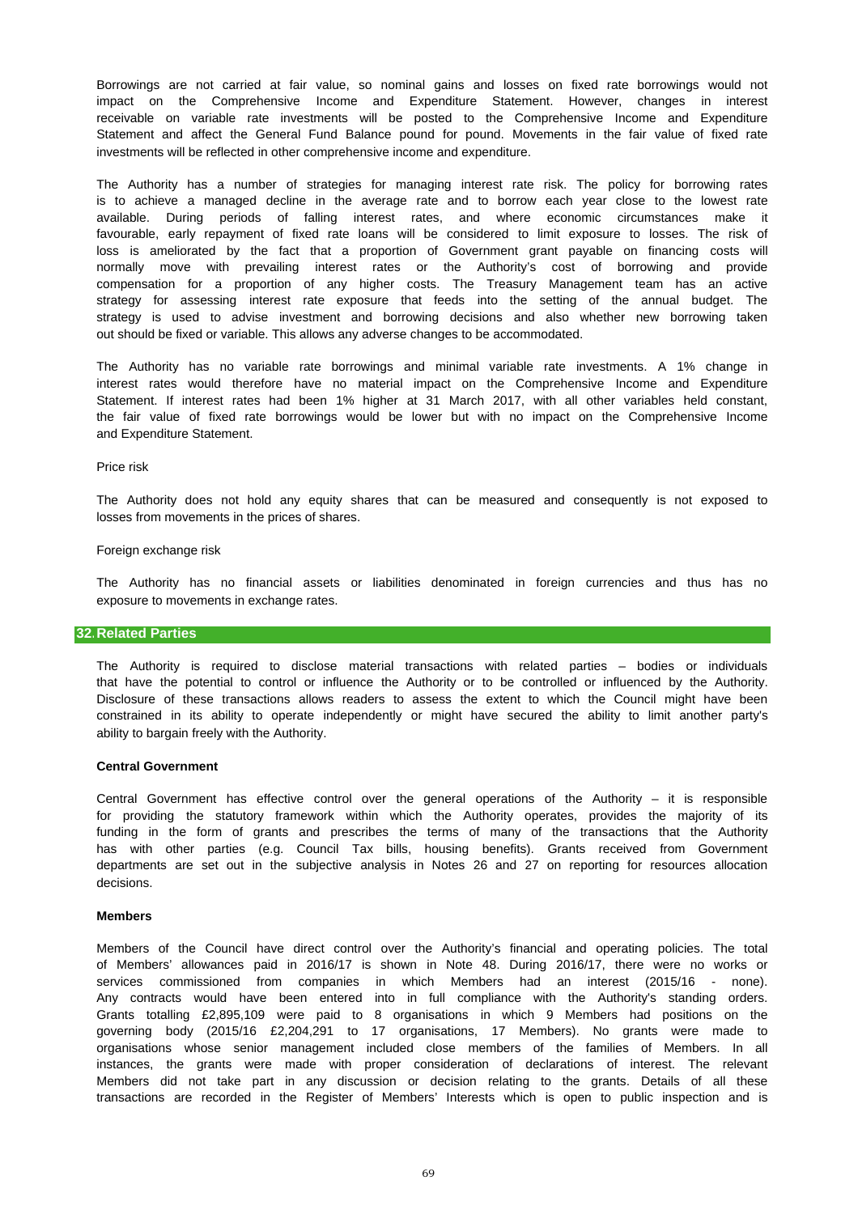Borrowings are not carried at fair value, so nominal gains and losses on fixed rate borrowings would not impact on the Comprehensive Income and Expenditure Statement. However, changes in interest receivable on variable rate investments will be posted to the Comprehensive Income and Expenditure Statement and affect the General Fund Balance pound for pound. Movements in the fair value of fixed rate investments will be reflected in other comprehensive income and expenditure.

The Authority has a number of strategies for managing interest rate risk. The policy for borrowing rates is to achieve a managed decline in the average rate and to borrow each year close to the lowest rate available. During periods of falling interest rates, and where economic circumstances make it favourable, early repayment of fixed rate loans will be considered to limit exposure to losses. The risk of loss is ameliorated by the fact that a proportion of Government grant payable on financing costs will normally move with prevailing interest rates or the Authority's cost of borrowing and provide compensation for a proportion of any higher costs. The Treasury Management team has an active strategy for assessing interest rate exposure that feeds into the setting of the annual budget. The strategy is used to advise investment and borrowing decisions and also whether new borrowing taken out should be fixed or variable. This allows any adverse changes to be accommodated.

The Authority has no variable rate borrowings and minimal variable rate investments. A 1% change in interest rates would therefore have no material impact on the Comprehensive Income and Expenditure Statement. If interest rates had been 1% higher at 31 March 2017, with all other variables held constant, the fair value of fixed rate borrowings would be lower but with no impact on the Comprehensive Income and Expenditure Statement.

Price risk

The Authority does not hold any equity shares that can be measured and consequently is not exposed to losses from movements in the prices of shares.

Foreign exchange risk

The Authority has no financial assets or liabilities denominated in foreign currencies and thus has no exposure to movements in exchange rates.

## 32. Related Parties

The Authority is required to disclose material transactions with related parties – bodies or individuals that have the potential to control or influence the Authority or to be controlled or influenced by the Authority. Disclosure of these transactions allows readers to assess the extent to which the Council might have been constrained in its ability to operate independently or might have secured the ability to limit another party's ability to bargain freely with the Authority.

**Central Government**

Central Government has effective control over the general operations of the Authority – it is responsible for providing the statutory framework within which the Authority operates, provides the majority of its funding in the form of grants and prescribes the terms of many of the transactions that the Authority has with other parties (e.g. Council Tax bills, housing benefits). Grants received from Government departments are set out in the subjective analysis in Notes 26 and 27 on reporting for resources allocation decisions.

**Members**

Members of the Council have direct control over the Authority's financial and operating policies. The total of Members' allowances paid in 2016/17 is shown in Note 48. During 2016/17, there were no works or services commissioned from companies in which Members had an interest (2015/16 - none). Any contracts would have been entered into in full compliance with the Authority's standing orders. Grants totalling £2,895,109 were paid to 8 organisations in which 9 Members had positions on the governing body (2015/16 £2,204,291 to 17 organisations, 17 Members). No grants were made to organisations whose senior management included close members of the families of Members. In all instances, the grants were made with proper consideration of declarations of interest. The relevant Members did not take part in any discussion or decision relating to the grants. Details of all these transactions are recorded in the Register of Members' Interests which is open to public inspection and is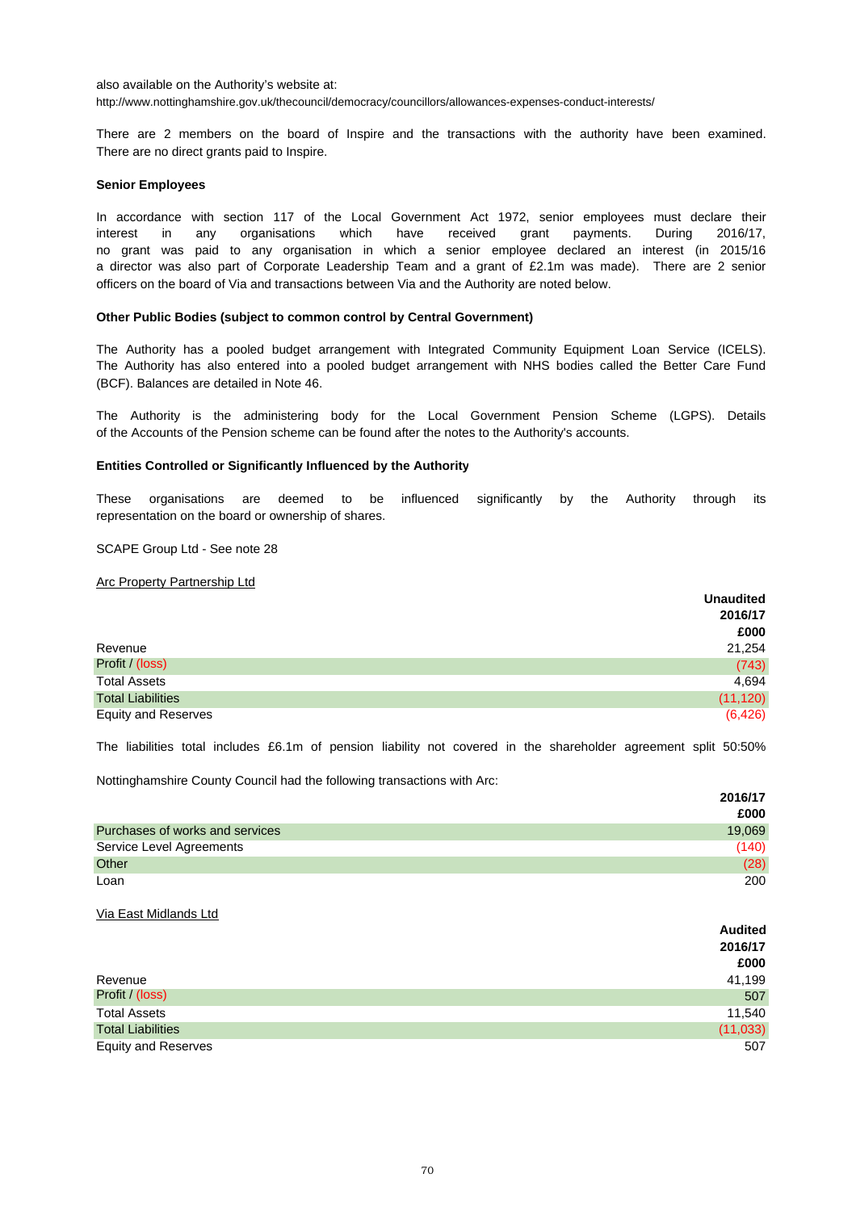also available on the Authority's website at:
http://www.nottinghamshire.gov.uk/thecouncil/democracy/councillors/allowances-expenses-conduct-interests/

There are 2 members on the board of Inspire and the transactions with the authority have been examined. There are no direct grants paid to Inspire.

**Senior Employees**

In accordance with section 117 of the Local Government Act 1972, senior employees must declare their interest in any organisations which have received grant payments. During 2016/17, no grant was paid to any organisation in which a senior employee declared an interest (in 2015/16 a director was also part of Corporate Leadership Team and a grant of £2.1m was made). There are 2 senior officers on the board of Via and transactions between Via and the Authority are noted below.

**Other Public Bodies (subject to common control by Central Government)**

The Authority has a pooled budget arrangement with Integrated Community Equipment Loan Service (ICELS). The Authority has also entered into a pooled budget arrangement with NHS bodies called the Better Care Fund (BCF). Balances are detailed in Note 46.

The Authority is the administering body for the Local Government Pension Scheme (LGPS). Details of the Accounts of the Pension scheme can be found after the notes to the Authority's accounts.

**Entities Controlled or Significantly Influenced by the Authority**

These organisations are deemed to be influenced significantly by the Authority through its representation on the board or ownership of shares.

SCAPE Group Ltd - See note 28

Arc Property Partnership Ltd

| | Unaudited 2016/17 £000 |
|---|---|
| Revenue | 21,254 |
| Profit / (loss) | (743) |
| Total Assets | 4,694 |
| Total Liabilities | (11,120) |
| Equity and Reserves | (6,426) |

The liabilities total includes £6.1m of pension liability not covered in the shareholder agreement split 50:50%

Nottinghamshire County Council had the following transactions with Arc:

| | 2016/17 £000 |
|---|---|
| Purchases of works and services | 19,069 |
| Service Level Agreements | (140) |
| Other | (28) |
| Loan | 200 |

Via East Midlands Ltd

| | Audited 2016/17 £000 |
|---|---|
| Revenue | 41,199 |
| Profit / (loss) | 507 |
| Total Assets | 11,540 |
| Total Liabilities | (11,033) |
| Equity and Reserves | 507 |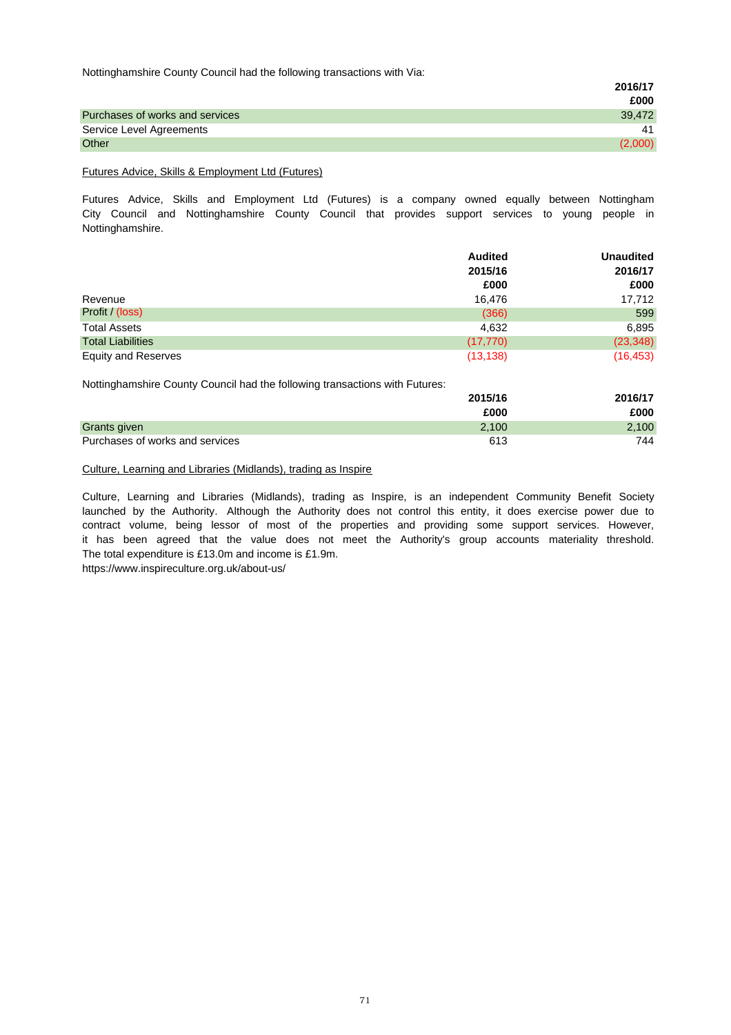Nottinghamshire County Council had the following transactions with Via:

| | 2016/17 |
|---|---|
| | £000 |
| Purchases of works and services | 39,472 |
| Service Level Agreements | 41 |
| Other | (2,000) |

Futures Advice, Skills & Employment Ltd (Futures)

Futures Advice, Skills and Employment Ltd (Futures) is a company owned equally between Nottingham City Council and Nottinghamshire County Council that provides support services to young people in Nottinghamshire.

| | Audited | Unaudited |
|---|---|---|
| | 2015/16 | 2016/17 |
| | £000 | £000 |
| Revenue | 16,476 | 17,712 |
| Profit / (loss) | (366) | 599 |
| Total Assets | 4,632 | 6,895 |
| Total Liabilities | (17,770) | (23,348) |
| Equity and Reserves | (13,138) | (16,453) |

Nottinghamshire County Council had the following transactions with Futures:

| | 2015/16 | 2016/17 |
|---|---|---|
| | £000 | £000 |
| Grants given | 2,100 | 2,100 |
| Purchases of works and services | 613 | 744 |

Culture, Learning and Libraries (Midlands), trading as Inspire

Culture, Learning and Libraries (Midlands), trading as Inspire, is an independent Community Benefit Society launched by the Authority. Although the Authority does not control this entity, it does exercise power due to contract volume, being lessor of most of the properties and providing some support services. However, it has been agreed that the value does not meet the Authority's group accounts materiality threshold. The total expenditure is £13.0m and income is £1.9m.
https://www.inspireculture.org.uk/about-us/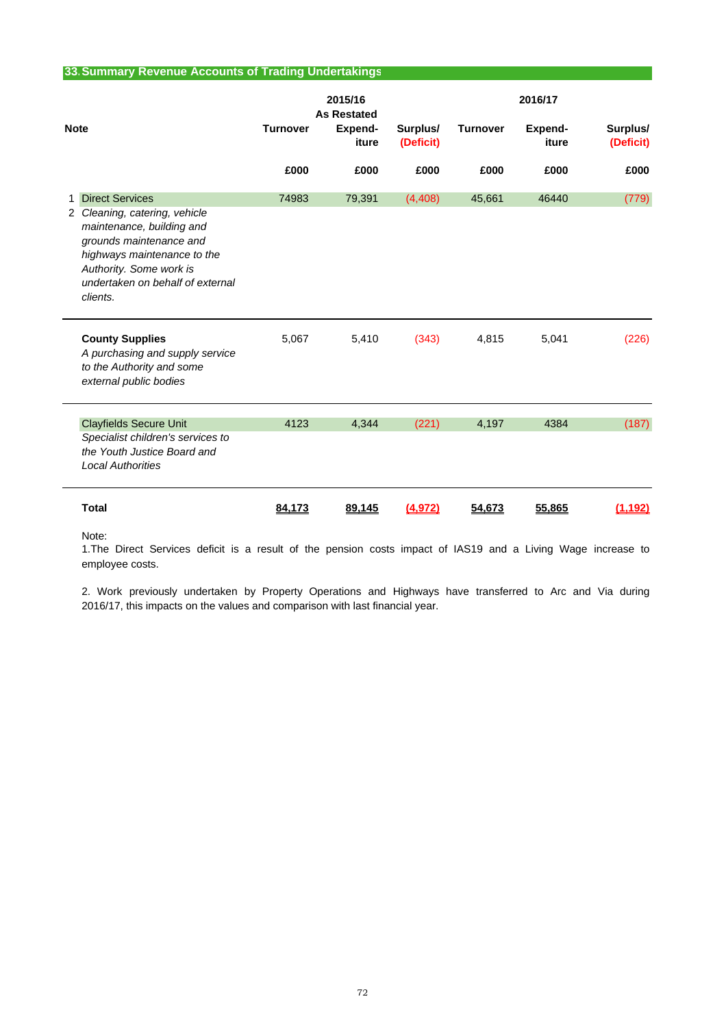## 33. Summary Revenue Accounts of Trading Undertakings

| Note | | 2015/16 As Restated Turnover | Expend-iture | Surplus/ (Deficit) | 2016/17 Turnover | Expend-iture | Surplus/ (Deficit) |
|---|---|---|---|---|---|---|---|
| | | £000 | £000 | £000 | £000 | £000 | £000 |
| 1 | Direct Services | 74983 | 79,391 | (4,408) | 45,661 | 46440 | (779) |
| 2 | *Cleaning, catering, vehicle maintenance, building and grounds maintenance and highways maintenance to the Authority. Some work is undertaken on behalf of external clients.* | | | | | | |
| | **County Supplies** *A purchasing and supply service to the Authority and some external public bodies* | 5,067 | 5,410 | (343) | 4,815 | 5,041 | (226) |
| | Clayfields Secure Unit *Specialist children's services to the Youth Justice Board and Local Authorities* | 4123 | 4,344 | (221) | 4,197 | 4384 | (187) |
| | **Total** | **84,173** | **89,145** | **(4,972)** | **54,673** | **55,865** | **(1,192)** |

Note:
1.The Direct Services deficit is a result of the pension costs impact of IAS19 and a Living Wage increase to employee costs.

2. Work previously undertaken by Property Operations and Highways have transferred to Arc and Via during 2016/17, this impacts on the values and comparison with last financial year.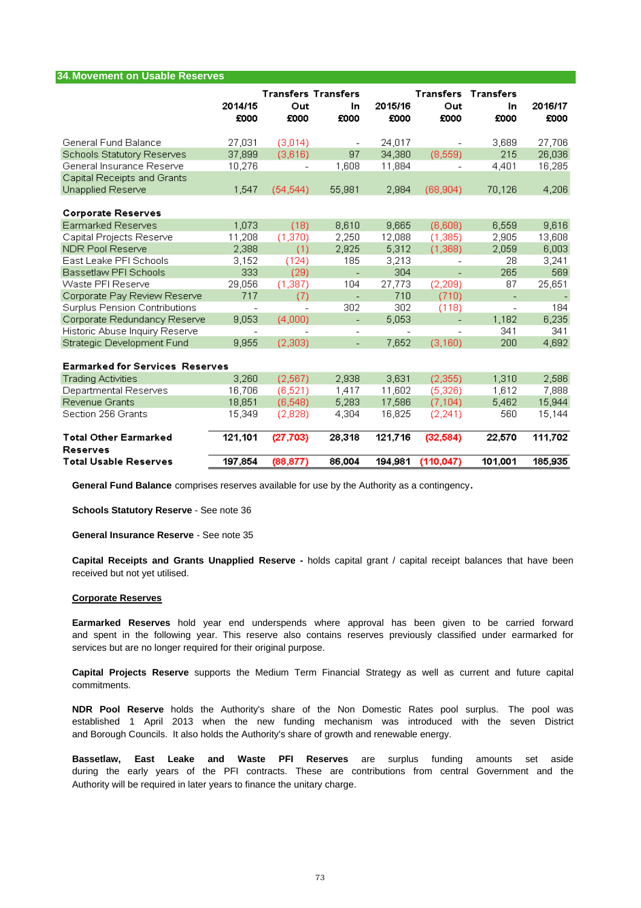## 34. Movement on Usable Reserves

| | 2014/15 £000 | Transfers Out £000 | Transfers In £000 | 2015/16 £000 | Transfers Out £000 | Transfers In £000 | 2016/17 £000 |
|---|---|---|---|---|---|---|---|
| General Fund Balance | 27,031 | (3,014) | - | 24,017 | - | 3,689 | 27,706 |
| Schools Statutory Reserves | 37,899 | (3,616) | 97 | 34,380 | (8,559) | 215 | 26,036 |
| General Insurance Reserve | 10,276 | - | 1,608 | 11,884 | - | 4,401 | 16,285 |
| Capital Receipts and Grants Unapplied Reserve | 1,547 | (54,544) | 55,981 | 2,984 | (68,904) | 70,126 | 4,206 |
| **Corporate Reserves** | | | | | | | |
| Earmarked Reserves | 1,073 | (18) | 8,610 | 9,665 | (6,608) | 6,559 | 9,616 |
| Capital Projects Reserve | 11,208 | (1,370) | 2,250 | 12,088 | (1,385) | 2,905 | 13,608 |
| NDR Pool Reserve | 2,388 | (1) | 2,925 | 5,312 | (1,368) | 2,059 | 6,003 |
| East Leake PFI Schools | 3,152 | (124) | 185 | 3,213 | - | 28 | 3,241 |
| Bassetlaw PFI Schools | 333 | (29) | - | 304 | - | 265 | 569 |
| Waste PFI Reserve | 29,056 | (1,387) | 104 | 27,773 | (2,209) | 87 | 25,651 |
| Corporate Pay Review Reserve | 717 | (7) | - | 710 | (710) | - | - |
| Surplus Pension Contributions | - | - | 302 | 302 | (118) | - | 184 |
| Corporate Redundancy Reserve | 9,053 | (4,000) | - | 5,053 | - | 1,182 | 6,235 |
| Historic Abuse Inquiry Reserve | - | - | - | - | - | 341 | 341 |
| Strategic Development Fund | 9,955 | (2,303) | - | 7,652 | (3,160) | 200 | 4,692 |
| **Earmarked for Services Reserves** | | | | | | | |
| Trading Activities | 3,260 | (2,567) | 2,938 | 3,631 | (2,355) | 1,310 | 2,586 |
| Departmental Reserves | 16,706 | (6,521) | 1,417 | 11,602 | (5,326) | 1,612 | 7,888 |
| Revenue Grants | 18,851 | (6,548) | 5,283 | 17,586 | (7,104) | 5,462 | 15,944 |
| Section 256 Grants | 15,349 | (2,828) | 4,304 | 16,825 | (2,241) | 560 | 15,144 |
| **Total Other Earmarked Reserves** | **121,101** | **(27,703)** | **28,318** | **121,716** | **(32,584)** | **22,570** | **111,702** |
| **Total Usable Reserves** | **197,854** | **(88,877)** | **86,004** | **194,981** | **(110,047)** | **101,001** | **185,935** |

**General Fund Balance** comprises reserves available for use by the Authority as a contingency.

**Schools Statutory Reserve** - See note 36

**General Insurance Reserve** - See note 35

**Capital Receipts and Grants Unapplied Reserve -** holds capital grant / capital receipt balances that have been received but not yet utilised.

**Corporate Reserves**

**Earmarked Reserves** hold year end underspends where approval has been given to be carried forward and spent in the following year. This reserve also contains reserves previously classified under earmarked for services but are no longer required for their original purpose.

**Capital Projects Reserve** supports the Medium Term Financial Strategy as well as current and future capital commitments.

**NDR Pool Reserve** holds the Authority's share of the Non Domestic Rates pool surplus. The pool was established 1 April 2013 when the new funding mechanism was introduced with the seven District and Borough Councils. It also holds the Authority's share of growth and renewable energy.

**Bassetlaw, East Leake and Waste PFI Reserves** are surplus funding amounts set aside during the early years of the PFI contracts. These are contributions from central Government and the Authority will be required in later years to finance the unitary charge.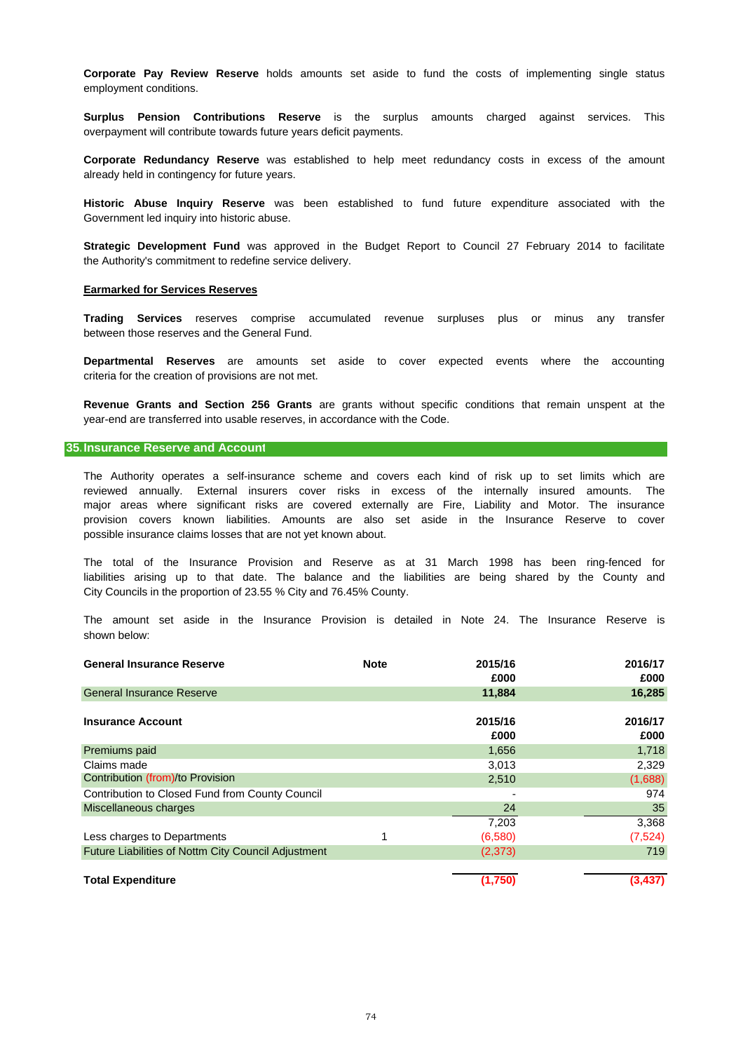**Corporate Pay Review Reserve** holds amounts set aside to fund the costs of implementing single status employment conditions.

**Surplus Pension Contributions Reserve** is the surplus amounts charged against services. This overpayment will contribute towards future years deficit payments.

**Corporate Redundancy Reserve** was established to help meet redundancy costs in excess of the amount already held in contingency for future years.

**Historic Abuse Inquiry Reserve** was been established to fund future expenditure associated with the Government led inquiry into historic abuse.

**Strategic Development Fund** was approved in the Budget Report to Council 27 February 2014 to facilitate the Authority's commitment to redefine service delivery.

**Earmarked for Services Reserves**

**Trading Services** reserves comprise accumulated revenue surpluses plus or minus any transfer between those reserves and the General Fund.

**Departmental Reserves** are amounts set aside to cover expected events where the accounting criteria for the creation of provisions are not met.

**Revenue Grants and Section 256 Grants** are grants without specific conditions that remain unspent at the year-end are transferred into usable reserves, in accordance with the Code.

## 35. Insurance Reserve and Account

The Authority operates a self-insurance scheme and covers each kind of risk up to set limits which are reviewed annually. External insurers cover risks in excess of the internally insured amounts. The major areas where significant risks are covered externally are Fire, Liability and Motor. The insurance provision covers known liabilities. Amounts are also set aside in the Insurance Reserve to cover possible insurance claims losses that are not yet known about.

The total of the Insurance Provision and Reserve as at 31 March 1998 has been ring-fenced for liabilities arising up to that date. The balance and the liabilities are being shared by the County and City Councils in the proportion of 23.55 % City and 76.45% County.

The amount set aside in the Insurance Provision is detailed in Note 24. The Insurance Reserve is shown below:

| **General Insurance Reserve** | **Note** | **2015/16 £000** | **2016/17 £000** |
|---|---|---|---|
| General Insurance Reserve | | **11,884** | **16,285** |

| **Insurance Account** | **Note** | **2015/16 £000** | **2016/17 £000** |
|---|---|---|---|
| Premiums paid | | 1,656 | 1,718 |
| Claims made | | 3,013 | 2,329 |
| Contribution (from)/to Provision | | 2,510 | (1,688) |
| Contribution to Closed Fund from County Council | | - | 974 |
| Miscellaneous charges | | 24 | 35 |
| | | 7,203 | 3,368 |
| Less charges to Departments | 1 | (6,580) | (7,524) |
| Future Liabilities of Nottm City Council Adjustment | | (2,373) | 719 |
| **Total Expenditure** | | **(1,750)** | **(3,437)** |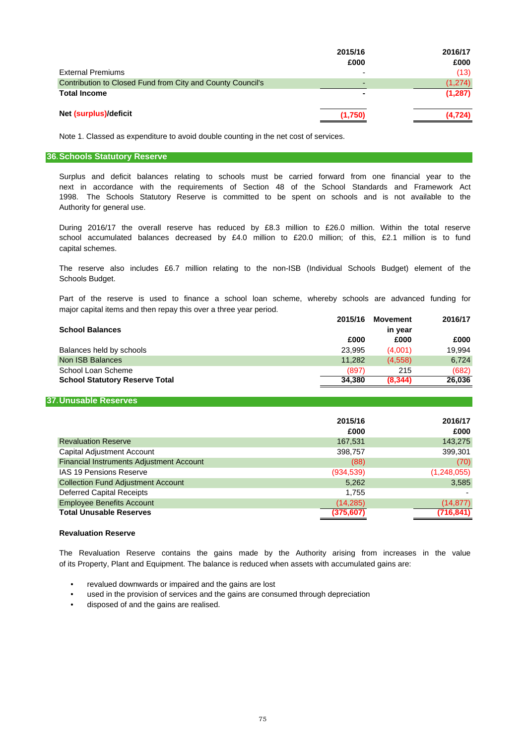| | 2015/16 | 2016/17 |
|---|---|---|
| | £000 | £000 |
| External Premiums | - | (13) |
| Contribution to Closed Fund from City and County Council's | - | (1,274) |
| **Total Income** | **-** | **(1,287)** |
| | | |
| **Net (surplus)/deficit** | **(1,750)** | **(4,724)** |

Note 1. Classed as expenditure to avoid double counting in the net cost of services.

## 36. Schools Statutory Reserve

Surplus and deficit balances relating to schools must be carried forward from one financial year to the next in accordance with the requirements of Section 48 of the School Standards and Framework Act 1998. The Schools Statutory Reserve is committed to be spent on schools and is not available to the Authority for general use.

During 2016/17 the overall reserve has reduced by £8.3 million to £26.0 million. Within the total reserve school accumulated balances decreased by £4.0 million to £20.0 million; of this, £2.1 million is to fund capital schemes.

The reserve also includes £6.7 million relating to the non-ISB (Individual Schools Budget) element of the Schools Budget.

Part of the reserve is used to finance a school loan scheme, whereby schools are advanced funding for major capital items and then repay this over a three year period.

| **School Balances** | 2015/16 | Movement in year | 2016/17 |
|---|---|---|---|
| | £000 | £000 | £000 |
| Balances held by schools | 23,995 | (4,001) | 19,994 |
| Non ISB Balances | 11,282 | (4,558) | 6,724 |
| School Loan Scheme | (897) | 215 | (682) |
| **School Statutory Reserve Total** | **34,380** | **(8,344)** | **26,036** |

## 37. Unusable Reserves

| | 2015/16 | 2016/17 |
|---|---|---|
| | £000 | £000 |
| Revaluation Reserve | 167,531 | 143,275 |
| Capital Adjustment Account | 398,757 | 399,301 |
| Financial Instruments Adjustment Account | (88) | (70) |
| IAS 19 Pensions Reserve | (934,539) | (1,248,055) |
| Collection Fund Adjustment Account | 5,262 | 3,585 |
| Deferred Capital Receipts | 1,755 | - |
| Employee Benefits Account | (14,285) | (14,877) |
| **Total Unusable Reserves** | **(375,607)** | **(716,841)** |

**Revaluation Reserve**

The Revaluation Reserve contains the gains made by the Authority arising from increases in the value of its Property, Plant and Equipment. The balance is reduced when assets with accumulated gains are:

- revalued downwards or impaired and the gains are lost
- used in the provision of services and the gains are consumed through depreciation
- disposed of and the gains are realised.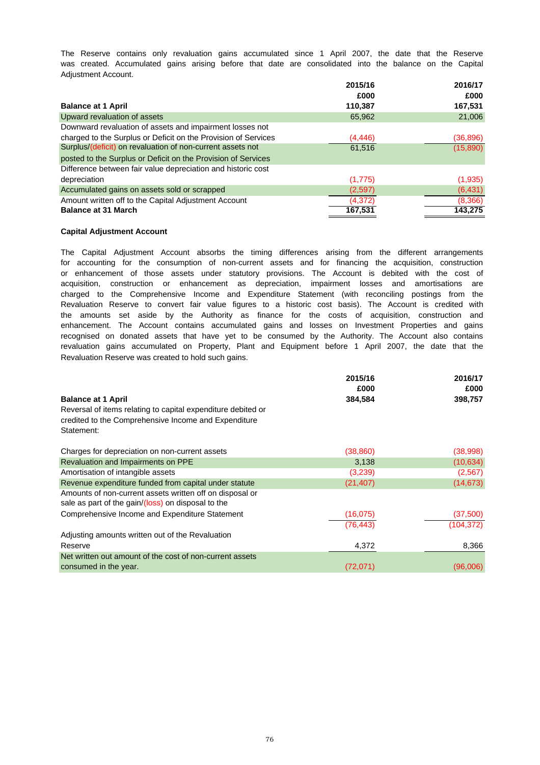The Reserve contains only revaluation gains accumulated since 1 April 2007, the date that the Reserve was created. Accumulated gains arising before that date are consolidated into the balance on the Capital Adjustment Account.

| | 2015/16 £000 | 2016/17 £000 |
|---|---|---|
| **Balance at 1 April** | **110,387** | **167,531** |
| Upward revaluation of assets | 65,962 | 21,006 |
| Downward revaluation of assets and impairment losses not charged to the Surplus or Deficit on the Provision of Services | (4,446) | (36,896) |
| Surplus/(deficit) on revaluation of non-current assets not posted to the Surplus or Deficit on the Provision of Services | 61,516 | (15,890) |
| Difference between fair value depreciation and historic cost depreciation | (1,775) | (1,935) |
| Accumulated gains on assets sold or scrapped | (2,597) | (6,431) |
| Amount written off to the Capital Adjustment Account | (4,372) | (8,366) |
| **Balance at 31 March** | **167,531** | **143,275** |

**Capital Adjustment Account**

The Capital Adjustment Account absorbs the timing differences arising from the different arrangements for accounting for the consumption of non-current assets and for financing the acquisition, construction or enhancement of those assets under statutory provisions. The Account is debited with the cost of acquisition, construction or enhancement as depreciation, impairment losses and amortisations are charged to the Comprehensive Income and Expenditure Statement (with reconciling postings from the Revaluation Reserve to convert fair value figures to a historic cost basis). The Account is credited with the amounts set aside by the Authority as finance for the costs of acquisition, construction and enhancement. The Account contains accumulated gains and losses on Investment Properties and gains recognised on donated assets that have yet to be consumed by the Authority. The Account also contains revaluation gains accumulated on Property, Plant and Equipment before 1 April 2007, the date that the Revaluation Reserve was created to hold such gains.

| | 2015/16 £000 | 2016/17 £000 |
|---|---|---|
| **Balance at 1 April** | **384,584** | **398,757** |
| Reversal of items relating to capital expenditure debited or credited to the Comprehensive Income and Expenditure Statement: | | |
| Charges for depreciation on non-current assets | (38,860) | (38,998) |
| Revaluation and Impairments on PPE | 3,138 | (10,634) |
| Amortisation of intangible assets | (3,239) | (2,567) |
| Revenue expenditure funded from capital under statute | (21,407) | (14,673) |
| Amounts of non-current assets written off on disposal or sale as part of the gain/(loss) on disposal to the Comprehensive Income and Expenditure Statement | (16,075) | (37,500) |
| | (76,443) | (104,372) |
| Adjusting amounts written out of the Revaluation Reserve | 4,372 | 8,366 |
| Net written out amount of the cost of non-current assets consumed in the year. | (72,071) | (96,006) |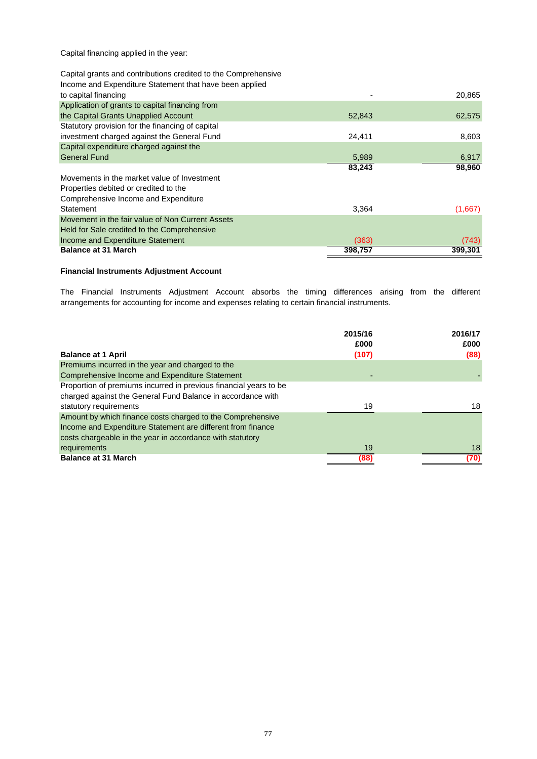Capital financing applied in the year:

| | | |
|---|---:|---:|
| Capital grants and contributions credited to the Comprehensive Income and Expenditure Statement that have been applied to capital financing | - | 20,865 |
| Application of grants to capital financing from the Capital Grants Unapplied Account | 52,843 | 62,575 |
| Statutory provision for the financing of capital investment charged against the General Fund | 24,411 | 8,603 |
| Capital expenditure charged against the General Fund | 5,989 | 6,917 |
| | **83,243** | **98,960** |
| Movements in the market value of Investment Properties debited or credited to the Comprehensive Income and Expenditure Statement | 3,364 | (1,667) |
| Movement in the fair value of Non Current Assets Held for Sale credited to the Comprehensive Income and Expenditure Statement | (363) | (743) |
| **Balance at 31 March** | **398,757** | **399,301** |

**Financial Instruments Adjustment Account**

The Financial Instruments Adjustment Account absorbs the timing differences arising from the different arrangements for accounting for income and expenses relating to certain financial instruments.

| | 2015/16<br>£000 | 2016/17<br>£000 |
|---|---:|---:|
| **Balance at 1 April** | **(107)** | **(88)** |
| Premiums incurred in the year and charged to the Comprehensive Income and Expenditure Statement | - | - |
| Proportion of premiums incurred in previous financial years to be charged against the General Fund Balance in accordance with statutory requirements | 19 | 18 |
| Amount by which finance costs charged to the Comprehensive Income and Expenditure Statement are different from finance costs chargeable in the year in accordance with statutory requirements | 19 | 18 |
| **Balance at 31 March** | **(88)** | **(70)** |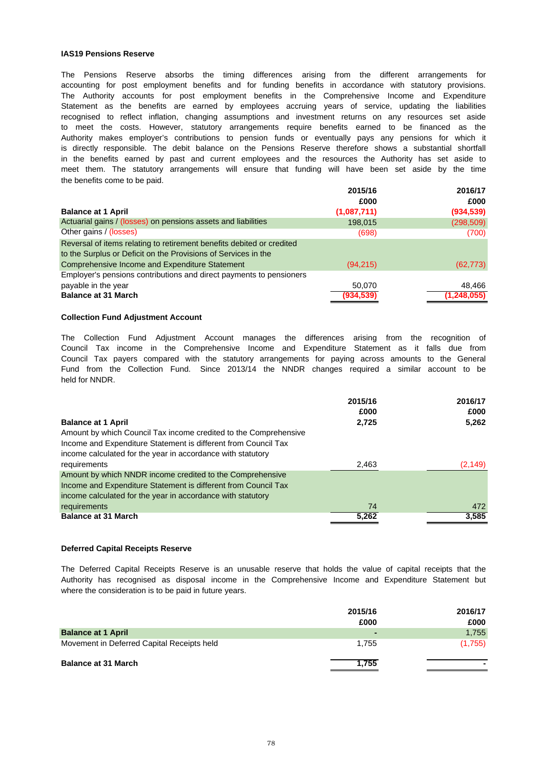### IAS19 Pensions Reserve

The Pensions Reserve absorbs the timing differences arising from the different arrangements for accounting for post employment benefits and for funding benefits in accordance with statutory provisions. The Authority accounts for post employment benefits in the Comprehensive Income and Expenditure Statement as the benefits are earned by employees accruing years of service, updating the liabilities recognised to reflect inflation, changing assumptions and investment returns on any resources set aside to meet the costs. However, statutory arrangements require benefits earned to be financed as the Authority makes employer's contributions to pension funds or eventually pays any pensions for which it is directly responsible. The debit balance on the Pensions Reserve therefore shows a substantial shortfall in the benefits earned by past and current employees and the resources the Authority has set aside to meet them. The statutory arrangements will ensure that funding will have been set aside by the time the benefits come to be paid.

| | 2015/16<br>£000 | 2016/17<br>£000 |
|---|---|---|
| **Balance at 1 April** | **(1,087,711)** | **(934,539)** |
| Actuarial gains / (losses) on pensions assets and liabilities | 198,015 | (298,509) |
| Other gains / (losses) | (698) | (700) |
| Reversal of items relating to retirement benefits debited or credited to the Surplus or Deficit on the Provisions of Services in the Comprehensive Income and Expenditure Statement | (94,215) | (62,773) |
| Employer's pensions contributions and direct payments to pensioners payable in the year | 50,070 | 48,466 |
| **Balance at 31 March** | **(934,539)** | **(1,248,055)** |

### Collection Fund Adjustment Account

The Collection Fund Adjustment Account manages the differences arising from the recognition of Council Tax income in the Comprehensive Income and Expenditure Statement as it falls due from Council Tax payers compared with the statutory arrangements for paying across amounts to the General Fund from the Collection Fund. Since 2013/14 the NNDR changes required a similar account to be held for NNDR.

| | 2015/16<br>£000 | 2016/17<br>£000 |
|---|---|---|
| **Balance at 1 April** | **2,725** | **5,262** |
| Amount by which Council Tax income credited to the Comprehensive Income and Expenditure Statement is different from Council Tax income calculated for the year in accordance with statutory requirements | 2,463 | (2,149) |
| Amount by which NNDR income credited to the Comprehensive Income and Expenditure Statement is different from Council Tax income calculated for the year in accordance with statutory requirements | 74 | 472 |
| **Balance at 31 March** | **5,262** | **3,585** |

### Deferred Capital Receipts Reserve

The Deferred Capital Receipts Reserve is an unusable reserve that holds the value of capital receipts that the Authority has recognised as disposal income in the Comprehensive Income and Expenditure Statement but where the consideration is to be paid in future years.

| | 2015/16<br>£000 | 2016/17<br>£000 |
|---|---|---|
| **Balance at 1 April** | - | 1,755 |
| Movement in Deferred Capital Receipts held | 1,755 | (1,755) |
| **Balance at 31 March** | **1,755** | **-** |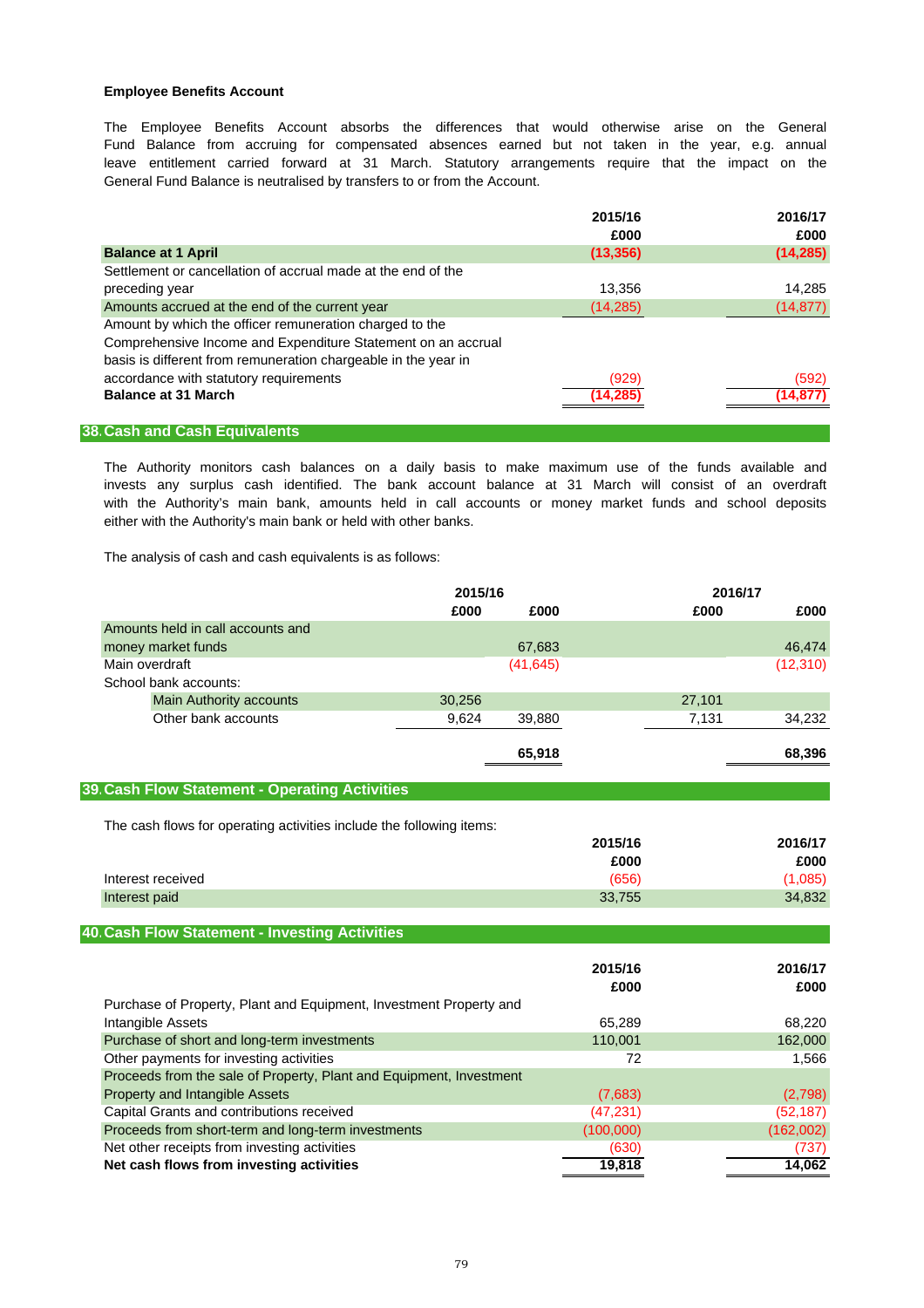### Employee Benefits Account

The Employee Benefits Account absorbs the differences that would otherwise arise on the General Fund Balance from accruing for compensated absences earned but not taken in the year, e.g. annual leave entitlement carried forward at 31 March. Statutory arrangements require that the impact on the General Fund Balance is neutralised by transfers to or from the Account.

| | 2015/16 £000 | 2016/17 £000 |
|---|---|---|
| **Balance at 1 April** | **(13,356)** | **(14,285)** |
| Settlement or cancellation of accrual made at the end of the preceding year | 13,356 | 14,285 |
| Amounts accrued at the end of the current year | (14,285) | (14,877) |
| Amount by which the officer remuneration charged to the Comprehensive Income and Expenditure Statement on an accrual basis is different from remuneration chargeable in the year in accordance with statutory requirements | (929) | (592) |
| **Balance at 31 March** | **(14,285)** | **(14,877)** |

## 38. Cash and Cash Equivalents

The Authority monitors cash balances on a daily basis to make maximum use of the funds available and invests any surplus cash identified. The bank account balance at 31 March will consist of an overdraft with the Authority's main bank, amounts held in call accounts or money market funds and school deposits either with the Authority's main bank or held with other banks.

The analysis of cash and cash equivalents is as follows:

| | 2015/16 £000 | 2015/16 £000 | 2016/17 £000 | 2016/17 £000 |
|---|---|---|---|---|
| Amounts held in call accounts and money market funds | | 67,683 | | 46,474 |
| Main overdraft | | (41,645) | | (12,310) |
| School bank accounts: | | | | |
| Main Authority accounts | 30,256 | | 27,101 | |
| Other bank accounts | 9,624 | 39,880 | 7,131 | 34,232 |
| | | **65,918** | | **68,396** |

## 39. Cash Flow Statement - Operating Activities

The cash flows for operating activities include the following items:

| | 2015/16 £000 | 2016/17 £000 |
|---|---|---|
| Interest received | (656) | (1,085) |
| Interest paid | 33,755 | 34,832 |

## 40. Cash Flow Statement - Investing Activities

| | 2015/16 £000 | 2016/17 £000 |
|---|---|---|
| Purchase of Property, Plant and Equipment, Investment Property and Intangible Assets | 65,289 | 68,220 |
| Purchase of short and long-term investments | 110,001 | 162,000 |
| Other payments for investing activities | 72 | 1,566 |
| Proceeds from the sale of Property, Plant and Equipment, Investment Property and Intangible Assets | (7,683) | (2,798) |
| Capital Grants and contributions received | (47,231) | (52,187) |
| Proceeds from short-term and long-term investments | (100,000) | (162,002) |
| Net other receipts from investing activities | (630) | (737) |
| **Net cash flows from investing activities** | **19,818** | **14,062** |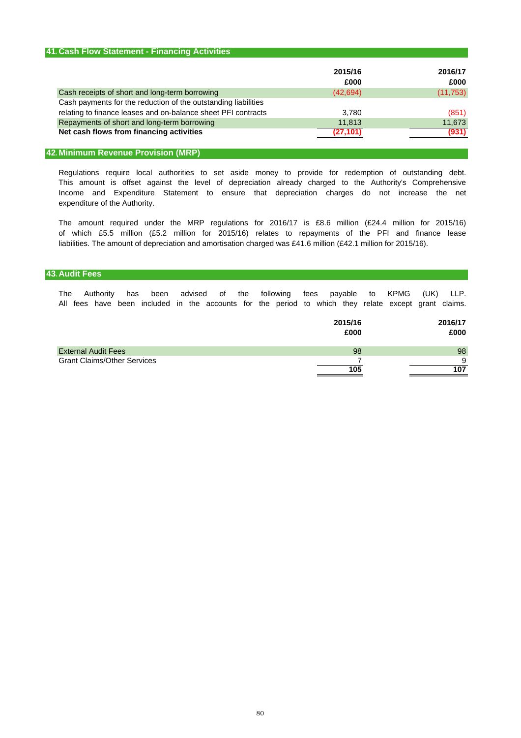## 41. Cash Flow Statement - Financing Activities

| | 2015/16 £000 | 2016/17 £000 |
|---|---|---|
| Cash receipts of short and long-term borrowing | (42,694) | (11,753) |
| Cash payments for the reduction of the outstanding liabilities relating to finance leases and on-balance sheet PFI contracts | 3,780 | (851) |
| Repayments of short and long-term borrowing | 11,813 | 11,673 |
| **Net cash flows from financing activities** | **(27,101)** | **(931)** |

## 42. Minimum Revenue Provision (MRP)

Regulations require local authorities to set aside money to provide for redemption of outstanding debt. This amount is offset against the level of depreciation already charged to the Authority's Comprehensive Income and Expenditure Statement to ensure that depreciation charges do not increase the net expenditure of the Authority.

The amount required under the MRP regulations for 2016/17 is £8.6 million (£24.4 million for 2015/16) of which £5.5 million (£5.2 million for 2015/16) relates to repayments of the PFI and finance lease liabilities. The amount of depreciation and amortisation charged was £41.6 million (£42.1 million for 2015/16).

## 43. Audit Fees

The Authority has been advised of the following fees payable to KPMG (UK) LLP. All fees have been included in the accounts for the period to which they relate except grant claims.

| | 2015/16 £000 | 2016/17 £000 |
|---|---|---|
| External Audit Fees | 98 | 98 |
| Grant Claims/Other Services | 7 | 9 |
| | **105** | **107** |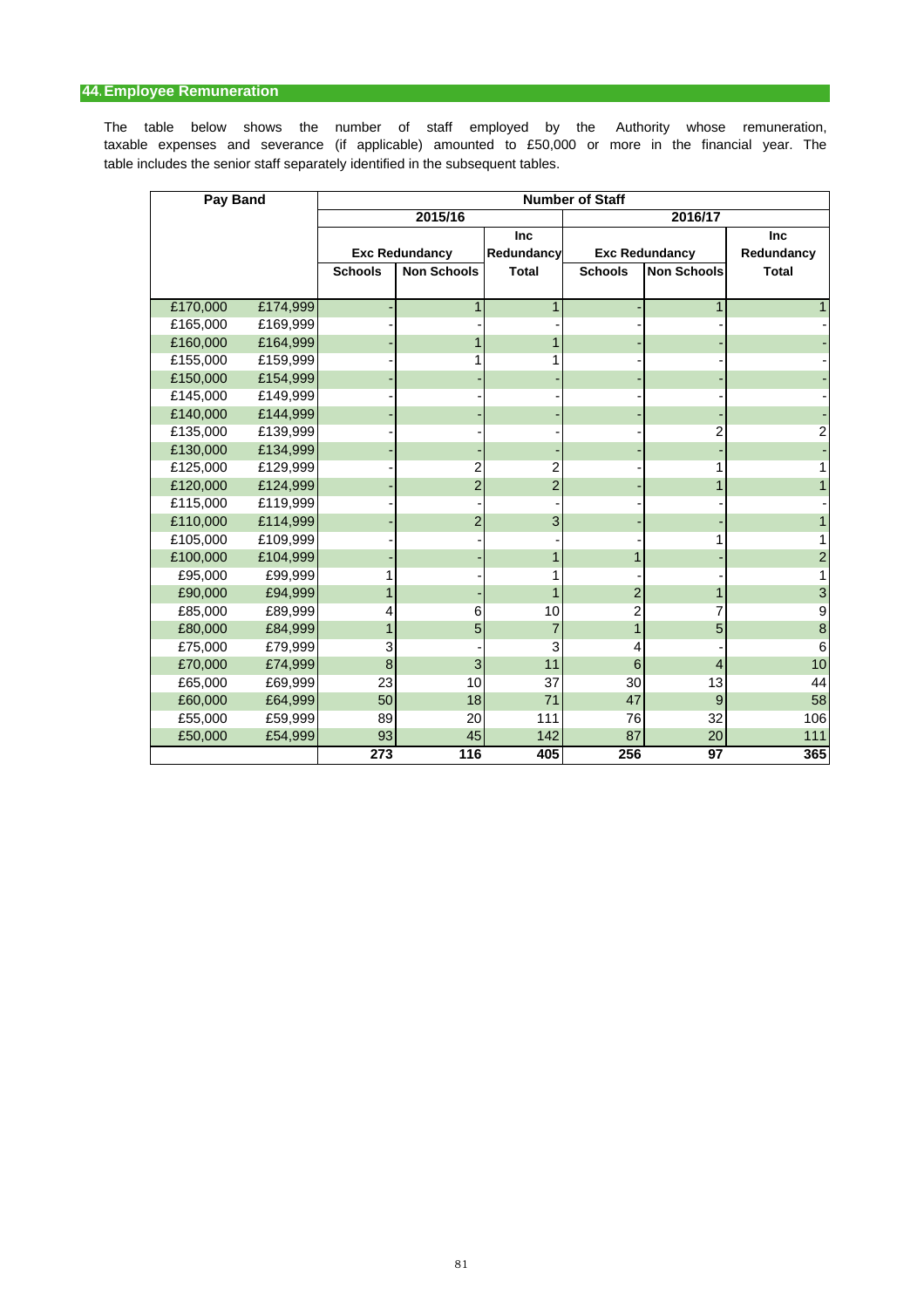## 44. Employee Remuneration

The table below shows the number of staff employed by the Authority whose remuneration, taxable expenses and severance (if applicable) amounted to £50,000 or more in the financial year. The table includes the senior staff separately identified in the subsequent tables.

| Pay Band | | Number of Staff | | | | | |
|---|---|---|---|---|---|---|---|
| | | 2015/16 | | | 2016/17 | | |
| | | Exc Redundancy | | Inc Redundancy | Exc Redundancy | | Inc Redundancy |
| | | Schools | Non Schools | Total | Schools | Non Schools | Total |
| £170,000 | £174,999 | - | 1 | 1 | - | 1 | 1 |
| £165,000 | £169,999 | - | - | - | - | - | - |
| £160,000 | £164,999 | - | 1 | 1 | - | - | - |
| £155,000 | £159,999 | - | 1 | 1 | - | - | - |
| £150,000 | £154,999 | - | - | - | - | - | - |
| £145,000 | £149,999 | - | - | - | - | - | - |
| £140,000 | £144,999 | - | - | - | - | - | - |
| £135,000 | £139,999 | - | - | - | - | 2 | 2 |
| £130,000 | £134,999 | - | - | - | - | - | - |
| £125,000 | £129,999 | - | 2 | 2 | - | 1 | 1 |
| £120,000 | £124,999 | - | 2 | 2 | - | 1 | 1 |
| £115,000 | £119,999 | - | - | - | - | - | - |
| £110,000 | £114,999 | - | 2 | 3 | - | - | 1 |
| £105,000 | £109,999 | - | - | - | - | 1 | 1 |
| £100,000 | £104,999 | - | - | 1 | 1 | - | 2 |
| £95,000 | £99,999 | 1 | - | 1 | - | - | 1 |
| £90,000 | £94,999 | 1 | - | 1 | 2 | 1 | 3 |
| £85,000 | £89,999 | 4 | 6 | 10 | 2 | 7 | 9 |
| £80,000 | £84,999 | 1 | 5 | 7 | 1 | 5 | 8 |
| £75,000 | £79,999 | 3 | - | 3 | 4 | - | 6 |
| £70,000 | £74,999 | 8 | 3 | 11 | 6 | 4 | 10 |
| £65,000 | £69,999 | 23 | 10 | 37 | 30 | 13 | 44 |
| £60,000 | £64,999 | 50 | 18 | 71 | 47 | 9 | 58 |
| £55,000 | £59,999 | 89 | 20 | 111 | 76 | 32 | 106 |
| £50,000 | £54,999 | 93 | 45 | 142 | 87 | 20 | 111 |
| | | 273 | 116 | 405 | 256 | 97 | 365 |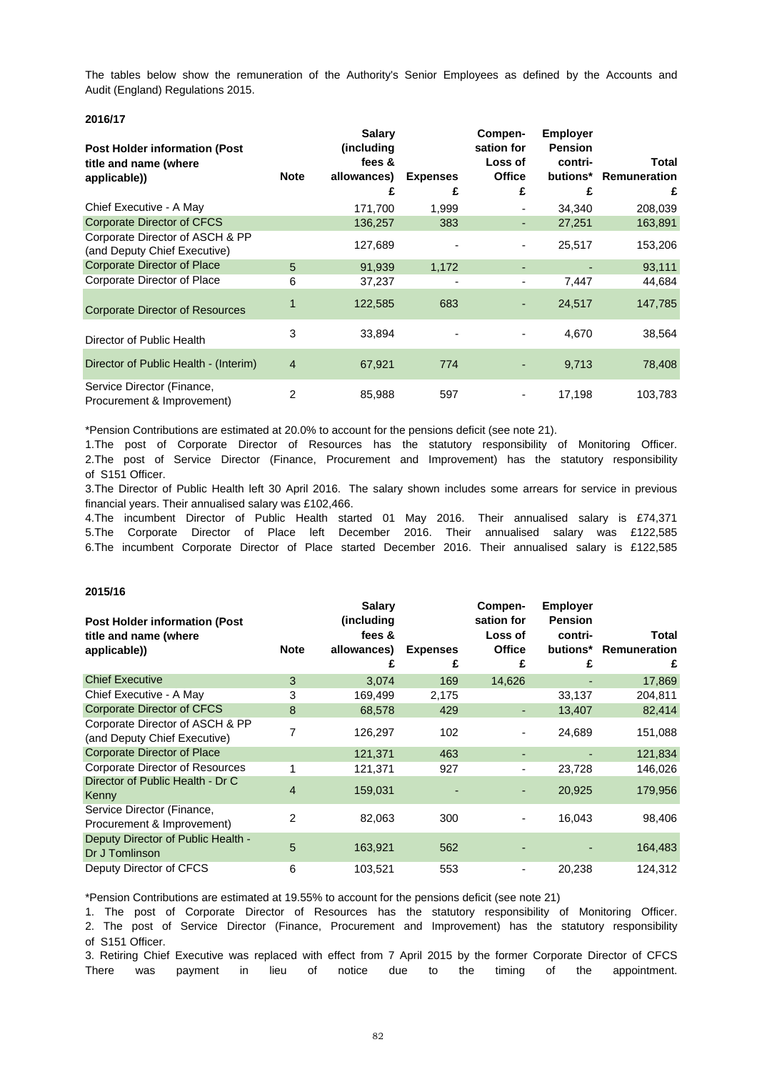The tables below show the remuneration of the Authority's Senior Employees as defined by the Accounts and Audit (England) Regulations 2015.

**2016/17**

| Post Holder information (Post title and name (where applicable)) | Note | Salary (including fees & allowances) £ | Expenses £ | Compen-sation for Loss of Office £ | Employer Pension contri-butions* £ | Total Remuneration £ |
|---|---|---|---|---|---|---|
| Chief Executive - A May | | 171,700 | 1,999 | - | 34,340 | 208,039 |
| Corporate Director of CFCS | | 136,257 | 383 | - | 27,251 | 163,891 |
| Corporate Director of ASCH & PP (and Deputy Chief Executive) | | 127,689 | - | - | 25,517 | 153,206 |
| Corporate Director of Place | 5 | 91,939 | 1,172 | - | - | 93,111 |
| Corporate Director of Place | 6 | 37,237 | - | - | 7,447 | 44,684 |
| Corporate Director of Resources | 1 | 122,585 | 683 | - | 24,517 | 147,785 |
| Director of Public Health | 3 | 33,894 | - | - | 4,670 | 38,564 |
| Director of Public Health - (Interim) | 4 | 67,921 | 774 | - | 9,713 | 78,408 |
| Service Director (Finance, Procurement & Improvement) | 2 | 85,988 | 597 | - | 17,198 | 103,783 |

*Pension Contributions are estimated at 20.0% to account for the pensions deficit (see note 21).

1.The post of Corporate Director of Resources has the statutory responsibility of Monitoring Officer.
2.The post of Service Director (Finance, Procurement and Improvement) has the statutory responsibility of S151 Officer.
3.The Director of Public Health left 30 April 2016. The salary shown includes some arrears for service in previous financial years. Their annualised salary was £102,466.
4.The incumbent Director of Public Health started 01 May 2016. Their annualised salary is £74,371
5.The Corporate Director of Place left December 2016. Their annualised salary was £122,585
6.The incumbent Corporate Director of Place started December 2016. Their annualised salary is £122,585

**2015/16**

| Post Holder information (Post title and name (where applicable)) | Note | Salary (including fees & allowances) £ | Expenses £ | Compen-sation for Loss of Office £ | Employer Pension contri-butions* £ | Total Remuneration £ |
|---|---|---|---|---|---|---|
| Chief Executive | 3 | 3,074 | 169 | 14,626 | - | 17,869 |
| Chief Executive - A May | 3 | 169,499 | 2,175 | | 33,137 | 204,811 |
| Corporate Director of CFCS | 8 | 68,578 | 429 | - | 13,407 | 82,414 |
| Corporate Director of ASCH & PP (and Deputy Chief Executive) | 7 | 126,297 | 102 | - | 24,689 | 151,088 |
| Corporate Director of Place | | 121,371 | 463 | - | - | 121,834 |
| Corporate Director of Resources | 1 | 121,371 | 927 | - | 23,728 | 146,026 |
| Director of Public Health - Dr C Kenny | 4 | 159,031 | - | - | 20,925 | 179,956 |
| Service Director (Finance, Procurement & Improvement) | 2 | 82,063 | 300 | - | 16,043 | 98,406 |
| Deputy Director of Public Health - Dr J Tomlinson | 5 | 163,921 | 562 | - | - | 164,483 |
| Deputy Director of CFCS | 6 | 103,521 | 553 | - | 20,238 | 124,312 |

*Pension Contributions are estimated at 19.55% to account for the pensions deficit (see note 21)

1. The post of Corporate Director of Resources has the statutory responsibility of Monitoring Officer.
2. The post of Service Director (Finance, Procurement and Improvement) has the statutory responsibility of S151 Officer.
3. Retiring Chief Executive was replaced with effect from 7 April 2015 by the former Corporate Director of CFCS There was payment in lieu of notice due to the timing of the appointment.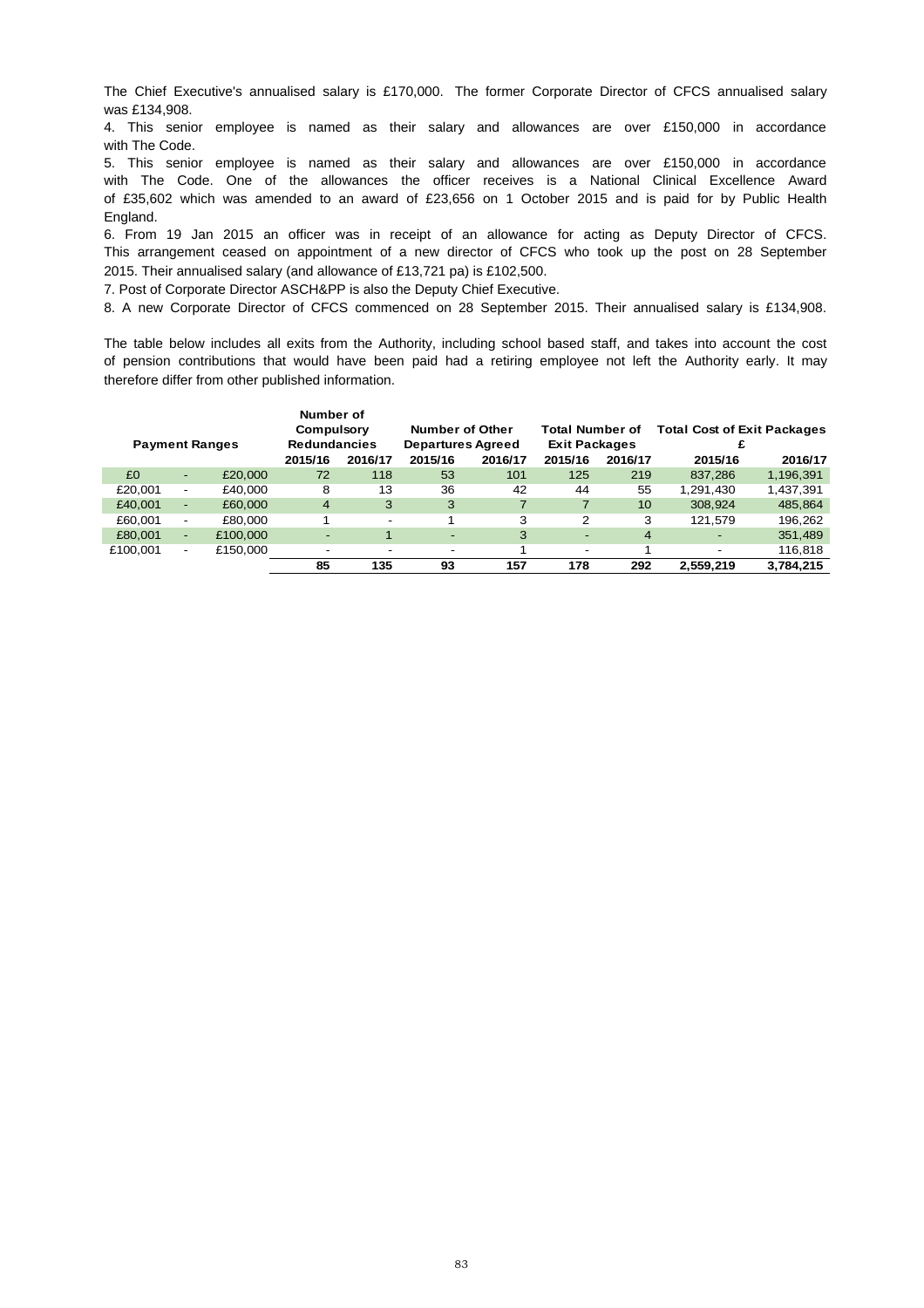The Chief Executive's annualised salary is £170,000. The former Corporate Director of CFCS annualised salary was £134,908.

4. This senior employee is named as their salary and allowances are over £150,000 in accordance with The Code.

5. This senior employee is named as their salary and allowances are over £150,000 in accordance with The Code. One of the allowances the officer receives is a National Clinical Excellence Award of £35,602 which was amended to an award of £23,656 on 1 October 2015 and is paid for by Public Health England.

6. From 19 Jan 2015 an officer was in receipt of an allowance for acting as Deputy Director of CFCS. This arrangement ceased on appointment of a new director of CFCS who took up the post on 28 September 2015. Their annualised salary (and allowance of £13,721 pa) is £102,500.

7. Post of Corporate Director ASCH&PP is also the Deputy Chief Executive.

8. A new Corporate Director of CFCS commenced on 28 September 2015. Their annualised salary is £134,908.

The table below includes all exits from the Authority, including school based staff, and takes into account the cost of pension contributions that would have been paid had a retiring employee not left the Authority early. It may therefore differ from other published information.

| Payment Ranges | | | Number of Compulsory Redundancies | | Number of Other Departures Agreed | | Total Number of Exit Packages | | Total Cost of Exit Packages £ | |
|---|---|---|---|---|---|---|---|---|---|---|
| | | | 2015/16 | 2016/17 | 2015/16 | 2016/17 | 2015/16 | 2016/17 | 2015/16 | 2016/17 |
| £0 | - | £20,000 | 72 | 118 | 53 | 101 | 125 | 219 | 837,286 | 1,196,391 |
| £20,001 | - | £40,000 | 8 | 13 | 36 | 42 | 44 | 55 | 1,291,430 | 1,437,391 |
| £40,001 | - | £60,000 | 4 | 3 | 3 | 7 | 7 | 10 | 308,924 | 485,864 |
| £60,001 | - | £80,000 | 1 | - | 1 | 3 | 2 | 3 | 121,579 | 196,262 |
| £80,001 | - | £100,000 | - | 1 | - | 3 | - | 4 | - | 351,489 |
| £100,001 | - | £150,000 | - | - | - | 1 | - | 1 | - | 116,818 |
| | | | **85** | **135** | **93** | **157** | **178** | **292** | **2,559,219** | **3,784,215** |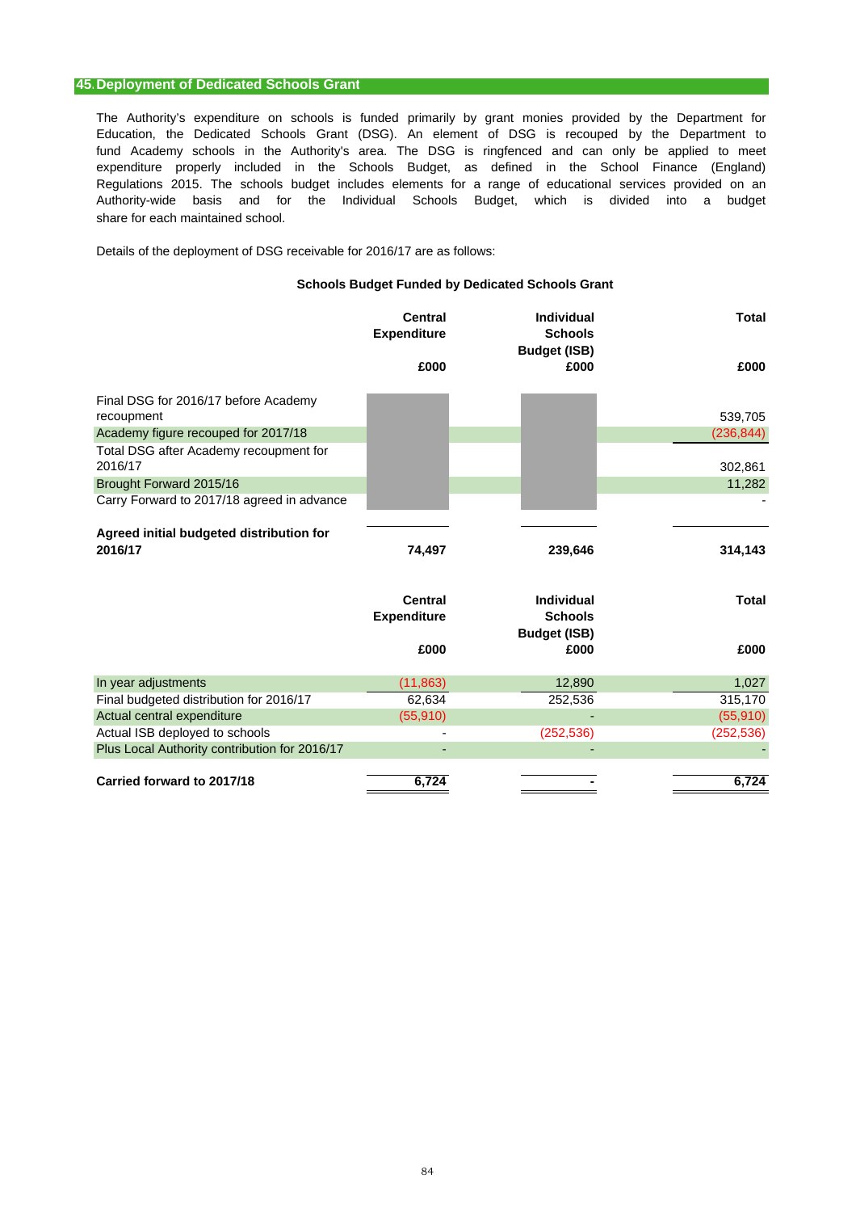## 45. Deployment of Dedicated Schools Grant

The Authority's expenditure on schools is funded primarily by grant monies provided by the Department for Education, the Dedicated Schools Grant (DSG). An element of DSG is recouped by the Department to fund Academy schools in the Authority's area. The DSG is ringfenced and can only be applied to meet expenditure properly included in the Schools Budget, as defined in the School Finance (England) Regulations 2015. The schools budget includes elements for a range of educational services provided on an Authority-wide basis and for the Individual Schools Budget, which is divided into a budget share for each maintained school.

Details of the deployment of DSG receivable for 2016/17 are as follows:

**Schools Budget Funded by Dedicated Schools Grant**

| | Central Expenditure £000 | Individual Schools Budget (ISB) £000 | Total £000 |
|---|---|---|---|
| Final DSG for 2016/17 before Academy recoupment | | | 539,705 |
| Academy figure recouped for 2017/18 | | | (236,844) |
| Total DSG after Academy recoupment for 2016/17 | | | 302,861 |
| Brought Forward 2015/16 | | | 11,282 |
| Carry Forward to 2017/18 agreed in advance | | | - |
| **Agreed initial budgeted distribution for 2016/17** | **74,497** | **239,646** | **314,143** |

| | Central Expenditure £000 | Individual Schools Budget (ISB) £000 | Total £000 |
|---|---|---|---|
| In year adjustments | (11,863) | 12,890 | 1,027 |
| Final budgeted distribution for 2016/17 | 62,634 | 252,536 | 315,170 |
| Actual central expenditure | (55,910) | - | (55,910) |
| Actual ISB deployed to schools | - | (252,536) | (252,536) |
| Plus Local Authority contribution for 2016/17 | - | - | - |
| **Carried forward to 2017/18** | **6,724** | **-** | **6,724** |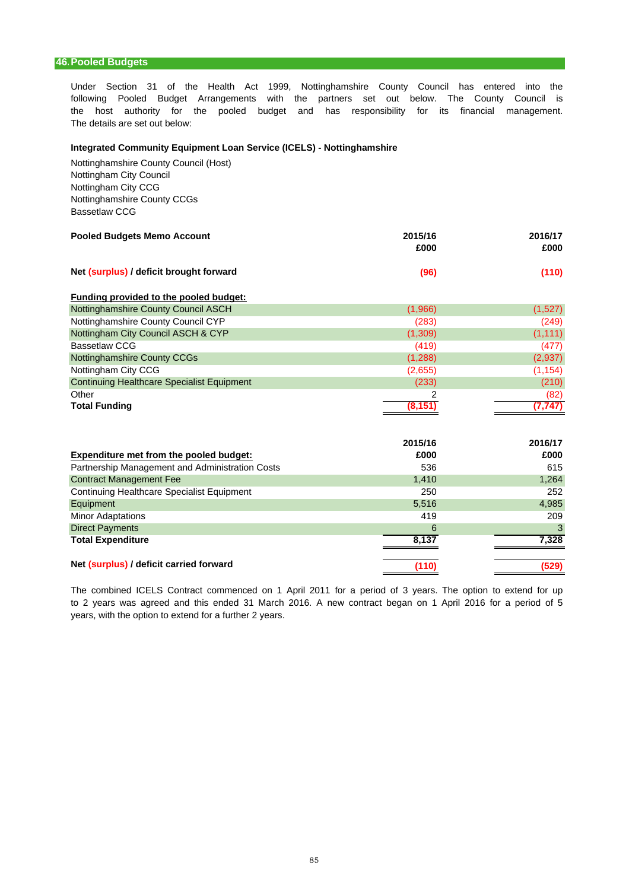## 46. Pooled Budgets

Under Section 31 of the Health Act 1999, Nottinghamshire County Council has entered into the following Pooled Budget Arrangements with the partners set out below. The County Council is the host authority for the pooled budget and has responsibility for its financial management. The details are set out below:

**Integrated Community Equipment Loan Service (ICELS) - Nottinghamshire**

Nottinghamshire County Council (Host)
Nottingham City Council
Nottingham City CCG
Nottinghamshire County CCGs
Bassetlaw CCG

| **Pooled Budgets Memo Account** | **2015/16 £000** | **2016/17 £000** |
|---|---|---|
| **Net (surplus) / deficit brought forward** | **(96)** | **(110)** |
| **Funding provided to the pooled budget:** | | |
| Nottinghamshire County Council ASCH | (1,966) | (1,527) |
| Nottinghamshire County Council CYP | (283) | (249) |
| Nottingham City Council ASCH & CYP | (1,309) | (1,111) |
| Bassetlaw CCG | (419) | (477) |
| Nottinghamshire County CCGs | (1,288) | (2,937) |
| Nottingham City CCG | (2,655) | (1,154) |
| Continuing Healthcare Specialist Equipment | (233) | (210) |
| Other | 2 | (82) |
| **Total Funding** | **(8,151)** | **(7,747)** |

| **Expenditure met from the pooled budget:** | **2015/16 £000** | **2016/17 £000** |
|---|---|---|
| Partnership Management and Administration Costs | 536 | 615 |
| Contract Management Fee | 1,410 | 1,264 |
| Continuing Healthcare Specialist Equipment | 250 | 252 |
| Equipment | 5,516 | 4,985 |
| Minor Adaptations | 419 | 209 |
| Direct Payments | 6 | 3 |
| **Total Expenditure** | **8,137** | **7,328** |
| **Net (surplus) / deficit carried forward** | **(110)** | **(529)** |

The combined ICELS Contract commenced on 1 April 2011 for a period of 3 years. The option to extend for up to 2 years was agreed and this ended 31 March 2016. A new contract began on 1 April 2016 for a period of 5 years, with the option to extend for a further 2 years.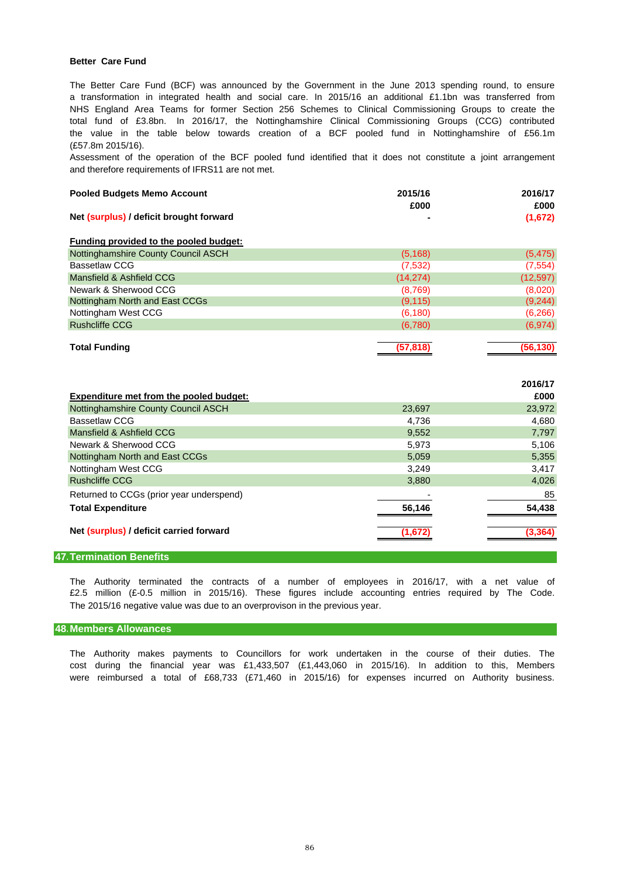**Better Care Fund**

The Better Care Fund (BCF) was announced by the Government in the June 2013 spending round, to ensure a transformation in integrated health and social care. In 2015/16 an additional £1.1bn was transferred from NHS England Area Teams for former Section 256 Schemes to Clinical Commissioning Groups to create the total fund of £3.8bn. In 2016/17, the Nottinghamshire Clinical Commissioning Groups (CCG) contributed the value in the table below towards creation of a BCF pooled fund in Nottinghamshire of £56.1m (£57.8m 2015/16).

Assessment of the operation of the BCF pooled fund identified that it does not constitute a joint arrangement and therefore requirements of IFRS11 are not met.

| **Pooled Budgets Memo Account** | **2015/16 £000** | **2016/17 £000** |
|---|---|---|
| **Net (surplus) / deficit brought forward** | **-** | **(1,672)** |
| **Funding provided to the pooled budget:** | | |
| Nottinghamshire County Council ASCH | (5,168) | (5,475) |
| Bassetlaw CCG | (7,532) | (7,554) |
| Mansfield & Ashfield CCG | (14,274) | (12,597) |
| Newark & Sherwood CCG | (8,769) | (8,020) |
| Nottingham North and East CCGs | (9,115) | (9,244) |
| Nottingham West CCG | (6,180) | (6,266) |
| Rushcliffe CCG | (6,780) | (6,974) |
| **Total Funding** | **(57,818)** | **(56,130)** |

| **Expenditure met from the pooled budget:** | | **2016/17 £000** |
|---|---|---|
| Nottinghamshire County Council ASCH | 23,697 | 23,972 |
| Bassetlaw CCG | 4,736 | 4,680 |
| Mansfield & Ashfield CCG | 9,552 | 7,797 |
| Newark & Sherwood CCG | 5,973 | 5,106 |
| Nottingham North and East CCGs | 5,059 | 5,355 |
| Nottingham West CCG | 3,249 | 3,417 |
| Rushcliffe CCG | 3,880 | 4,026 |
| Returned to CCGs (prior year underspend) | - | 85 |
| **Total Expenditure** | **56,146** | **54,438** |
| **Net (surplus) / deficit carried forward** | **(1,672)** | **(3,364)** |

## 47. Termination Benefits

The Authority terminated the contracts of a number of employees in 2016/17, with a net value of £2.5 million (£-0.5 million in 2015/16). These figures include accounting entries required by The Code. The 2015/16 negative value was due to an overprovison in the previous year.

## 48. Members Allowances

The Authority makes payments to Councillors for work undertaken in the course of their duties. The cost during the financial year was £1,433,507 (£1,443,060 in 2015/16). In addition to this, Members were reimbursed a total of £68,733 (£71,460 in 2015/16) for expenses incurred on Authority business.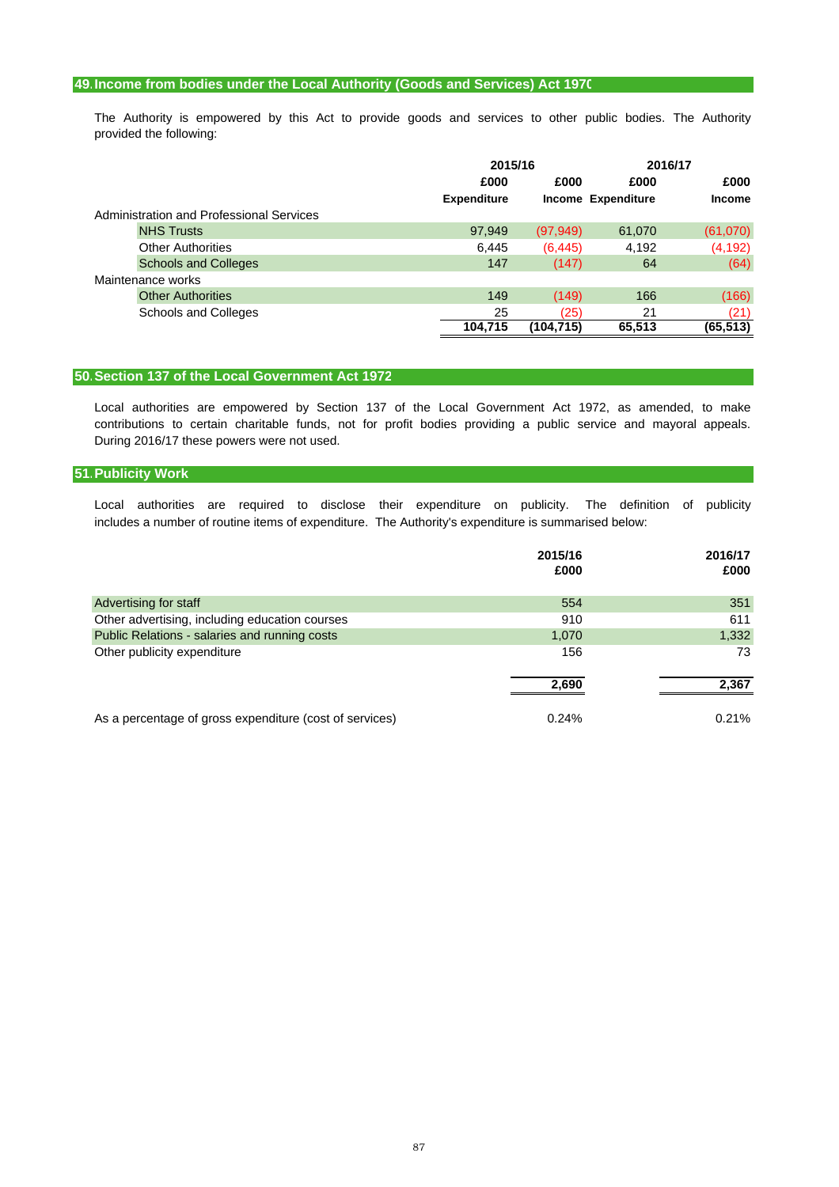## 49. Income from bodies under the Local Authority (Goods and Services) Act 1970

The Authority is empowered by this Act to provide goods and services to other public bodies. The Authority provided the following:

| | 2015/16 | | 2016/17 | |
|---|---|---|---|---|
| | £000 | £000 | £000 | £000 |
| | Expenditure | Income | Expenditure | Income |
| Administration and Professional Services | | | | |
| NHS Trusts | 97,949 | (97,949) | 61,070 | (61,070) |
| Other Authorities | 6,445 | (6,445) | 4,192 | (4,192) |
| Schools and Colleges | 147 | (147) | 64 | (64) |
| Maintenance works | | | | |
| Other Authorities | 149 | (149) | 166 | (166) |
| Schools and Colleges | 25 | (25) | 21 | (21) |
| | **104,715** | **(104,715)** | **65,513** | **(65,513)** |

## 50. Section 137 of the Local Government Act 1972

Local authorities are empowered by Section 137 of the Local Government Act 1972, as amended, to make contributions to certain charitable funds, not for profit bodies providing a public service and mayoral appeals. During 2016/17 these powers were not used.

## 51. Publicity Work

Local authorities are required to disclose their expenditure on publicity. The definition of publicity includes a number of routine items of expenditure. The Authority's expenditure is summarised below:

| | 2015/16<br>£000 | 2016/17<br>£000 |
|---|---|---|
| Advertising for staff | 554 | 351 |
| Other advertising, including education courses | 910 | 611 |
| Public Relations - salaries and running costs | 1,070 | 1,332 |
| Other publicity expenditure | 156 | 73 |
| | **2,690** | **2,367** |
| As a percentage of gross expenditure (cost of services) | 0.24% | 0.21% |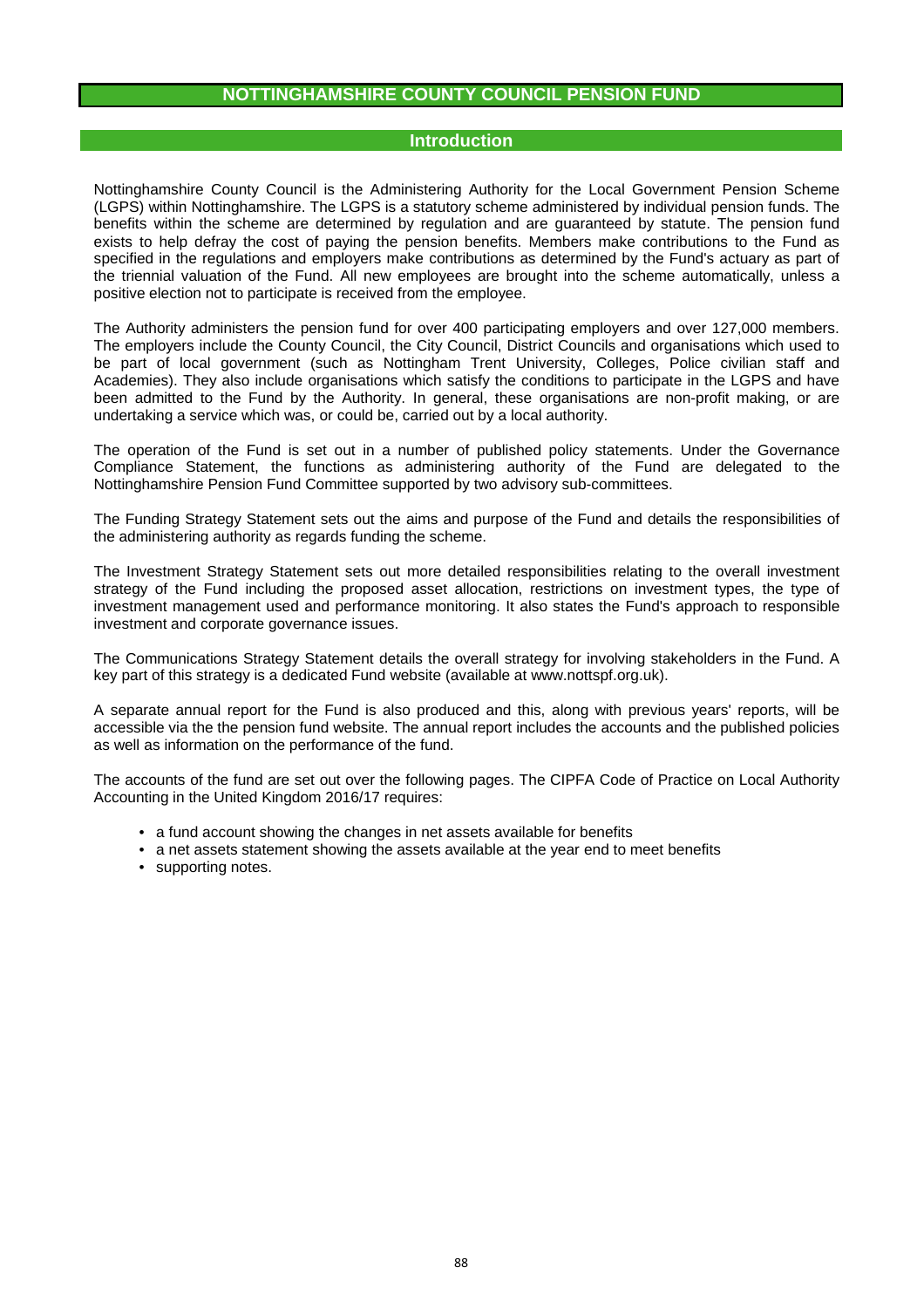# NOTTINGHAMSHIRE COUNTY COUNCIL PENSION FUND

## Introduction

Nottinghamshire County Council is the Administering Authority for the Local Government Pension Scheme (LGPS) within Nottinghamshire. The LGPS is a statutory scheme administered by individual pension funds. The benefits within the scheme are determined by regulation and are guaranteed by statute. The pension fund exists to help defray the cost of paying the pension benefits. Members make contributions to the Fund as specified in the regulations and employers make contributions as determined by the Fund's actuary as part of the triennial valuation of the Fund. All new employees are brought into the scheme automatically, unless a positive election not to participate is received from the employee.

The Authority administers the pension fund for over 400 participating employers and over 127,000 members. The employers include the County Council, the City Council, District Councils and organisations which used to be part of local government (such as Nottingham Trent University, Colleges, Police civilian staff and Academies). They also include organisations which satisfy the conditions to participate in the LGPS and have been admitted to the Fund by the Authority. In general, these organisations are non-profit making, or are undertaking a service which was, or could be, carried out by a local authority.

The operation of the Fund is set out in a number of published policy statements. Under the Governance Compliance Statement, the functions as administering authority of the Fund are delegated to the Nottinghamshire Pension Fund Committee supported by two advisory sub-committees.

The Funding Strategy Statement sets out the aims and purpose of the Fund and details the responsibilities of the administering authority as regards funding the scheme.

The Investment Strategy Statement sets out more detailed responsibilities relating to the overall investment strategy of the Fund including the proposed asset allocation, restrictions on investment types, the type of investment management used and performance monitoring. It also states the Fund's approach to responsible investment and corporate governance issues.

The Communications Strategy Statement details the overall strategy for involving stakeholders in the Fund. A key part of this strategy is a dedicated Fund website (available at www.nottspf.org.uk).

A separate annual report for the Fund is also produced and this, along with previous years' reports, will be accessible via the the pension fund website. The annual report includes the accounts and the published policies as well as information on the performance of the fund.

The accounts of the fund are set out over the following pages. The CIPFA Code of Practice on Local Authority Accounting in the United Kingdom 2016/17 requires:

- a fund account showing the changes in net assets available for benefits
- a net assets statement showing the assets available at the year end to meet benefits
- supporting notes.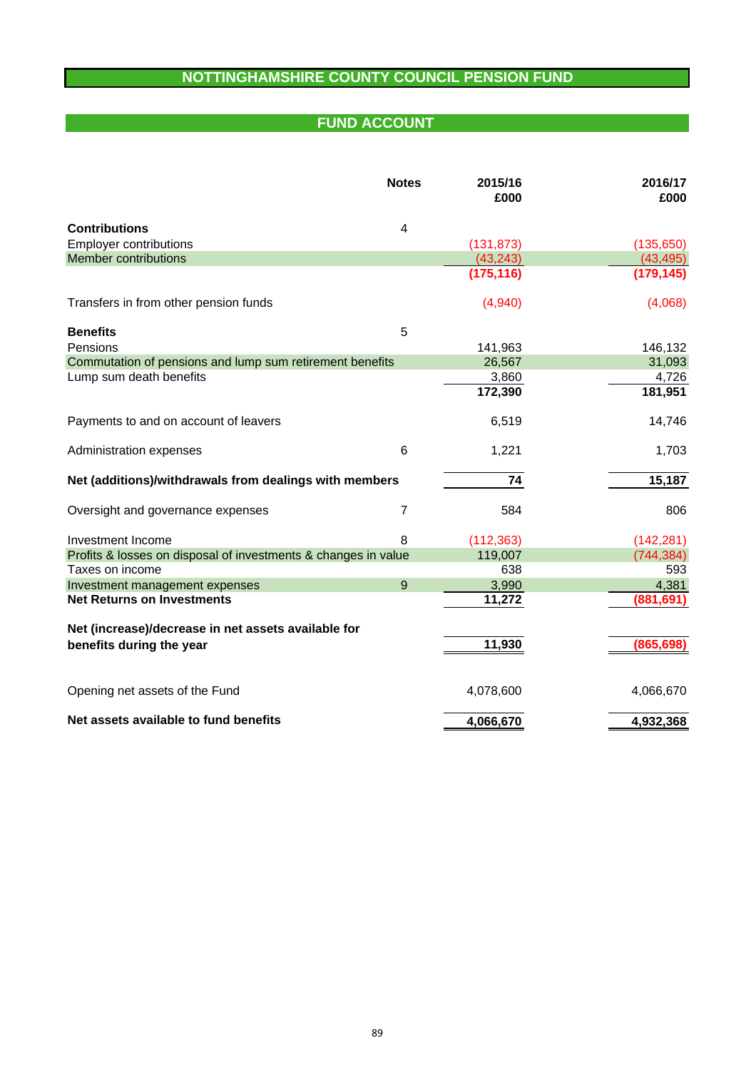# NOTTINGHAMSHIRE COUNTY COUNCIL PENSION FUND

## FUND ACCOUNT

| | Notes | 2015/16 £000 | 2016/17 £000 |
|---|---|---|---|
| **Contributions** | 4 | | |
| Employer contributions | | (131,873) | (135,650) |
| Member contributions | | (43,243) | (43,495) |
| | | **(175,116)** | **(179,145)** |
| Transfers in from other pension funds | | (4,940) | (4,068) |
| **Benefits** | 5 | | |
| Pensions | | 141,963 | 146,132 |
| Commutation of pensions and lump sum retirement benefits | | 26,567 | 31,093 |
| Lump sum death benefits | | 3,860 | 4,726 |
| | | **172,390** | **181,951** |
| Payments to and on account of leavers | | 6,519 | 14,746 |
| Administration expenses | 6 | 1,221 | 1,703 |
| **Net (additions)/withdrawals from dealings with members** | | **74** | **15,187** |
| Oversight and governance expenses | 7 | 584 | 806 |
| Investment Income | 8 | (112,363) | (142,281) |
| Profits & losses on disposal of investments & changes in value | | 119,007 | (744,384) |
| Taxes on income | | 638 | 593 |
| Investment management expenses | 9 | 3,990 | 4,381 |
| **Net Returns on Investments** | | **11,272** | **(881,691)** |
| **Net (increase)/decrease in net assets available for benefits during the year** | | **11,930** | **(865,698)** |
| Opening net assets of the Fund | | 4,078,600 | 4,066,670 |
| **Net assets available to fund benefits** | | **4,066,670** | **4,932,368** |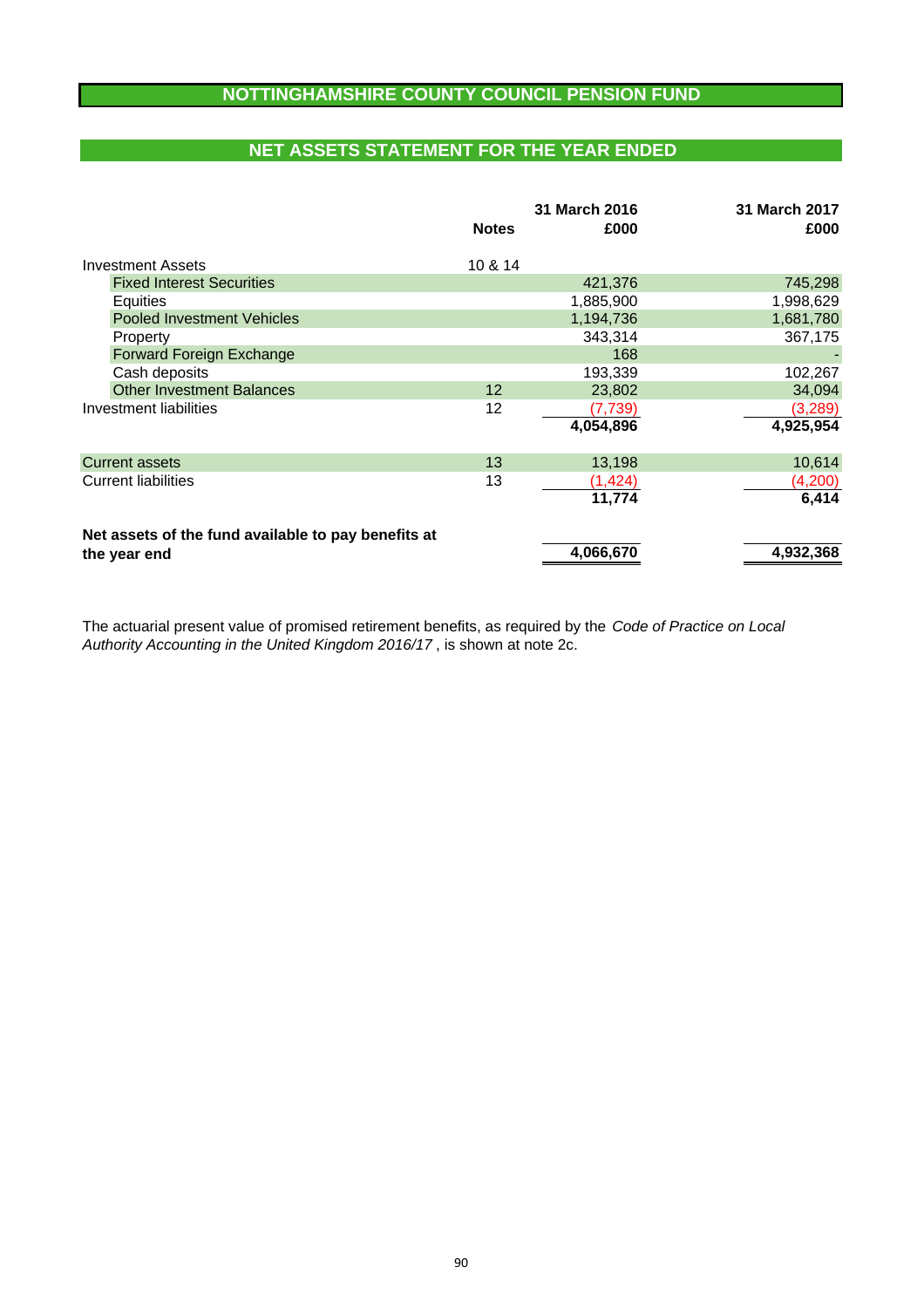# NOTTINGHAMSHIRE COUNTY COUNCIL PENSION FUND

## NET ASSETS STATEMENT FOR THE YEAR ENDED

| | Notes | 31 March 2016 £000 | 31 March 2017 £000 |
|---|---|---|---|
| Investment Assets | 10 & 14 | | |
| Fixed Interest Securities | | 421,376 | 745,298 |
| Equities | | 1,885,900 | 1,998,629 |
| Pooled Investment Vehicles | | 1,194,736 | 1,681,780 |
| Property | | 343,314 | 367,175 |
| Forward Foreign Exchange | | 168 | - |
| Cash deposits | | 193,339 | 102,267 |
| Other Investment Balances | 12 | 23,802 | 34,094 |
| Investment liabilities | 12 | (7,739) | (3,289) |
| | | **4,054,896** | **4,925,954** |
| Current assets | 13 | 13,198 | 10,614 |
| Current liabilities | 13 | (1,424) | (4,200) |
| | | **11,774** | **6,414** |
| **Net assets of the fund available to pay benefits at the year end** | | **4,066,670** | **4,932,368** |

The actuarial present value of promised retirement benefits, as required by the *Code of Practice on Local Authority Accounting in the United Kingdom 2016/17* , is shown at note 2c.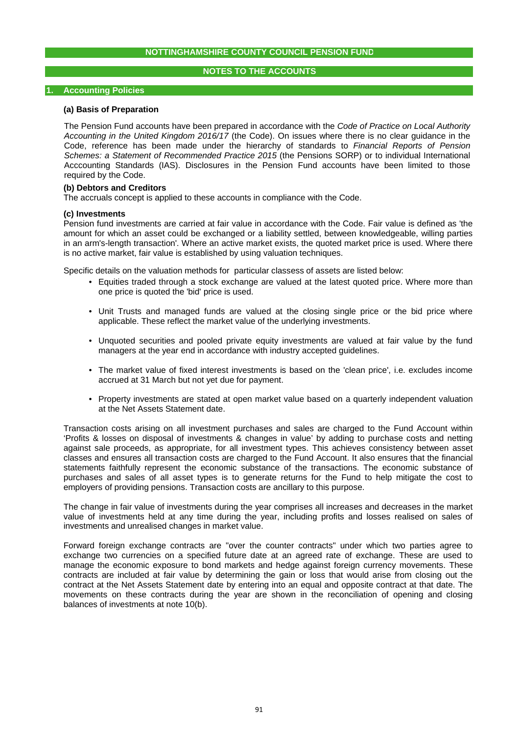# NOTTINGHAMSHIRE COUNTY COUNCIL PENSION FUND

## NOTES TO THE ACCOUNTS

### 1. Accounting Policies

**(a) Basis of Preparation**

The Pension Fund accounts have been prepared in accordance with the *Code of Practice on Local Authority Accounting in the United Kingdom 2016/17* (the Code). On issues where there is no clear guidance in the Code, reference has been made under the hierarchy of standards to *Financial Reports of Pension Schemes: a Statement of Recommended Practice 2015* (the Pensions SORP) or to individual International Acccounting Standards (IAS). Disclosures in the Pension Fund accounts have been limited to those required by the Code.

**(b) Debtors and Creditors**

The accruals concept is applied to these accounts in compliance with the Code.

**(c) Investments**

Pension fund investments are carried at fair value in accordance with the Code. Fair value is defined as 'the amount for which an asset could be exchanged or a liability settled, between knowledgeable, willing parties in an arm's-length transaction'. Where an active market exists, the quoted market price is used. Where there is no active market, fair value is established by using valuation techniques.

Specific details on the valuation methods for particular classess of assets are listed below:

- Equities traded through a stock exchange are valued at the latest quoted price. Where more than one price is quoted the 'bid' price is used.
- Unit Trusts and managed funds are valued at the closing single price or the bid price where applicable. These reflect the market value of the underlying investments.
- Unquoted securities and pooled private equity investments are valued at fair value by the fund managers at the year end in accordance with industry accepted guidelines.
- The market value of fixed interest investments is based on the 'clean price', i.e. excludes income accrued at 31 March but not yet due for payment.
- Property investments are stated at open market value based on a quarterly independent valuation at the Net Assets Statement date.

Transaction costs arising on all investment purchases and sales are charged to the Fund Account within 'Profits & losses on disposal of investments & changes in value' by adding to purchase costs and netting against sale proceeds, as appropriate, for all investment types. This achieves consistency between asset classes and ensures all transaction costs are charged to the Fund Account. It also ensures that the financial statements faithfully represent the economic substance of the transactions. The economic substance of purchases and sales of all asset types is to generate returns for the Fund to help mitigate the cost to employers of providing pensions. Transaction costs are ancillary to this purpose.

The change in fair value of investments during the year comprises all increases and decreases in the market value of investments held at any time during the year, including profits and losses realised on sales of investments and unrealised changes in market value.

Forward foreign exchange contracts are "over the counter contracts" under which two parties agree to exchange two currencies on a specified future date at an agreed rate of exchange. These are used to manage the economic exposure to bond markets and hedge against foreign currency movements. These contracts are included at fair value by determining the gain or loss that would arise from closing out the contract at the Net Assets Statement date by entering into an equal and opposite contract at that date. The movements on these contracts during the year are shown in the reconciliation of opening and closing balances of investments at note 10(b).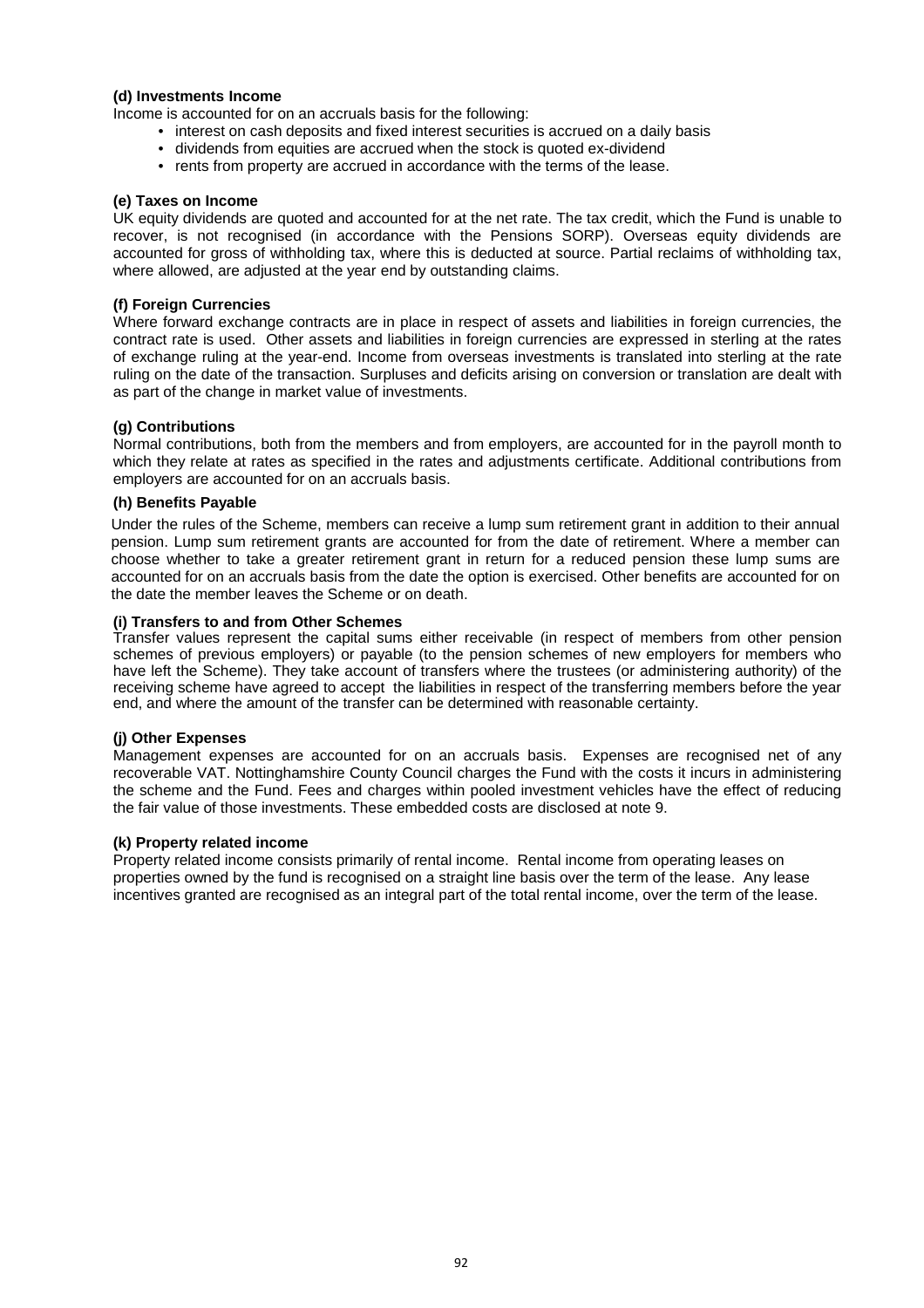**(d) Investments Income**

Income is accounted for on an accruals basis for the following:

- interest on cash deposits and fixed interest securities is accrued on a daily basis
- dividends from equities are accrued when the stock is quoted ex-dividend
- rents from property are accrued in accordance with the terms of the lease.

**(e) Taxes on Income**

UK equity dividends are quoted and accounted for at the net rate. The tax credit, which the Fund is unable to recover, is not recognised (in accordance with the Pensions SORP). Overseas equity dividends are accounted for gross of withholding tax, where this is deducted at source. Partial reclaims of withholding tax, where allowed, are adjusted at the year end by outstanding claims.

**(f) Foreign Currencies**

Where forward exchange contracts are in place in respect of assets and liabilities in foreign currencies, the contract rate is used. Other assets and liabilities in foreign currencies are expressed in sterling at the rates of exchange ruling at the year-end. Income from overseas investments is translated into sterling at the rate ruling on the date of the transaction. Surpluses and deficits arising on conversion or translation are dealt with as part of the change in market value of investments.

**(g) Contributions**

Normal contributions, both from the members and from employers, are accounted for in the payroll month to which they relate at rates as specified in the rates and adjustments certificate. Additional contributions from employers are accounted for on an accruals basis.

**(h) Benefits Payable**

Under the rules of the Scheme, members can receive a lump sum retirement grant in addition to their annual pension. Lump sum retirement grants are accounted for from the date of retirement. Where a member can choose whether to take a greater retirement grant in return for a reduced pension these lump sums are accounted for on an accruals basis from the date the option is exercised. Other benefits are accounted for on the date the member leaves the Scheme or on death.

**(i) Transfers to and from Other Schemes**

Transfer values represent the capital sums either receivable (in respect of members from other pension schemes of previous employers) or payable (to the pension schemes of new employers for members who have left the Scheme). They take account of transfers where the trustees (or administering authority) of the receiving scheme have agreed to accept the liabilities in respect of the transferring members before the year end, and where the amount of the transfer can be determined with reasonable certainty.

**(j) Other Expenses**

Management expenses are accounted for on an accruals basis. Expenses are recognised net of any recoverable VAT. Nottinghamshire County Council charges the Fund with the costs it incurs in administering the scheme and the Fund. Fees and charges within pooled investment vehicles have the effect of reducing the fair value of those investments. These embedded costs are disclosed at note 9.

**(k) Property related income**

Property related income consists primarily of rental income. Rental income from operating leases on properties owned by the fund is recognised on a straight line basis over the term of the lease. Any lease incentives granted are recognised as an integral part of the total rental income, over the term of the lease.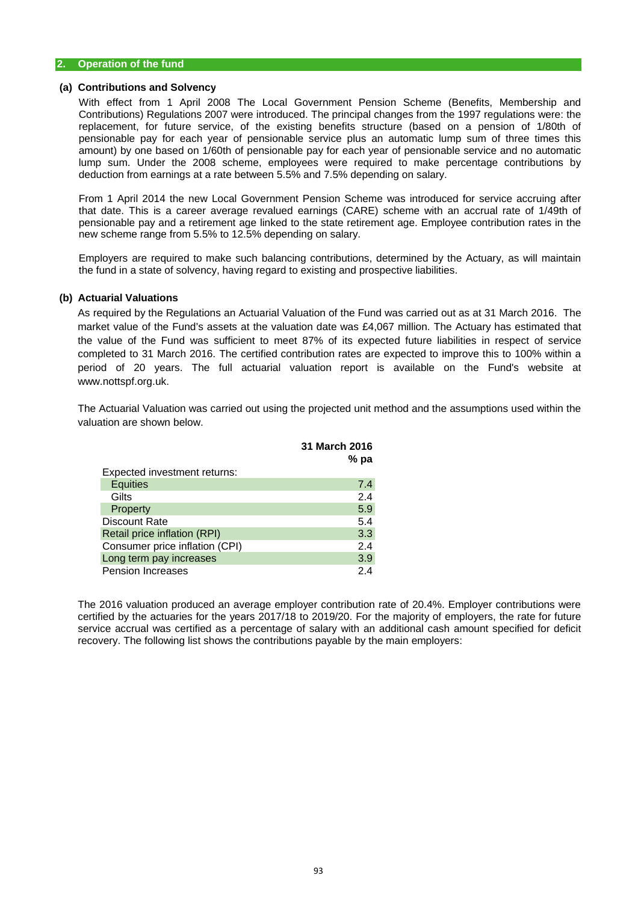## 2. Operation of the fund

### (a) Contributions and Solvency

With effect from 1 April 2008 The Local Government Pension Scheme (Benefits, Membership and Contributions) Regulations 2007 were introduced. The principal changes from the 1997 regulations were: the replacement, for future service, of the existing benefits structure (based on a pension of 1/80th of pensionable pay for each year of pensionable service plus an automatic lump sum of three times this amount) by one based on 1/60th of pensionable pay for each year of pensionable service and no automatic lump sum. Under the 2008 scheme, employees were required to make percentage contributions by deduction from earnings at a rate between 5.5% and 7.5% depending on salary.

From 1 April 2014 the new Local Government Pension Scheme was introduced for service accruing after that date. This is a career average revalued earnings (CARE) scheme with an accrual rate of 1/49th of pensionable pay and a retirement age linked to the state retirement age. Employee contribution rates in the new scheme range from 5.5% to 12.5% depending on salary.

Employers are required to make such balancing contributions, determined by the Actuary, as will maintain the fund in a state of solvency, having regard to existing and prospective liabilities.

### (b) Actuarial Valuations

As required by the Regulations an Actuarial Valuation of the Fund was carried out as at 31 March 2016. The market value of the Fund's assets at the valuation date was £4,067 million. The Actuary has estimated that the value of the Fund was sufficient to meet 87% of its expected future liabilities in respect of service completed to 31 March 2016. The certified contribution rates are expected to improve this to 100% within a period of 20 years. The full actuarial valuation report is available on the Fund's website at www.nottspf.org.uk.

The Actuarial Valuation was carried out using the projected unit method and the assumptions used within the valuation are shown below.

| | 31 March 2016 % pa |
|---|---|
| Expected investment returns: | |
| Equities | 7.4 |
| Gilts | 2.4 |
| Property | 5.9 |
| Discount Rate | 5.4 |
| Retail price inflation (RPI) | 3.3 |
| Consumer price inflation (CPI) | 2.4 |
| Long term pay increases | 3.9 |
| Pension Increases | 2.4 |

The 2016 valuation produced an average employer contribution rate of 20.4%. Employer contributions were certified by the actuaries for the years 2017/18 to 2019/20. For the majority of employers, the rate for future service accrual was certified as a percentage of salary with an additional cash amount specified for deficit recovery. The following list shows the contributions payable by the main employers: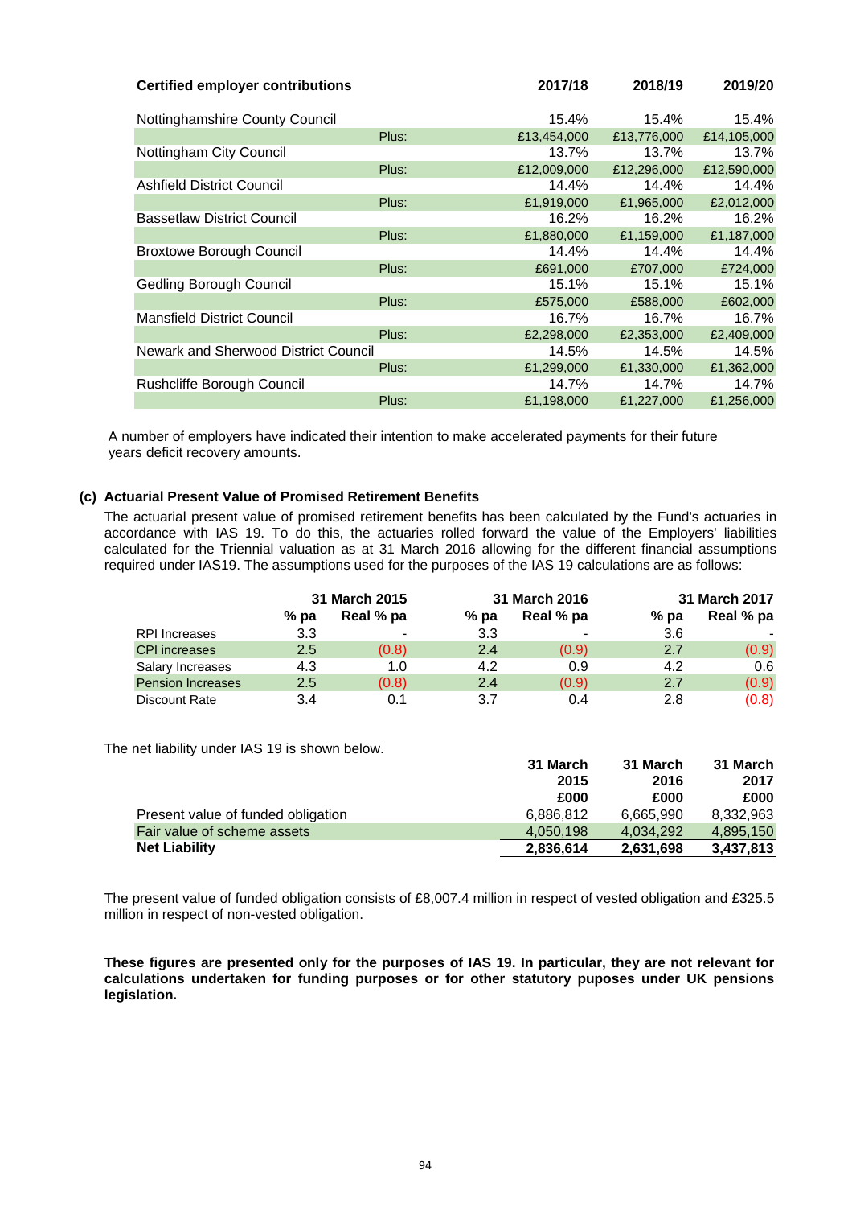| Certified employer contributions | | 2017/18 | 2018/19 | 2019/20 |
|---|---|---|---|---|
| Nottinghamshire County Council | | 15.4% | 15.4% | 15.4% |
| | Plus: | £13,454,000 | £13,776,000 | £14,105,000 |
| Nottingham City Council | | 13.7% | 13.7% | 13.7% |
| | Plus: | £12,009,000 | £12,296,000 | £12,590,000 |
| Ashfield District Council | | 14.4% | 14.4% | 14.4% |
| | Plus: | £1,919,000 | £1,965,000 | £2,012,000 |
| Bassetlaw District Council | | 16.2% | 16.2% | 16.2% |
| | Plus: | £1,880,000 | £1,159,000 | £1,187,000 |
| Broxtowe Borough Council | | 14.4% | 14.4% | 14.4% |
| | Plus: | £691,000 | £707,000 | £724,000 |
| Gedling Borough Council | | 15.1% | 15.1% | 15.1% |
| | Plus: | £575,000 | £588,000 | £602,000 |
| Mansfield District Council | | 16.7% | 16.7% | 16.7% |
| | Plus: | £2,298,000 | £2,353,000 | £2,409,000 |
| Newark and Sherwood District Council | | 14.5% | 14.5% | 14.5% |
| | Plus: | £1,299,000 | £1,330,000 | £1,362,000 |
| Rushcliffe Borough Council | | 14.7% | 14.7% | 14.7% |
| | Plus: | £1,198,000 | £1,227,000 | £1,256,000 |

A number of employers have indicated their intention to make accelerated payments for their future years deficit recovery amounts.

### (c) Actuarial Present Value of Promised Retirement Benefits

The actuarial present value of promised retirement benefits has been calculated by the Fund's actuaries in accordance with IAS 19. To do this, the actuaries rolled forward the value of the Employers' liabilities calculated for the Triennial valuation as at 31 March 2016 allowing for the different financial assumptions required under IAS19. The assumptions used for the purposes of the IAS 19 calculations are as follows:

| | 31 March 2015 | | 31 March 2016 | | 31 March 2017 | |
|---|---|---|---|---|---|---|
| | % pa | Real % pa | % pa | Real % pa | % pa | Real % pa |
| RPI Increases | 3.3 | - | 3.3 | - | 3.6 | - |
| CPI increases | 2.5 | (0.8) | 2.4 | (0.9) | 2.7 | (0.9) |
| Salary Increases | 4.3 | 1.0 | 4.2 | 0.9 | 4.2 | 0.6 |
| Pension Increases | 2.5 | (0.8) | 2.4 | (0.9) | 2.7 | (0.9) |
| Discount Rate | 3.4 | 0.1 | 3.7 | 0.4 | 2.8 | (0.8) |

The net liability under IAS 19 is shown below.

| | 31 March 2015 £000 | 31 March 2016 £000 | 31 March 2017 £000 |
|---|---|---|---|
| Present value of funded obligation | 6,886,812 | 6,665,990 | 8,332,963 |
| Fair value of scheme assets | 4,050,198 | 4,034,292 | 4,895,150 |
| **Net Liability** | **2,836,614** | **2,631,698** | **3,437,813** |

The present value of funded obligation consists of £8,007.4 million in respect of vested obligation and £325.5 million in respect of non-vested obligation.

**These figures are presented only for the purposes of IAS 19. In particular, they are not relevant for calculations undertaken for funding purposes or for other statutory puposes under UK pensions legislation.**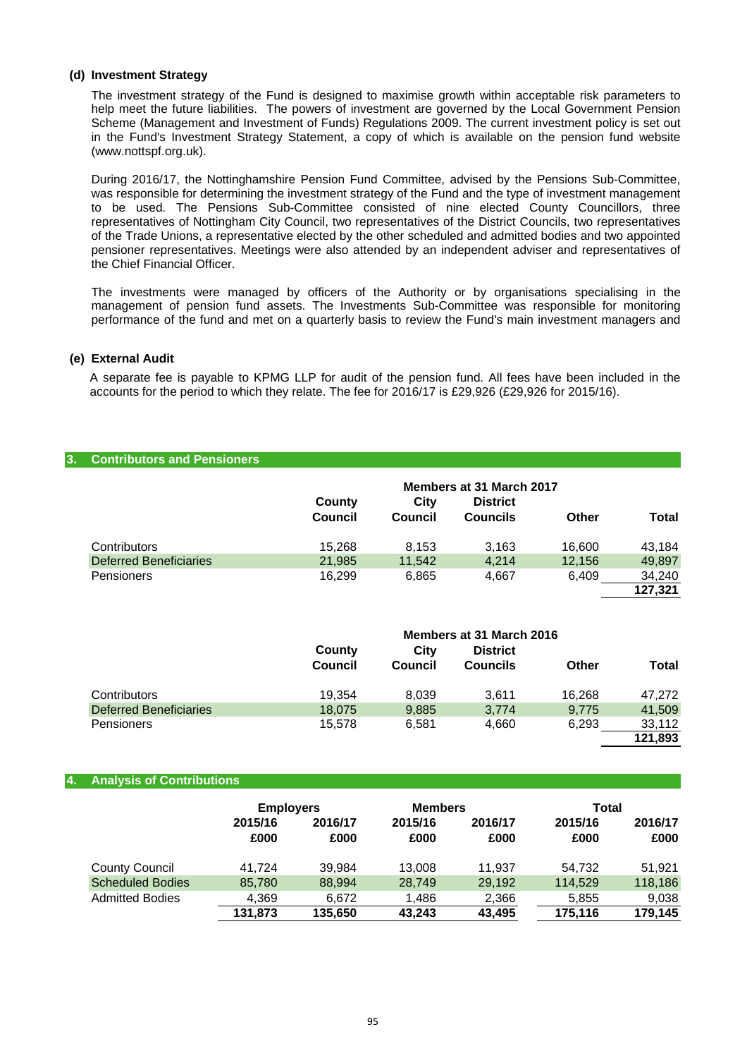#### (d) Investment Strategy

The investment strategy of the Fund is designed to maximise growth within acceptable risk parameters to help meet the future liabilities. The powers of investment are governed by the Local Government Pension Scheme (Management and Investment of Funds) Regulations 2009. The current investment policy is set out in the Fund's Investment Strategy Statement, a copy of which is available on the pension fund website (www.nottspf.org.uk).

During 2016/17, the Nottinghamshire Pension Fund Committee, advised by the Pensions Sub-Committee, was responsible for determining the investment strategy of the Fund and the type of investment management to be used. The Pensions Sub-Committee consisted of nine elected County Councillors, three representatives of Nottingham City Council, two representatives of the District Councils, two representatives of the Trade Unions, a representative elected by the other scheduled and admitted bodies and two appointed pensioner representatives. Meetings were also attended by an independent adviser and representatives of the Chief Financial Officer.

The investments were managed by officers of the Authority or by organisations specialising in the management of pension fund assets. The Investments Sub-Committee was responsible for monitoring performance of the fund and met on a quarterly basis to review the Fund's main investment managers and

#### (e) External Audit

A separate fee is payable to KPMG LLP for audit of the pension fund. All fees have been included in the accounts for the period to which they relate. The fee for 2016/17 is £29,926 (£29,926 for 2015/16).

## 3. Contributors and Pensioners

| | Members at 31 March 2017 | | | | |
|---|---|---|---|---|---|
| | County Council | City Council | District Councils | Other | Total |
| Contributors | 15,268 | 8,153 | 3,163 | 16,600 | 43,184 |
| Deferred Beneficiaries | 21,985 | 11,542 | 4,214 | 12,156 | 49,897 |
| Pensioners | 16,299 | 6,865 | 4,667 | 6,409 | 34,240 |
| | | | | | 127,321 |

| | Members at 31 March 2016 | | | | |
|---|---|---|---|---|---|
| | County Council | City Council | District Councils | Other | Total |
| Contributors | 19,354 | 8,039 | 3,611 | 16,268 | 47,272 |
| Deferred Beneficiaries | 18,075 | 9,885 | 3,774 | 9,775 | 41,509 |
| Pensioners | 15,578 | 6,581 | 4,660 | 6,293 | 33,112 |
| | | | | | 121,893 |

## 4. Analysis of Contributions

| | Employers | | Members | | Total | |
|---|---|---|---|---|---|---|
| | 2015/16 £000 | 2016/17 £000 | 2015/16 £000 | 2016/17 £000 | 2015/16 £000 | 2016/17 £000 |
| County Council | 41,724 | 39,984 | 13,008 | 11,937 | 54,732 | 51,921 |
| Scheduled Bodies | 85,780 | 88,994 | 28,749 | 29,192 | 114,529 | 118,186 |
| Admitted Bodies | 4,369 | 6,672 | 1,486 | 2,366 | 5,855 | 9,038 |
| | 131,873 | 135,650 | 43,243 | 43,495 | 175,116 | 179,145 |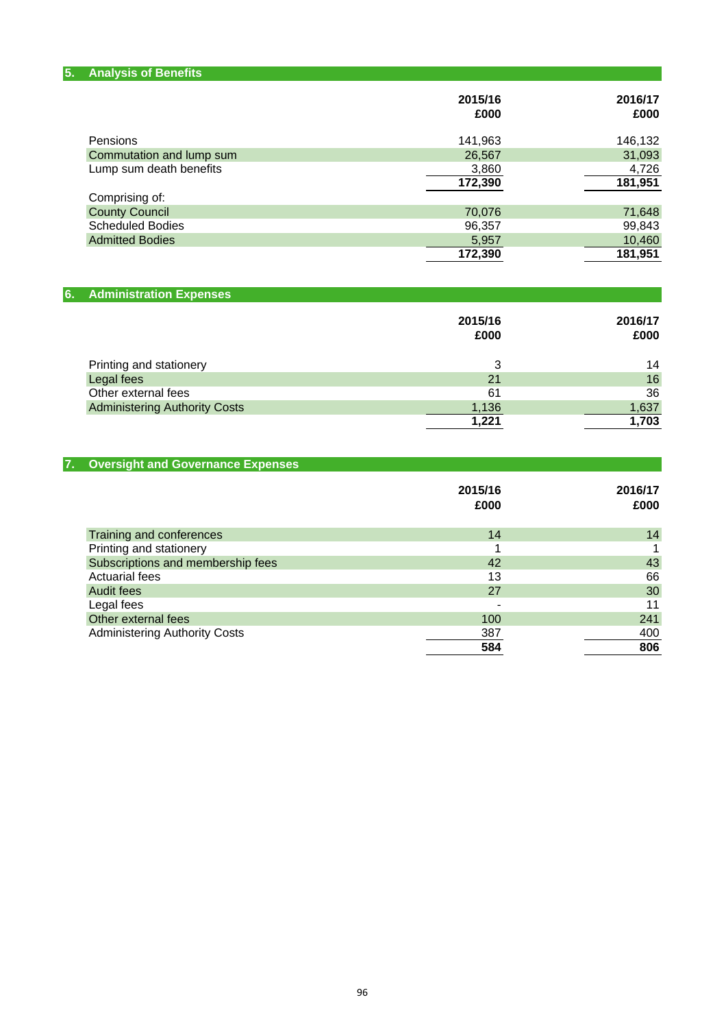## 5. Analysis of Benefits

| | 2015/16 £000 | 2016/17 £000 |
|---|---|---|
| Pensions | 141,963 | 146,132 |
| Commutation and lump sum | 26,567 | 31,093 |
| Lump sum death benefits | 3,860 | 4,726 |
| | **172,390** | **181,951** |
| Comprising of: | | |
| County Council | 70,076 | 71,648 |
| Scheduled Bodies | 96,357 | 99,843 |
| Admitted Bodies | 5,957 | 10,460 |
| | **172,390** | **181,951** |

## 6. Administration Expenses

| | 2015/16 £000 | 2016/17 £000 |
|---|---|---|
| Printing and stationery | 3 | 14 |
| Legal fees | 21 | 16 |
| Other external fees | 61 | 36 |
| Administering Authority Costs | 1,136 | 1,637 |
| | **1,221** | **1,703** |

## 7. Oversight and Governance Expenses

| | 2015/16 £000 | 2016/17 £000 |
|---|---|---|
| Training and conferences | 14 | 14 |
| Printing and stationery | 1 | 1 |
| Subscriptions and membership fees | 42 | 43 |
| Actuarial fees | 13 | 66 |
| Audit fees | 27 | 30 |
| Legal fees | - | 11 |
| Other external fees | 100 | 241 |
| Administering Authority Costs | 387 | 400 |
| | **584** | **806** |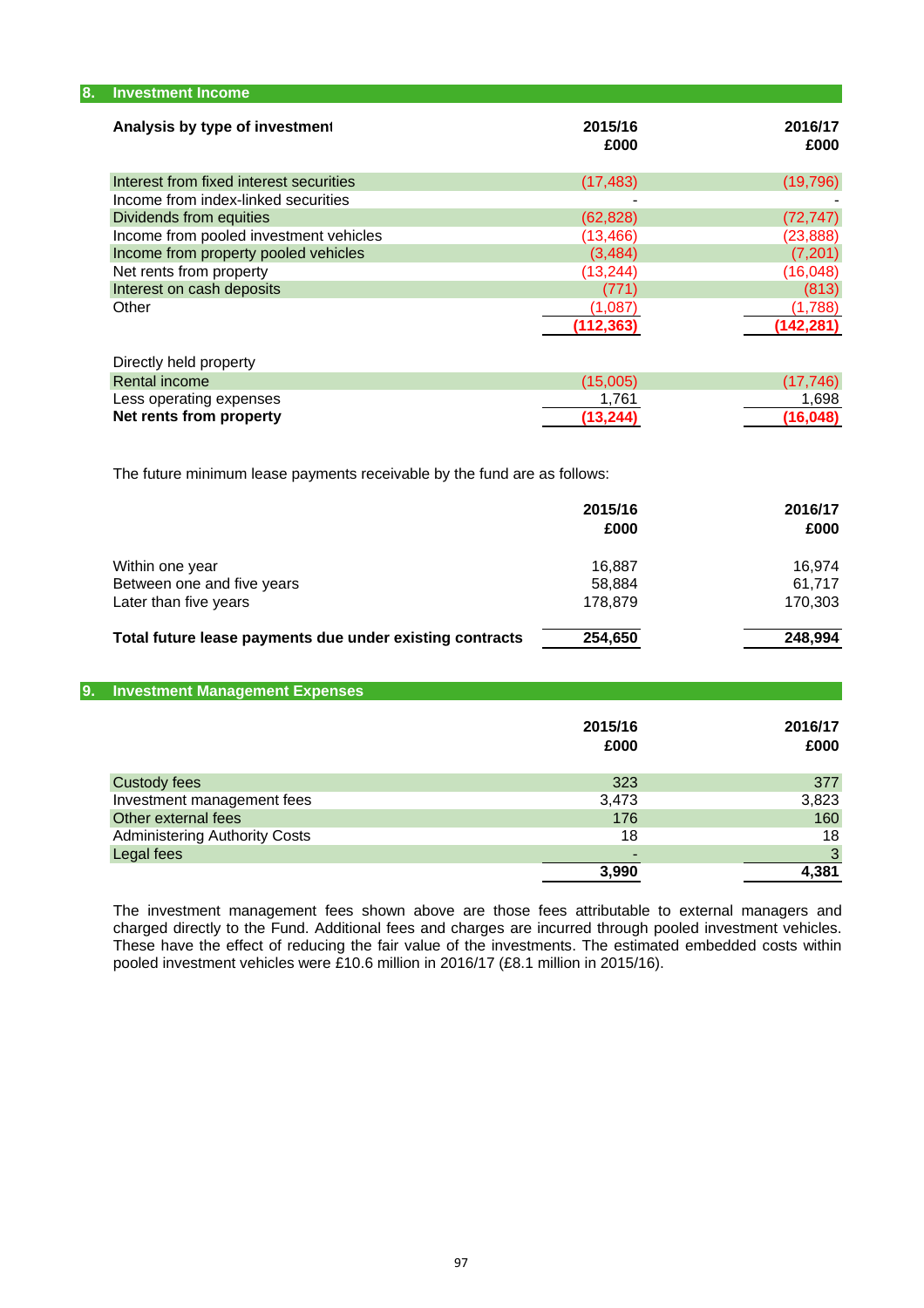## 8. Investment Income

| Analysis by type of investment | 2015/16 £000 | 2016/17 £000 |
|---|---|---|
| Interest from fixed interest securities | (17,483) | (19,796) |
| Income from index-linked securities | - | - |
| Dividends from equities | (62,828) | (72,747) |
| Income from pooled investment vehicles | (13,466) | (23,888) |
| Income from property pooled vehicles | (3,484) | (7,201) |
| Net rents from property | (13,244) | (16,048) |
| Interest on cash deposits | (771) | (813) |
| Other | (1,087) | (1,788) |
| | **(112,363)** | **(142,281)** |

| Directly held property | 2015/16 £000 | 2016/17 £000 |
|---|---|---|
| Rental income | (15,005) | (17,746) |
| Less operating expenses | 1,761 | 1,698 |
| **Net rents from property** | **(13,244)** | **(16,048)** |

The future minimum lease payments receivable by the fund are as follows:

| | 2015/16 £000 | 2016/17 £000 |
|---|---|---|
| Within one year | 16,887 | 16,974 |
| Between one and five years | 58,884 | 61,717 |
| Later than five years | 178,879 | 170,303 |
| **Total future lease payments due under existing contracts** | **254,650** | **248,994** |

## 9. Investment Management Expenses

| | 2015/16 £000 | 2016/17 £000 |
|---|---|---|
| Custody fees | 323 | 377 |
| Investment management fees | 3,473 | 3,823 |
| Other external fees | 176 | 160 |
| Administering Authority Costs | 18 | 18 |
| Legal fees | - | 3 |
| | **3,990** | **4,381** |

The investment management fees shown above are those fees attributable to external managers and charged directly to the Fund. Additional fees and charges are incurred through pooled investment vehicles. These have the effect of reducing the fair value of the investments. The estimated embedded costs within pooled investment vehicles were £10.6 million in 2016/17 (£8.1 million in 2015/16).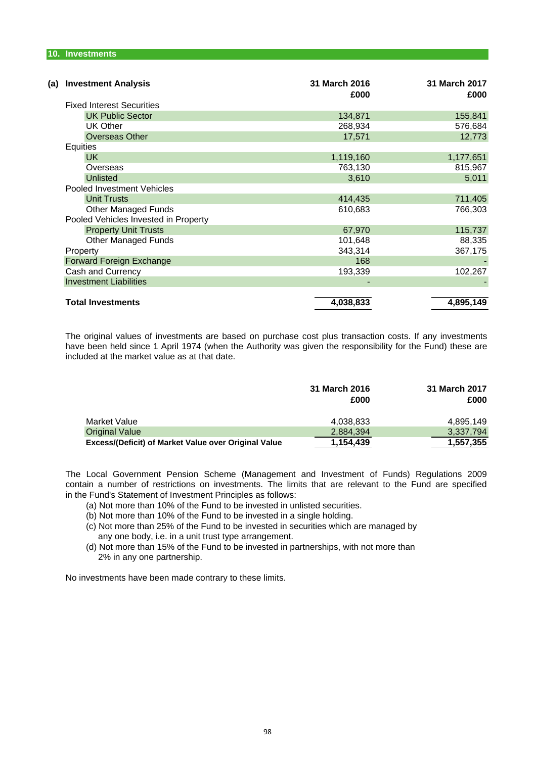## 10. Investments

### (a) Investment Analysis

| | 31 March 2016 £000 | 31 March 2017 £000 |
|---|---|---|
| **Fixed Interest Securities** | | |
| UK Public Sector | 134,871 | 155,841 |
| UK Other | 268,934 | 576,684 |
| Overseas Other | 17,571 | 12,773 |
| **Equities** | | |
| UK | 1,119,160 | 1,177,651 |
| Overseas | 763,130 | 815,967 |
| Unlisted | 3,610 | 5,011 |
| **Pooled Investment Vehicles** | | |
| Unit Trusts | 414,435 | 711,405 |
| Other Managed Funds | 610,683 | 766,303 |
| **Pooled Vehicles Invested in Property** | | |
| Property Unit Trusts | 67,970 | 115,737 |
| Other Managed Funds | 101,648 | 88,335 |
| Property | 343,314 | 367,175 |
| Forward Foreign Exchange | 168 | - |
| Cash and Currency | 193,339 | 102,267 |
| Investment Liabilities | - | - |
| **Total Investments** | **4,038,833** | **4,895,149** |

The original values of investments are based on purchase cost plus transaction costs. If any investments have been held since 1 April 1974 (when the Authority was given the responsibility for the Fund) these are included at the market value as at that date.

| | 31 March 2016 £000 | 31 March 2017 £000 |
|---|---|---|
| Market Value | 4,038,833 | 4,895,149 |
| Original Value | 2,884,394 | 3,337,794 |
| **Excess/(Deficit) of Market Value over Original Value** | **1,154,439** | **1,557,355** |

The Local Government Pension Scheme (Management and Investment of Funds) Regulations 2009 contain a number of restrictions on investments. The limits that are relevant to the Fund are specified in the Fund's Statement of Investment Principles as follows:

- (a) Not more than 10% of the Fund to be invested in unlisted securities.
- (b) Not more than 10% of the Fund to be invested in a single holding.
- (c) Not more than 25% of the Fund to be invested in securities which are managed by any one body, i.e. in a unit trust type arrangement.
- (d) Not more than 15% of the Fund to be invested in partnerships, with not more than 2% in any one partnership.

No investments have been made contrary to these limits.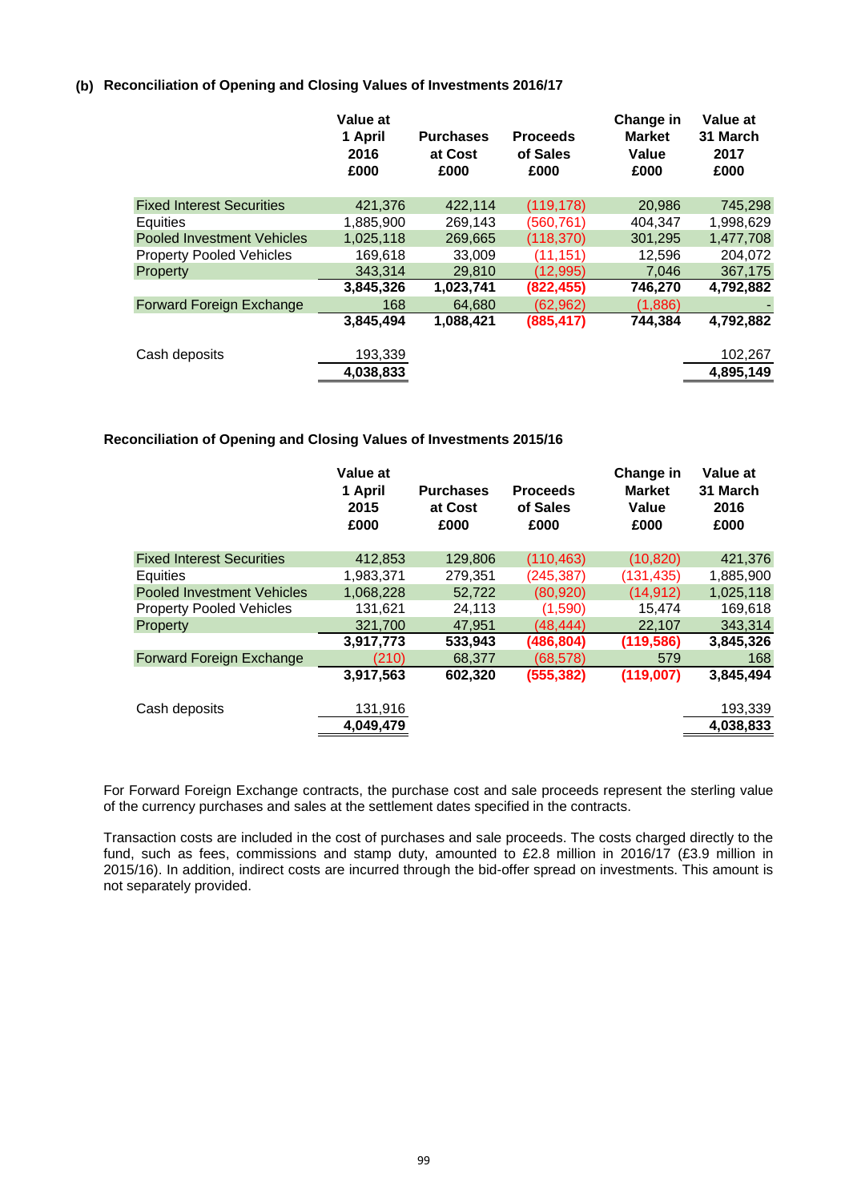### (b) Reconciliation of Opening and Closing Values of Investments 2016/17

| | Value at 1 April 2016 £000 | Purchases at Cost £000 | Proceeds of Sales £000 | Change in Market Value £000 | Value at 31 March 2017 £000 |
|---|---|---|---|---|---|
| Fixed Interest Securities | 421,376 | 422,114 | (119,178) | 20,986 | 745,298 |
| Equities | 1,885,900 | 269,143 | (560,761) | 404,347 | 1,998,629 |
| Pooled Investment Vehicles | 1,025,118 | 269,665 | (118,370) | 301,295 | 1,477,708 |
| Property Pooled Vehicles | 169,618 | 33,009 | (11,151) | 12,596 | 204,072 |
| Property | 343,314 | 29,810 | (12,995) | 7,046 | 367,175 |
| | **3,845,326** | **1,023,741** | **(822,455)** | **746,270** | **4,792,882** |
| Forward Foreign Exchange | 168 | 64,680 | (62,962) | (1,886) | - |
| | **3,845,494** | **1,088,421** | **(885,417)** | **744,384** | **4,792,882** |
| | | | | | |
| Cash deposits | 193,339 | | | | 102,267 |
| | **4,038,833** | | | | **4,895,149** |

### Reconciliation of Opening and Closing Values of Investments 2015/16

| | Value at 1 April 2015 £000 | Purchases at Cost £000 | Proceeds of Sales £000 | Change in Market Value £000 | Value at 31 March 2016 £000 |
|---|---|---|---|---|---|
| Fixed Interest Securities | 412,853 | 129,806 | (110,463) | (10,820) | 421,376 |
| Equities | 1,983,371 | 279,351 | (245,387) | (131,435) | 1,885,900 |
| Pooled Investment Vehicles | 1,068,228 | 52,722 | (80,920) | (14,912) | 1,025,118 |
| Property Pooled Vehicles | 131,621 | 24,113 | (1,590) | 15,474 | 169,618 |
| Property | 321,700 | 47,951 | (48,444) | 22,107 | 343,314 |
| | **3,917,773** | **533,943** | **(486,804)** | **(119,586)** | **3,845,326** |
| Forward Foreign Exchange | (210) | 68,377 | (68,578) | 579 | 168 |
| | **3,917,563** | **602,320** | **(555,382)** | **(119,007)** | **3,845,494** |
| | | | | | |
| Cash deposits | 131,916 | | | | 193,339 |
| | **4,049,479** | | | | **4,038,833** |

For Forward Foreign Exchange contracts, the purchase cost and sale proceeds represent the sterling value of the currency purchases and sales at the settlement dates specified in the contracts.

Transaction costs are included in the cost of purchases and sale proceeds. The costs charged directly to the fund, such as fees, commissions and stamp duty, amounted to £2.8 million in 2016/17 (£3.9 million in 2015/16). In addition, indirect costs are incurred through the bid-offer spread on investments. This amount is not separately provided.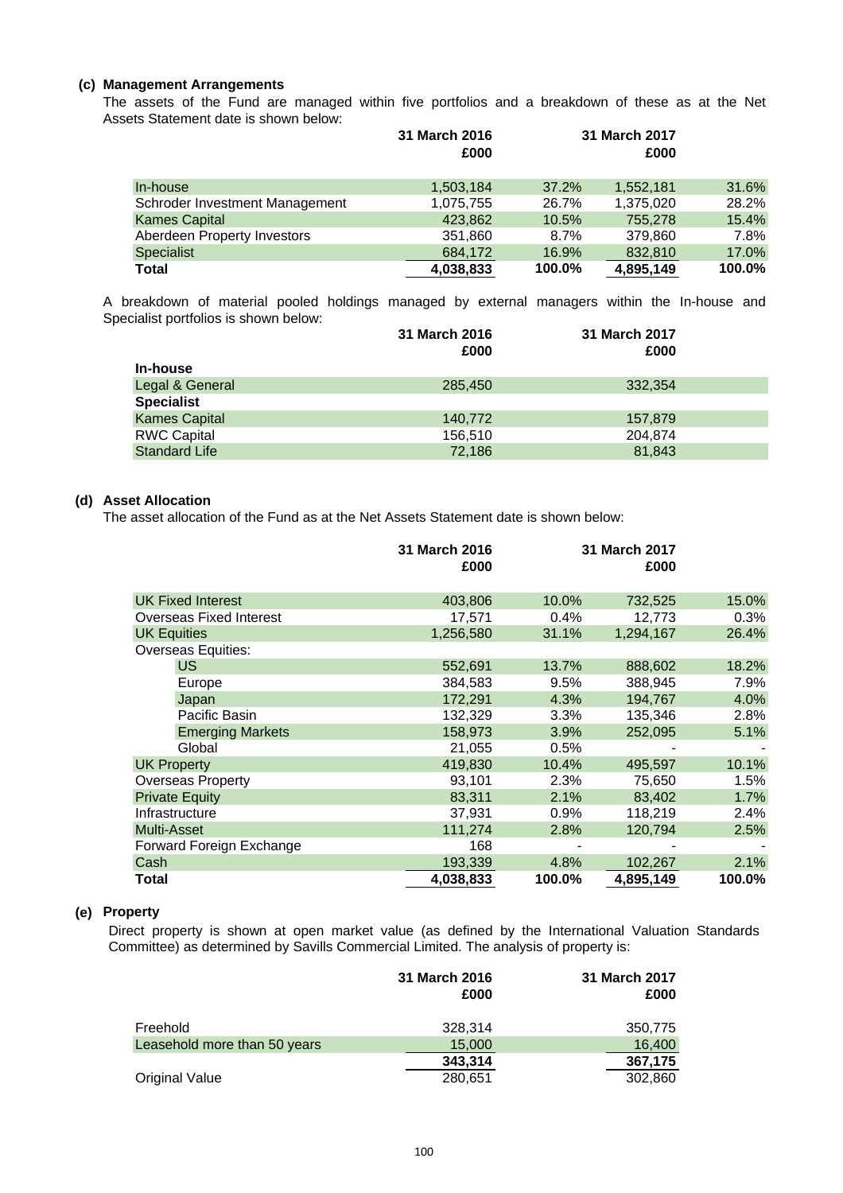**(c) Management Arrangements**

The assets of the Fund are managed within five portfolios and a breakdown of these as at the Net Assets Statement date is shown below:

| | 31 March 2016 £000 | | 31 March 2017 £000 | |
|---|---|---|---|---|
| In-house | 1,503,184 | 37.2% | 1,552,181 | 31.6% |
| Schroder Investment Management | 1,075,755 | 26.7% | 1,375,020 | 28.2% |
| Kames Capital | 423,862 | 10.5% | 755,278 | 15.4% |
| Aberdeen Property Investors | 351,860 | 8.7% | 379,860 | 7.8% |
| Specialist | 684,172 | 16.9% | 832,810 | 17.0% |
| **Total** | **4,038,833** | **100.0%** | **4,895,149** | **100.0%** |

A breakdown of material pooled holdings managed by external managers within the In-house and Specialist portfolios is shown below:

| | 31 March 2016 £000 | 31 March 2017 £000 |
|---|---|---|
| **In-house** | | |
| Legal & General | 285,450 | 332,354 |
| **Specialist** | | |
| Kames Capital | 140,772 | 157,879 |
| RWC Capital | 156,510 | 204,874 |
| Standard Life | 72,186 | 81,843 |

**(d) Asset Allocation**

The asset allocation of the Fund as at the Net Assets Statement date is shown below:

| | 31 March 2016 £000 | | 31 March 2017 £000 | |
|---|---|---|---|---|
| UK Fixed Interest | 403,806 | 10.0% | 732,525 | 15.0% |
| Overseas Fixed Interest | 17,571 | 0.4% | 12,773 | 0.3% |
| UK Equities | 1,256,580 | 31.1% | 1,294,167 | 26.4% |
| Overseas Equities: | | | | |
| US | 552,691 | 13.7% | 888,602 | 18.2% |
| Europe | 384,583 | 9.5% | 388,945 | 7.9% |
| Japan | 172,291 | 4.3% | 194,767 | 4.0% |
| Pacific Basin | 132,329 | 3.3% | 135,346 | 2.8% |
| Emerging Markets | 158,973 | 3.9% | 252,095 | 5.1% |
| Global | 21,055 | 0.5% | - | - |
| UK Property | 419,830 | 10.4% | 495,597 | 10.1% |
| Overseas Property | 93,101 | 2.3% | 75,650 | 1.5% |
| Private Equity | 83,311 | 2.1% | 83,402 | 1.7% |
| Infrastructure | 37,931 | 0.9% | 118,219 | 2.4% |
| Multi-Asset | 111,274 | 2.8% | 120,794 | 2.5% |
| Forward Foreign Exchange | 168 | - | - | - |
| Cash | 193,339 | 4.8% | 102,267 | 2.1% |
| **Total** | **4,038,833** | **100.0%** | **4,895,149** | **100.0%** |

**(e) Property**

Direct property is shown at open market value (as defined by the International Valuation Standards Committee) as determined by Savills Commercial Limited. The analysis of property is:

| | 31 March 2016 £000 | 31 March 2017 £000 |
|---|---|---|
| Freehold | 328,314 | 350,775 |
| Leasehold more than 50 years | 15,000 | 16,400 |
| | **343,314** | **367,175** |
| Original Value | 280,651 | 302,860 |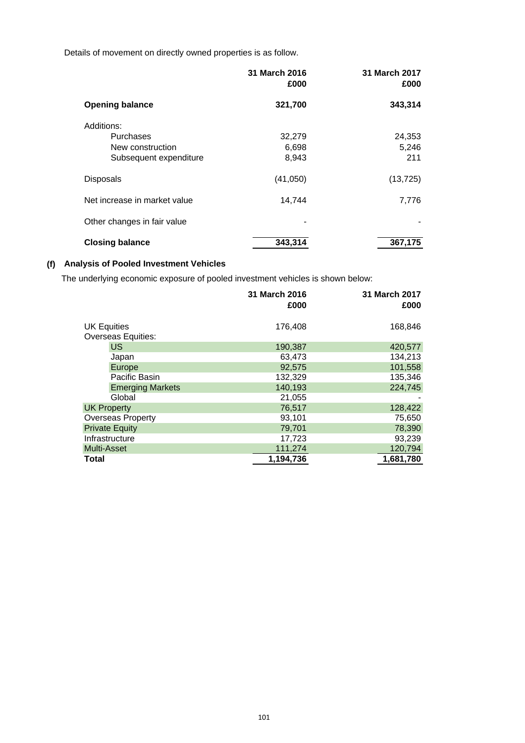Details of movement on directly owned properties is as follow.

| | 31 March 2016 £000 | 31 March 2017 £000 |
|---|---|---|
| **Opening balance** | **321,700** | **343,314** |
| Additions: | | |
| Purchases | 32,279 | 24,353 |
| New construction | 6,698 | 5,246 |
| Subsequent expenditure | 8,943 | 211 |
| Disposals | (41,050) | (13,725) |
| Net increase in market value | 14,744 | 7,776 |
| Other changes in fair value | - | - |
| **Closing balance** | **343,314** | **367,175** |

## (f) Analysis of Pooled Investment Vehicles

The underlying economic exposure of pooled investment vehicles is shown below:

| | 31 March 2016 £000 | 31 March 2017 £000 |
|---|---|---|
| UK Equities | 176,408 | 168,846 |
| Overseas Equities: | | |
| US | 190,387 | 420,577 |
| Japan | 63,473 | 134,213 |
| Europe | 92,575 | 101,558 |
| Pacific Basin | 132,329 | 135,346 |
| Emerging Markets | 140,193 | 224,745 |
| Global | 21,055 | - |
| UK Property | 76,517 | 128,422 |
| Overseas Property | 93,101 | 75,650 |
| Private Equity | 79,701 | 78,390 |
| Infrastructure | 17,723 | 93,239 |
| Multi-Asset | 111,274 | 120,794 |
| **Total** | **1,194,736** | **1,681,780** |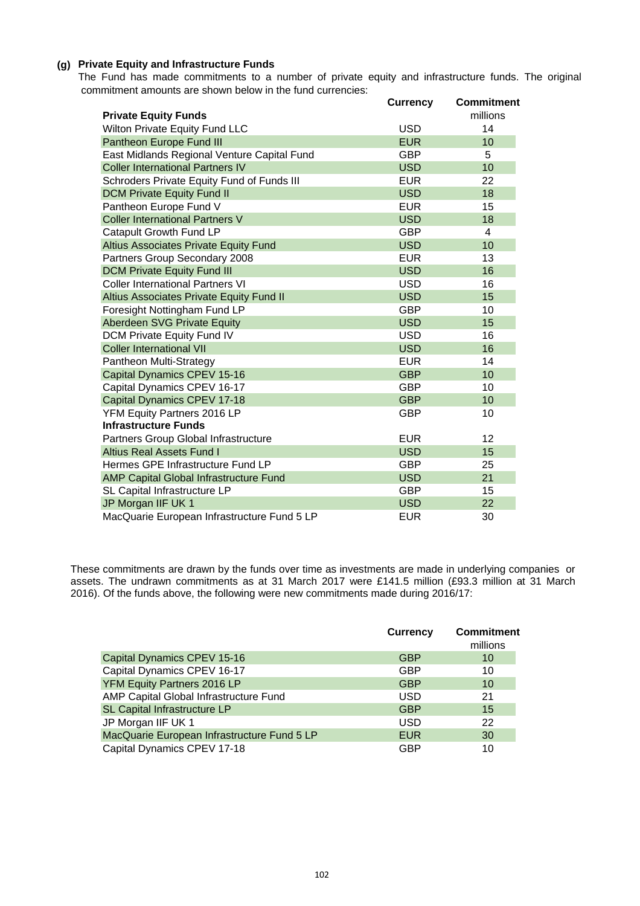### (g) Private Equity and Infrastructure Funds

The Fund has made commitments to a number of private equity and infrastructure funds. The original commitment amounts are shown below in the fund currencies:

| | Currency | Commitment |
|---|---|---|
| **Private Equity Funds** | | millions |
| Wilton Private Equity Fund LLC | USD | 14 |
| Pantheon Europe Fund III | EUR | 10 |
| East Midlands Regional Venture Capital Fund | GBP | 5 |
| Coller International Partners IV | USD | 10 |
| Schroders Private Equity Fund of Funds III | EUR | 22 |
| DCM Private Equity Fund II | USD | 18 |
| Pantheon Europe Fund V | EUR | 15 |
| Coller International Partners V | USD | 18 |
| Catapult Growth Fund LP | GBP | 4 |
| Altius Associates Private Equity Fund | USD | 10 |
| Partners Group Secondary 2008 | EUR | 13 |
| DCM Private Equity Fund III | USD | 16 |
| Coller International Partners VI | USD | 16 |
| Altius Associates Private Equity Fund II | USD | 15 |
| Foresight Nottingham Fund LP | GBP | 10 |
| Aberdeen SVG Private Equity | USD | 15 |
| DCM Private Equity Fund IV | USD | 16 |
| Coller International VII | USD | 16 |
| Pantheon Multi-Strategy | EUR | 14 |
| Capital Dynamics CPEV 15-16 | GBP | 10 |
| Capital Dynamics CPEV 16-17 | GBP | 10 |
| Capital Dynamics CPEV 17-18 | GBP | 10 |
| YFM Equity Partners 2016 LP | GBP | 10 |
| **Infrastructure Funds** | | |
| Partners Group Global Infrastructure | EUR | 12 |
| Altius Real Assets Fund I | USD | 15 |
| Hermes GPE Infrastructure Fund LP | GBP | 25 |
| AMP Capital Global Infrastructure Fund | USD | 21 |
| SL Capital Infrastructure LP | GBP | 15 |
| JP Morgan IIF UK 1 | USD | 22 |
| MacQuarie European Infrastructure Fund 5 LP | EUR | 30 |

These commitments are drawn by the funds over time as investments are made in underlying companies or assets. The undrawn commitments as at 31 March 2017 were £141.5 million (£93.3 million at 31 March 2016). Of the funds above, the following were new commitments made during 2016/17:

| | Currency | Commitment |
|---|---|---|
| | | millions |
| Capital Dynamics CPEV 15-16 | GBP | 10 |
| Capital Dynamics CPEV 16-17 | GBP | 10 |
| YFM Equity Partners 2016 LP | GBP | 10 |
| AMP Capital Global Infrastructure Fund | USD | 21 |
| SL Capital Infrastructure LP | GBP | 15 |
| JP Morgan IIF UK 1 | USD | 22 |
| MacQuarie European Infrastructure Fund 5 LP | EUR | 30 |
| Capital Dynamics CPEV 17-18 | GBP | 10 |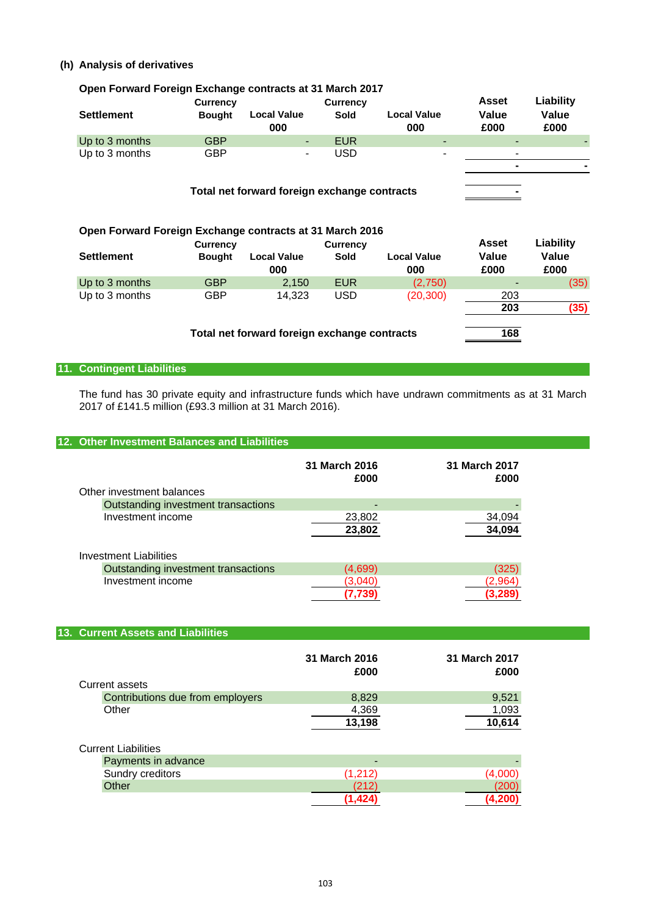### (h) Analysis of derivatives

**Open Forward Foreign Exchange contracts at 31 March 2017**

| Settlement | Currency Bought | Local Value 000 | Currency Sold | Local Value 000 | Asset Value £000 | Liability Value £000 |
|---|---|---|---|---|---|---|
| Up to 3 months | GBP | - | EUR | - | - | - |
| Up to 3 months | GBP | - | USD | - | - | |
| | | | | | **-** | **-** |
| | **Total net forward foreign exchange contracts** | | | | **-** | |

**Open Forward Foreign Exchange contracts at 31 March 2016**

| Settlement | Currency Bought | Local Value 000 | Currency Sold | Local Value 000 | Asset Value £000 | Liability Value £000 |
|---|---|---|---|---|---|---|
| Up to 3 months | GBP | 2,150 | EUR | (2,750) | - | (35) |
| Up to 3 months | GBP | 14,323 | USD | (20,300) | 203 | |
| | | | | | **203** | **(35)** |
| | **Total net forward foreign exchange contracts** | | | | **168** | |

## 11. Contingent Liabilities

The fund has 30 private equity and infrastructure funds which have undrawn commitments as at 31 March 2017 of £141.5 million (£93.3 million at 31 March 2016).

## 12. Other Investment Balances and Liabilities

| | 31 March 2016 £000 | 31 March 2017 £000 |
|---|---|---|
| Other investment balances | | |
| Outstanding investment transactions | - | - |
| Investment income | 23,802 | 34,094 |
| | **23,802** | **34,094** |
| | | |
| Investment Liabilities | | |
| Outstanding investment transactions | (4,699) | (325) |
| Investment income | (3,040) | (2,964) |
| | **(7,739)** | **(3,289)** |

## 13. Current Assets and Liabilities

| | 31 March 2016 £000 | 31 March 2017 £000 |
|---|---|---|
| Current assets | | |
| Contributions due from employers | 8,829 | 9,521 |
| Other | 4,369 | 1,093 |
| | **13,198** | **10,614** |
| | | |
| Current Liabilities | | |
| Payments in advance | - | - |
| Sundry creditors | (1,212) | (4,000) |
| Other | (212) | (200) |
| | **(1,424)** | **(4,200)** |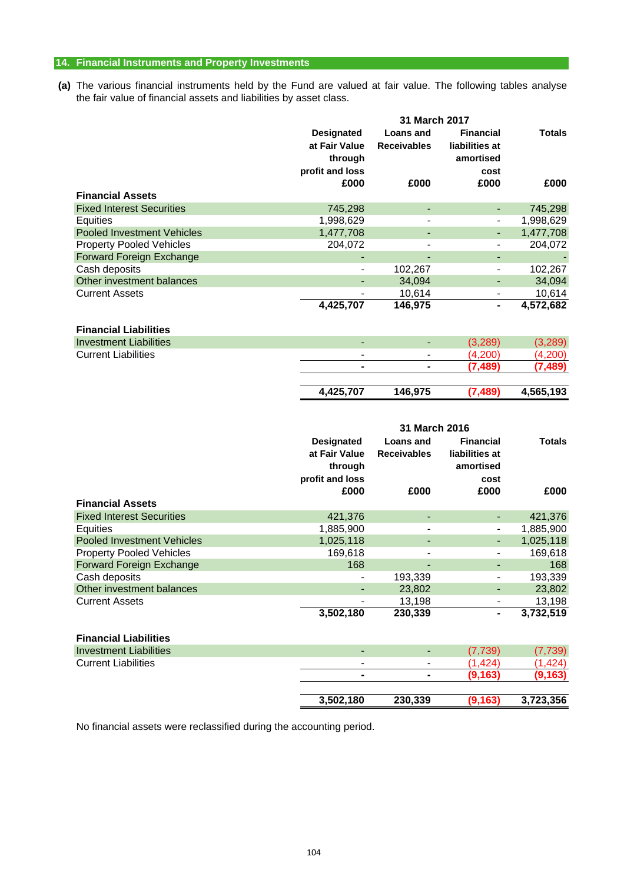## 14. Financial Instruments and Property Investments

**(a)** The various financial instruments held by the Fund are valued at fair value. The following tables analyse the fair value of financial assets and liabilities by asset class.

| | 31 March 2017 | | | |
|---|---|---|---|---|
| | Designated at Fair Value through profit and loss £000 | Loans and Receivables £000 | Financial liabilities at amortised cost £000 | Totals £000 |
| **Financial Assets** | | | | |
| Fixed Interest Securities | 745,298 | - | - | 745,298 |
| Equities | 1,998,629 | - | - | 1,998,629 |
| Pooled Investment Vehicles | 1,477,708 | - | - | 1,477,708 |
| Property Pooled Vehicles | 204,072 | - | - | 204,072 |
| Forward Foreign Exchange | - | - | - | - |
| Cash deposits | - | 102,267 | - | 102,267 |
| Other investment balances | - | 34,094 | - | 34,094 |
| Current Assets | - | 10,614 | - | 10,614 |
| | **4,425,707** | **146,975** | **-** | **4,572,682** |
| **Financial Liabilities** | | | | |
| Investment Liabilities | - | - | (3,289) | (3,289) |
| Current Liabilities | - | - | (4,200) | (4,200) |
| | **-** | **-** | **(7,489)** | **(7,489)** |
| | **4,425,707** | **146,975** | **(7,489)** | **4,565,193** |

| | 31 March 2016 | | | |
|---|---|---|---|---|
| | Designated at Fair Value through profit and loss £000 | Loans and Receivables £000 | Financial liabilities at amortised cost £000 | Totals £000 |
| **Financial Assets** | | | | |
| Fixed Interest Securities | 421,376 | - | - | 421,376 |
| Equities | 1,885,900 | - | - | 1,885,900 |
| Pooled Investment Vehicles | 1,025,118 | - | - | 1,025,118 |
| Property Pooled Vehicles | 169,618 | - | - | 169,618 |
| Forward Foreign Exchange | 168 | - | - | 168 |
| Cash deposits | - | 193,339 | - | 193,339 |
| Other investment balances | - | 23,802 | - | 23,802 |
| Current Assets | - | 13,198 | - | 13,198 |
| | **3,502,180** | **230,339** | **-** | **3,732,519** |
| **Financial Liabilities** | | | | |
| Investment Liabilities | - | - | (7,739) | (7,739) |
| Current Liabilities | - | - | (1,424) | (1,424) |
| | **-** | **-** | **(9,163)** | **(9,163)** |
| | **3,502,180** | **230,339** | **(9,163)** | **3,723,356** |

No financial assets were reclassified during the accounting period.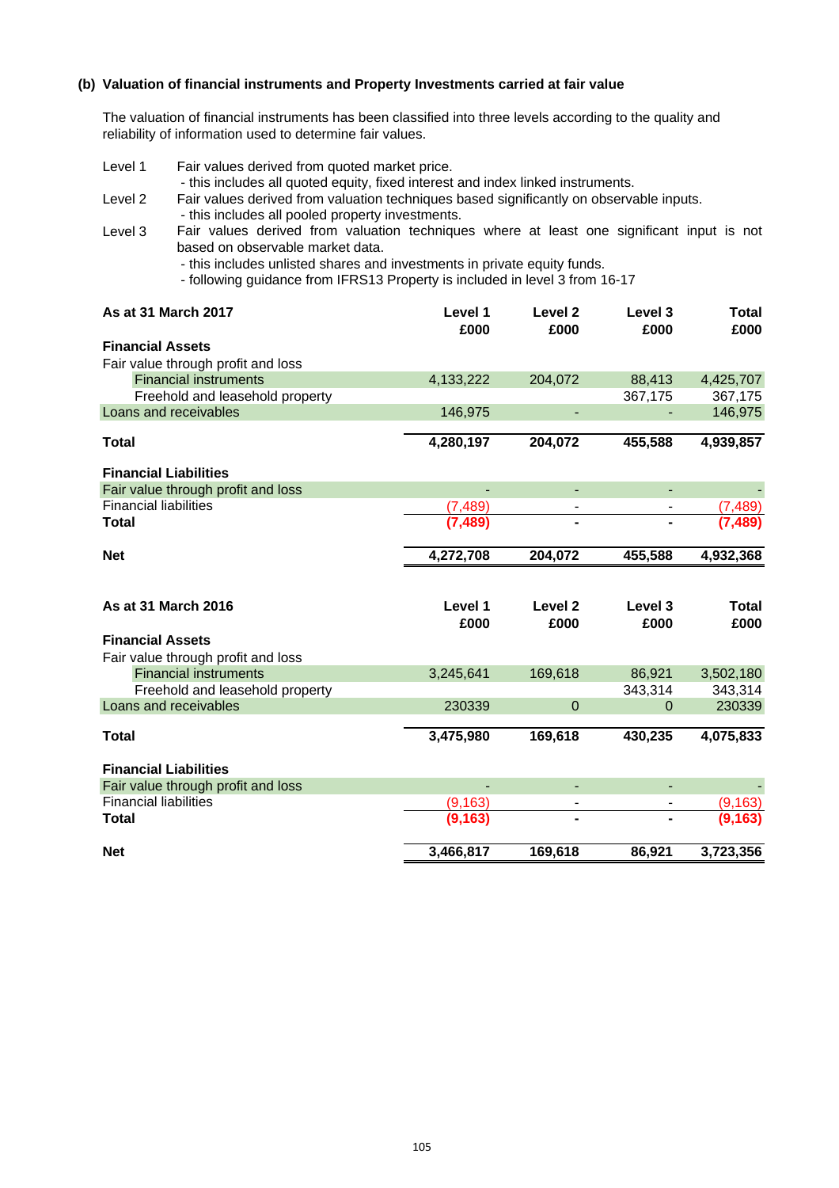### (b) Valuation of financial instruments and Property Investments carried at fair value

The valuation of financial instruments has been classified into three levels according to the quality and reliability of information used to determine fair values.

Level 1 Fair values derived from quoted market price.
- this includes all quoted equity, fixed interest and index linked instruments.

Level 2 Fair values derived from valuation techniques based significantly on observable inputs.
- this includes all pooled property investments.

Level 3 Fair values derived from valuation techniques where at least one significant input is not based on observable market data.
- this includes unlisted shares and investments in private equity funds.
- following guidance from IFRS13 Property is included in level 3 from 16-17

| As at 31 March 2017 | Level 1 £000 | Level 2 £000 | Level 3 £000 | Total £000 |
|---|---|---|---|---|
| **Financial Assets** | | | | |
| Fair value through profit and loss | | | | |
| Financial instruments | 4,133,222 | 204,072 | 88,413 | 4,425,707 |
| Freehold and leasehold property | | | 367,175 | 367,175 |
| Loans and receivables | 146,975 | - | - | 146,975 |
| **Total** | **4,280,197** | **204,072** | **455,588** | **4,939,857** |
| **Financial Liabilities** | | | | |
| Fair value through profit and loss | - | - | - | - |
| Financial liabilities | (7,489) | - | - | (7,489) |
| **Total** | **(7,489)** | **-** | **-** | **(7,489)** |
| **Net** | **4,272,708** | **204,072** | **455,588** | **4,932,368** |

| As at 31 March 2016 | Level 1 £000 | Level 2 £000 | Level 3 £000 | Total £000 |
|---|---|---|---|---|
| **Financial Assets** | | | | |
| Fair value through profit and loss | | | | |
| Financial instruments | 3,245,641 | 169,618 | 86,921 | 3,502,180 |
| Freehold and leasehold property | | | 343,314 | 343,314 |
| Loans and receivables | 230339 | 0 | 0 | 230339 |
| **Total** | **3,475,980** | **169,618** | **430,235** | **4,075,833** |
| **Financial Liabilities** | | | | |
| Fair value through profit and loss | - | - | - | - |
| Financial liabilities | (9,163) | - | - | (9,163) |
| **Total** | **(9,163)** | **-** | **-** | **(9,163)** |
| **Net** | **3,466,817** | **169,618** | **86,921** | **3,723,356** |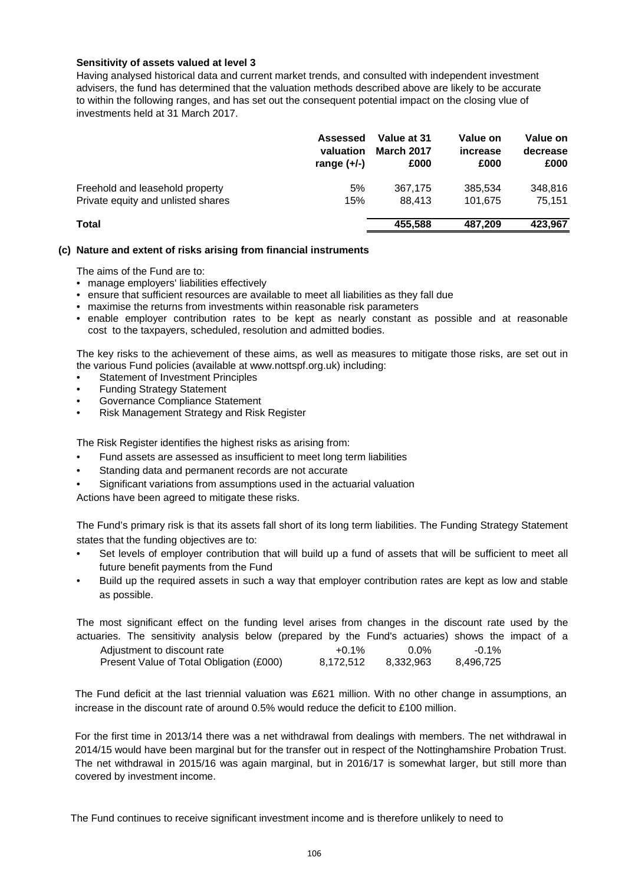**Sensitivity of assets valued at level 3**

Having analysed historical data and current market trends, and consulted with independent investment advisers, the fund has determined that the valuation methods described above are likely to be accurate to within the following ranges, and has set out the consequent potential impact on the closing vlue of investments held at 31 March 2017.

| | Assessed valuation range (+/-) | Value at 31 March 2017 £000 | Value on increase £000 | Value on decrease £000 |
|---|---|---|---|---|
| Freehold and leasehold property | 5% | 367,175 | 385,534 | 348,816 |
| Private equity and unlisted shares | 15% | 88,413 | 101,675 | 75,151 |
| **Total** | | **455,588** | **487,209** | **423,967** |

**(c) Nature and extent of risks arising from financial instruments**

The aims of the Fund are to:

- manage employers' liabilities effectively
- ensure that sufficient resources are available to meet all liabilities as they fall due
- maximise the returns from investments within reasonable risk parameters
- enable employer contribution rates to be kept as nearly constant as possible and at reasonable cost to the taxpayers, scheduled, resolution and admitted bodies.

The key risks to the achievement of these aims, as well as measures to mitigate those risks, are set out in the various Fund policies (available at www.nottspf.org.uk) including:

- Statement of Investment Principles
- Funding Strategy Statement
- Governance Compliance Statement
- Risk Management Strategy and Risk Register

The Risk Register identifies the highest risks as arising from:

- Fund assets are assessed as insufficient to meet long term liabilities
- Standing data and permanent records are not accurate
- Significant variations from assumptions used in the actuarial valuation

Actions have been agreed to mitigate these risks.

The Fund's primary risk is that its assets fall short of its long term liabilities. The Funding Strategy Statement states that the funding objectives are to:

- Set levels of employer contribution that will build up a fund of assets that will be sufficient to meet all future benefit payments from the Fund
- Build up the required assets in such a way that employer contribution rates are kept as low and stable as possible.

The most significant effect on the funding level arises from changes in the discount rate used by the actuaries. The sensitivity analysis below (prepared by the Fund's actuaries) shows the impact of a

| Adjustment to discount rate | +0.1% | 0.0% | -0.1% |
|---|---|---|---|
| Present Value of Total Obligation (£000) | 8,172,512 | 8,332,963 | 8,496,725 |

The Fund deficit at the last triennial valuation was £621 million. With no other change in assumptions, an increase in the discount rate of around 0.5% would reduce the deficit to £100 million.

For the first time in 2013/14 there was a net withdrawal from dealings with members. The net withdrawal in 2014/15 would have been marginal but for the transfer out in respect of the Nottinghamshire Probation Trust. The net withdrawal in 2015/16 was again marginal, but in 2016/17 is somewhat larger, but still more than covered by investment income.

The Fund continues to receive significant investment income and is therefore unlikely to need to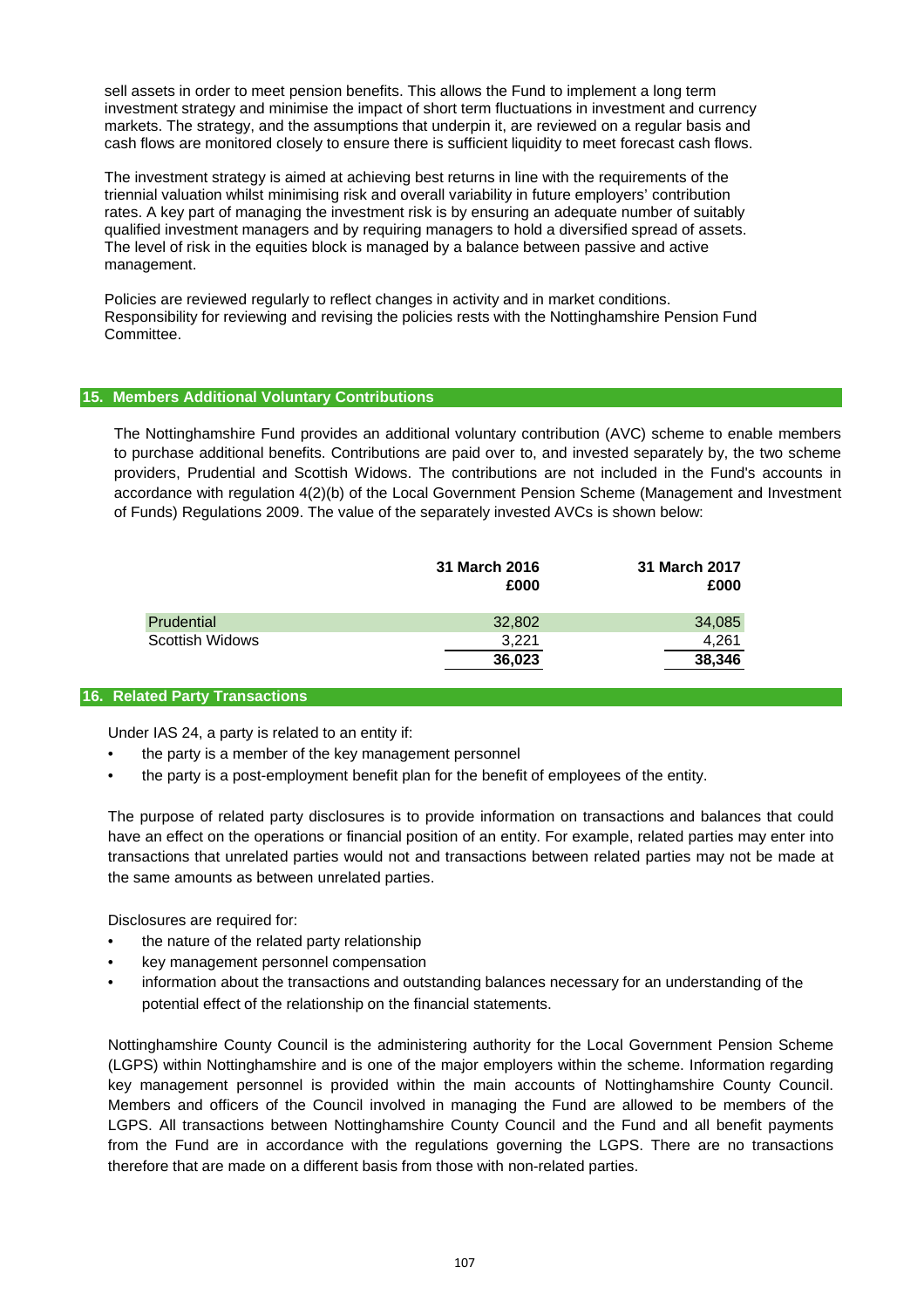sell assets in order to meet pension benefits. This allows the Fund to implement a long term investment strategy and minimise the impact of short term fluctuations in investment and currency markets. The strategy, and the assumptions that underpin it, are reviewed on a regular basis and cash flows are monitored closely to ensure there is sufficient liquidity to meet forecast cash flows.

The investment strategy is aimed at achieving best returns in line with the requirements of the triennial valuation whilst minimising risk and overall variability in future employers' contribution rates. A key part of managing the investment risk is by ensuring an adequate number of suitably qualified investment managers and by requiring managers to hold a diversified spread of assets. The level of risk in the equities block is managed by a balance between passive and active management.

Policies are reviewed regularly to reflect changes in activity and in market conditions. Responsibility for reviewing and revising the policies rests with the Nottinghamshire Pension Fund Committee.

## 15. Members Additional Voluntary Contributions

The Nottinghamshire Fund provides an additional voluntary contribution (AVC) scheme to enable members to purchase additional benefits. Contributions are paid over to, and invested separately by, the two scheme providers, Prudential and Scottish Widows. The contributions are not included in the Fund's accounts in accordance with regulation 4(2)(b) of the Local Government Pension Scheme (Management and Investment of Funds) Regulations 2009. The value of the separately invested AVCs is shown below:

| | 31 March 2016 £000 | 31 March 2017 £000 |
|---|---|---|
| Prudential | 32,802 | 34,085 |
| Scottish Widows | 3,221 | 4,261 |
| | **36,023** | **38,346** |

## 16. Related Party Transactions

Under IAS 24, a party is related to an entity if:

- the party is a member of the key management personnel
- the party is a post-employment benefit plan for the benefit of employees of the entity.

The purpose of related party disclosures is to provide information on transactions and balances that could have an effect on the operations or financial position of an entity. For example, related parties may enter into transactions that unrelated parties would not and transactions between related parties may not be made at the same amounts as between unrelated parties.

Disclosures are required for:

- the nature of the related party relationship
- key management personnel compensation
- information about the transactions and outstanding balances necessary for an understanding of the potential effect of the relationship on the financial statements.

Nottinghamshire County Council is the administering authority for the Local Government Pension Scheme (LGPS) within Nottinghamshire and is one of the major employers within the scheme. Information regarding key management personnel is provided within the main accounts of Nottinghamshire County Council. Members and officers of the Council involved in managing the Fund are allowed to be members of the LGPS. All transactions between Nottinghamshire County Council and the Fund and all benefit payments from the Fund are in accordance with the regulations governing the LGPS. There are no transactions therefore that are made on a different basis from those with non-related parties.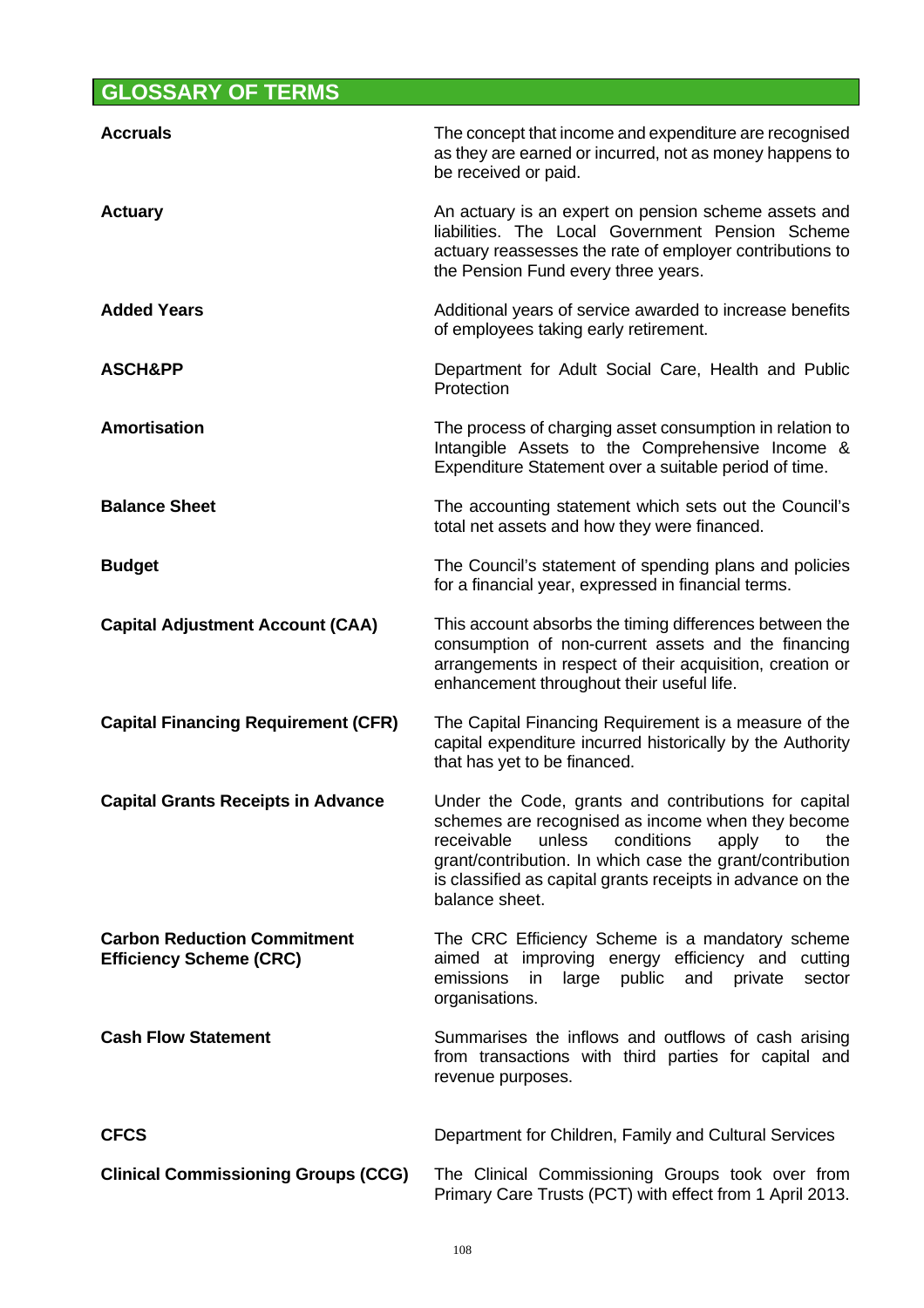# GLOSSARY OF TERMS

| | |
|---|---|
| **Accruals** | The concept that income and expenditure are recognised as they are earned or incurred, not as money happens to be received or paid. |
| **Actuary** | An actuary is an expert on pension scheme assets and liabilities. The Local Government Pension Scheme actuary reassesses the rate of employer contributions to the Pension Fund every three years. |
| **Added Years** | Additional years of service awarded to increase benefits of employees taking early retirement. |
| **ASCH&PP** | Department for Adult Social Care, Health and Public Protection |
| **Amortisation** | The process of charging asset consumption in relation to Intangible Assets to the Comprehensive Income & Expenditure Statement over a suitable period of time. |
| **Balance Sheet** | The accounting statement which sets out the Council's total net assets and how they were financed. |
| **Budget** | The Council's statement of spending plans and policies for a financial year, expressed in financial terms. |
| **Capital Adjustment Account (CAA)** | This account absorbs the timing differences between the consumption of non-current assets and the financing arrangements in respect of their acquisition, creation or enhancement throughout their useful life. |
| **Capital Financing Requirement (CFR)** | The Capital Financing Requirement is a measure of the capital expenditure incurred historically by the Authority that has yet to be financed. |
| **Capital Grants Receipts in Advance** | Under the Code, grants and contributions for capital schemes are recognised as income when they become receivable unless conditions apply to the grant/contribution. In which case the grant/contribution is classified as capital grants receipts in advance on the balance sheet. |
| **Carbon Reduction Commitment Efficiency Scheme (CRC)** | The CRC Efficiency Scheme is a mandatory scheme aimed at improving energy efficiency and cutting emissions in large public and private sector organisations. |
| **Cash Flow Statement** | Summarises the inflows and outflows of cash arising from transactions with third parties for capital and revenue purposes. |
| **CFCS** | Department for Children, Family and Cultural Services |
| **Clinical Commissioning Groups (CCG)** | The Clinical Commissioning Groups took over from Primary Care Trusts (PCT) with effect from 1 April 2013. |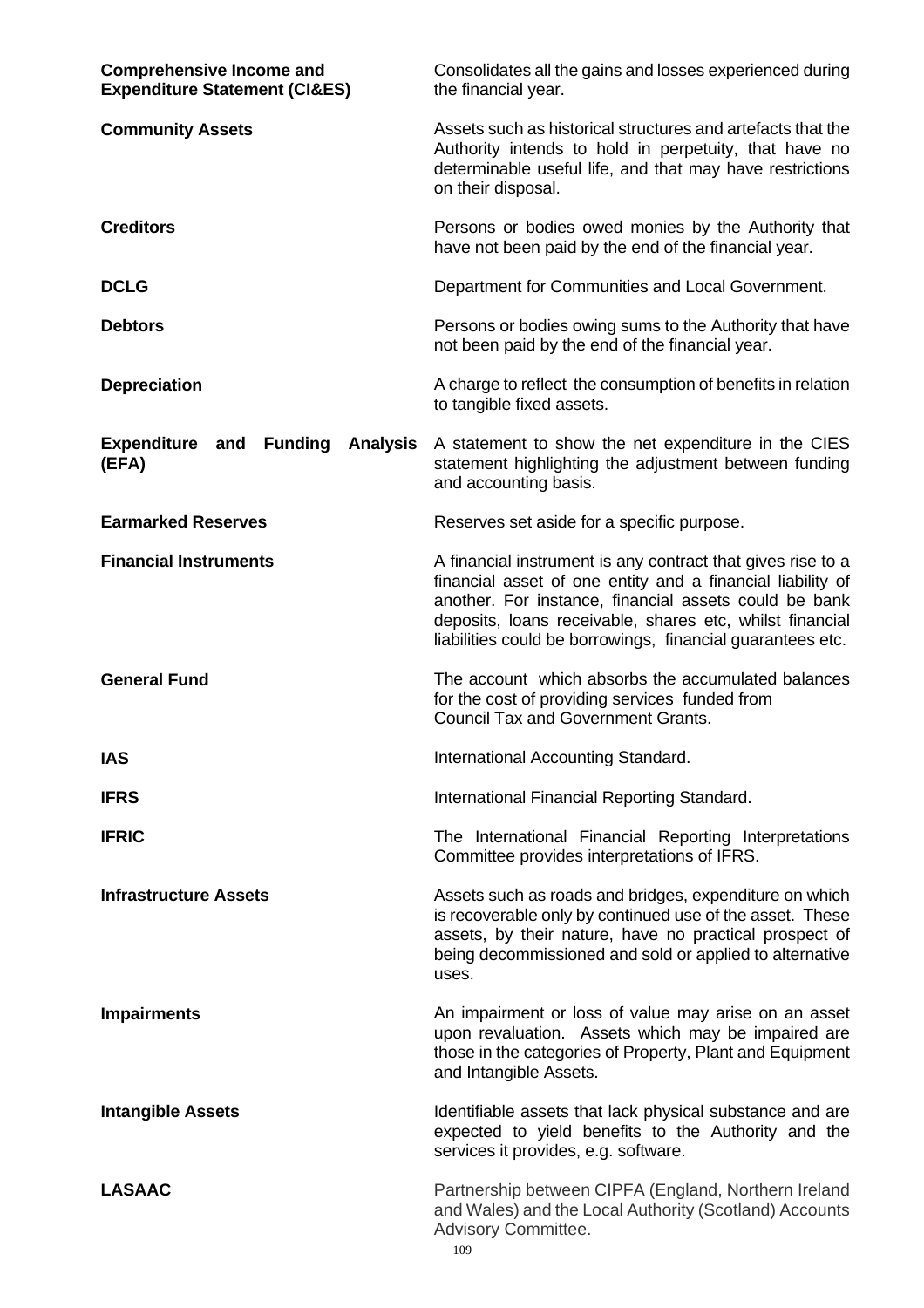**Comprehensive Income and Expenditure Statement (CI&ES)**
Consolidates all the gains and losses experienced during the financial year.

**Community Assets**
Assets such as historical structures and artefacts that the Authority intends to hold in perpetuity, that have no determinable useful life, and that may have restrictions on their disposal.

**Creditors**
Persons or bodies owed monies by the Authority that have not been paid by the end of the financial year.

**DCLG**
Department for Communities and Local Government.

**Debtors**
Persons or bodies owing sums to the Authority that have not been paid by the end of the financial year.

**Depreciation**
A charge to reflect the consumption of benefits in relation to tangible fixed assets.

**Expenditure and Funding Analysis (EFA)**
A statement to show the net expenditure in the CIES statement highlighting the adjustment between funding and accounting basis.

**Earmarked Reserves**
Reserves set aside for a specific purpose.

**Financial Instruments**
A financial instrument is any contract that gives rise to a financial asset of one entity and a financial liability of another. For instance, financial assets could be bank deposits, loans receivable, shares etc, whilst financial liabilities could be borrowings, financial guarantees etc.

**General Fund**
The account which absorbs the accumulated balances for the cost of providing services funded from Council Tax and Government Grants.

**IAS**
International Accounting Standard.

**IFRS**
International Financial Reporting Standard.

**IFRIC**
The International Financial Reporting Interpretations Committee provides interpretations of IFRS.

**Infrastructure Assets**
Assets such as roads and bridges, expenditure on which is recoverable only by continued use of the asset. These assets, by their nature, have no practical prospect of being decommissioned and sold or applied to alternative uses.

**Impairments**
An impairment or loss of value may arise on an asset upon revaluation. Assets which may be impaired are those in the categories of Property, Plant and Equipment and Intangible Assets.

**Intangible Assets**
Identifiable assets that lack physical substance and are expected to yield benefits to the Authority and the services it provides, e.g. software.

**LASAAC**
Partnership between CIPFA (England, Northern Ireland and Wales) and the Local Authority (Scotland) Accounts Advisory Committee.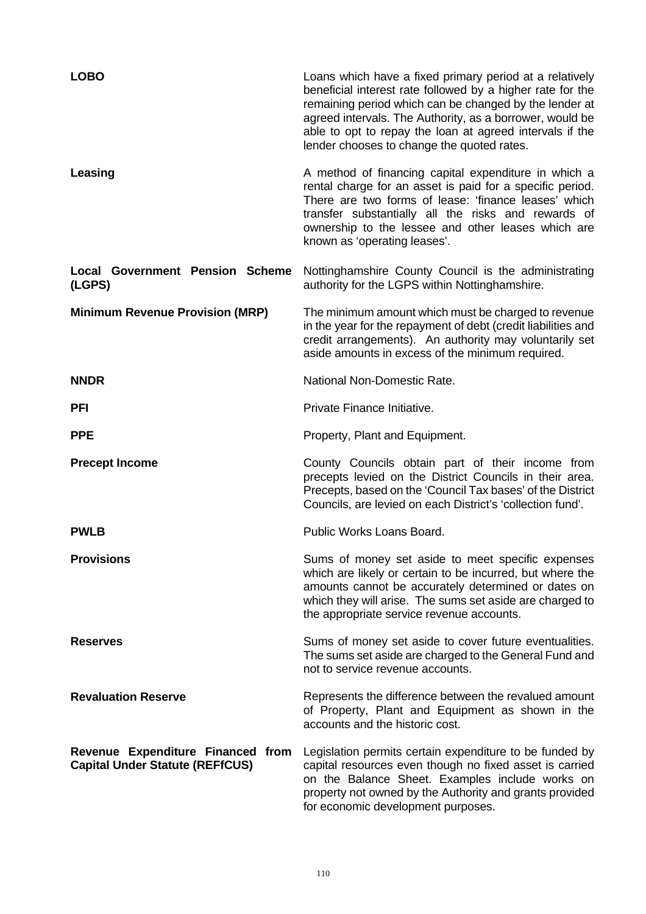**LOBO** Loans which have a fixed primary period at a relatively beneficial interest rate followed by a higher rate for the remaining period which can be changed by the lender at agreed intervals. The Authority, as a borrower, would be able to opt to repay the loan at agreed intervals if the lender chooses to change the quoted rates.

**Leasing** A method of financing capital expenditure in which a rental charge for an asset is paid for a specific period. There are two forms of lease: 'finance leases' which transfer substantially all the risks and rewards of ownership to the lessee and other leases which are known as 'operating leases'.

**Local Government Pension Scheme (LGPS)** Nottinghamshire County Council is the administrating authority for the LGPS within Nottinghamshire.

**Minimum Revenue Provision (MRP)** The minimum amount which must be charged to revenue in the year for the repayment of debt (credit liabilities and credit arrangements). An authority may voluntarily set aside amounts in excess of the minimum required.

**NNDR** National Non-Domestic Rate.

**PFI** Private Finance Initiative.

**PPE** Property, Plant and Equipment.

**Precept Income** County Councils obtain part of their income from precepts levied on the District Councils in their area. Precepts, based on the 'Council Tax bases' of the District Councils, are levied on each District's 'collection fund'.

**PWLB** Public Works Loans Board.

**Provisions** Sums of money set aside to meet specific expenses which are likely or certain to be incurred, but where the amounts cannot be accurately determined or dates on which they will arise. The sums set aside are charged to the appropriate service revenue accounts.

**Reserves** Sums of money set aside to cover future eventualities. The sums set aside are charged to the General Fund and not to service revenue accounts.

**Revaluation Reserve** Represents the difference between the revalued amount of Property, Plant and Equipment as shown in the accounts and the historic cost.

**Revenue Expenditure Financed from Capital Under Statute (REFfCUS)** Legislation permits certain expenditure to be funded by capital resources even though no fixed asset is carried on the Balance Sheet. Examples include works on property not owned by the Authority and grants provided for economic development purposes.